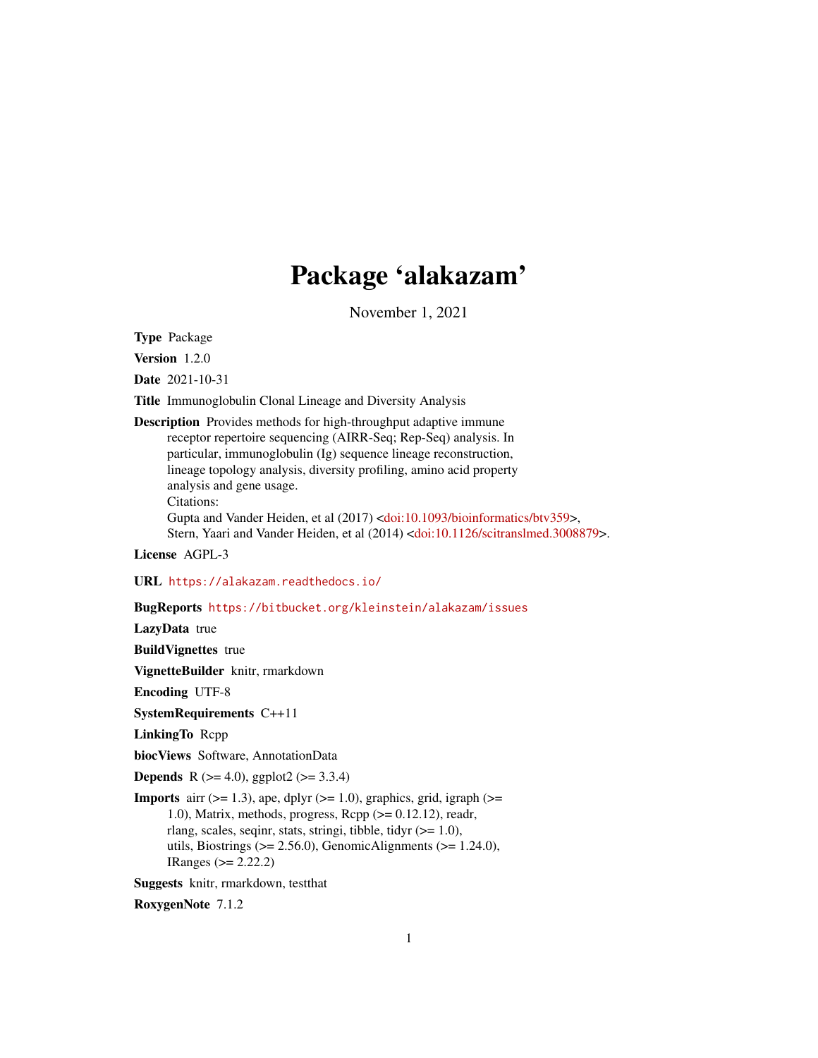# Package 'alakazam'

November 1, 2021

**Type** Package

**Version** 1.2.0

**Date** 2021-10-31

**Title** Immunoglobulin Clonal Lineage and Diversity Analysis

**Description** Provides methods for high-throughput adaptive immune receptor repertoire sequencing (AIRR-Seq; Rep-Seq) analysis. In particular, immunoglobulin (Ig) sequence lineage reconstruction, lineage topology analysis, diversity profiling, amino acid property analysis and gene usage.
Citations:
Gupta and Vander Heiden, et al (2017) <doi:10.1093/bioinformatics/btv359>,
Stern, Yaari and Vander Heiden, et al (2014) <doi:10.1126/scitranslmed.3008879>.

**License** AGPL-3

**URL** https://alakazam.readthedocs.io/

**BugReports** https://bitbucket.org/kleinstein/alakazam/issues

**LazyData** true

**BuildVignettes** true

**VignetteBuilder** knitr, rmarkdown

**Encoding** UTF-8

**SystemRequirements** C++11

**LinkingTo** Rcpp

**biocViews** Software, AnnotationData

**Depends** R (>= 4.0), ggplot2 (>= 3.3.4)

**Imports** airr (>= 1.3), ape, dplyr (>= 1.0), graphics, grid, igraph (>= 1.0), Matrix, methods, progress, Rcpp (>= 0.12.12), readr, rlang, scales, seqinr, stats, stringi, tibble, tidyr (>= 1.0), utils, Biostrings (>= 2.56.0), GenomicAlignments (>= 1.24.0), IRanges (>= 2.22.2)

**Suggests** knitr, rmarkdown, testthat

**RoxygenNote** 7.1.2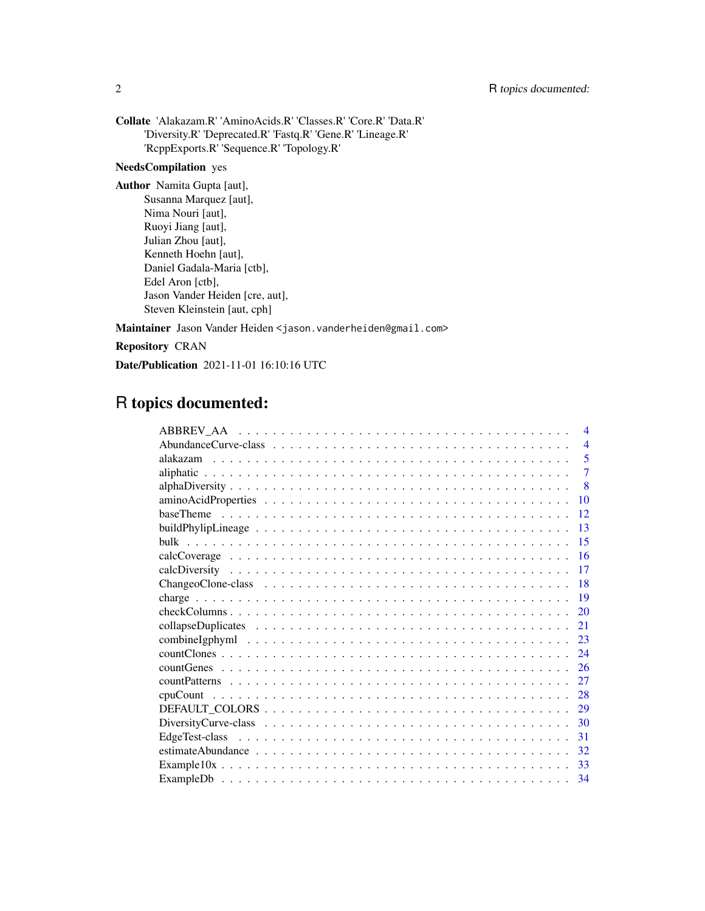**Collate** 'Alakazam.R' 'AminoAcids.R' 'Classes.R' 'Core.R' 'Data.R' 'Diversity.R' 'Deprecated.R' 'Fastq.R' 'Gene.R' 'Lineage.R' 'RcppExports.R' 'Sequence.R' 'Topology.R'

**NeedsCompilation** yes

**Author** Namita Gupta [aut],
Susanna Marquez [aut],
Nima Nouri [aut],
Ruoyi Jiang [aut],
Julian Zhou [aut],
Kenneth Hoehn [aut],
Daniel Gadala-Maria [ctb],
Edel Aron [ctb],
Jason Vander Heiden [cre, aut],
Steven Kleinstein [aut, cph]

**Maintainer** Jason Vander Heiden <jason.vanderheiden@gmail.com>

**Repository** CRAN

**Date/Publication** 2021-11-01 16:10:16 UTC

# R topics documented:

ABBREV_AA . . . . . . . . . . . . . . . . . . . . . . . . . . . . . . . . . . . . . . . 4
AbundanceCurve-class . . . . . . . . . . . . . . . . . . . . . . . . . . . . . . . . . 4
alakazam . . . . . . . . . . . . . . . . . . . . . . . . . . . . . . . . . . . . . . . . 5
aliphatic . . . . . . . . . . . . . . . . . . . . . . . . . . . . . . . . . . . . . . . . 7
alphaDiversity . . . . . . . . . . . . . . . . . . . . . . . . . . . . . . . . . . . . . 8
aminoAcidProperties . . . . . . . . . . . . . . . . . . . . . . . . . . . . . . . . . 10
baseTheme . . . . . . . . . . . . . . . . . . . . . . . . . . . . . . . . . . . . . . 12
buildPhylipLineage . . . . . . . . . . . . . . . . . . . . . . . . . . . . . . . . . . 13
bulk . . . . . . . . . . . . . . . . . . . . . . . . . . . . . . . . . . . . . . . . . . 15
calcCoverage . . . . . . . . . . . . . . . . . . . . . . . . . . . . . . . . . . . . . 16
calcDiversity . . . . . . . . . . . . . . . . . . . . . . . . . . . . . . . . . . . . . 17
ChangeoClone-class . . . . . . . . . . . . . . . . . . . . . . . . . . . . . . . . . 18
charge . . . . . . . . . . . . . . . . . . . . . . . . . . . . . . . . . . . . . . . . . 19
checkColumns . . . . . . . . . . . . . . . . . . . . . . . . . . . . . . . . . . . . . 20
collapseDuplicates . . . . . . . . . . . . . . . . . . . . . . . . . . . . . . . . . . 21
combineIgphyml . . . . . . . . . . . . . . . . . . . . . . . . . . . . . . . . . . . . 23
countClones . . . . . . . . . . . . . . . . . . . . . . . . . . . . . . . . . . . . . . 24
countGenes . . . . . . . . . . . . . . . . . . . . . . . . . . . . . . . . . . . . . . 26
countPatterns . . . . . . . . . . . . . . . . . . . . . . . . . . . . . . . . . . . . . 27
cpuCount . . . . . . . . . . . . . . . . . . . . . . . . . . . . . . . . . . . . . . . 28
DEFAULT_COLORS . . . . . . . . . . . . . . . . . . . . . . . . . . . . . . . . . . 29
DiversityCurve-class . . . . . . . . . . . . . . . . . . . . . . . . . . . . . . . . . 30
EdgeTest-class . . . . . . . . . . . . . . . . . . . . . . . . . . . . . . . . . . . . 31
estimateAbundance . . . . . . . . . . . . . . . . . . . . . . . . . . . . . . . . . 32
Example10x . . . . . . . . . . . . . . . . . . . . . . . . . . . . . . . . . . . . . . 33
ExampleDb . . . . . . . . . . . . . . . . . . . . . . . . . . . . . . . . . . . . . . 34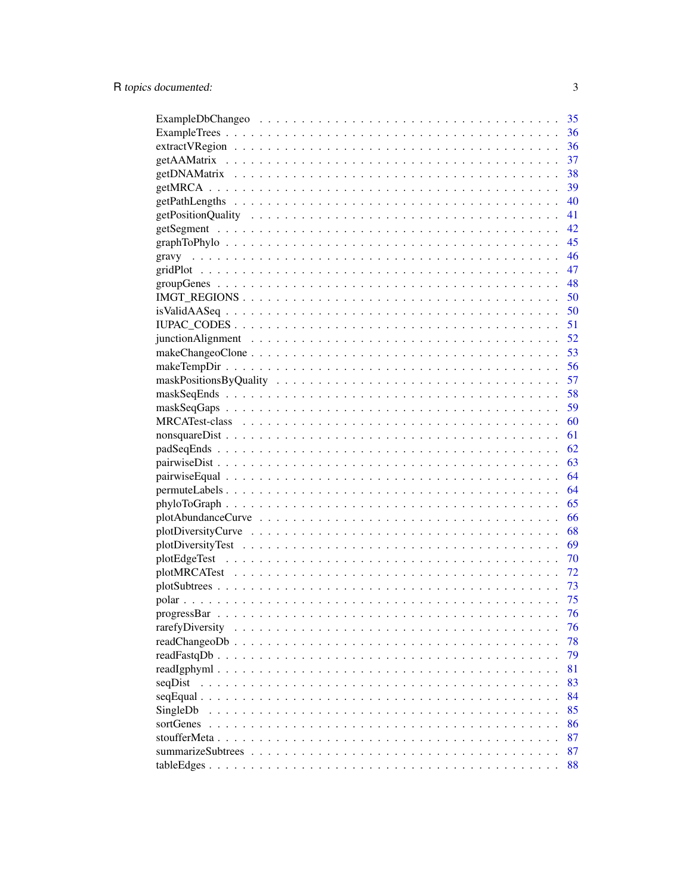| | |
|---|---|
| ExampleDbChangeo | 35 |
| ExampleTrees | 36 |
| extractVRegion | 36 |
| getAAMatrix | 37 |
| getDNAMatrix | 38 |
| getMRCA | 39 |
| getPathLengths | 40 |
| getPositionQuality | 41 |
| getSegment | 42 |
| graphToPhylo | 45 |
| gravy | 46 |
| gridPlot | 47 |
| groupGenes | 48 |
| IMGT_REGIONS | 50 |
| isValidAASeq | 50 |
| IUPAC_CODES | 51 |
| junctionAlignment | 52 |
| makeChangeoClone | 53 |
| makeTempDir | 56 |
| maskPositionsByQuality | 57 |
| maskSeqEnds | 58 |
| maskSeqGaps | 59 |
| MRCATest-class | 60 |
| nonsquareDist | 61 |
| padSeqEnds | 62 |
| pairwiseDist | 63 |
| pairwiseEqual | 64 |
| permuteLabels | 64 |
| phyloToGraph | 65 |
| plotAbundanceCurve | 66 |
| plotDiversityCurve | 68 |
| plotDiversityTest | 69 |
| plotEdgeTest | 70 |
| plotMRCATest | 72 |
| plotSubtrees | 73 |
| polar | 75 |
| progressBar | 76 |
| rarefyDiversity | 76 |
| readChangeoDb | 78 |
| readFastqDb | 79 |
| readIgphyml | 81 |
| seqDist | 83 |
| seqEqual | 84 |
| SingleDb | 85 |
| sortGenes | 86 |
| stoufferMeta | 87 |
| summarizeSubtrees | 87 |
| tableEdges | 88 |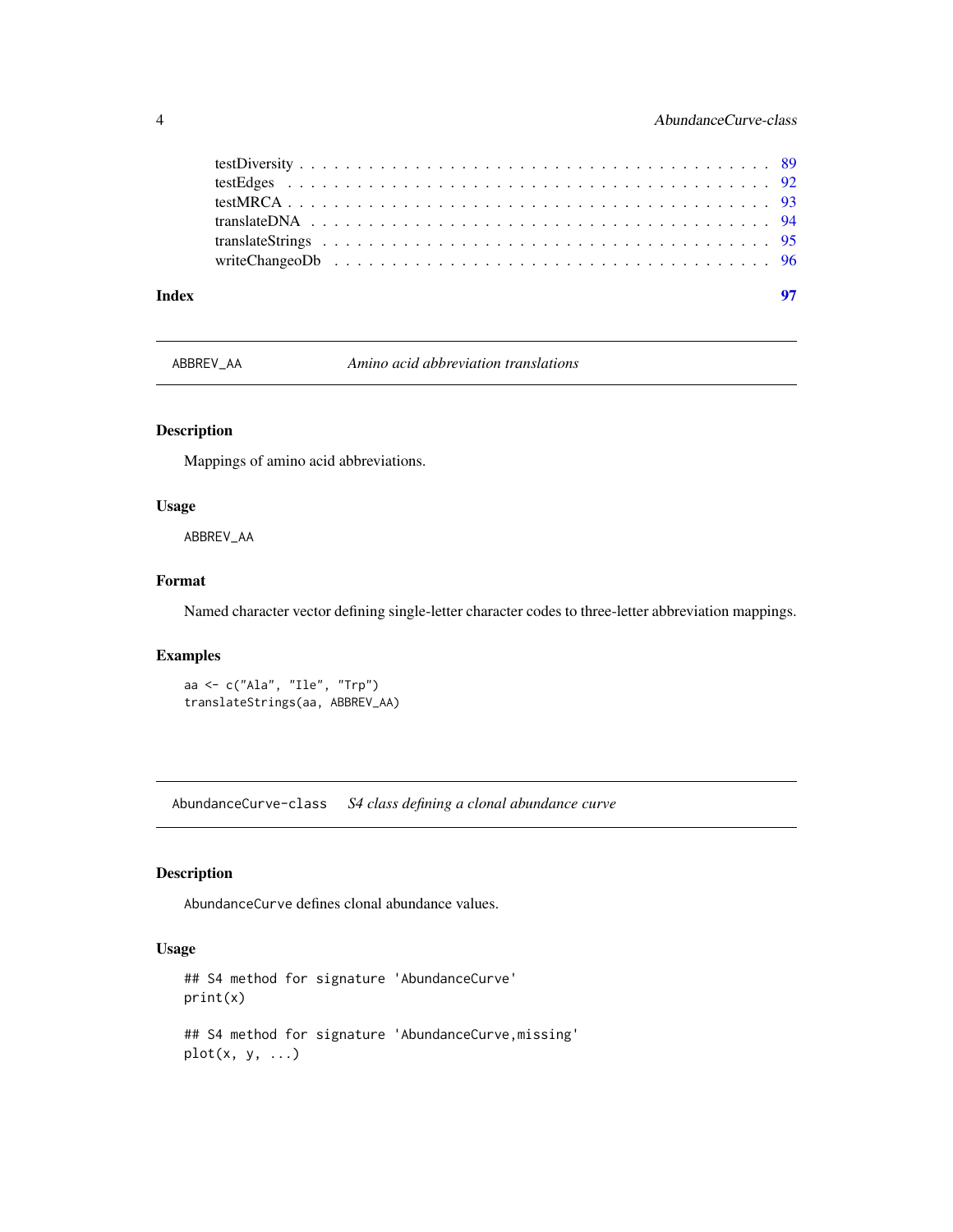testDiversity . . . . . . . . . . . . . . . . . . . . . . . . . . . . . . . . . . . . 89
testEdges . . . . . . . . . . . . . . . . . . . . . . . . . . . . . . . . . . . . . 92
testMRCA . . . . . . . . . . . . . . . . . . . . . . . . . . . . . . . . . . . . . 93
translateDNA . . . . . . . . . . . . . . . . . . . . . . . . . . . . . . . . . . . . 94
translateStrings . . . . . . . . . . . . . . . . . . . . . . . . . . . . . . . . . . . 95
writeChangeoDb . . . . . . . . . . . . . . . . . . . . . . . . . . . . . . . . . . . 96

**Index** **97**

---

`ABBREV_AA` *Amino acid abbreviation translations*

---

### Description

Mappings of amino acid abbreviations.

### Usage

```
ABBREV_AA
```

### Format

Named character vector defining single-letter character codes to three-letter abbreviation mappings.

### Examples

```
aa <- c("Ala", "Ile", "Trp")
translateStrings(aa, ABBREV_AA)
```

---

`AbundanceCurve-class` *S4 class defining a clonal abundance curve*

---

### Description

`AbundanceCurve` defines clonal abundance values.

### Usage

```
## S4 method for signature 'AbundanceCurve'
print(x)

## S4 method for signature 'AbundanceCurve,missing'
plot(x, y, ...)
```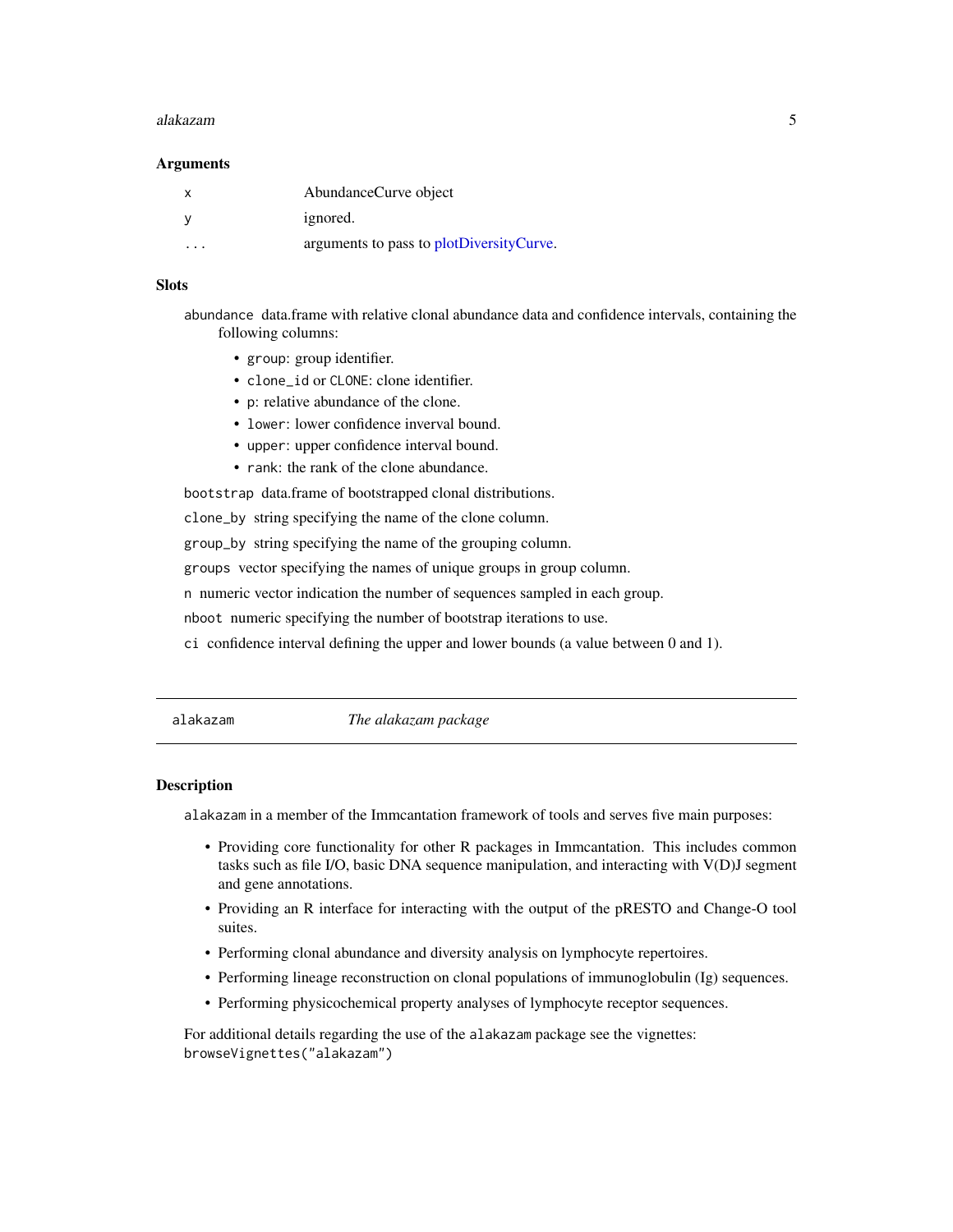### Arguments

| | |
|---|---|
| x | AbundanceCurve object |
| y | ignored. |
| ... | arguments to pass to plotDiversityCurve. |

### Slots

`abundance` data.frame with relative clonal abundance data and confidence intervals, containing the following columns:

- `group`: group identifier.
- `clone_id` or `CLONE`: clone identifier.
- `p`: relative abundance of the clone.
- `lower`: lower confidence inverval bound.
- `upper`: upper confidence interval bound.
- `rank`: the rank of the clone abundance.

`bootstrap` data.frame of bootstrapped clonal distributions.

`clone_by` string specifying the name of the clone column.

`group_by` string specifying the name of the grouping column.

`groups` vector specifying the names of unique groups in group column.

`n` numeric vector indication the number of sequences sampled in each group.

`nboot` numeric specifying the number of bootstrap iterations to use.

`ci` confidence interval defining the upper and lower bounds (a value between 0 and 1).

---

## alakazam &nbsp;&nbsp;&nbsp; *The alakazam package*

---

### Description

`alakazam` in a member of the Immcantation framework of tools and serves five main purposes:

- Providing core functionality for other R packages in Immcantation. This includes common tasks such as file I/O, basic DNA sequence manipulation, and interacting with V(D)J segment and gene annotations.
- Providing an R interface for interacting with the output of the pRESTO and Change-O tool suites.
- Performing clonal abundance and diversity analysis on lymphocyte repertoires.
- Performing lineage reconstruction on clonal populations of immunoglobulin (Ig) sequences.
- Performing physicochemical property analyses of lymphocyte receptor sequences.

For additional details regarding the use of the `alakazam` package see the vignettes:
`browseVignettes("alakazam")`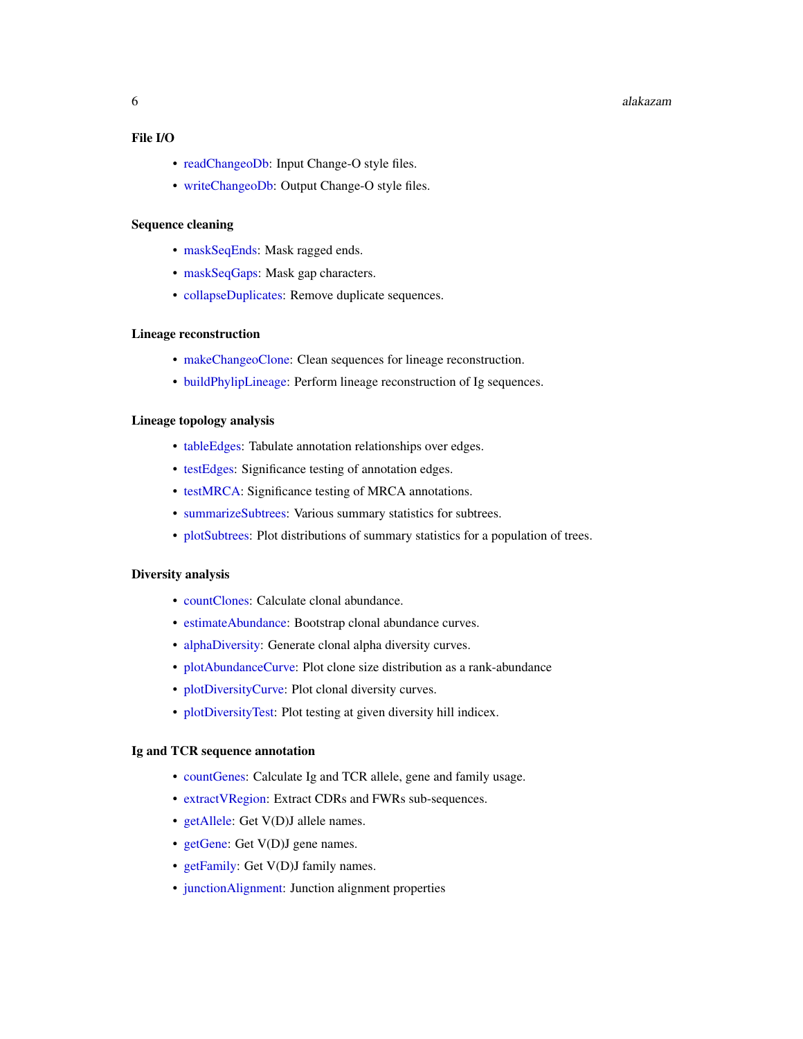**File I/O**

- readChangeoDb: Input Change-O style files.
- writeChangeoDb: Output Change-O style files.

**Sequence cleaning**

- maskSeqEnds: Mask ragged ends.
- maskSeqGaps: Mask gap characters.
- collapseDuplicates: Remove duplicate sequences.

**Lineage reconstruction**

- makeChangeoClone: Clean sequences for lineage reconstruction.
- buildPhylipLineage: Perform lineage reconstruction of Ig sequences.

**Lineage topology analysis**

- tableEdges: Tabulate annotation relationships over edges.
- testEdges: Significance testing of annotation edges.
- testMRCA: Significance testing of MRCA annotations.
- summarizeSubtrees: Various summary statistics for subtrees.
- plotSubtrees: Plot distributions of summary statistics for a population of trees.

**Diversity analysis**

- countClones: Calculate clonal abundance.
- estimateAbundance: Bootstrap clonal abundance curves.
- alphaDiversity: Generate clonal alpha diversity curves.
- plotAbundanceCurve: Plot clone size distribution as a rank-abundance
- plotDiversityCurve: Plot clonal diversity curves.
- plotDiversityTest: Plot testing at given diversity hill indicex.

**Ig and TCR sequence annotation**

- countGenes: Calculate Ig and TCR allele, gene and family usage.
- extractVRegion: Extract CDRs and FWRs sub-sequences.
- getAllele: Get V(D)J allele names.
- getGene: Get V(D)J gene names.
- getFamily: Get V(D)J family names.
- junctionAlignment: Junction alignment properties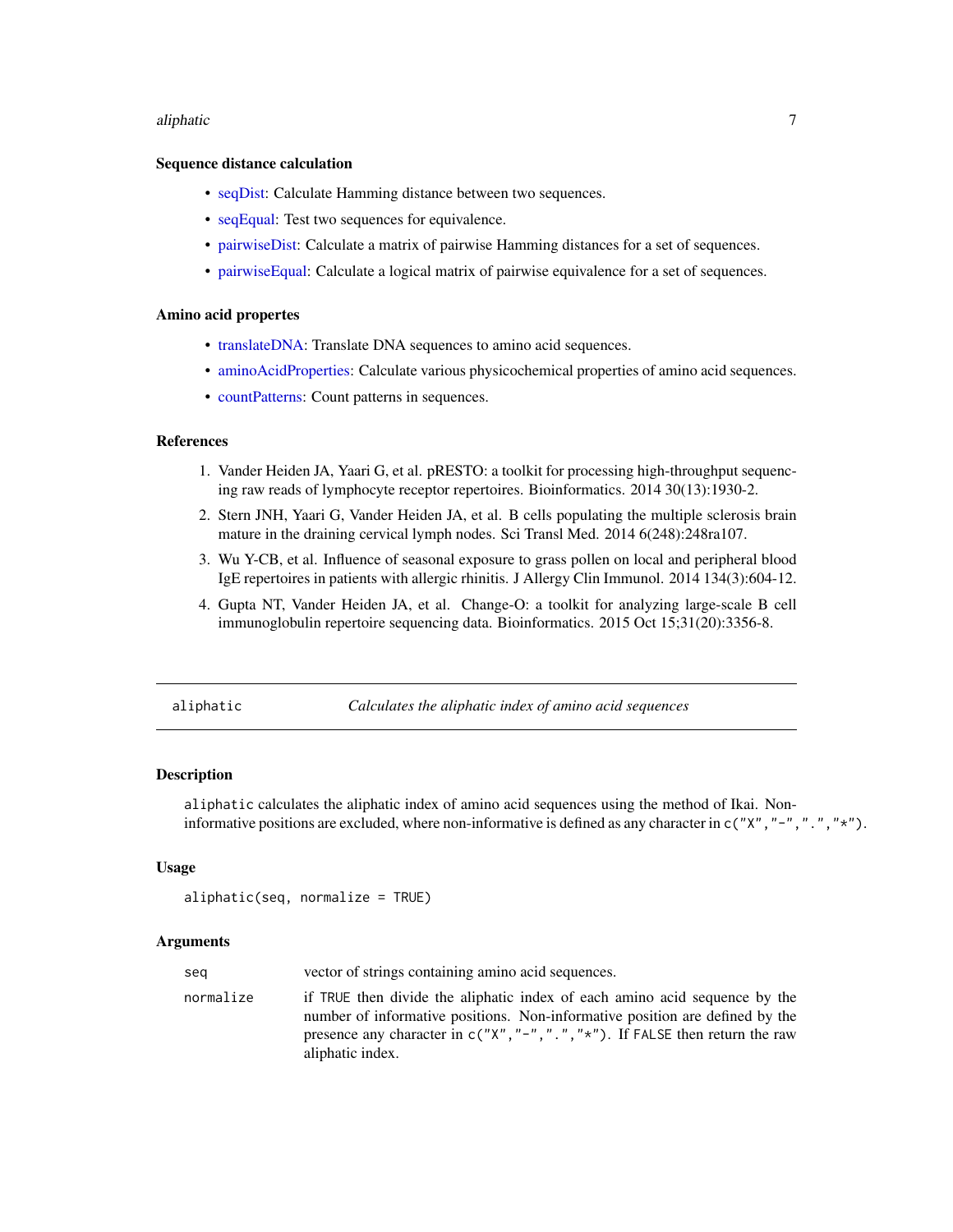### Sequence distance calculation

- seqDist: Calculate Hamming distance between two sequences.
- seqEqual: Test two sequences for equivalence.
- pairwiseDist: Calculate a matrix of pairwise Hamming distances for a set of sequences.
- pairwiseEqual: Calculate a logical matrix of pairwise equivalence for a set of sequences.

### Amino acid propertes

- translateDNA: Translate DNA sequences to amino acid sequences.
- aminoAcidProperties: Calculate various physicochemical properties of amino acid sequences.
- countPatterns: Count patterns in sequences.

### References

1. Vander Heiden JA, Yaari G, et al. pRESTO: a toolkit for processing high-throughput sequencing raw reads of lymphocyte receptor repertoires. Bioinformatics. 2014 30(13):1930-2.
2. Stern JNH, Yaari G, Vander Heiden JA, et al. B cells populating the multiple sclerosis brain mature in the draining cervical lymph nodes. Sci Transl Med. 2014 6(248):248ra107.
3. Wu Y-CB, et al. Influence of seasonal exposure to grass pollen on local and peripheral blood IgE repertoires in patients with allergic rhinitis. J Allergy Clin Immunol. 2014 134(3):604-12.
4. Gupta NT, Vander Heiden JA, et al. Change-O: a toolkit for analyzing large-scale B cell immunoglobulin repertoire sequencing data. Bioinformatics. 2015 Oct 15;31(20):3356-8.

---

## aliphatic — *Calculates the aliphatic index of amino acid sequences*

---

### Description

`aliphatic` calculates the aliphatic index of amino acid sequences using the method of Ikai. Non-informative positions are excluded, where non-informative is defined as any character in `c("X","-",".","*")`.

### Usage

```
aliphatic(seq, normalize = TRUE)
```

### Arguments

| | |
|---|---|
| `seq` | vector of strings containing amino acid sequences. |
| `normalize` | if `TRUE` then divide the aliphatic index of each amino acid sequence by the number of informative positions. Non-informative position are defined by the presence any character in `c("X","-",".","*")`. If `FALSE` then return the raw aliphatic index. |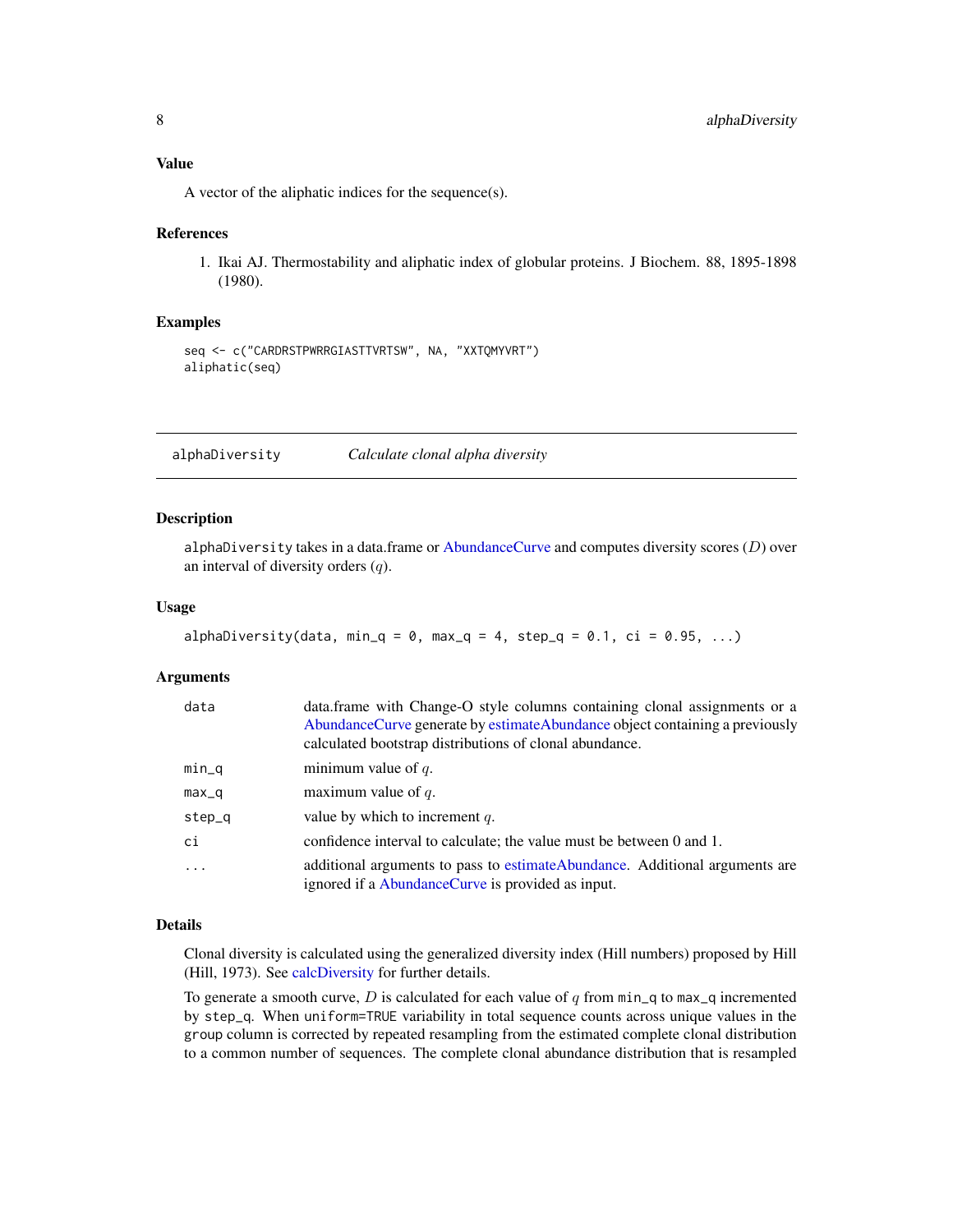## Value

A vector of the aliphatic indices for the sequence(s).

## References

1. Ikai AJ. Thermostability and aliphatic index of globular proteins. J Biochem. 88, 1895-1898 (1980).

## Examples

```
seq <- c("CARDRSTPWRRGIASTTVRTSW", NA, "XXTQMYVRT")
aliphatic(seq)
```

---

# alphaDiversity — *Calculate clonal alpha diversity*

---

## Description

`alphaDiversity` takes in a data.frame or AbundanceCurve and computes diversity scores ($D$) over an interval of diversity orders ($q$).

## Usage

```
alphaDiversity(data, min_q = 0, max_q = 4, step_q = 0.1, ci = 0.95, ...)
```

## Arguments

| | |
|---|---|
| `data` | data.frame with Change-O style columns containing clonal assignments or a AbundanceCurve generate by estimateAbundance object containing a previously calculated bootstrap distributions of clonal abundance. |
| `min_q` | minimum value of $q$. |
| `max_q` | maximum value of $q$. |
| `step_q` | value by which to increment $q$. |
| `ci` | confidence interval to calculate; the value must be between 0 and 1. |
| `...` | additional arguments to pass to estimateAbundance. Additional arguments are ignored if a AbundanceCurve is provided as input. |

## Details

Clonal diversity is calculated using the generalized diversity index (Hill numbers) proposed by Hill (Hill, 1973). See calcDiversity for further details.

To generate a smooth curve, $D$ is calculated for each value of $q$ from `min_q` to `max_q` incremented by `step_q`. When `uniform=TRUE` variability in total sequence counts across unique values in the `group` column is corrected by repeated resampling from the estimated complete clonal distribution to a common number of sequences. The complete clonal abundance distribution that is resampled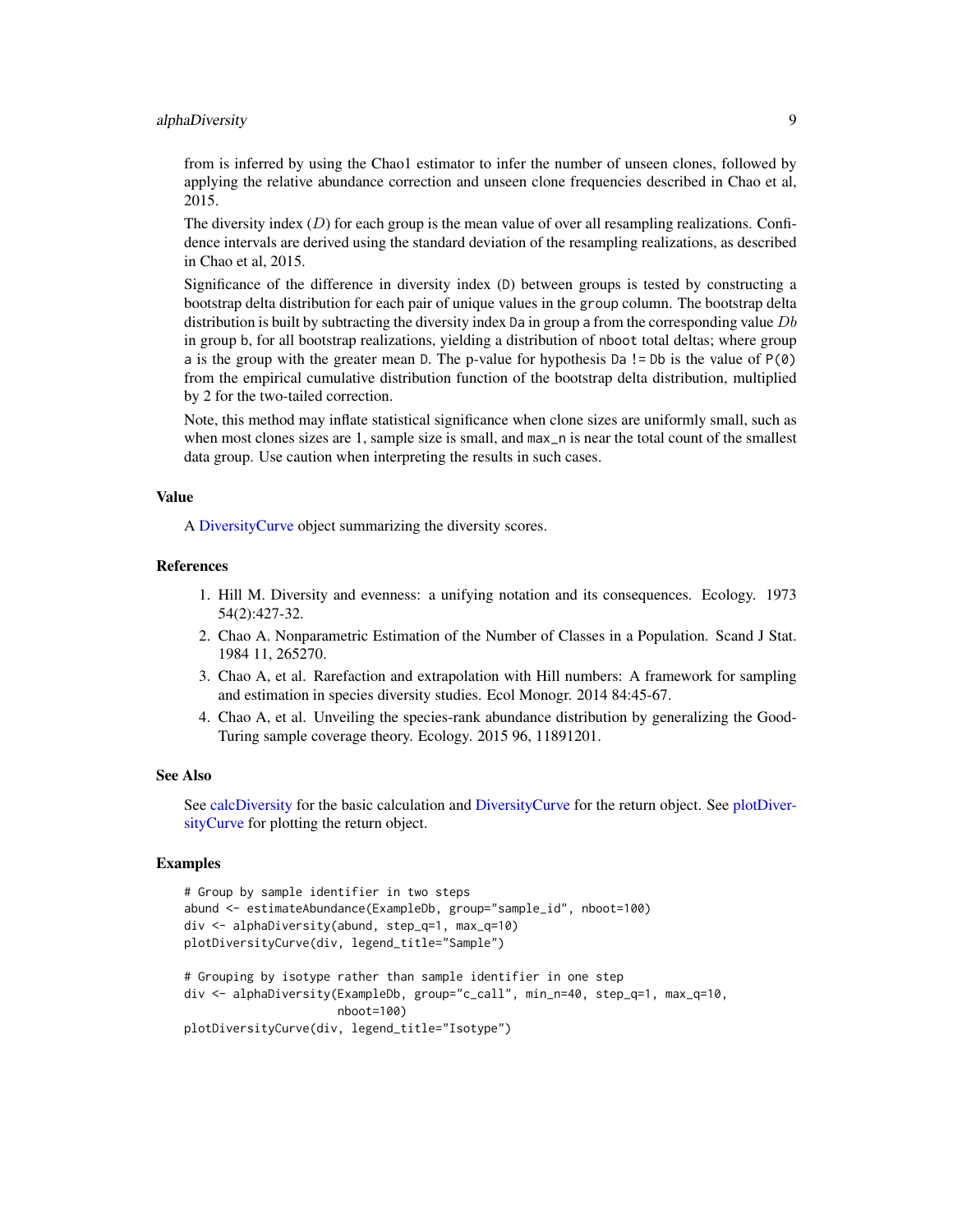from is inferred by using the Chao1 estimator to infer the number of unseen clones, followed by applying the relative abundance correction and unseen clone frequencies described in Chao et al, 2015.

The diversity index ($D$) for each group is the mean value of over all resampling realizations. Confidence intervals are derived using the standard deviation of the resampling realizations, as described in Chao et al, 2015.

Significance of the difference in diversity index (D) between groups is tested by constructing a bootstrap delta distribution for each pair of unique values in the group column. The bootstrap delta distribution is built by subtracting the diversity index Da in group a from the corresponding value $Db$ in group b, for all bootstrap realizations, yielding a distribution of nboot total deltas; where group a is the group with the greater mean D. The p-value for hypothesis Da != Db is the value of P(0) from the empirical cumulative distribution function of the bootstrap delta distribution, multiplied by 2 for the two-tailed correction.

Note, this method may inflate statistical significance when clone sizes are uniformly small, such as when most clones sizes are 1, sample size is small, and max_n is near the total count of the smallest data group. Use caution when interpreting the results in such cases.

## Value

A DiversityCurve object summarizing the diversity scores.

## References

1. Hill M. Diversity and evenness: a unifying notation and its consequences. Ecology. 1973 54(2):427-32.
2. Chao A. Nonparametric Estimation of the Number of Classes in a Population. Scand J Stat. 1984 11, 265270.
3. Chao A, et al. Rarefaction and extrapolation with Hill numbers: A framework for sampling and estimation in species diversity studies. Ecol Monogr. 2014 84:45-67.
4. Chao A, et al. Unveiling the species-rank abundance distribution by generalizing the Good-Turing sample coverage theory. Ecology. 2015 96, 11891201.

## See Also

See calcDiversity for the basic calculation and DiversityCurve for the return object. See plotDiversityCurve for plotting the return object.

## Examples

```
# Group by sample identifier in two steps
abund <- estimateAbundance(ExampleDb, group="sample_id", nboot=100)
div <- alphaDiversity(abund, step_q=1, max_q=10)
plotDiversityCurve(div, legend_title="Sample")

# Grouping by isotype rather than sample identifier in one step
div <- alphaDiversity(ExampleDb, group="c_call", min_n=40, step_q=1, max_q=10,
                      nboot=100)
plotDiversityCurve(div, legend_title="Isotype")
```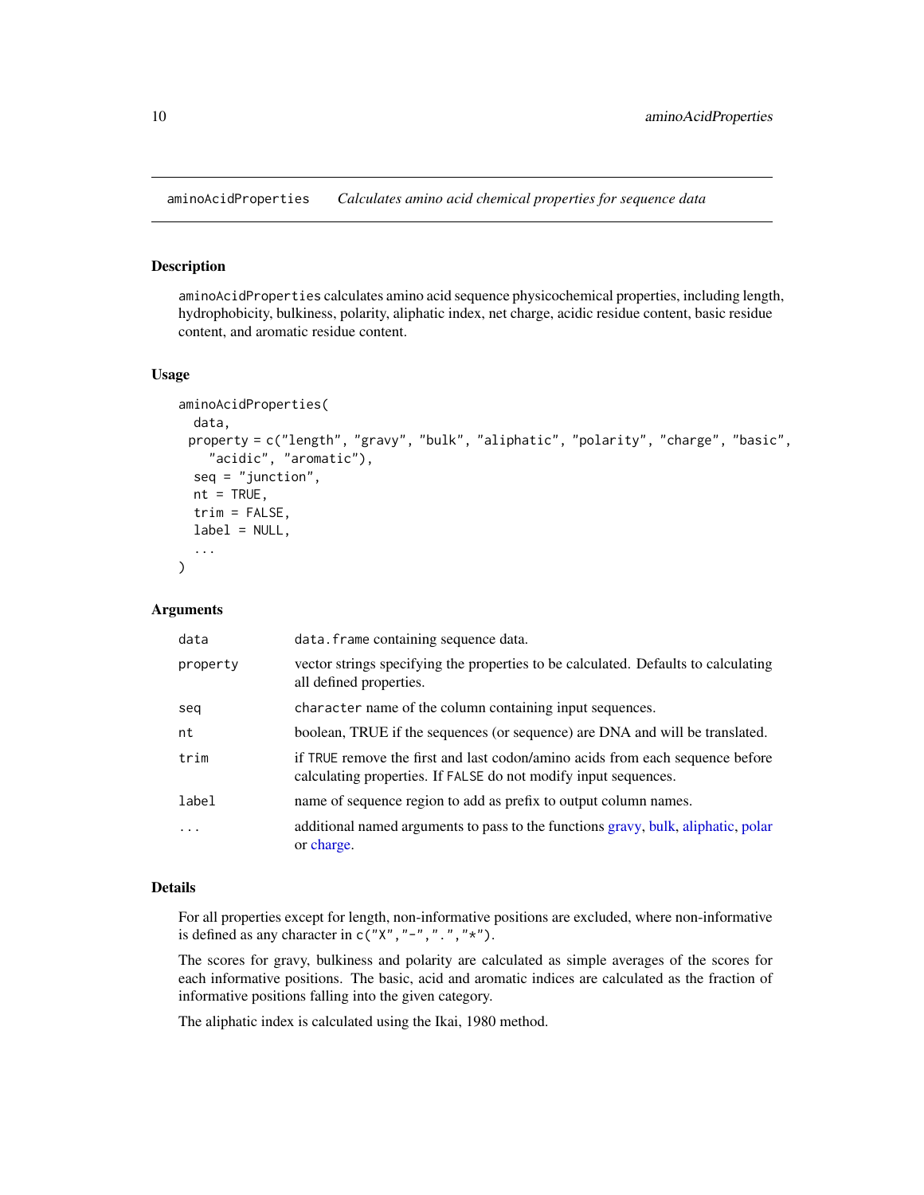aminoAcidProperties *Calculates amino acid chemical properties for sequence data*

## Description

aminoAcidProperties calculates amino acid sequence physicochemical properties, including length, hydrophobicity, bulkiness, polarity, aliphatic index, net charge, acidic residue content, basic residue content, and aromatic residue content.

## Usage

```
aminoAcidProperties(
  data,
  property = c("length", "gravy", "bulk", "aliphatic", "polarity", "charge", "basic",
    "acidic", "aromatic"),
  seq = "junction",
  nt = TRUE,
  trim = FALSE,
  label = NULL,
  ...
)
```

## Arguments

| | |
|---|---|
| data | data.frame containing sequence data. |
| property | vector strings specifying the properties to be calculated. Defaults to calculating all defined properties. |
| seq | character name of the column containing input sequences. |
| nt | boolean, TRUE if the sequences (or sequence) are DNA and will be translated. |
| trim | if TRUE remove the first and last codon/amino acids from each sequence before calculating properties. If FALSE do not modify input sequences. |
| label | name of sequence region to add as prefix to output column names. |
| ... | additional named arguments to pass to the functions gravy, bulk, aliphatic, polar or charge. |

## Details

For all properties except for length, non-informative positions are excluded, where non-informative is defined as any character in c("X","-",".","*").

The scores for gravy, bulkiness and polarity are calculated as simple averages of the scores for each informative positions. The basic, acid and aromatic indices are calculated as the fraction of informative positions falling into the given category.

The aliphatic index is calculated using the Ikai, 1980 method.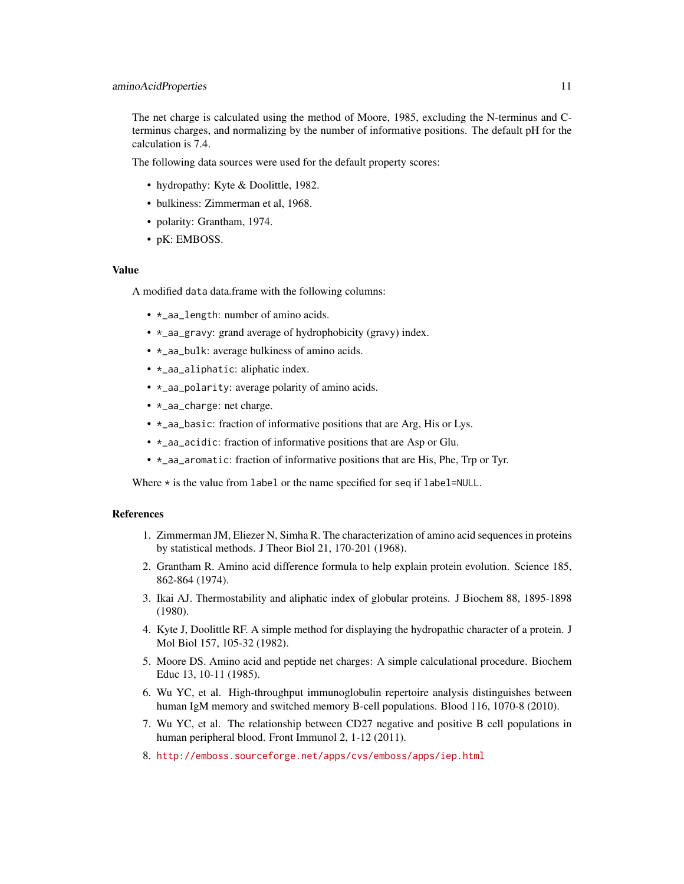The net charge is calculated using the method of Moore, 1985, excluding the N-terminus and C-terminus charges, and normalizing by the number of informative positions. The default pH for the calculation is 7.4.

The following data sources were used for the default property scores:

- hydropathy: Kyte & Doolittle, 1982.
- bulkiness: Zimmerman et al, 1968.
- polarity: Grantham, 1974.
- pK: EMBOSS.

## Value

A modified `data` data.frame with the following columns:

- `*_aa_length`: number of amino acids.
- `*_aa_gravy`: grand average of hydrophobicity (gravy) index.
- `*_aa_bulk`: average bulkiness of amino acids.
- `*_aa_aliphatic`: aliphatic index.
- `*_aa_polarity`: average polarity of amino acids.
- `*_aa_charge`: net charge.
- `*_aa_basic`: fraction of informative positions that are Arg, His or Lys.
- `*_aa_acidic`: fraction of informative positions that are Asp or Glu.
- `*_aa_aromatic`: fraction of informative positions that are His, Phe, Trp or Tyr.

Where `*` is the value from `label` or the name specified for `seq` if `label=NULL`.

## References

1. Zimmerman JM, Eliezer N, Simha R. The characterization of amino acid sequences in proteins by statistical methods. J Theor Biol 21, 170-201 (1968).
2. Grantham R. Amino acid difference formula to help explain protein evolution. Science 185, 862-864 (1974).
3. Ikai AJ. Thermostability and aliphatic index of globular proteins. J Biochem 88, 1895-1898 (1980).
4. Kyte J, Doolittle RF. A simple method for displaying the hydropathic character of a protein. J Mol Biol 157, 105-32 (1982).
5. Moore DS. Amino acid and peptide net charges: A simple calculational procedure. Biochem Educ 13, 10-11 (1985).
6. Wu YC, et al. High-throughput immunoglobulin repertoire analysis distinguishes between human IgM memory and switched memory B-cell populations. Blood 116, 1070-8 (2010).
7. Wu YC, et al. The relationship between CD27 negative and positive B cell populations in human peripheral blood. Front Immunol 2, 1-12 (2011).
8. http://emboss.sourceforge.net/apps/cvs/emboss/apps/iep.html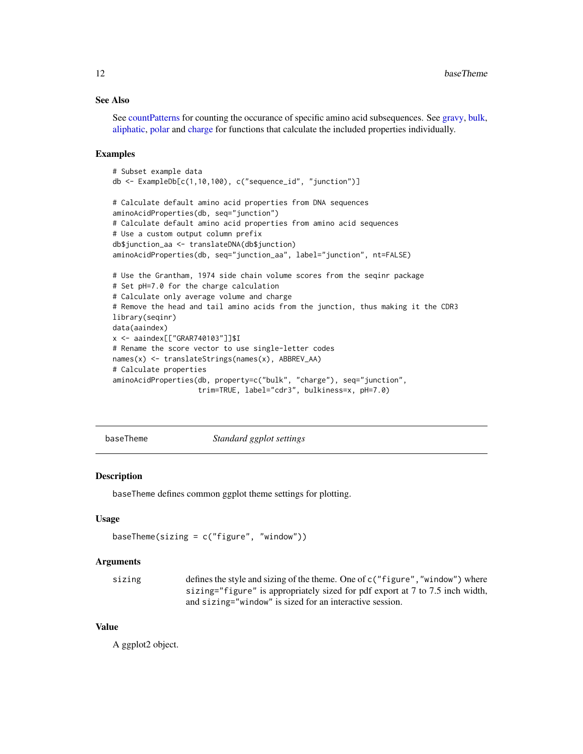### See Also

See countPatterns for counting the occurance of specific amino acid subsequences. See gravy, bulk, aliphatic, polar and charge for functions that calculate the included properties individually.

### Examples

```
# Subset example data
db <- ExampleDb[c(1,10,100), c("sequence_id", "junction")]

# Calculate default amino acid properties from DNA sequences
aminoAcidProperties(db, seq="junction")
# Calculate default amino acid properties from amino acid sequences
# Use a custom output column prefix
db$junction_aa <- translateDNA(db$junction)
aminoAcidProperties(db, seq="junction_aa", label="junction", nt=FALSE)

# Use the Grantham, 1974 side chain volume scores from the seqinr package
# Set pH=7.0 for the charge calculation
# Calculate only average volume and charge
# Remove the head and tail amino acids from the junction, thus making it the CDR3
library(seqinr)
data(aaindex)
x <- aaindex[["GRAR740103"]]$I
# Rename the score vector to use single-letter codes
names(x) <- translateStrings(names(x), ABBREV_AA)
# Calculate properties
aminoAcidProperties(db, property=c("bulk", "charge"), seq="junction",
                    trim=TRUE, label="cdr3", bulkiness=x, pH=7.0)
```

---

## baseTheme — *Standard ggplot settings*

### Description

baseTheme defines common ggplot theme settings for plotting.

### Usage

```
baseTheme(sizing = c("figure", "window"))
```

### Arguments

| | |
|---|---|
| sizing | defines the style and sizing of the theme. One of c("figure","window") where sizing="figure" is appropriately sized for pdf export at 7 to 7.5 inch width, and sizing="window" is sized for an interactive session. |

### Value

A ggplot2 object.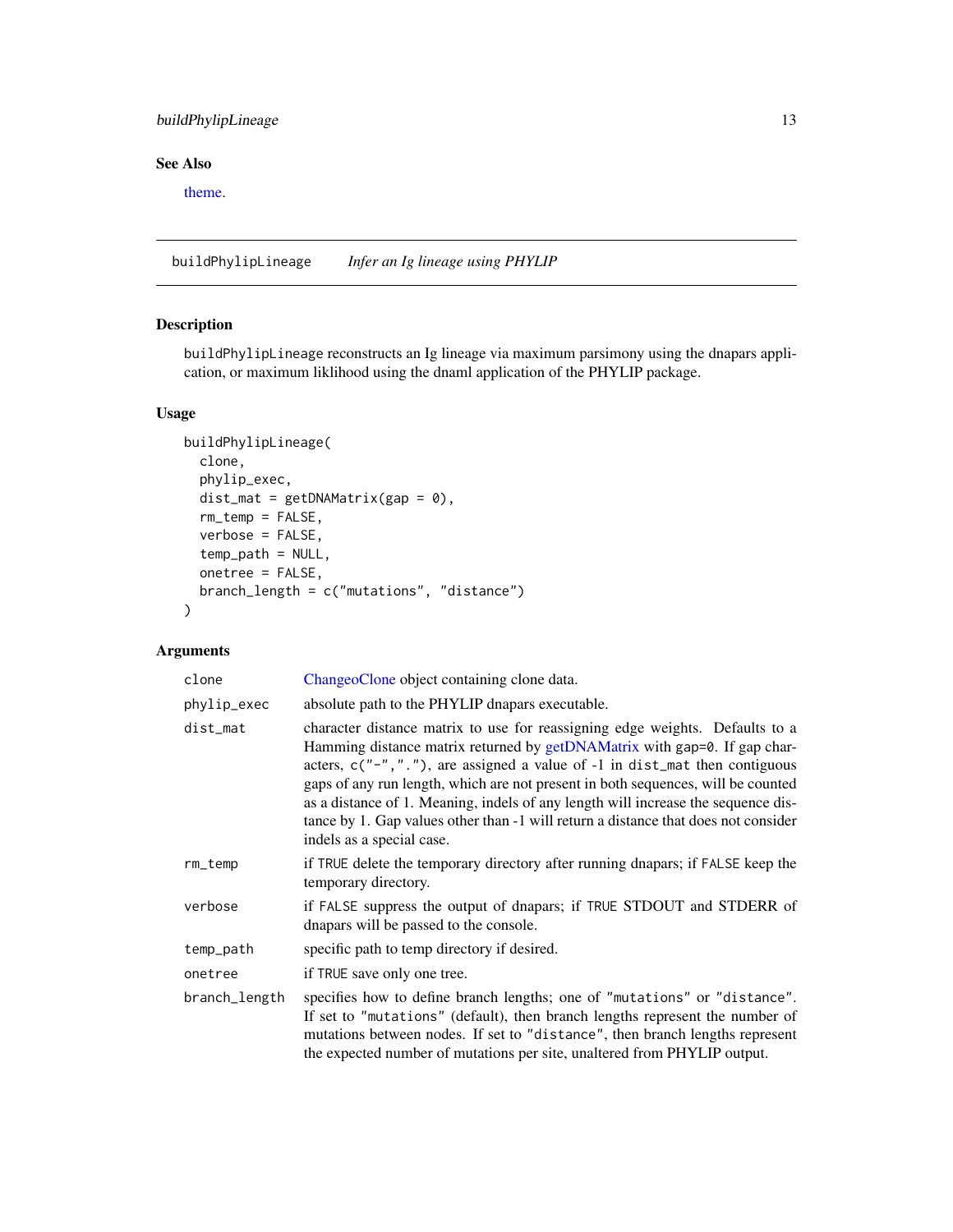## See Also

theme.

---

buildPhylipLineage    *Infer an Ig lineage using PHYLIP*

---

## Description

buildPhylipLineage reconstructs an Ig lineage via maximum parsimony using the dnapars application, or maximum liklihood using the dnaml application of the PHYLIP package.

## Usage

```
buildPhylipLineage(
  clone,
  phylip_exec,
  dist_mat = getDNAMatrix(gap = 0),
  rm_temp = FALSE,
  verbose = FALSE,
  temp_path = NULL,
  onetree = FALSE,
  branch_length = c("mutations", "distance")
)
```

## Arguments

| | |
|---|---|
| `clone` | ChangeoClone object containing clone data. |
| `phylip_exec` | absolute path to the PHYLIP dnapars executable. |
| `dist_mat` | character distance matrix to use for reassigning edge weights. Defaults to a Hamming distance matrix returned by getDNAMatrix with `gap=0`. If gap characters, `c("-",".")`, are assigned a value of -1 in `dist_mat` then contiguous gaps of any run length, which are not present in both sequences, will be counted as a distance of 1. Meaning, indels of any length will increase the sequence distance by 1. Gap values other than -1 will return a distance that does not consider indels as a special case. |
| `rm_temp` | if `TRUE` delete the temporary directory after running dnapars; if `FALSE` keep the temporary directory. |
| `verbose` | if `FALSE` suppress the output of dnapars; if `TRUE` STDOUT and STDERR of dnapars will be passed to the console. |
| `temp_path` | specific path to temp directory if desired. |
| `onetree` | if `TRUE` save only one tree. |
| `branch_length` | specifies how to define branch lengths; one of `"mutations"` or `"distance"`. If set to `"mutations"` (default), then branch lengths represent the number of mutations between nodes. If set to `"distance"`, then branch lengths represent the expected number of mutations per site, unaltered from PHYLIP output. |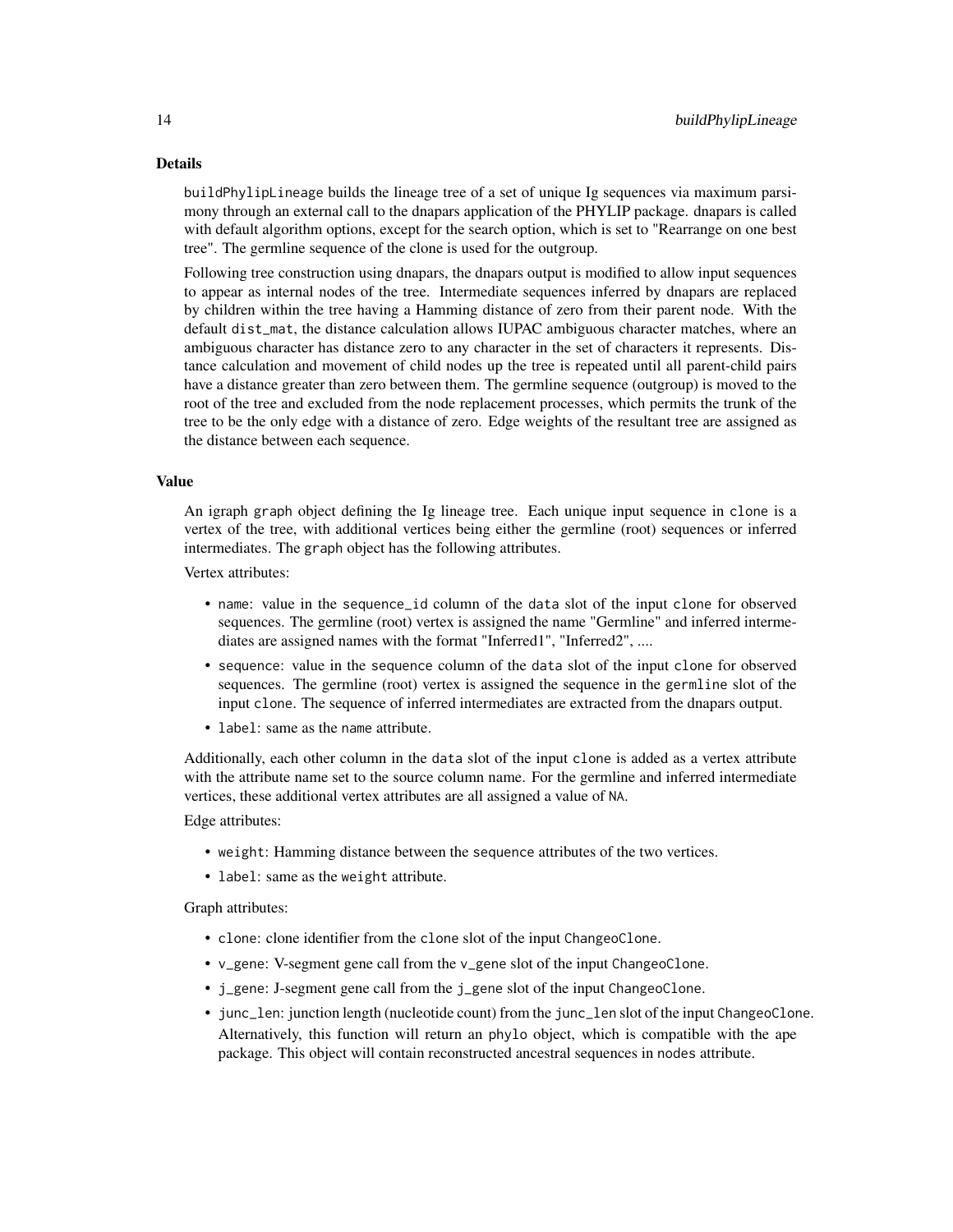### Details

buildPhylipLineage builds the lineage tree of a set of unique Ig sequences via maximum parsimony through an external call to the dnapars application of the PHYLIP package. dnapars is called with default algorithm options, except for the search option, which is set to "Rearrange on one best tree". The germline sequence of the clone is used for the outgroup.

Following tree construction using dnapars, the dnapars output is modified to allow input sequences to appear as internal nodes of the tree. Intermediate sequences inferred by dnapars are replaced by children within the tree having a Hamming distance of zero from their parent node. With the default dist_mat, the distance calculation allows IUPAC ambiguous character matches, where an ambiguous character has distance zero to any character in the set of characters it represents. Distance calculation and movement of child nodes up the tree is repeated until all parent-child pairs have a distance greater than zero between them. The germline sequence (outgroup) is moved to the root of the tree and excluded from the node replacement processes, which permits the trunk of the tree to be the only edge with a distance of zero. Edge weights of the resultant tree are assigned as the distance between each sequence.

### Value

An igraph graph object defining the Ig lineage tree. Each unique input sequence in clone is a vertex of the tree, with additional vertices being either the germline (root) sequences or inferred intermediates. The graph object has the following attributes.

Vertex attributes:

- name: value in the sequence_id column of the data slot of the input clone for observed sequences. The germline (root) vertex is assigned the name "Germline" and inferred intermediates are assigned names with the format "Inferred1", "Inferred2", ....
- sequence: value in the sequence column of the data slot of the input clone for observed sequences. The germline (root) vertex is assigned the sequence in the germline slot of the input clone. The sequence of inferred intermediates are extracted from the dnapars output.
- label: same as the name attribute.

Additionally, each other column in the data slot of the input clone is added as a vertex attribute with the attribute name set to the source column name. For the germline and inferred intermediate vertices, these additional vertex attributes are all assigned a value of NA.

Edge attributes:

- weight: Hamming distance between the sequence attributes of the two vertices.
- label: same as the weight attribute.

Graph attributes:

- clone: clone identifier from the clone slot of the input ChangeoClone.
- v_gene: V-segment gene call from the v_gene slot of the input ChangeoClone.
- j_gene: J-segment gene call from the j_gene slot of the input ChangeoClone.
- junc_len: junction length (nucleotide count) from the junc_len slot of the input ChangeoClone. Alternatively, this function will return an phylo object, which is compatible with the ape package. This object will contain reconstructed ancestral sequences in nodes attribute.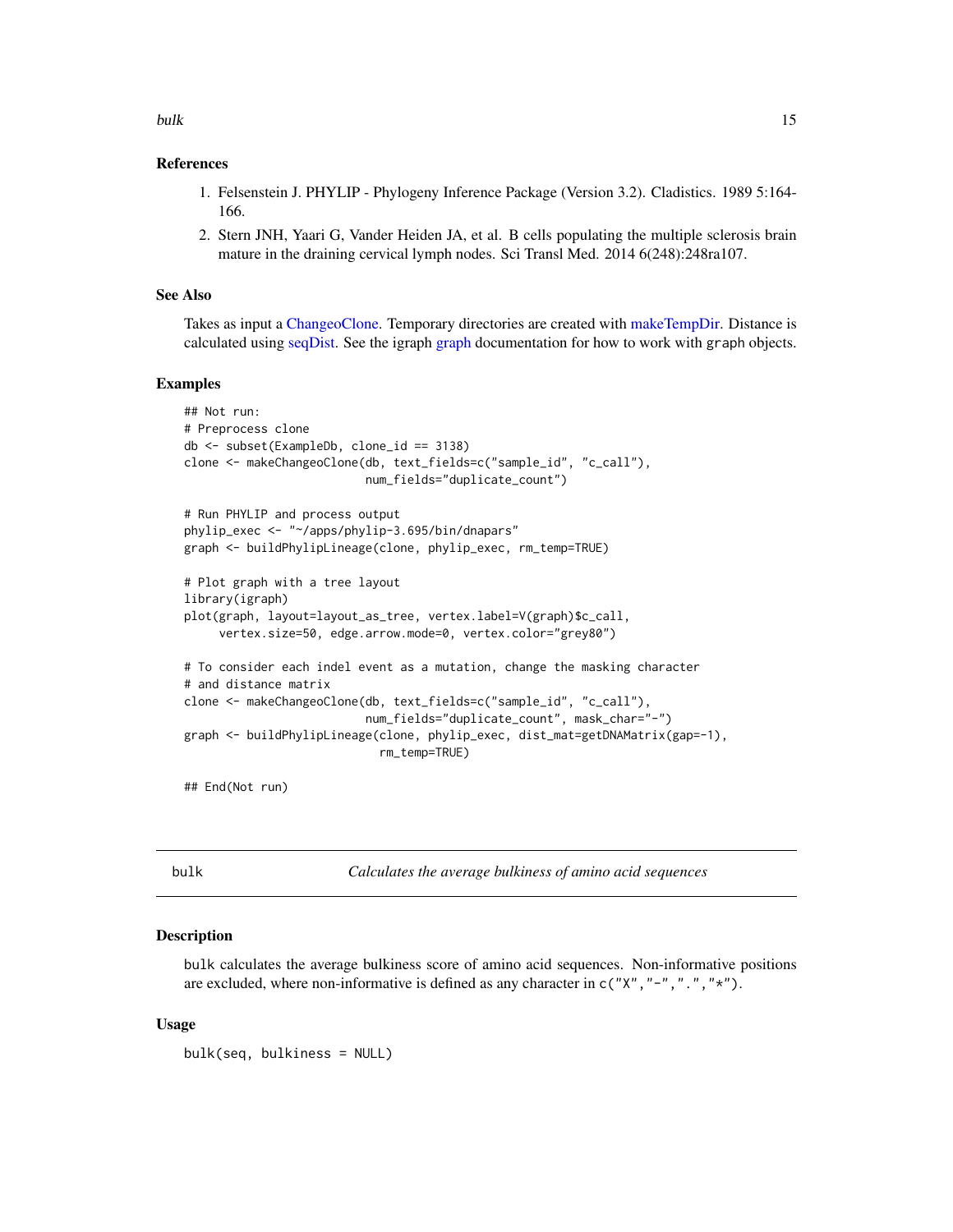### References

1. Felsenstein J. PHYLIP - Phylogeny Inference Package (Version 3.2). Cladistics. 1989 5:164-166.
2. Stern JNH, Yaari G, Vander Heiden JA, et al. B cells populating the multiple sclerosis brain mature in the draining cervical lymph nodes. Sci Transl Med. 2014 6(248):248ra107.

### See Also

Takes as input a ChangeoClone. Temporary directories are created with makeTempDir. Distance is calculated using seqDist. See the igraph graph documentation for how to work with graph objects.

### Examples

```
## Not run:
# Preprocess clone
db <- subset(ExampleDb, clone_id == 3138)
clone <- makeChangeoClone(db, text_fields=c("sample_id", "c_call"),
                          num_fields="duplicate_count")

# Run PHYLIP and process output
phylip_exec <- "~/apps/phylip-3.695/bin/dnapars"
graph <- buildPhylipLineage(clone, phylip_exec, rm_temp=TRUE)

# Plot graph with a tree layout
library(igraph)
plot(graph, layout=layout_as_tree, vertex.label=V(graph)$c_call,
     vertex.size=50, edge.arrow.mode=0, vertex.color="grey80")

# To consider each indel event as a mutation, change the masking character
# and distance matrix
clone <- makeChangeoClone(db, text_fields=c("sample_id", "c_call"),
                          num_fields="duplicate_count", mask_char="-")
graph <- buildPhylipLineage(clone, phylip_exec, dist_mat=getDNAMatrix(gap=-1),
                            rm_temp=TRUE)

## End(Not run)
```

---

## bulk — *Calculates the average bulkiness of amino acid sequences*

### Description

bulk calculates the average bulkiness score of amino acid sequences. Non-informative positions are excluded, where non-informative is defined as any character in c("X","-",".","*").

### Usage

```
bulk(seq, bulkiness = NULL)
```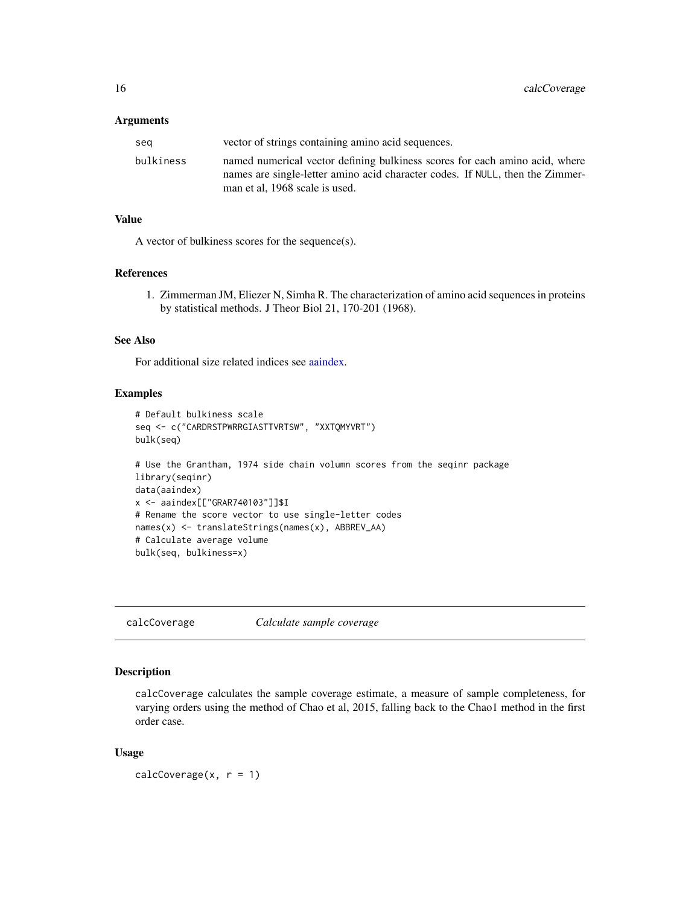### Arguments

| | |
|---|---|
| `seq` | vector of strings containing amino acid sequences. |
| `bulkiness` | named numerical vector defining bulkiness scores for each amino acid, where names are single-letter amino acid character codes. If `NULL`, then the Zimmerman et al, 1968 scale is used. |

### Value

A vector of bulkiness scores for the sequence(s).

### References

1. Zimmerman JM, Eliezer N, Simha R. The characterization of amino acid sequences in proteins by statistical methods. J Theor Biol 21, 170-201 (1968).

### See Also

For additional size related indices see aaindex.

### Examples

```
# Default bulkiness scale
seq <- c("CARDRSTPWRRGIASTTVRTSW", "XXTQMYVRT")
bulk(seq)

# Use the Grantham, 1974 side chain volumn scores from the seqinr package
library(seqinr)
data(aaindex)
x <- aaindex[["GRAR740103"]]$I
# Rename the score vector to use single-letter codes
names(x) <- translateStrings(names(x), ABBREV_AA)
# Calculate average volume
bulk(seq, bulkiness=x)
```

---

## calcCoverage    *Calculate sample coverage*

### Description

`calcCoverage` calculates the sample coverage estimate, a measure of sample completeness, for varying orders using the method of Chao et al, 2015, falling back to the Chao1 method in the first order case.

### Usage

```
calcCoverage(x, r = 1)
```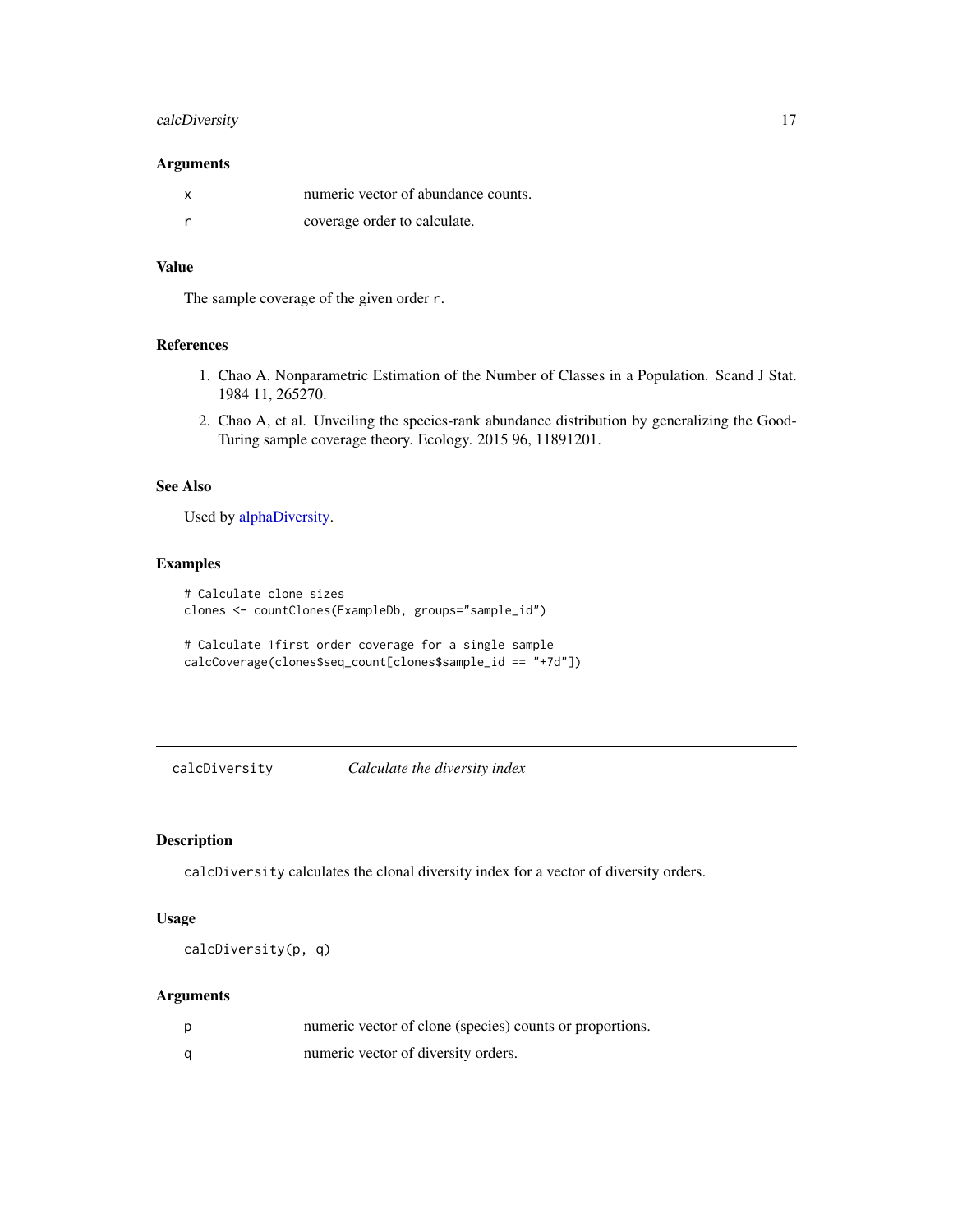### Arguments

| | |
|---|---|
| x | numeric vector of abundance counts. |
| r | coverage order to calculate. |

### Value

The sample coverage of the given order r.

### References

1. Chao A. Nonparametric Estimation of the Number of Classes in a Population. Scand J Stat. 1984 11, 265270.
2. Chao A, et al. Unveiling the species-rank abundance distribution by generalizing the Good-Turing sample coverage theory. Ecology. 2015 96, 11891201.

### See Also

Used by alphaDiversity.

### Examples

```
# Calculate clone sizes
clones <- countClones(ExampleDb, groups="sample_id")

# Calculate 1first order coverage for a single sample
calcCoverage(clones$seq_count[clones$sample_id == "+7d"])
```

---

## calcDiversity *Calculate the diversity index*

---

### Description

calcDiversity calculates the clonal diversity index for a vector of diversity orders.

### Usage

```
calcDiversity(p, q)
```

### Arguments

| | |
|---|---|
| p | numeric vector of clone (species) counts or proportions. |
| q | numeric vector of diversity orders. |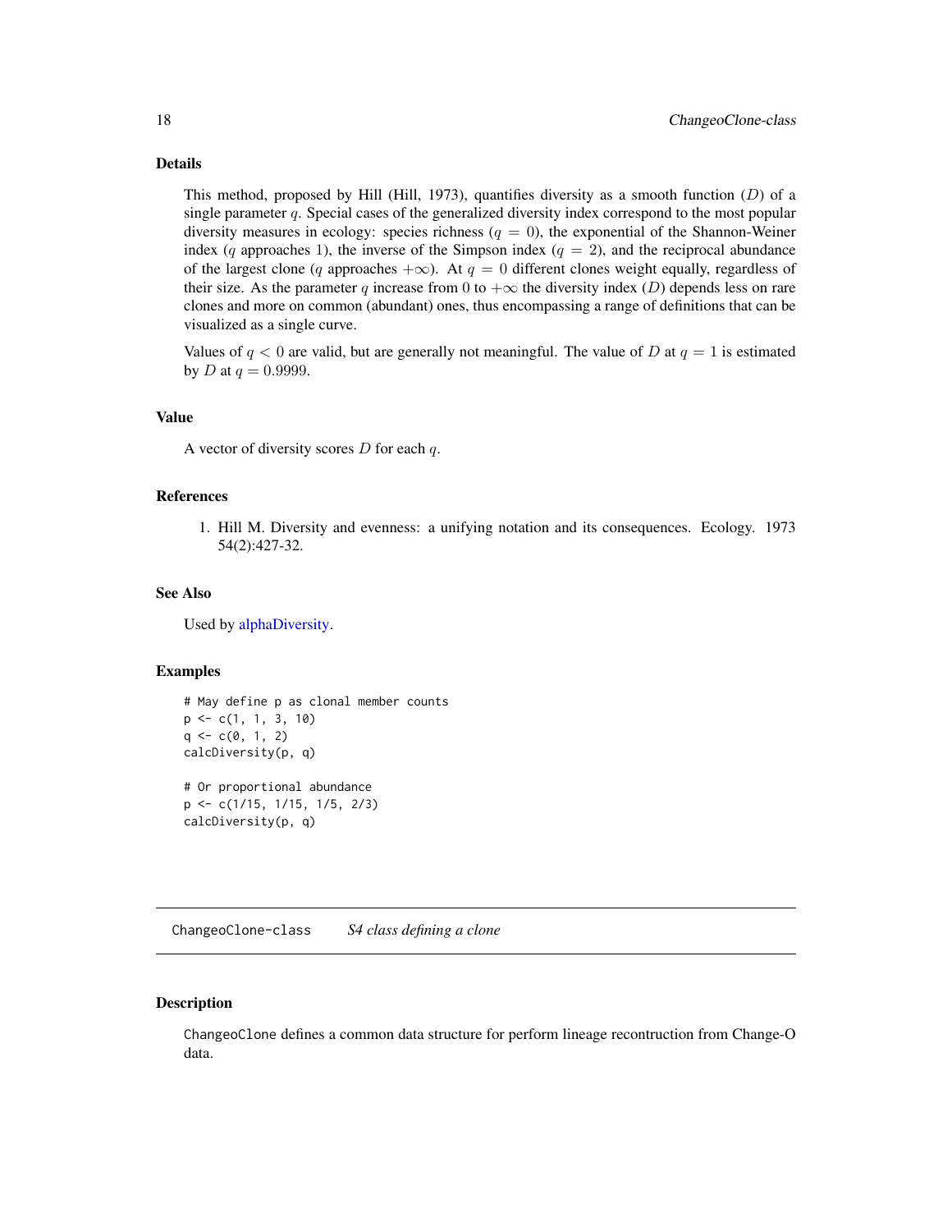### Details

This method, proposed by Hill (Hill, 1973), quantifies diversity as a smooth function ($D$) of a single parameter $q$. Special cases of the generalized diversity index correspond to the most popular diversity measures in ecology: species richness ($q = 0$), the exponential of the Shannon-Weiner index ($q$ approaches 1), the inverse of the Simpson index ($q = 2$), and the reciprocal abundance of the largest clone ($q$ approaches $+\infty$). At $q = 0$ different clones weight equally, regardless of their size. As the parameter $q$ increase from 0 to $+\infty$ the diversity index ($D$) depends less on rare clones and more on common (abundant) ones, thus encompassing a range of definitions that can be visualized as a single curve.

Values of $q < 0$ are valid, but are generally not meaningful. The value of $D$ at $q = 1$ is estimated by $D$ at $q = 0.9999$.

### Value

A vector of diversity scores $D$ for each $q$.

### References

1. Hill M. Diversity and evenness: a unifying notation and its consequences. Ecology. 1973 54(2):427-32.

### See Also

Used by alphaDiversity.

### Examples

```
# May define p as clonal member counts
p <- c(1, 1, 3, 10)
q <- c(0, 1, 2)
calcDiversity(p, q)

# Or proportional abundance
p <- c(1/15, 1/15, 1/5, 2/3)
calcDiversity(p, q)
```

## ChangeoClone-class *S4 class defining a clone*

### Description

`ChangeoClone` defines a common data structure for perform lineage recontruction from Change-O data.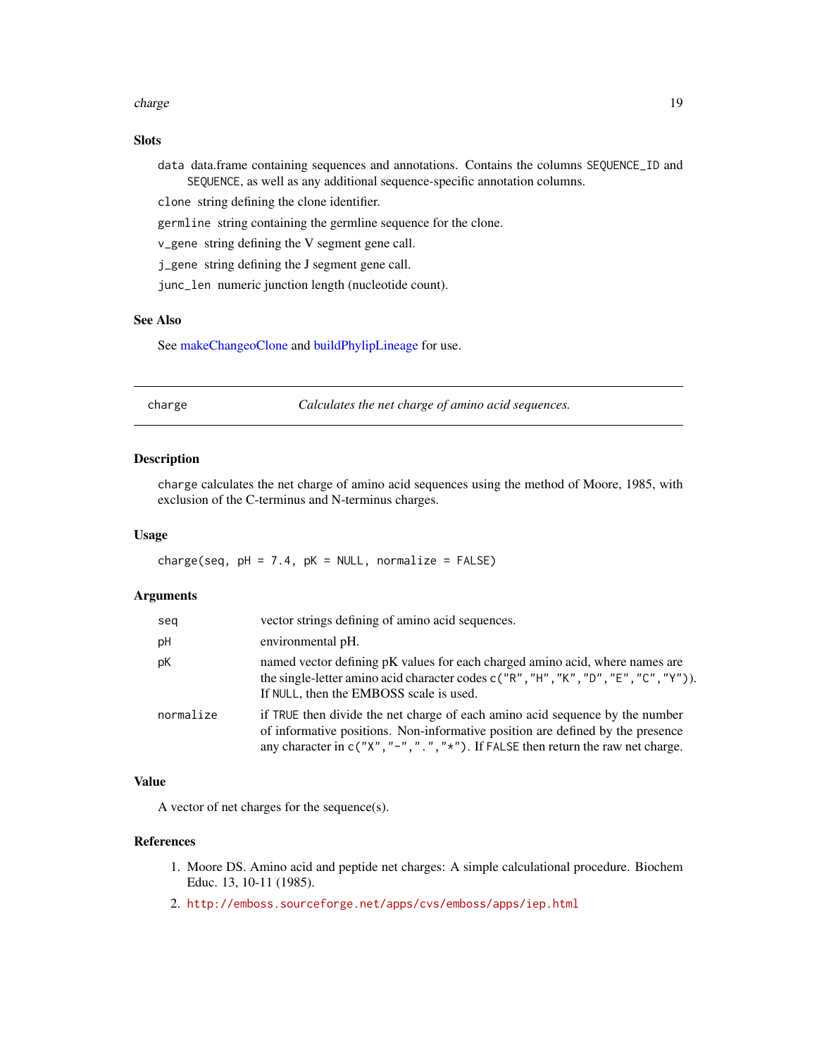## Slots

`data` data.frame containing sequences and annotations. Contains the columns `SEQUENCE_ID` and `SEQUENCE`, as well as any additional sequence-specific annotation columns.

`clone` string defining the clone identifier.

`germline` string containing the germline sequence for the clone.

`v_gene` string defining the V segment gene call.

`j_gene` string defining the J segment gene call.

`junc_len` numeric junction length (nucleotide count).

## See Also

See makeChangeoClone and buildPhylipLineage for use.

---

`charge` *Calculates the net charge of amino acid sequences.*

---

## Description

`charge` calculates the net charge of amino acid sequences using the method of Moore, 1985, with exclusion of the C-terminus and N-terminus charges.

## Usage

```
charge(seq, pH = 7.4, pK = NULL, normalize = FALSE)
```

## Arguments

| | |
|---|---|
| `seq` | vector strings defining of amino acid sequences. |
| `pH` | environmental pH. |
| `pK` | named vector defining pK values for each charged amino acid, where names are the single-letter amino acid character codes `c("R","H","K","D","E","C","Y")`. If `NULL`, then the EMBOSS scale is used. |
| `normalize` | if `TRUE` then divide the net charge of each amino acid sequence by the number of informative positions. Non-informative position are defined by the presence any character in `c("X","-",".","*")`. If `FALSE` then return the raw net charge. |

## Value

A vector of net charges for the sequence(s).

## References

1. Moore DS. Amino acid and peptide net charges: A simple calculational procedure. Biochem Educ. 13, 10-11 (1985).
2. http://emboss.sourceforge.net/apps/cvs/emboss/apps/iep.html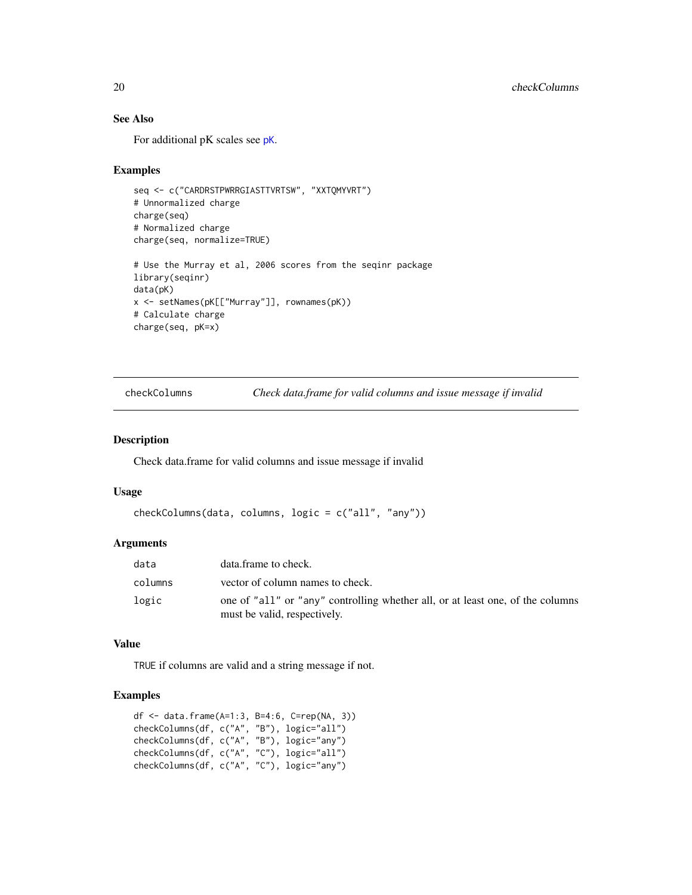## See Also

For additional pK scales see pK.

## Examples

```
seq <- c("CARDRSTPWRRGIASTTVRTSW", "XXTQMYVRT")
# Unnormalized charge
charge(seq)
# Normalized charge
charge(seq, normalize=TRUE)

# Use the Murray et al, 2006 scores from the seqinr package
library(seqinr)
data(pK)
x <- setNames(pK[["Murray"]], rownames(pK))
# Calculate charge
charge(seq, pK=x)
```

---

# checkColumns — *Check data.frame for valid columns and issue message if invalid*

## Description

Check data.frame for valid columns and issue message if invalid

## Usage

```
checkColumns(data, columns, logic = c("all", "any"))
```

## Arguments

| | |
|---|---|
| `data` | data.frame to check. |
| `columns` | vector of column names to check. |
| `logic` | one of `"all"` or `"any"` controlling whether all, or at least one, of the columns must be valid, respectively. |

## Value

`TRUE` if columns are valid and a string message if not.

## Examples

```
df <- data.frame(A=1:3, B=4:6, C=rep(NA, 3))
checkColumns(df, c("A", "B"), logic="all")
checkColumns(df, c("A", "B"), logic="any")
checkColumns(df, c("A", "C"), logic="all")
checkColumns(df, c("A", "C"), logic="any")
```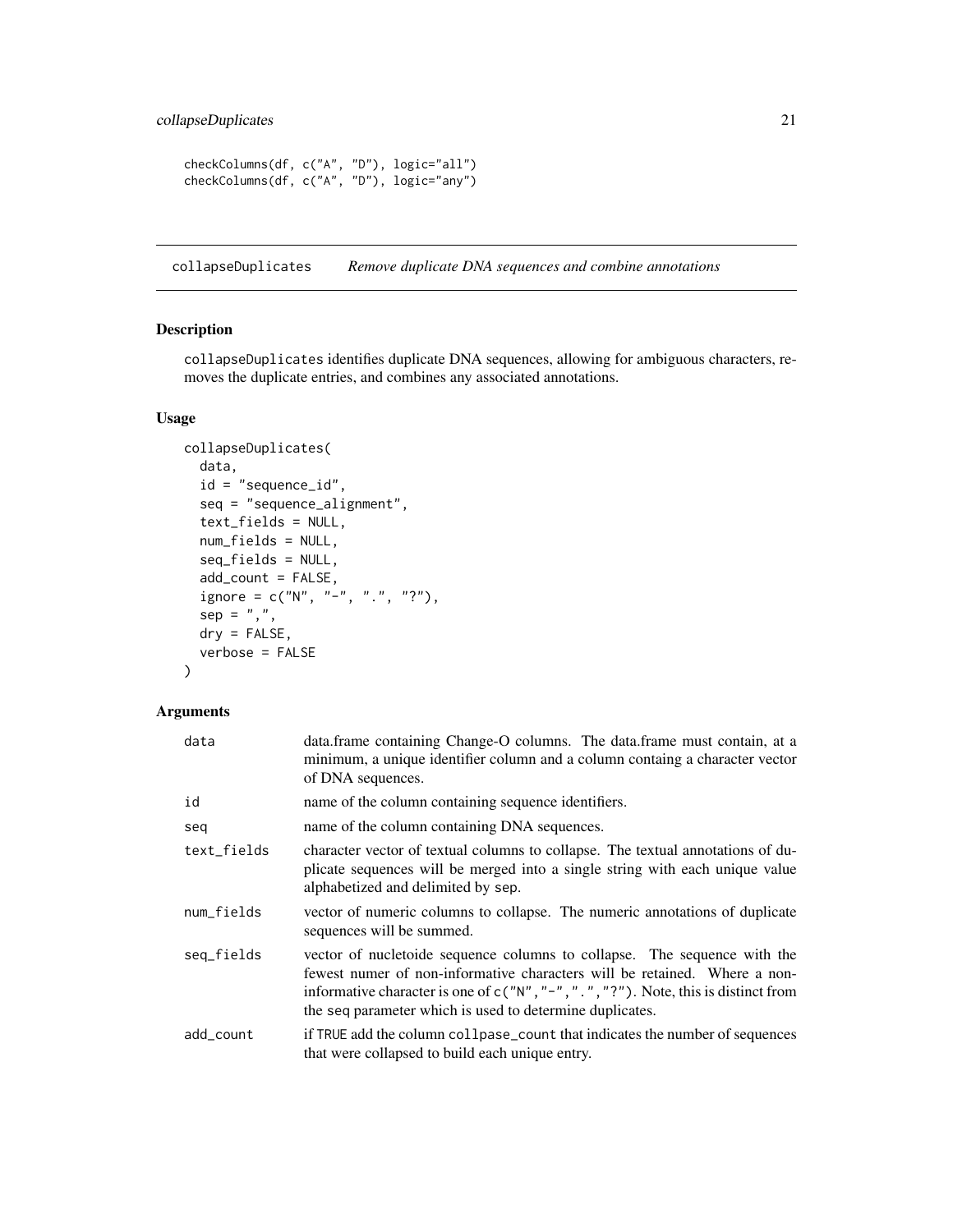```
checkColumns(df, c("A", "D"), logic="all")
checkColumns(df, c("A", "D"), logic="any")
```

## collapseDuplicates *Remove duplicate DNA sequences and combine annotations*

### Description

collapseDuplicates identifies duplicate DNA sequences, allowing for ambiguous characters, removes the duplicate entries, and combines any associated annotations.

### Usage

```
collapseDuplicates(
  data,
  id = "sequence_id",
  seq = "sequence_alignment",
  text_fields = NULL,
  num_fields = NULL,
  seq_fields = NULL,
  add_count = FALSE,
  ignore = c("N", "-", ".", "?"),
  sep = ",",
  dry = FALSE,
  verbose = FALSE
)
```

### Arguments

| | |
|---|---|
| data | data.frame containing Change-O columns. The data.frame must contain, at a minimum, a unique identifier column and a column containg a character vector of DNA sequences. |
| id | name of the column containing sequence identifiers. |
| seq | name of the column containing DNA sequences. |
| text_fields | character vector of textual columns to collapse. The textual annotations of duplicate sequences will be merged into a single string with each unique value alphabetized and delimited by sep. |
| num_fields | vector of numeric columns to collapse. The numeric annotations of duplicate sequences will be summed. |
| seq_fields | vector of nucleotide sequence columns to collapse. The sequence with the fewest numer of non-informative characters will be retained. Where a non-informative character is one of c("N","-",".","?"). Note, this is distinct from the seq parameter which is used to determine duplicates. |
| add_count | if TRUE add the column collpase_count that indicates the number of sequences that were collapsed to build each unique entry. |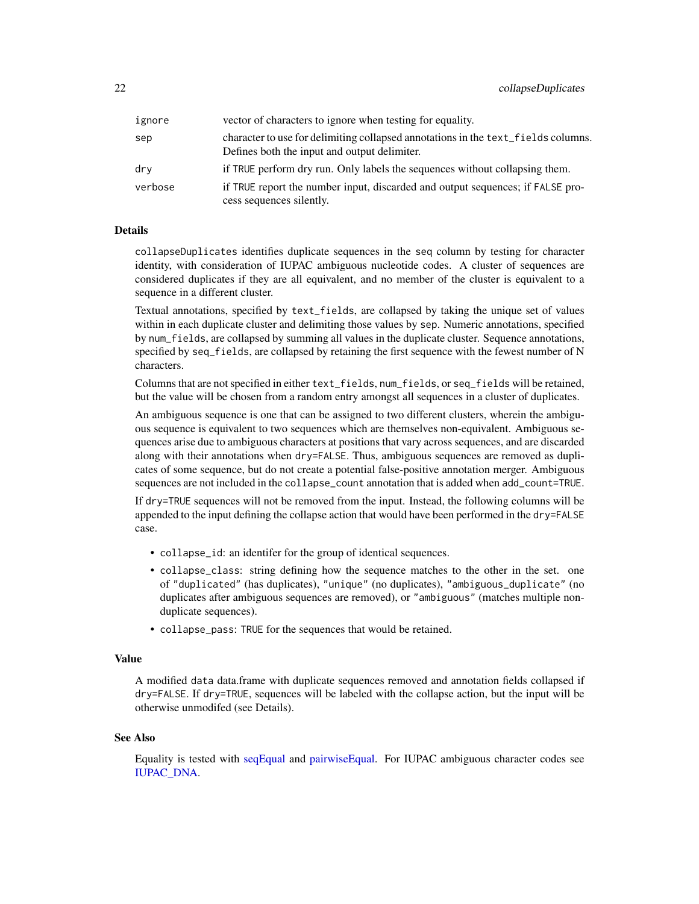| | |
|---|---|
| `ignore` | vector of characters to ignore when testing for equality. |
| `sep` | character to use for delimiting collapsed annotations in the `text_fields` columns. Defines both the input and output delimiter. |
| `dry` | if `TRUE` perform dry run. Only labels the sequences without collapsing them. |
| `verbose` | if `TRUE` report the number input, discarded and output sequences; if `FALSE` process sequences silently. |

### Details

`collapseDuplicates` identifies duplicate sequences in the `seq` column by testing for character identity, with consideration of IUPAC ambiguous nucleotide codes. A cluster of sequences are considered duplicates if they are all equivalent, and no member of the cluster is equivalent to a sequence in a different cluster.

Textual annotations, specified by `text_fields`, are collapsed by taking the unique set of values within in each duplicate cluster and delimiting those values by `sep`. Numeric annotations, specified by `num_fields`, are collapsed by summing all values in the duplicate cluster. Sequence annotations, specified by `seq_fields`, are collapsed by retaining the first sequence with the fewest number of N characters.

Columns that are not specified in either `text_fields`, `num_fields`, or `seq_fields` will be retained, but the value will be chosen from a random entry amongst all sequences in a cluster of duplicates.

An ambiguous sequence is one that can be assigned to two different clusters, wherein the ambiguous sequence is equivalent to two sequences which are themselves non-equivalent. Ambiguous sequences arise due to ambiguous characters at positions that vary across sequences, and are discarded along with their annotations when `dry=FALSE`. Thus, ambiguous sequences are removed as duplicates of some sequence, but do not create a potential false-positive annotation merger. Ambiguous sequences are not included in the `collapse_count` annotation that is added when `add_count=TRUE`.

If `dry=TRUE` sequences will not be removed from the input. Instead, the following columns will be appended to the input defining the collapse action that would have been performed in the `dry=FALSE` case.

- `collapse_id`: an identifer for the group of identical sequences.
- `collapse_class`: string defining how the sequence matches to the other in the set. one of `"duplicated"` (has duplicates), `"unique"` (no duplicates), `"ambiguous_duplicate"` (no duplicates after ambiguous sequences are removed), or `"ambiguous"` (matches multiple non-duplicate sequences).
- `collapse_pass`: `TRUE` for the sequences that would be retained.

### Value

A modified `data` data.frame with duplicate sequences removed and annotation fields collapsed if `dry=FALSE`. If `dry=TRUE`, sequences will be labeled with the collapse action, but the input will be otherwise unmodifed (see Details).

### See Also

Equality is tested with seqEqual and pairwiseEqual. For IUPAC ambiguous character codes see IUPAC_DNA.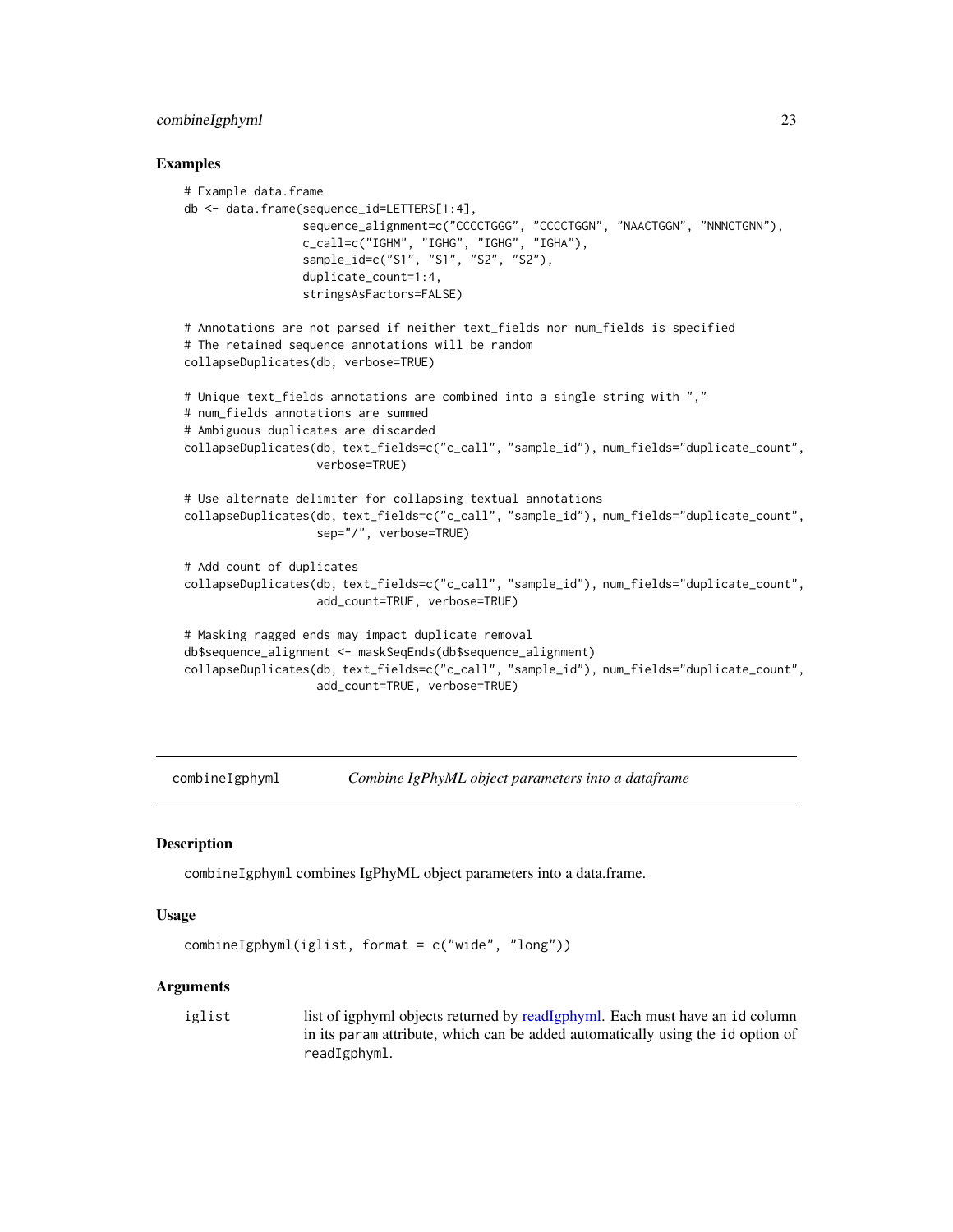### Examples

```
# Example data.frame
db <- data.frame(sequence_id=LETTERS[1:4],
                 sequence_alignment=c("CCCCTGGG", "CCCCTGGN", "NAACTGGN", "NNNCTGNN"),
                 c_call=c("IGHM", "IGHG", "IGHG", "IGHA"),
                 sample_id=c("S1", "S1", "S2", "S2"),
                 duplicate_count=1:4,
                 stringsAsFactors=FALSE)

# Annotations are not parsed if neither text_fields nor num_fields is specified
# The retained sequence annotations will be random
collapseDuplicates(db, verbose=TRUE)

# Unique text_fields annotations are combined into a single string with ","
# num_fields annotations are summed
# Ambiguous duplicates are discarded
collapseDuplicates(db, text_fields=c("c_call", "sample_id"), num_fields="duplicate_count",
                   verbose=TRUE)

# Use alternate delimiter for collapsing textual annotations
collapseDuplicates(db, text_fields=c("c_call", "sample_id"), num_fields="duplicate_count",
                   sep="/", verbose=TRUE)

# Add count of duplicates
collapseDuplicates(db, text_fields=c("c_call", "sample_id"), num_fields="duplicate_count",
                   add_count=TRUE, verbose=TRUE)

# Masking ragged ends may impact duplicate removal
db$sequence_alignment <- maskSeqEnds(db$sequence_alignment)
collapseDuplicates(db, text_fields=c("c_call", "sample_id"), num_fields="duplicate_count",
                   add_count=TRUE, verbose=TRUE)
```

---

## combineIgphyml — *Combine IgPhyML object parameters into a dataframe*

---

### Description

combineIgphyml combines IgPhyML object parameters into a data.frame.

### Usage

```
combineIgphyml(iglist, format = c("wide", "long"))
```

### Arguments

| | |
|---|---|
| iglist | list of igphyml objects returned by readIgphyml. Each must have an id column in its param attribute, which can be added automatically using the id option of readIgphyml. |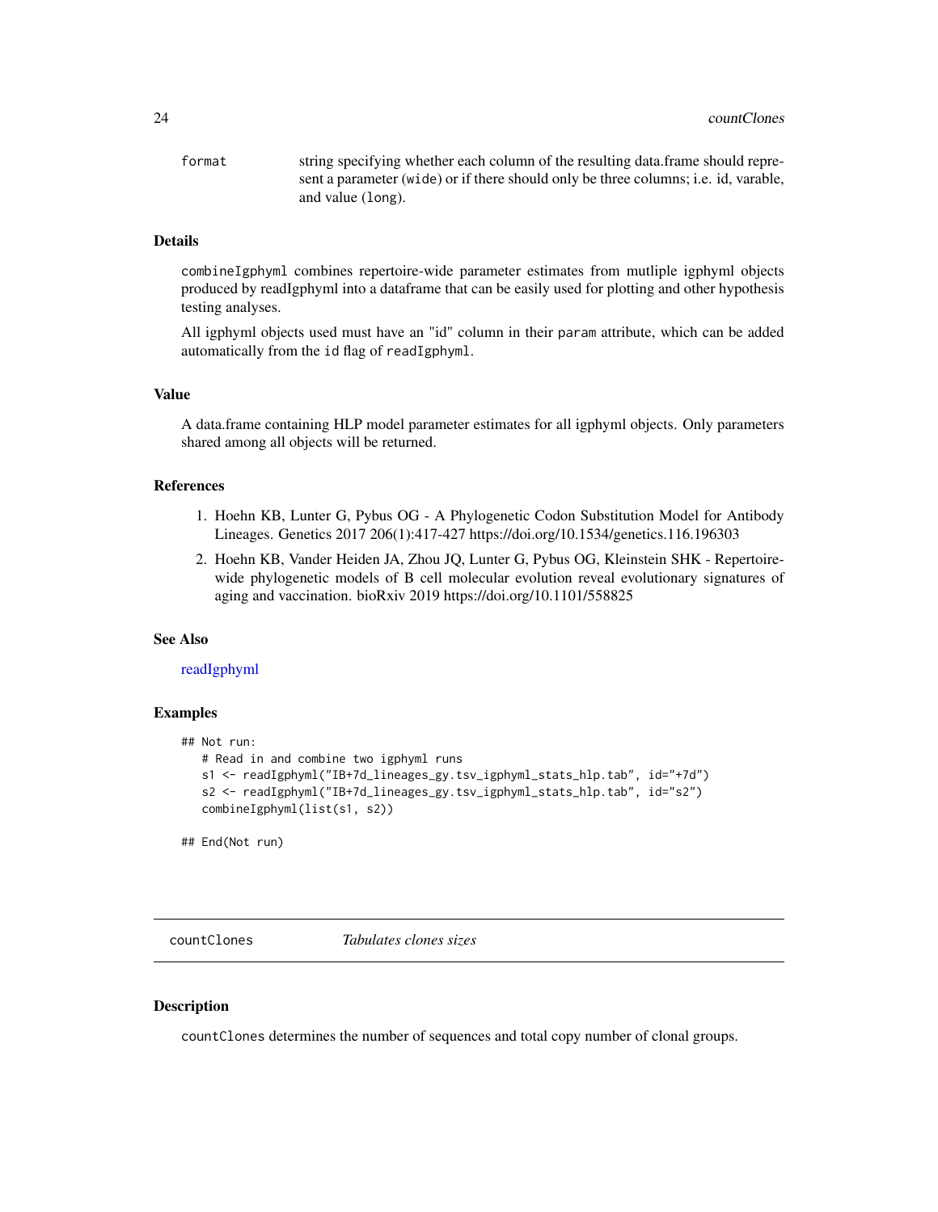format string specifying whether each column of the resulting data.frame should represent a parameter (wide) or if there should only be three columns; i.e. id, varable, and value (long).

### Details

combineIgphyml combines repertoire-wide parameter estimates from mutliple igphyml objects produced by readIgphyml into a dataframe that can be easily used for plotting and other hypothesis testing analyses.

All igphyml objects used must have an "id" column in their param attribute, which can be added automatically from the id flag of readIgphyml.

### Value

A data.frame containing HLP model parameter estimates for all igphyml objects. Only parameters shared among all objects will be returned.

### References

1. Hoehn KB, Lunter G, Pybus OG - A Phylogenetic Codon Substitution Model for Antibody Lineages. Genetics 2017 206(1):417-427 https://doi.org/10.1534/genetics.116.196303
2. Hoehn KB, Vander Heiden JA, Zhou JQ, Lunter G, Pybus OG, Kleinstein SHK - Repertoire-wide phylogenetic models of B cell molecular evolution reveal evolutionary signatures of aging and vaccination. bioRxiv 2019 https://doi.org/10.1101/558825

### See Also

readIgphyml

### Examples

```
## Not run:
   # Read in and combine two igphyml runs
   s1 <- readIgphyml("IB+7d_lineages_gy.tsv_igphyml_stats_hlp.tab", id="+7d")
   s2 <- readIgphyml("IB+7d_lineages_gy.tsv_igphyml_stats_hlp.tab", id="s2")
   combineIgphyml(list(s1, s2))

## End(Not run)
```

---

## countClones *Tabulates clones sizes*

### Description

countClones determines the number of sequences and total copy number of clonal groups.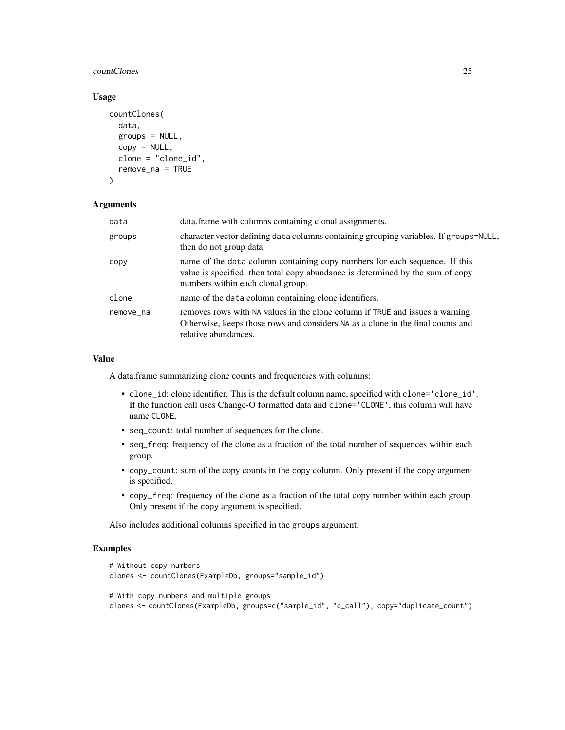### Usage

```
countClones(
  data,
  groups = NULL,
  copy = NULL,
  clone = "clone_id",
  remove_na = TRUE
)
```

### Arguments

| | |
|---|---|
| data | data.frame with columns containing clonal assignments. |
| groups | character vector defining data columns containing grouping variables. If groups=NULL, then do not group data. |
| copy | name of the data column containing copy numbers for each sequence. If this value is specified, then total copy abundance is determined by the sum of copy numbers within each clonal group. |
| clone | name of the data column containing clone identifiers. |
| remove_na | removes rows with NA values in the clone column if TRUE and issues a warning. Otherwise, keeps those rows and considers NA as a clone in the final counts and relative abundances. |

### Value

A data.frame summarizing clone counts and frequencies with columns:

- clone_id: clone identifier. This is the default column name, specified with clone='clone_id'. If the function call uses Change-O formatted data and clone='CLONE', this column will have name CLONE.
- seq_count: total number of sequences for the clone.
- seq_freq: frequency of the clone as a fraction of the total number of sequences within each group.
- copy_count: sum of the copy counts in the copy column. Only present if the copy argument is specified.
- copy_freq: frequency of the clone as a fraction of the total copy number within each group. Only present if the copy argument is specified.

Also includes additional columns specified in the groups argument.

### Examples

```
# Without copy numbers
clones <- countClones(ExampleDb, groups="sample_id")

# With copy numbers and multiple groups
clones <- countClones(ExampleDb, groups=c("sample_id", "c_call"), copy="duplicate_count")
```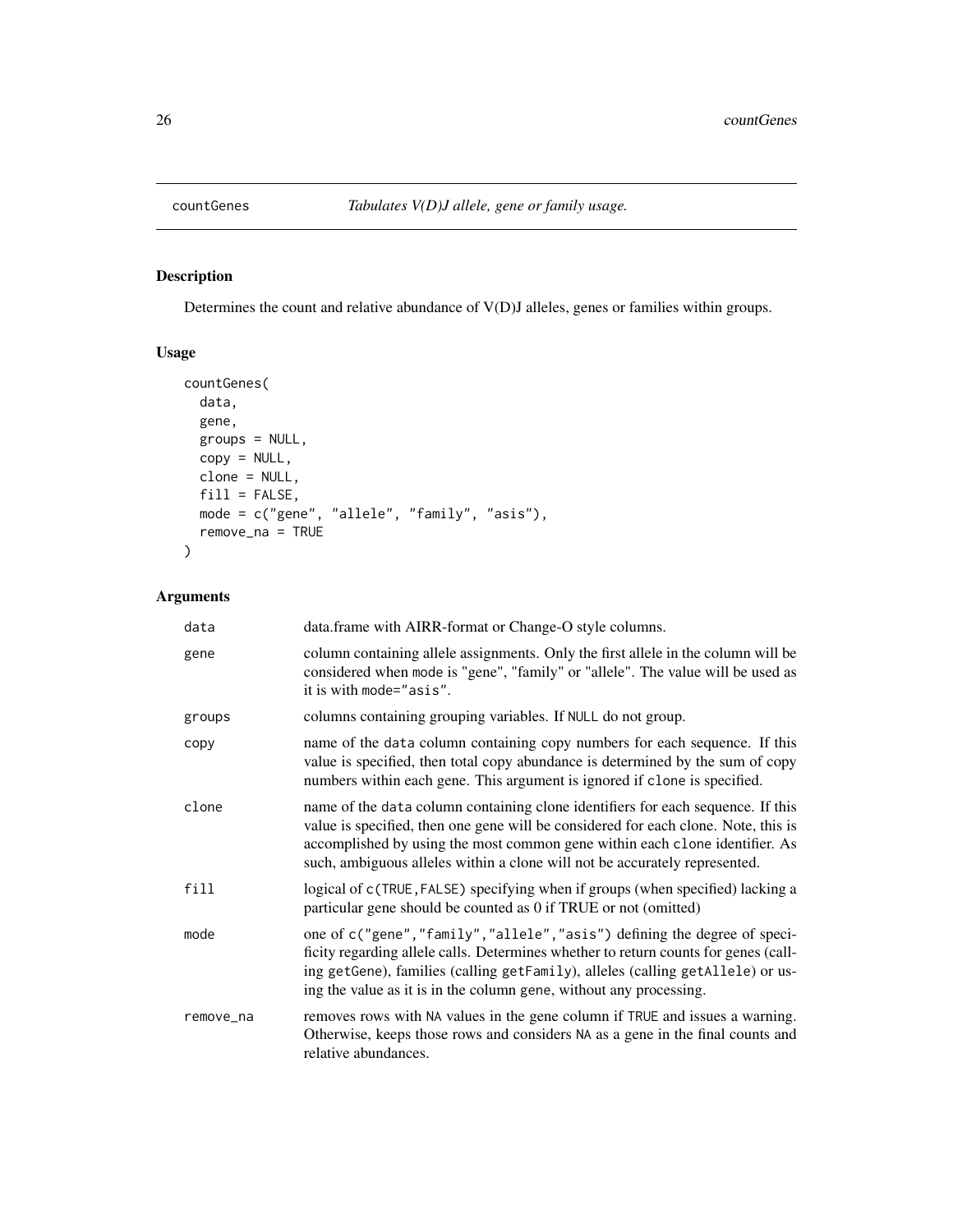# countGenes *Tabulates V(D)J allele, gene or family usage.*

## Description

Determines the count and relative abundance of V(D)J alleles, genes or families within groups.

## Usage

```
countGenes(
  data,
  gene,
  groups = NULL,
  copy = NULL,
  clone = NULL,
  fill = FALSE,
  mode = c("gene", "allele", "family", "asis"),
  remove_na = TRUE
)
```

## Arguments

| | |
|---|---|
| data | data.frame with AIRR-format or Change-O style columns. |
| gene | column containing allele assignments. Only the first allele in the column will be considered when mode is "gene", "family" or "allele". The value will be used as it is with mode="asis". |
| groups | columns containing grouping variables. If NULL do not group. |
| copy | name of the data column containing copy numbers for each sequence. If this value is specified, then total copy abundance is determined by the sum of copy numbers within each gene. This argument is ignored if clone is specified. |
| clone | name of the data column containing clone identifiers for each sequence. If this value is specified, then one gene will be considered for each clone. Note, this is accomplished by using the most common gene within each clone identifier. As such, ambiguous alleles within a clone will not be accurately represented. |
| fill | logical of c(TRUE,FALSE) specifying when if groups (when specified) lacking a particular gene should be counted as 0 if TRUE or not (omitted) |
| mode | one of c("gene","family","allele","asis") defining the degree of specificity regarding allele calls. Determines whether to return counts for genes (calling getGene), families (calling getFamily), alleles (calling getAllele) or using the value as it is in the column gene, without any processing. |
| remove_na | removes rows with NA values in the gene column if TRUE and issues a warning. Otherwise, keeps those rows and considers NA as a gene in the final counts and relative abundances. |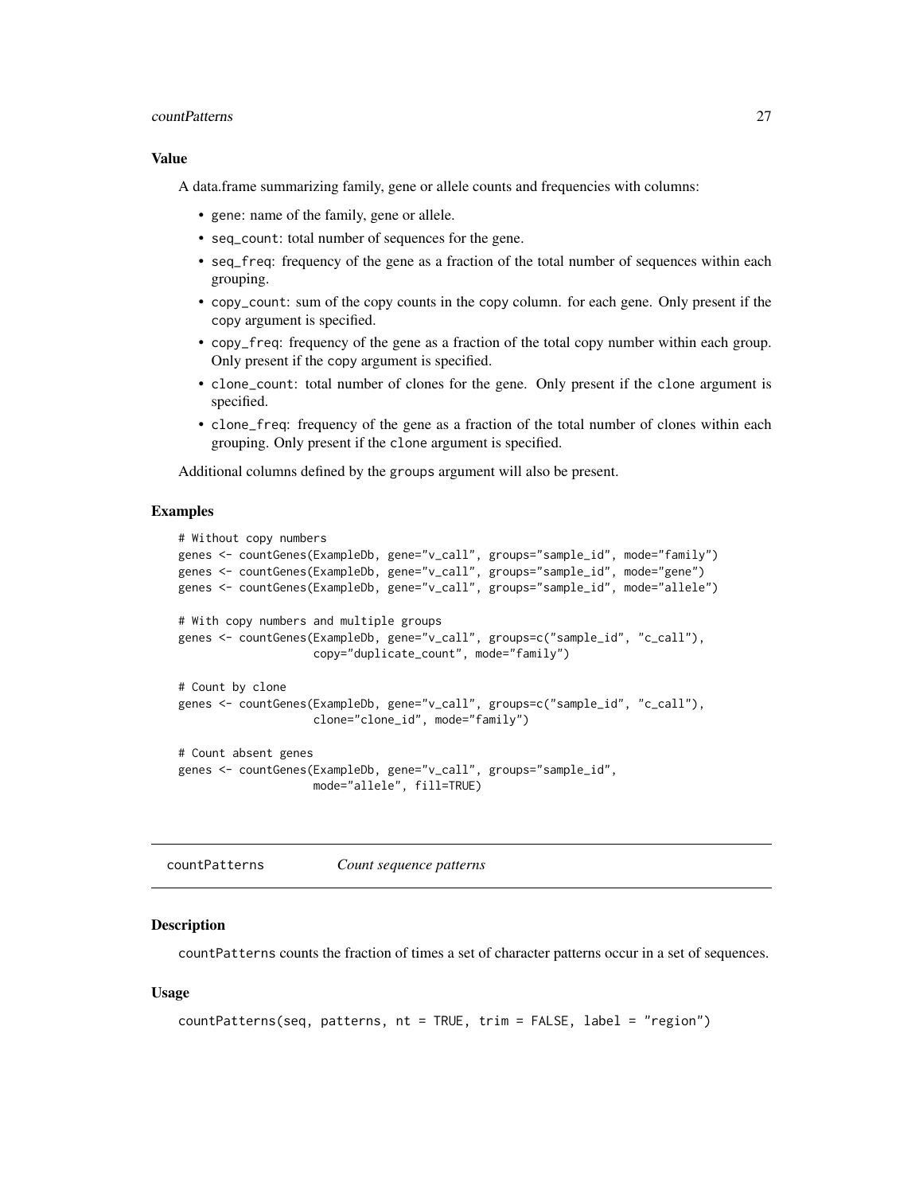### Value

A data.frame summarizing family, gene or allele counts and frequencies with columns:

- gene: name of the family, gene or allele.
- seq_count: total number of sequences for the gene.
- seq_freq: frequency of the gene as a fraction of the total number of sequences within each grouping.
- copy_count: sum of the copy counts in the copy column. for each gene. Only present if the copy argument is specified.
- copy_freq: frequency of the gene as a fraction of the total copy number within each group. Only present if the copy argument is specified.
- clone_count: total number of clones for the gene. Only present if the clone argument is specified.
- clone_freq: frequency of the gene as a fraction of the total number of clones within each grouping. Only present if the clone argument is specified.

Additional columns defined by the groups argument will also be present.

### Examples

```
# Without copy numbers
genes <- countGenes(ExampleDb, gene="v_call", groups="sample_id", mode="family")
genes <- countGenes(ExampleDb, gene="v_call", groups="sample_id", mode="gene")
genes <- countGenes(ExampleDb, gene="v_call", groups="sample_id", mode="allele")

# With copy numbers and multiple groups
genes <- countGenes(ExampleDb, gene="v_call", groups=c("sample_id", "c_call"),
                    copy="duplicate_count", mode="family")

# Count by clone
genes <- countGenes(ExampleDb, gene="v_call", groups=c("sample_id", "c_call"),
                    clone="clone_id", mode="family")

# Count absent genes
genes <- countGenes(ExampleDb, gene="v_call", groups="sample_id",
                    mode="allele", fill=TRUE)
```

---

## countPatterns *Count sequence patterns*

### Description

countPatterns counts the fraction of times a set of character patterns occur in a set of sequences.

### Usage

```
countPatterns(seq, patterns, nt = TRUE, trim = FALSE, label = "region")
```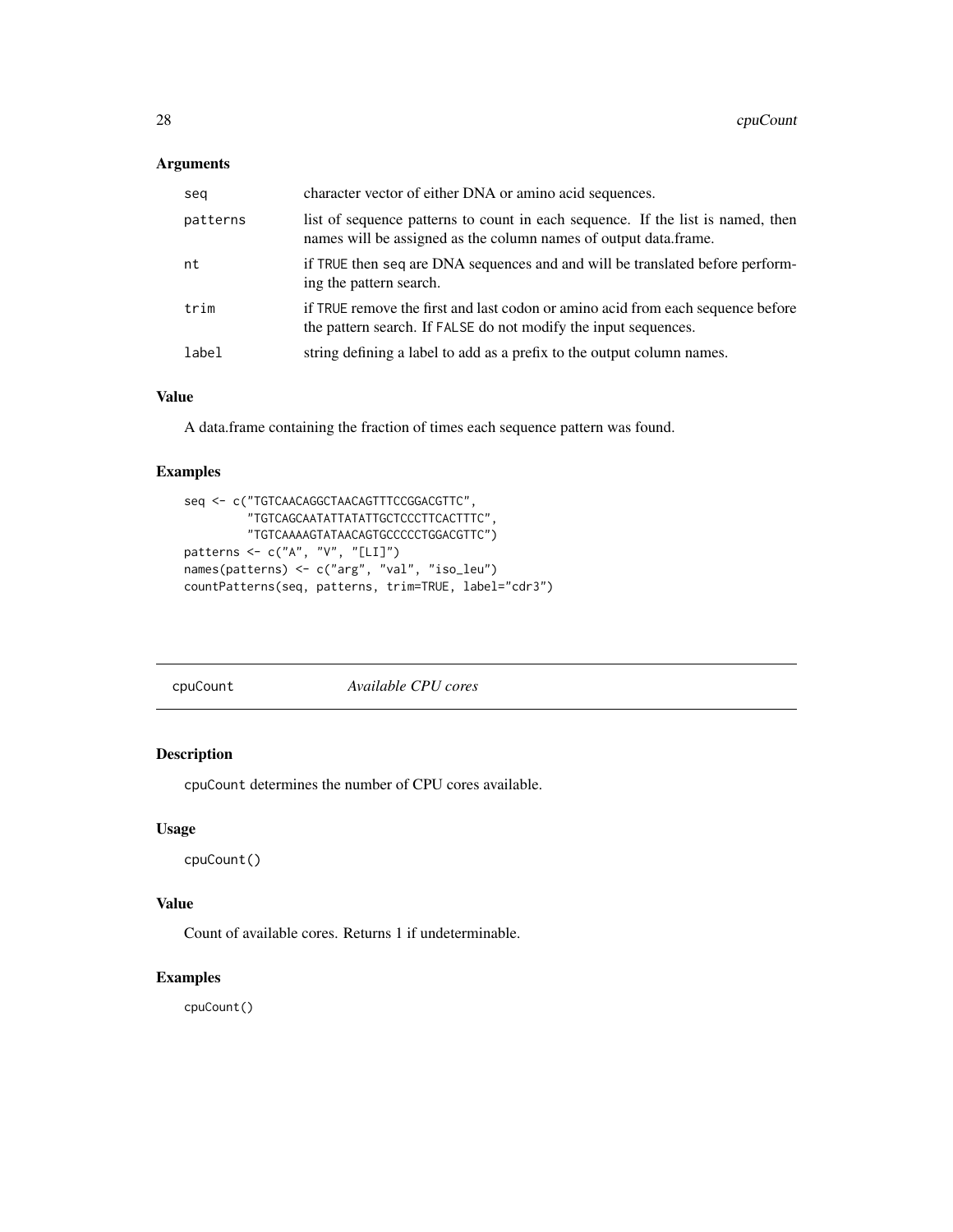### Arguments

| | |
|---|---|
| seq | character vector of either DNA or amino acid sequences. |
| patterns | list of sequence patterns to count in each sequence. If the list is named, then names will be assigned as the column names of output data.frame. |
| nt | if TRUE then seq are DNA sequences and and will be translated before performing the pattern search. |
| trim | if TRUE remove the first and last codon or amino acid from each sequence before the pattern search. If FALSE do not modify the input sequences. |
| label | string defining a label to add as a prefix to the output column names. |

### Value

A data.frame containing the fraction of times each sequence pattern was found.

### Examples

```
seq <- c("TGTCAACAGGCTAACAGTTTCCGGACGTTC",
         "TGTCAGCAATATTATATTGCTCCCTTCACTTTC",
         "TGTCAAAAGTATAACAGTGCCCCCTGGACGTTC")
patterns <- c("A", "V", "[LI]")
names(patterns) <- c("arg", "val", "iso_leu")
countPatterns(seq, patterns, trim=TRUE, label="cdr3")
```

---

## cpuCount &nbsp;&nbsp;&nbsp;&nbsp; *Available CPU cores*

### Description

cpuCount determines the number of CPU cores available.

### Usage

```
cpuCount()
```

### Value

Count of available cores. Returns 1 if undeterminable.

### Examples

```
cpuCount()
```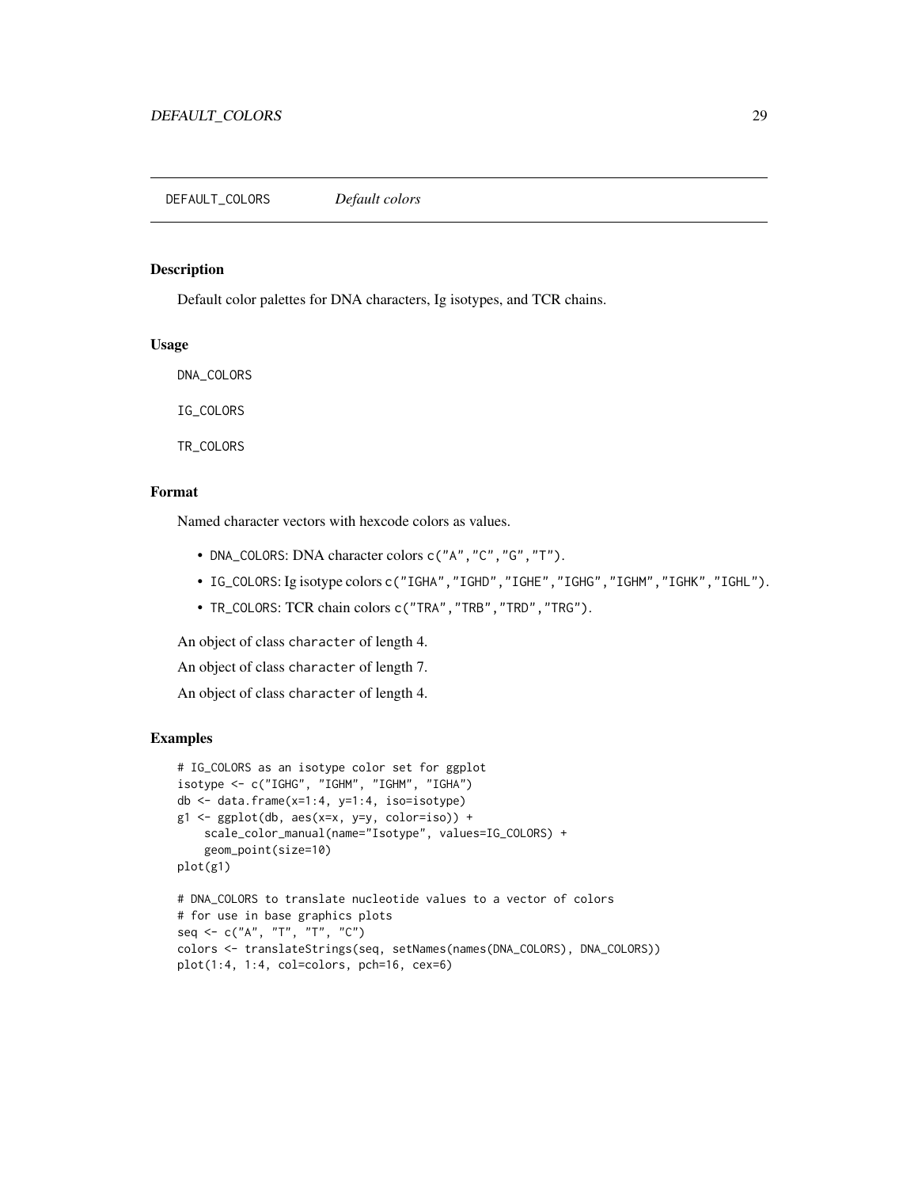DEFAULT_COLORS *Default colors*

## Description

Default color palettes for DNA characters, Ig isotypes, and TCR chains.

## Usage

```
DNA_COLORS

IG_COLORS

TR_COLORS
```

## Format

Named character vectors with hexcode colors as values.

- DNA_COLORS: DNA character colors c("A","C","G","T").
- IG_COLORS: Ig isotype colors c("IGHA","IGHD","IGHE","IGHG","IGHM","IGHK","IGHL").
- TR_COLORS: TCR chain colors c("TRA","TRB","TRD","TRG").

An object of class character of length 4.

An object of class character of length 7.

An object of class character of length 4.

## Examples

```
# IG_COLORS as an isotype color set for ggplot
isotype <- c("IGHG", "IGHM", "IGHM", "IGHA")
db <- data.frame(x=1:4, y=1:4, iso=isotype)
g1 <- ggplot(db, aes(x=x, y=y, color=iso)) +
    scale_color_manual(name="Isotype", values=IG_COLORS) +
    geom_point(size=10)
plot(g1)

# DNA_COLORS to translate nucleotide values to a vector of colors
# for use in base graphics plots
seq <- c("A", "T", "T", "C")
colors <- translateStrings(seq, setNames(names(DNA_COLORS), DNA_COLORS))
plot(1:4, 1:4, col=colors, pch=16, cex=6)
```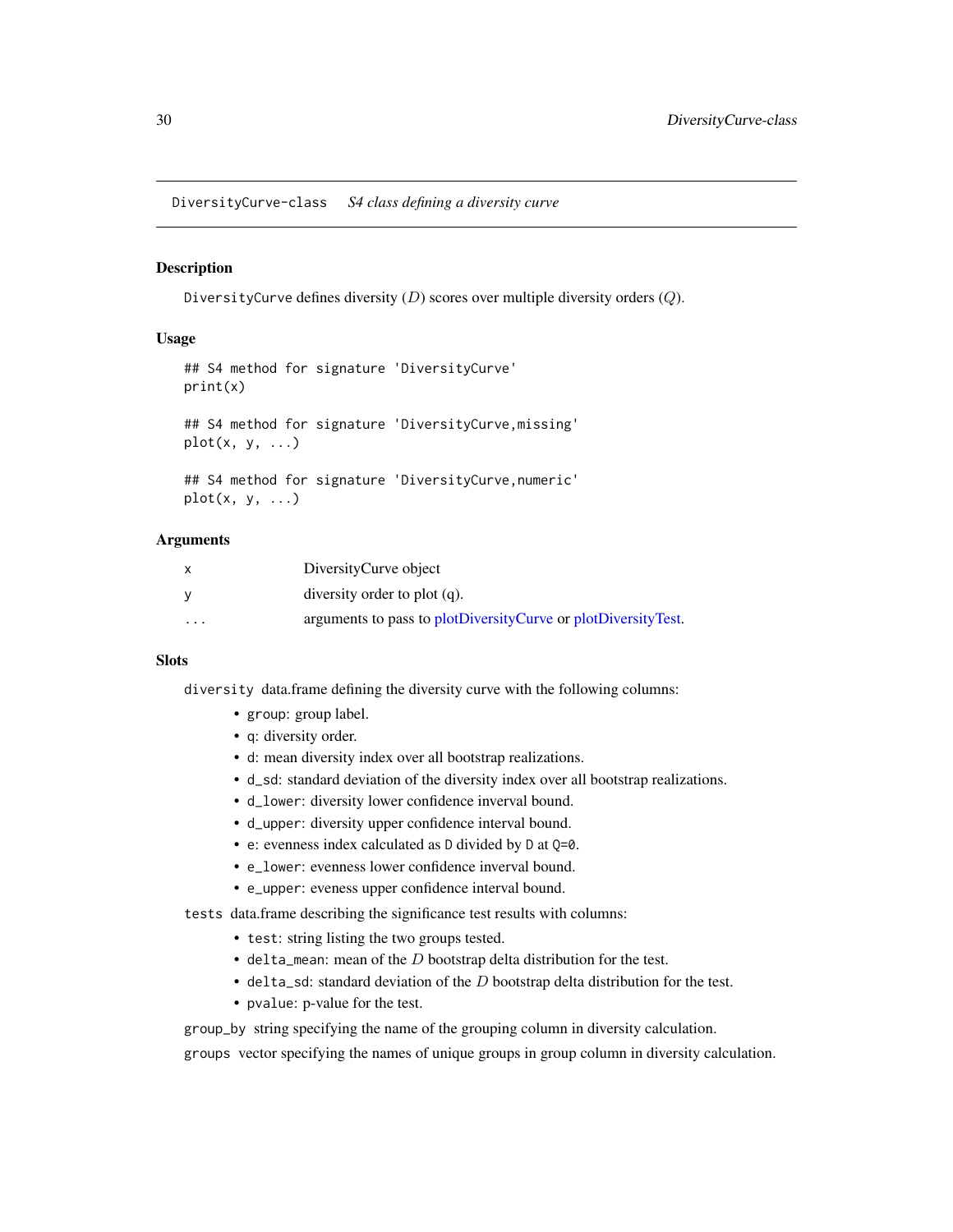## DiversityCurve-class *S4 class defining a diversity curve*

### Description

DiversityCurve defines diversity ($D$) scores over multiple diversity orders ($Q$).

### Usage

```
## S4 method for signature 'DiversityCurve'
print(x)

## S4 method for signature 'DiversityCurve,missing'
plot(x, y, ...)

## S4 method for signature 'DiversityCurve,numeric'
plot(x, y, ...)
```

### Arguments

| | |
|---|---|
| x | DiversityCurve object |
| y | diversity order to plot (q). |
| ... | arguments to pass to plotDiversityCurve or plotDiversityTest. |

### Slots

`diversity` data.frame defining the diversity curve with the following columns:

- `group`: group label.
- `q`: diversity order.
- `d`: mean diversity index over all bootstrap realizations.
- `d_sd`: standard deviation of the diversity index over all bootstrap realizations.
- `d_lower`: diversity lower confidence inverval bound.
- `d_upper`: diversity upper confidence interval bound.
- `e`: evenness index calculated as `D` divided by `D` at `Q=0`.
- `e_lower`: evenness lower confidence inverval bound.
- `e_upper`: eveness upper confidence interval bound.

`tests` data.frame describing the significance test results with columns:

- `test`: string listing the two groups tested.
- `delta_mean`: mean of the $D$ bootstrap delta distribution for the test.
- `delta_sd`: standard deviation of the $D$ bootstrap delta distribution for the test.
- `pvalue`: p-value for the test.

`group_by` string specifying the name of the grouping column in diversity calculation.

`groups` vector specifying the names of unique groups in group column in diversity calculation.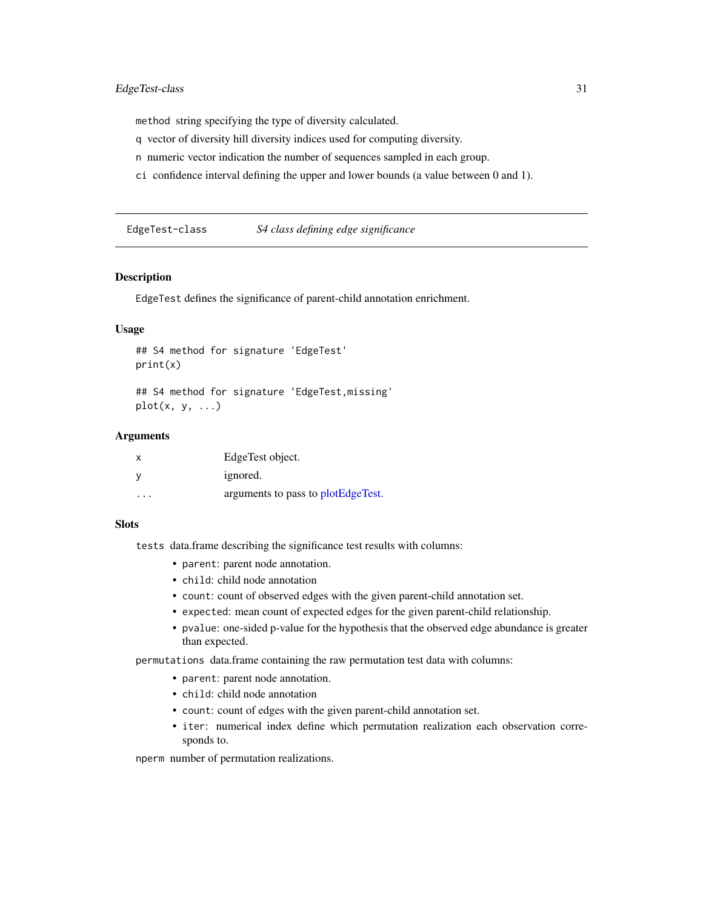`method` string specifying the type of diversity calculated.

`q` vector of diversity hill diversity indices used for computing diversity.

`n` numeric vector indication the number of sequences sampled in each group.

`ci` confidence interval defining the upper and lower bounds (a value between 0 and 1).

---

## EdgeTest-class *S4 class defining edge significance*

---

### Description

`EdgeTest` defines the significance of parent-child annotation enrichment.

### Usage

```
## S4 method for signature 'EdgeTest'
print(x)

## S4 method for signature 'EdgeTest,missing'
plot(x, y, ...)
```

### Arguments

| | |
|---|---|
| `x` | EdgeTest object. |
| `y` | ignored. |
| `...` | arguments to pass to plotEdgeTest. |

### Slots

`tests` data.frame describing the significance test results with columns:

- `parent`: parent node annotation.
- `child`: child node annotation
- `count`: count of observed edges with the given parent-child annotation set.
- `expected`: mean count of expected edges for the given parent-child relationship.
- `pvalue`: one-sided p-value for the hypothesis that the observed edge abundance is greater than expected.

`permutations` data.frame containing the raw permutation test data with columns:

- `parent`: parent node annotation.
- `child`: child node annotation
- `count`: count of edges with the given parent-child annotation set.
- `iter`: numerical index define which permutation realization each observation corresponds to.

`nperm` number of permutation realizations.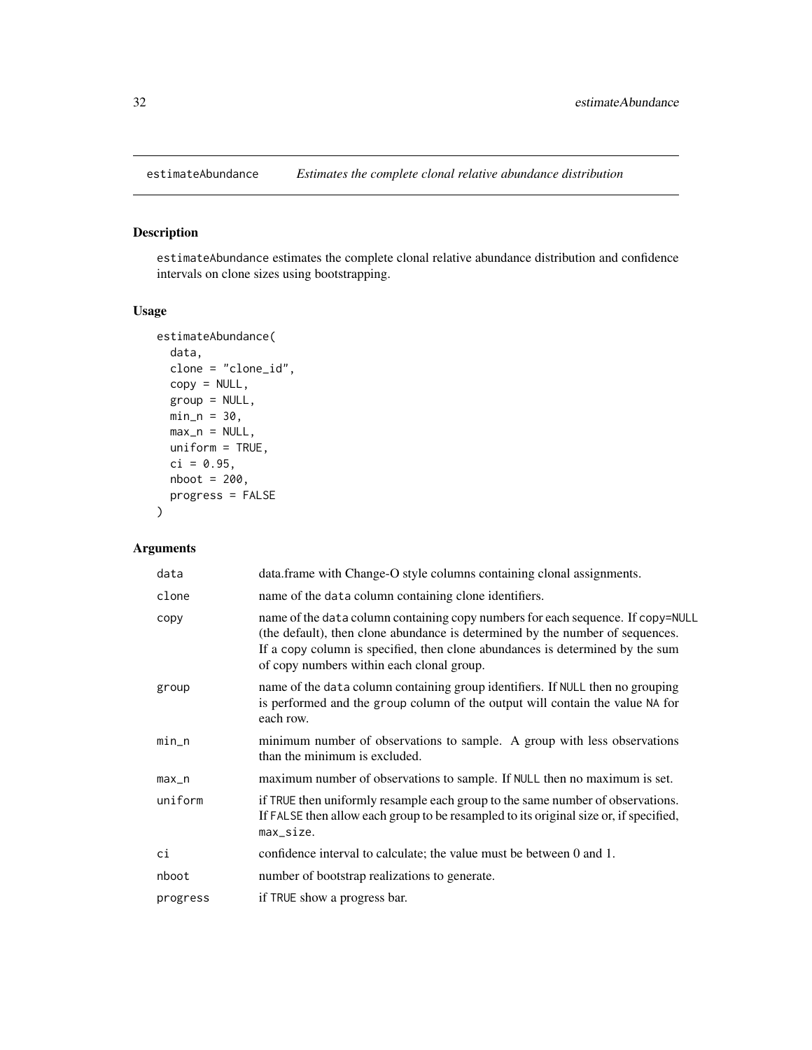estimateAbundance *Estimates the complete clonal relative abundance distribution*

## Description

estimateAbundance estimates the complete clonal relative abundance distribution and confidence intervals on clone sizes using bootstrapping.

## Usage

```
estimateAbundance(
  data,
  clone = "clone_id",
  copy = NULL,
  group = NULL,
  min_n = 30,
  max_n = NULL,
  uniform = TRUE,
  ci = 0.95,
  nboot = 200,
  progress = FALSE
)
```

## Arguments

| | |
|---|---|
| data | data.frame with Change-O style columns containing clonal assignments. |
| clone | name of the data column containing clone identifiers. |
| copy | name of the data column containing copy numbers for each sequence. If copy=NULL (the default), then clone abundance is determined by the number of sequences. If a copy column is specified, then clone abundances is determined by the sum of copy numbers within each clonal group. |
| group | name of the data column containing group identifiers. If NULL then no grouping is performed and the group column of the output will contain the value NA for each row. |
| min_n | minimum number of observations to sample. A group with less observations than the minimum is excluded. |
| max_n | maximum number of observations to sample. If NULL then no maximum is set. |
| uniform | if TRUE then uniformly resample each group to the same number of observations. If FALSE then allow each group to be resampled to its original size or, if specified, max_size. |
| ci | confidence interval to calculate; the value must be between 0 and 1. |
| nboot | number of bootstrap realizations to generate. |
| progress | if TRUE show a progress bar. |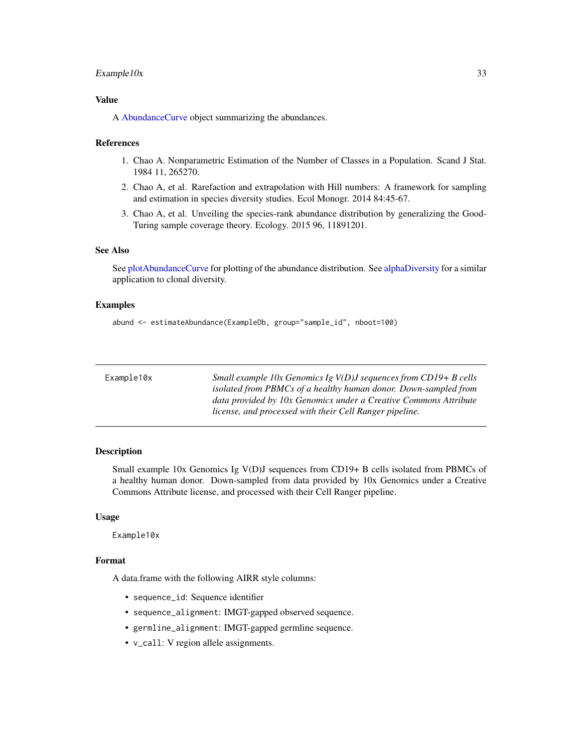### Value

A AbundanceCurve object summarizing the abundances.

### References

1. Chao A. Nonparametric Estimation of the Number of Classes in a Population. Scand J Stat. 1984 11, 265270.
2. Chao A, et al. Rarefaction and extrapolation with Hill numbers: A framework for sampling and estimation in species diversity studies. Ecol Monogr. 2014 84:45-67.
3. Chao A, et al. Unveiling the species-rank abundance distribution by generalizing the Good-Turing sample coverage theory. Ecology. 2015 96, 11891201.

### See Also

See plotAbundanceCurve for plotting of the abundance distribution. See alphaDiversity for a similar application to clonal diversity.

### Examples

```
abund <- estimateAbundance(ExampleDb, group="sample_id", nboot=100)
```

---

## Example10x — *Small example 10x Genomics Ig V(D)J sequences from CD19+ B cells isolated from PBMCs of a healthy human donor. Down-sampled from data provided by 10x Genomics under a Creative Commons Attribute license, and processed with their Cell Ranger pipeline.*

---

### Description

Small example 10x Genomics Ig V(D)J sequences from CD19+ B cells isolated from PBMCs of a healthy human donor. Down-sampled from data provided by 10x Genomics under a Creative Commons Attribute license, and processed with their Cell Ranger pipeline.

### Usage

```
Example10x
```

### Format

A data.frame with the following AIRR style columns:

- `sequence_id`: Sequence identifier
- `sequence_alignment`: IMGT-gapped observed sequence.
- `germline_alignment`: IMGT-gapped germline sequence.
- `v_call`: V region allele assignments.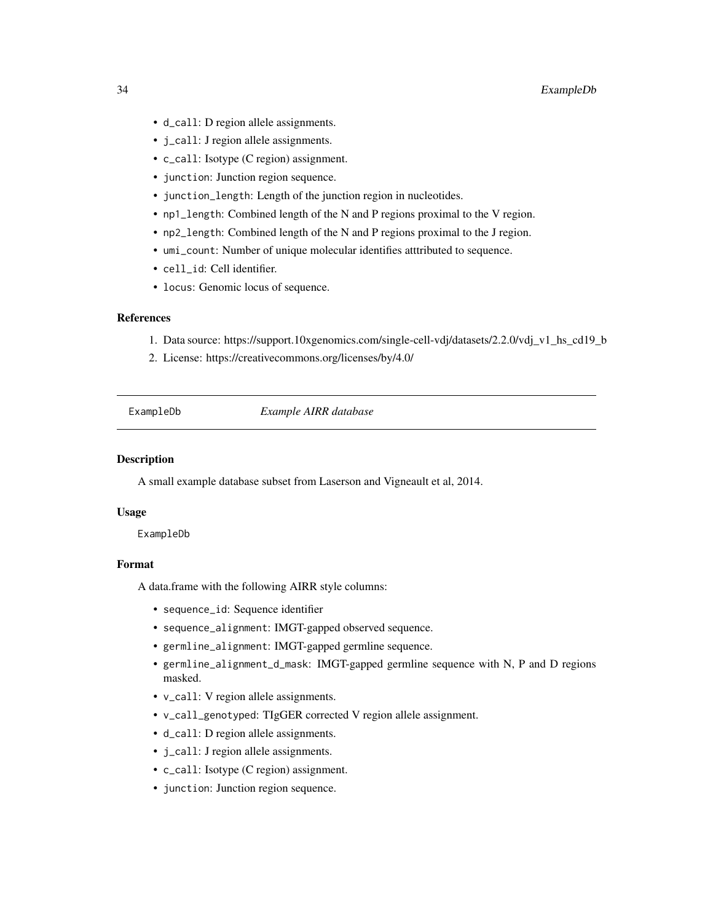- d_call: D region allele assignments.
- j_call: J region allele assignments.
- c_call: Isotype (C region) assignment.
- junction: Junction region sequence.
- junction_length: Length of the junction region in nucleotides.
- np1_length: Combined length of the N and P regions proximal to the V region.
- np2_length: Combined length of the N and P regions proximal to the J region.
- umi_count: Number of unique molecular identifies atttributed to sequence.
- cell_id: Cell identifier.
- locus: Genomic locus of sequence.

### References

1. Data source: https://support.10xgenomics.com/single-cell-vdj/datasets/2.2.0/vdj_v1_hs_cd19_b
2. License: https://creativecommons.org/licenses/by/4.0/

---

## ExampleDb    *Example AIRR database*

---

### Description

A small example database subset from Laserson and Vigneault et al, 2014.

### Usage

```
ExampleDb
```

### Format

A data.frame with the following AIRR style columns:

- sequence_id: Sequence identifier
- sequence_alignment: IMGT-gapped observed sequence.
- germline_alignment: IMGT-gapped germline sequence.
- germline_alignment_d_mask: IMGT-gapped germline sequence with N, P and D regions masked.
- v_call: V region allele assignments.
- v_call_genotyped: TIgGER corrected V region allele assignment.
- d_call: D region allele assignments.
- j_call: J region allele assignments.
- c_call: Isotype (C region) assignment.
- junction: Junction region sequence.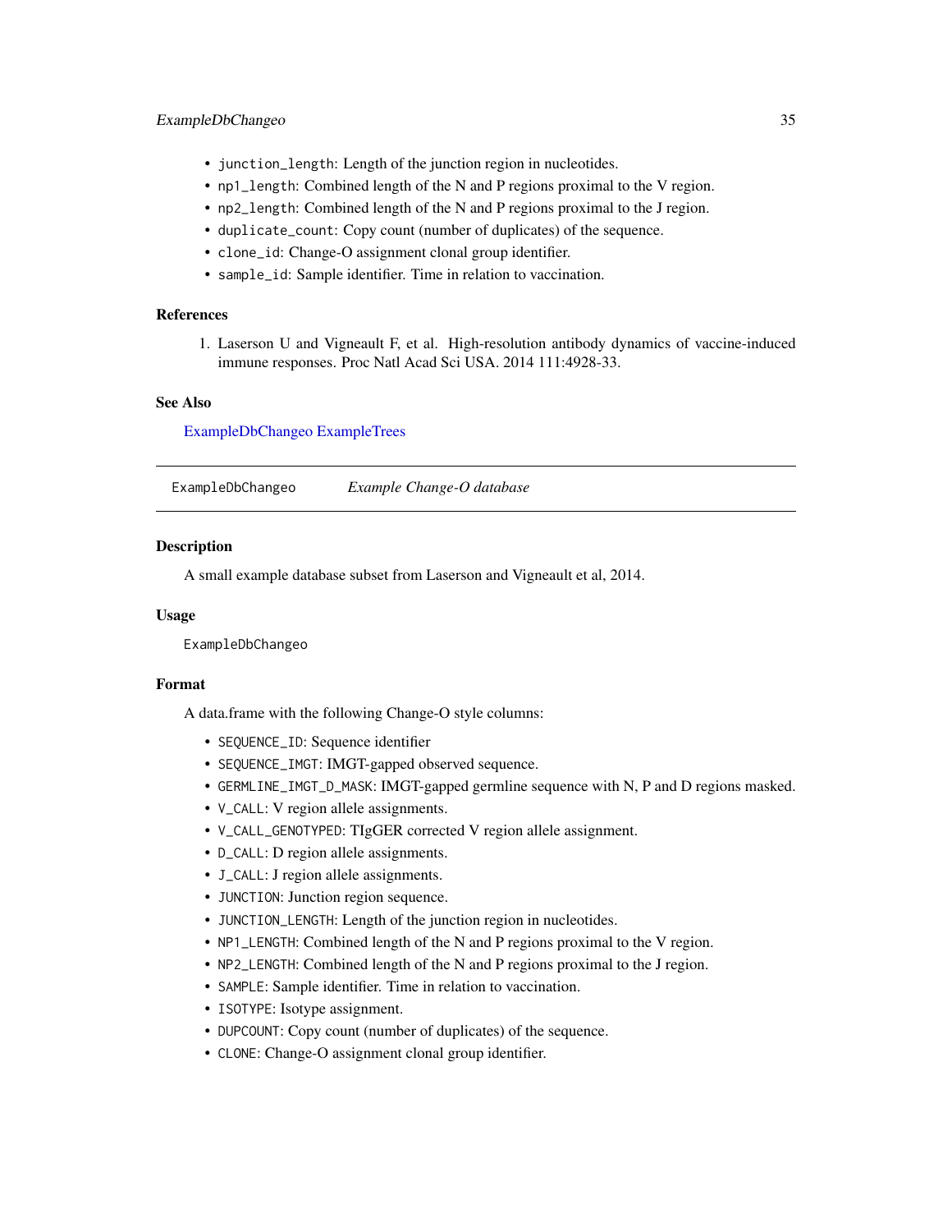- `junction_length`: Length of the junction region in nucleotides.
- `np1_length`: Combined length of the N and P regions proximal to the V region.
- `np2_length`: Combined length of the N and P regions proximal to the J region.
- `duplicate_count`: Copy count (number of duplicates) of the sequence.
- `clone_id`: Change-O assignment clonal group identifier.
- `sample_id`: Sample identifier. Time in relation to vaccination.

### References

1. Laserson U and Vigneault F, et al. High-resolution antibody dynamics of vaccine-induced immune responses. Proc Natl Acad Sci USA. 2014 111:4928-33.

### See Also

ExampleDbChangeo ExampleTrees

---

## ExampleDbChangeo — *Example Change-O database*

---

### Description

A small example database subset from Laserson and Vigneault et al, 2014.

### Usage

```
ExampleDbChangeo
```

### Format

A data.frame with the following Change-O style columns:

- `SEQUENCE_ID`: Sequence identifier
- `SEQUENCE_IMGT`: IMGT-gapped observed sequence.
- `GERMLINE_IMGT_D_MASK`: IMGT-gapped germline sequence with N, P and D regions masked.
- `V_CALL`: V region allele assignments.
- `V_CALL_GENOTYPED`: TIgGER corrected V region allele assignment.
- `D_CALL`: D region allele assignments.
- `J_CALL`: J region allele assignments.
- `JUNCTION`: Junction region sequence.
- `JUNCTION_LENGTH`: Length of the junction region in nucleotides.
- `NP1_LENGTH`: Combined length of the N and P regions proximal to the V region.
- `NP2_LENGTH`: Combined length of the N and P regions proximal to the J region.
- `SAMPLE`: Sample identifier. Time in relation to vaccination.
- `ISOTYPE`: Isotype assignment.
- `DUPCOUNT`: Copy count (number of duplicates) of the sequence.
- `CLONE`: Change-O assignment clonal group identifier.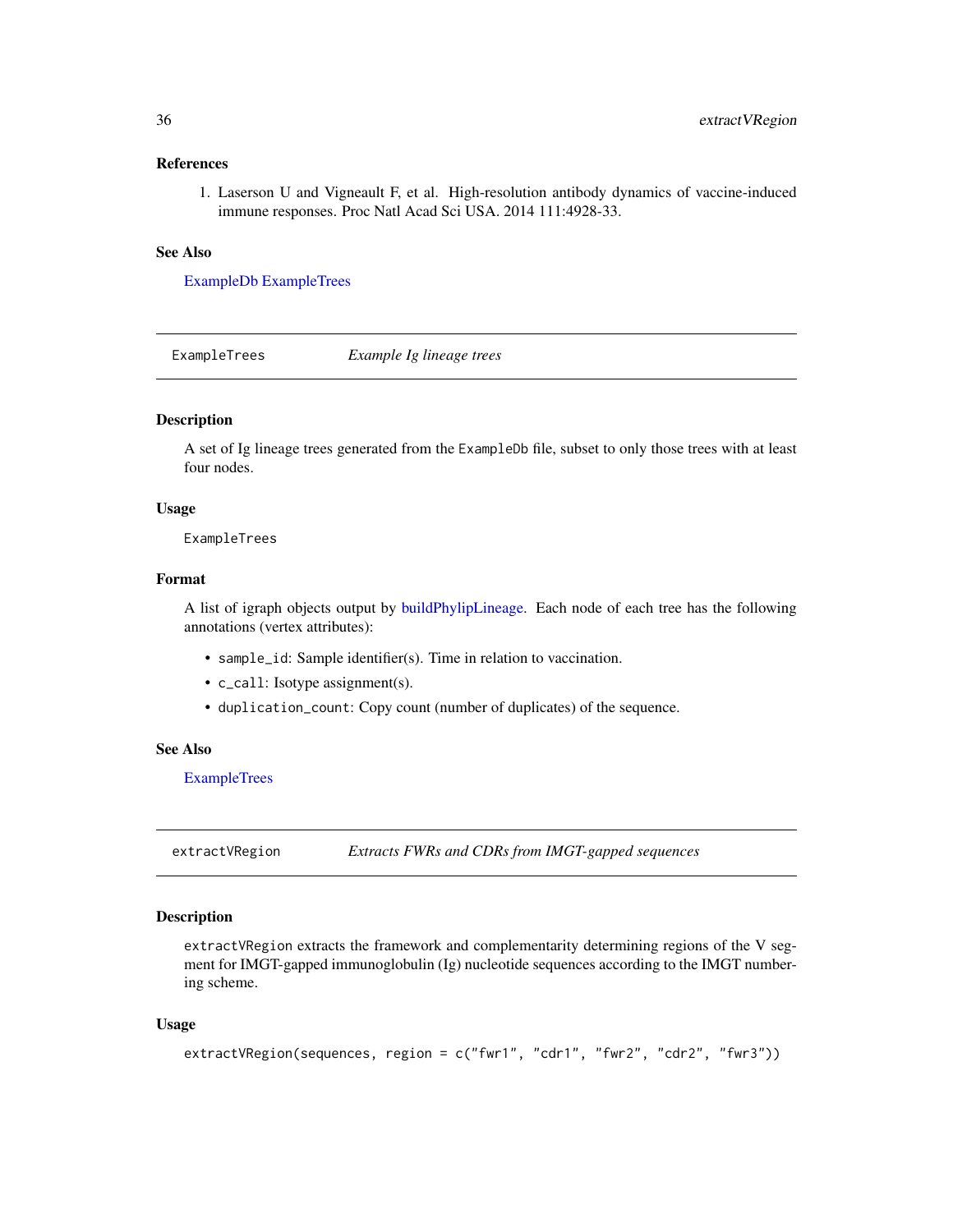## References

1. Laserson U and Vigneault F, et al. High-resolution antibody dynamics of vaccine-induced immune responses. Proc Natl Acad Sci USA. 2014 111:4928-33.

## See Also

ExampleDb ExampleTrees

---

# ExampleTrees *Example Ig lineage trees*

## Description

A set of Ig lineage trees generated from the ExampleDb file, subset to only those trees with at least four nodes.

## Usage

```
ExampleTrees
```

## Format

A list of igraph objects output by buildPhylipLineage. Each node of each tree has the following annotations (vertex attributes):

- sample_id: Sample identifier(s). Time in relation to vaccination.
- c_call: Isotype assignment(s).
- duplication_count: Copy count (number of duplicates) of the sequence.

## See Also

ExampleTrees

---

# extractVRegion *Extracts FWRs and CDRs from IMGT-gapped sequences*

## Description

extractVRegion extracts the framework and complementarity determining regions of the V segment for IMGT-gapped immunoglobulin (Ig) nucleotide sequences according to the IMGT numbering scheme.

## Usage

```
extractVRegion(sequences, region = c("fwr1", "cdr1", "fwr2", "cdr2", "fwr3"))
```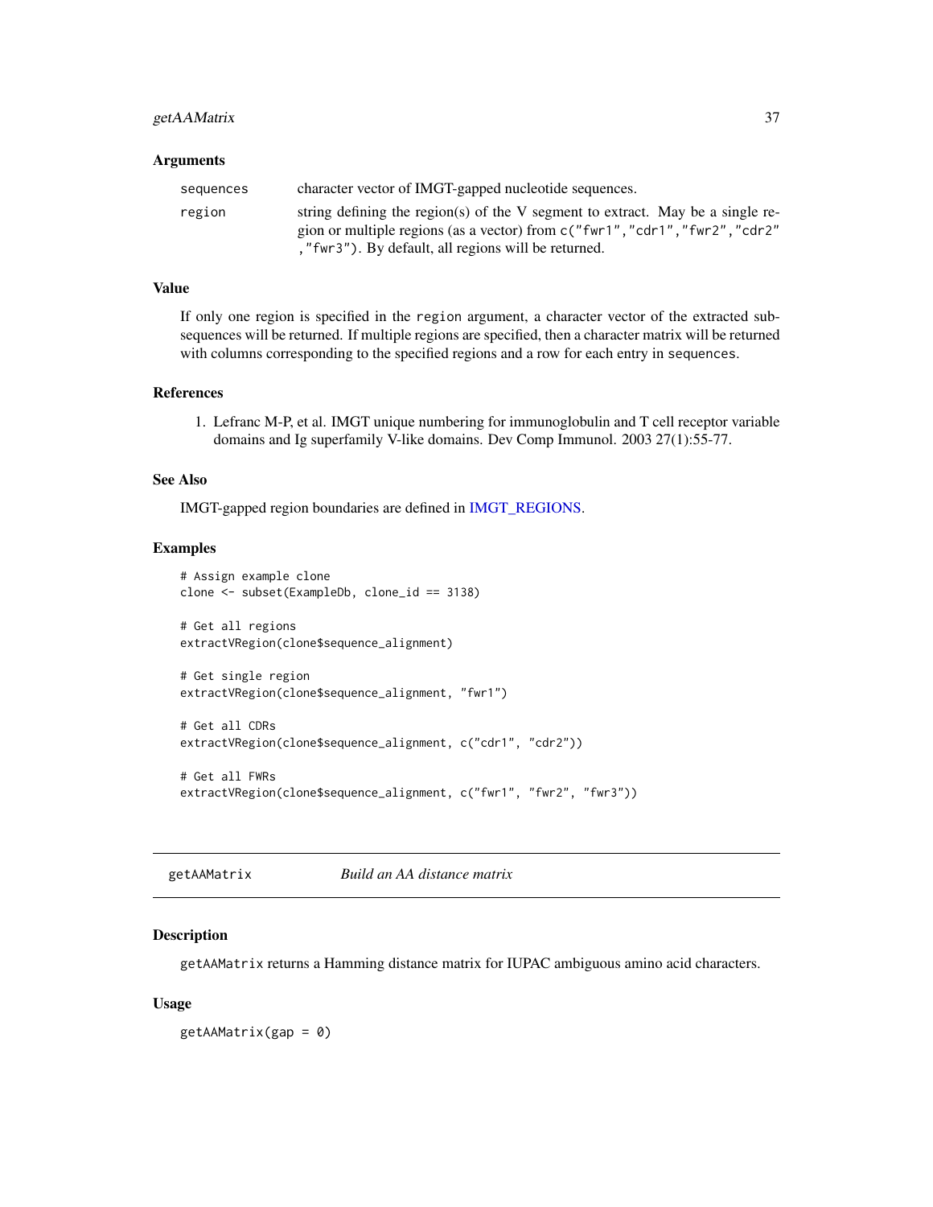### Arguments

| | |
|---|---|
| `sequences` | character vector of IMGT-gapped nucleotide sequences. |
| `region` | string defining the region(s) of the V segment to extract. May be a single region or multiple regions (as a vector) from `c("fwr1","cdr1","fwr2","cdr2","fwr3")`. By default, all regions will be returned. |

### Value

If only one region is specified in the `region` argument, a character vector of the extracted subsequences will be returned. If multiple regions are specified, then a character matrix will be returned with columns corresponding to the specified regions and a row for each entry in `sequences`.

### References

1. Lefranc M-P, et al. IMGT unique numbering for immunoglobulin and T cell receptor variable domains and Ig superfamily V-like domains. Dev Comp Immunol. 2003 27(1):55-77.

### See Also

IMGT-gapped region boundaries are defined in IMGT_REGIONS.

### Examples

```
# Assign example clone
clone <- subset(ExampleDb, clone_id == 3138)

# Get all regions
extractVRegion(clone$sequence_alignment)

# Get single region
extractVRegion(clone$sequence_alignment, "fwr1")

# Get all CDRs
extractVRegion(clone$sequence_alignment, c("cdr1", "cdr2"))

# Get all FWRs
extractVRegion(clone$sequence_alignment, c("fwr1", "fwr2", "fwr3"))
```

---

## getAAMatrix — *Build an AA distance matrix*

### Description

`getAAMatrix` returns a Hamming distance matrix for IUPAC ambiguous amino acid characters.

### Usage

```
getAAMatrix(gap = 0)
```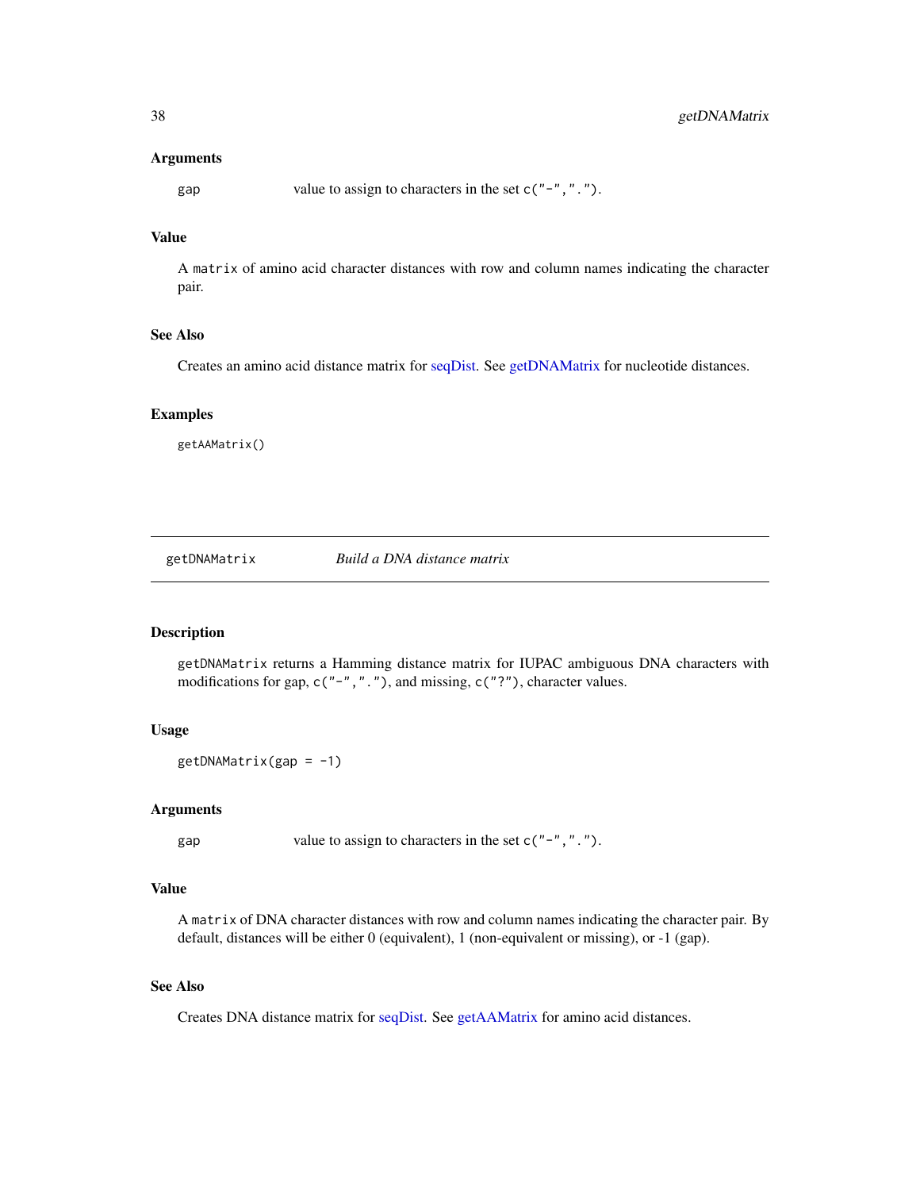### Arguments

`gap` value to assign to characters in the set `c("-",".")`.

### Value

A `matrix` of amino acid character distances with row and column names indicating the character pair.

### See Also

Creates an amino acid distance matrix for seqDist. See getDNAMatrix for nucleotide distances.

### Examples

```
getAAMatrix()
```

---

## getDNAMatrix *Build a DNA distance matrix*

---

### Description

`getDNAMatrix` returns a Hamming distance matrix for IUPAC ambiguous DNA characters with modifications for gap, `c("-",".")`, and missing, `c("?")`, character values.

### Usage

```
getDNAMatrix(gap = -1)
```

### Arguments

`gap` value to assign to characters in the set `c("-",".")`.

### Value

A `matrix` of DNA character distances with row and column names indicating the character pair. By default, distances will be either 0 (equivalent), 1 (non-equivalent or missing), or -1 (gap).

### See Also

Creates DNA distance matrix for seqDist. See getAAMatrix for amino acid distances.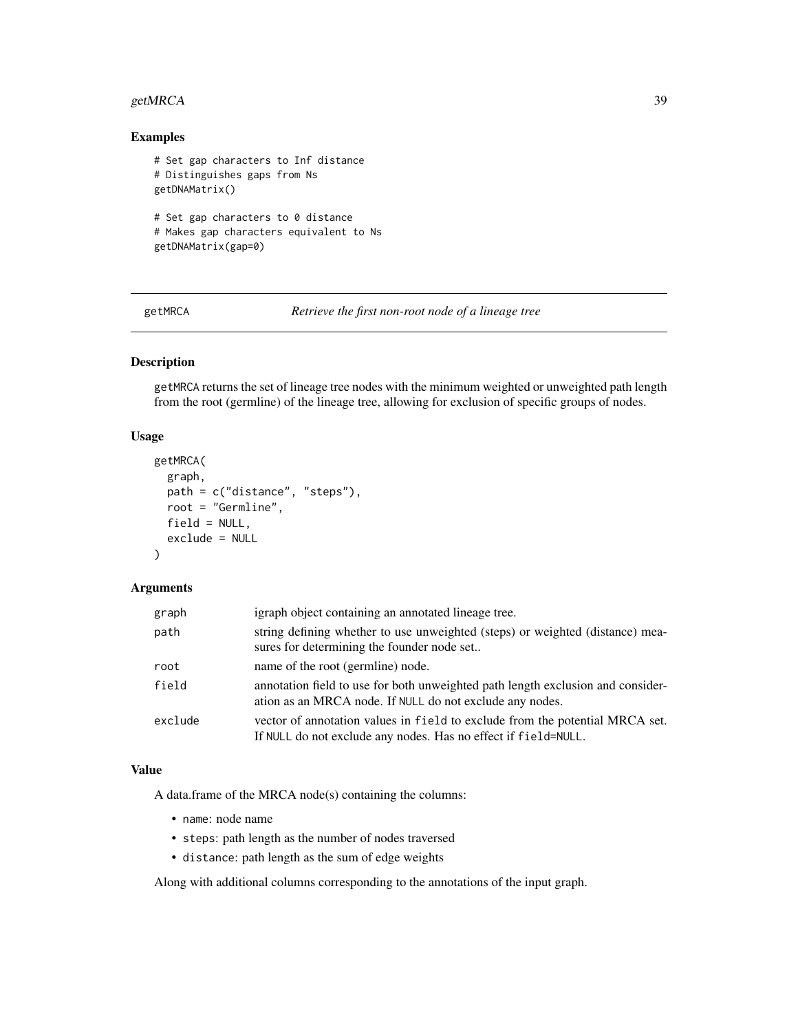## Examples

```
# Set gap characters to Inf distance
# Distinguishes gaps from Ns
getDNAMatrix()

# Set gap characters to 0 distance
# Makes gap characters equivalent to Ns
getDNAMatrix(gap=0)
```

---

# getMRCA &nbsp;&nbsp;&nbsp; *Retrieve the first non-root node of a lineage tree*

---

## Description

getMRCA returns the set of lineage tree nodes with the minimum weighted or unweighted path length from the root (germline) of the lineage tree, allowing for exclusion of specific groups of nodes.

## Usage

```
getMRCA(
  graph,
  path = c("distance", "steps"),
  root = "Germline",
  field = NULL,
  exclude = NULL
)
```

## Arguments

| | |
|---|---|
| graph | igraph object containing an annotated lineage tree. |
| path | string defining whether to use unweighted (steps) or weighted (distance) measures for determining the founder node set.. |
| root | name of the root (germline) node. |
| field | annotation field to use for both unweighted path length exclusion and consideration as an MRCA node. If NULL do not exclude any nodes. |
| exclude | vector of annotation values in field to exclude from the potential MRCA set. If NULL do not exclude any nodes. Has no effect if field=NULL. |

## Value

A data.frame of the MRCA node(s) containing the columns:

- name: node name
- steps: path length as the number of nodes traversed
- distance: path length as the sum of edge weights

Along with additional columns corresponding to the annotations of the input graph.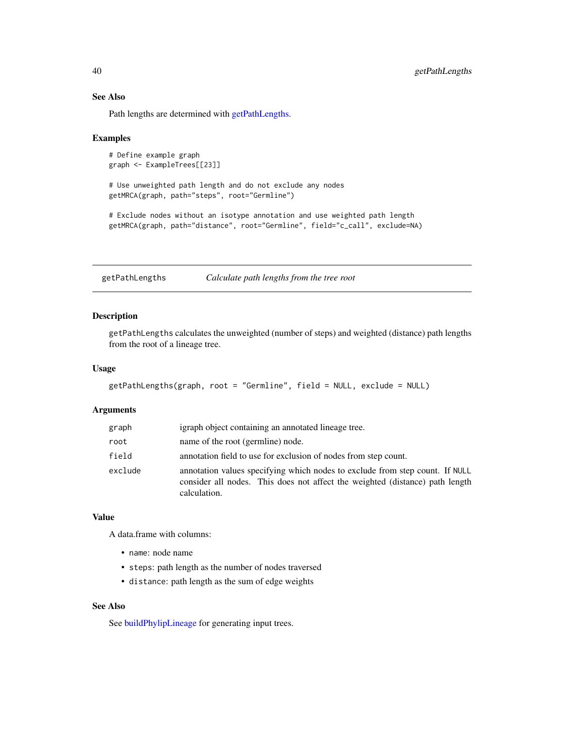## See Also

Path lengths are determined with getPathLengths.

## Examples

```
# Define example graph
graph <- ExampleTrees[[23]]

# Use unweighted path length and do not exclude any nodes
getMRCA(graph, path="steps", root="Germline")

# Exclude nodes without an isotype annotation and use weighted path length
getMRCA(graph, path="distance", root="Germline", field="c_call", exclude=NA)
```

---

# getPathLengths — *Calculate path lengths from the tree root*

---

## Description

`getPathLengths` calculates the unweighted (number of steps) and weighted (distance) path lengths from the root of a lineage tree.

## Usage

```
getPathLengths(graph, root = "Germline", field = NULL, exclude = NULL)
```

## Arguments

| | |
|---|---|
| `graph` | igraph object containing an annotated lineage tree. |
| `root` | name of the root (germline) node. |
| `field` | annotation field to use for exclusion of nodes from step count. |
| `exclude` | annotation values specifying which nodes to exclude from step count. If `NULL` consider all nodes. This does not affect the weighted (distance) path length calculation. |

## Value

A data.frame with columns:

- `name`: node name
- `steps`: path length as the number of nodes traversed
- `distance`: path length as the sum of edge weights

## See Also

See buildPhylipLineage for generating input trees.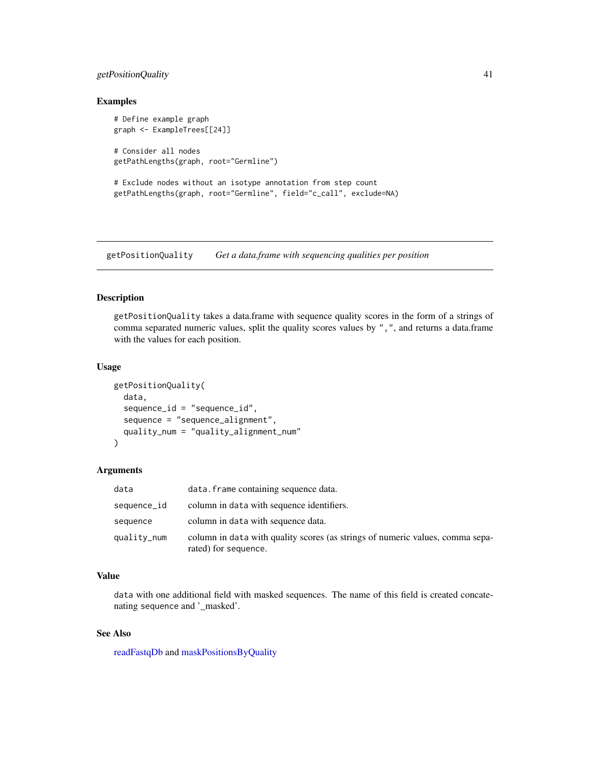### Examples

```
# Define example graph
graph <- ExampleTrees[[24]]

# Consider all nodes
getPathLengths(graph, root="Germline")

# Exclude nodes without an isotype annotation from step count
getPathLengths(graph, root="Germline", field="c_call", exclude=NA)
```

---

## getPositionQuality    *Get a data.frame with sequencing qualities per position*

### Description

getPositionQuality takes a data.frame with sequence quality scores in the form of a strings of comma separated numeric values, split the quality scores values by ",", and returns a data.frame with the values for each position.

### Usage

```
getPositionQuality(
  data,
  sequence_id = "sequence_id",
  sequence = "sequence_alignment",
  quality_num = "quality_alignment_num"
)
```

### Arguments

| | |
|---|---|
| data | data.frame containing sequence data. |
| sequence_id | column in data with sequence identifiers. |
| sequence | column in data with sequence data. |
| quality_num | column in data with quality scores (as strings of numeric values, comma separated) for sequence. |

### Value

data with one additional field with masked sequences. The name of this field is created concatenating sequence and '_masked'.

### See Also

readFastqDb and maskPositionsByQuality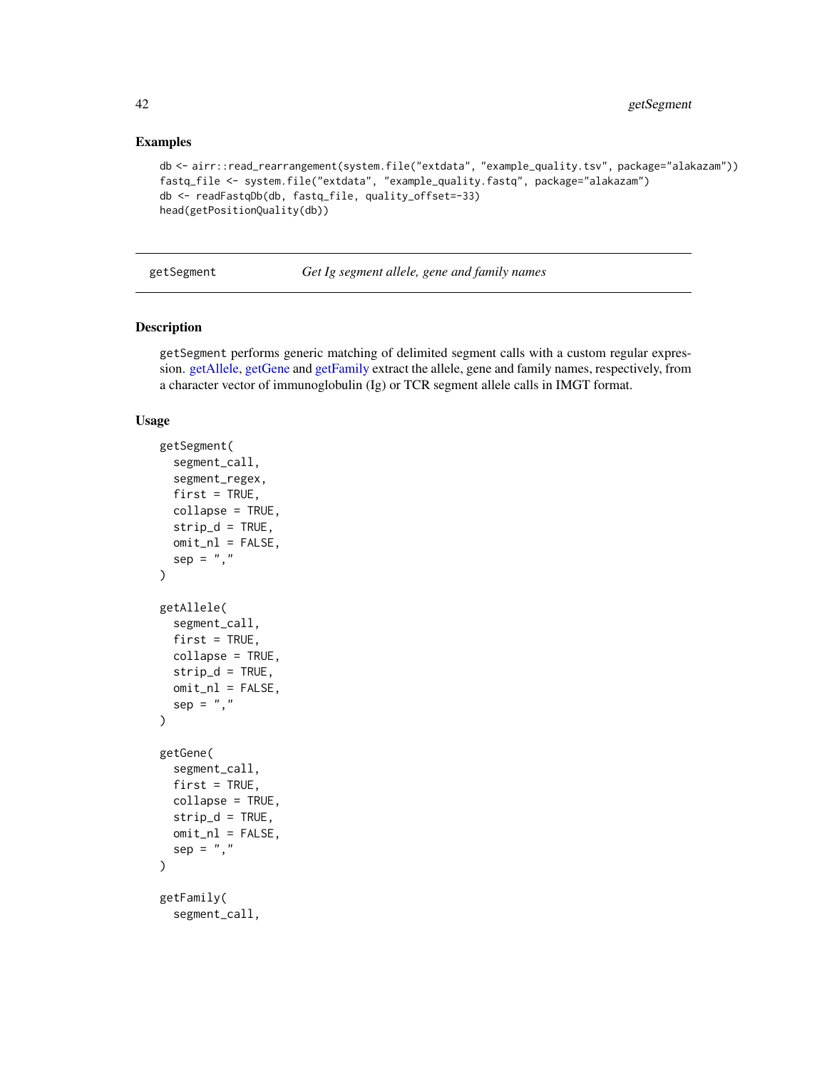## Examples

```
db <- airr::read_rearrangement(system.file("extdata", "example_quality.tsv", package="alakazam"))
fastq_file <- system.file("extdata", "example_quality.fastq", package="alakazam")
db <- readFastqDb(db, fastq_file, quality_offset=-33)
head(getPositionQuality(db))
```

---

getSegment &nbsp;&nbsp;&nbsp;&nbsp; *Get Ig segment allele, gene and family names*

---

## Description

getSegment performs generic matching of delimited segment calls with a custom regular expression. getAllele, getGene and getFamily extract the allele, gene and family names, respectively, from a character vector of immunoglobulin (Ig) or TCR segment allele calls in IMGT format.

## Usage

```
getSegment(
  segment_call,
  segment_regex,
  first = TRUE,
  collapse = TRUE,
  strip_d = TRUE,
  omit_nl = FALSE,
  sep = ","
)

getAllele(
  segment_call,
  first = TRUE,
  collapse = TRUE,
  strip_d = TRUE,
  omit_nl = FALSE,
  sep = ","
)

getGene(
  segment_call,
  first = TRUE,
  collapse = TRUE,
  strip_d = TRUE,
  omit_nl = FALSE,
  sep = ","
)

getFamily(
  segment_call,
```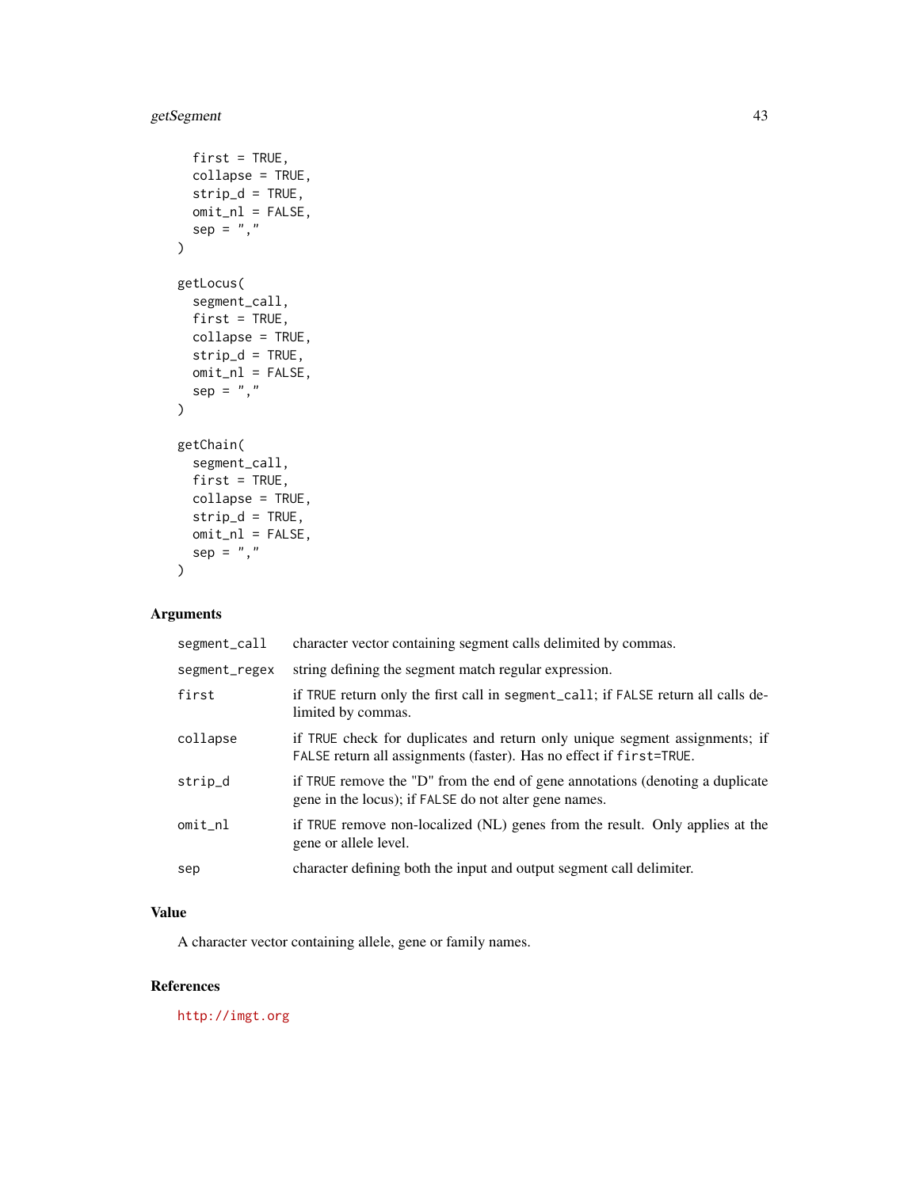```
  first = TRUE,
  collapse = TRUE,
  strip_d = TRUE,
  omit_nl = FALSE,
  sep = ","
)

getLocus(
  segment_call,
  first = TRUE,
  collapse = TRUE,
  strip_d = TRUE,
  omit_nl = FALSE,
  sep = ","
)

getChain(
  segment_call,
  first = TRUE,
  collapse = TRUE,
  strip_d = TRUE,
  omit_nl = FALSE,
  sep = ","
)
```

## Arguments

| | |
|---|---|
| `segment_call` | character vector containing segment calls delimited by commas. |
| `segment_regex` | string defining the segment match regular expression. |
| `first` | if `TRUE` return only the first call in `segment_call`; if `FALSE` return all calls delimited by commas. |
| `collapse` | if `TRUE` check for duplicates and return only unique segment assignments; if `FALSE` return all assignments (faster). Has no effect if `first=TRUE`. |
| `strip_d` | if `TRUE` remove the "D" from the end of gene annotations (denoting a duplicate gene in the locus); if `FALSE` do not alter gene names. |
| `omit_nl` | if `TRUE` remove non-localized (NL) genes from the result. Only applies at the gene or allele level. |
| `sep` | character defining both the input and output segment call delimiter. |

## Value

A character vector containing allele, gene or family names.

## References

http://imgt.org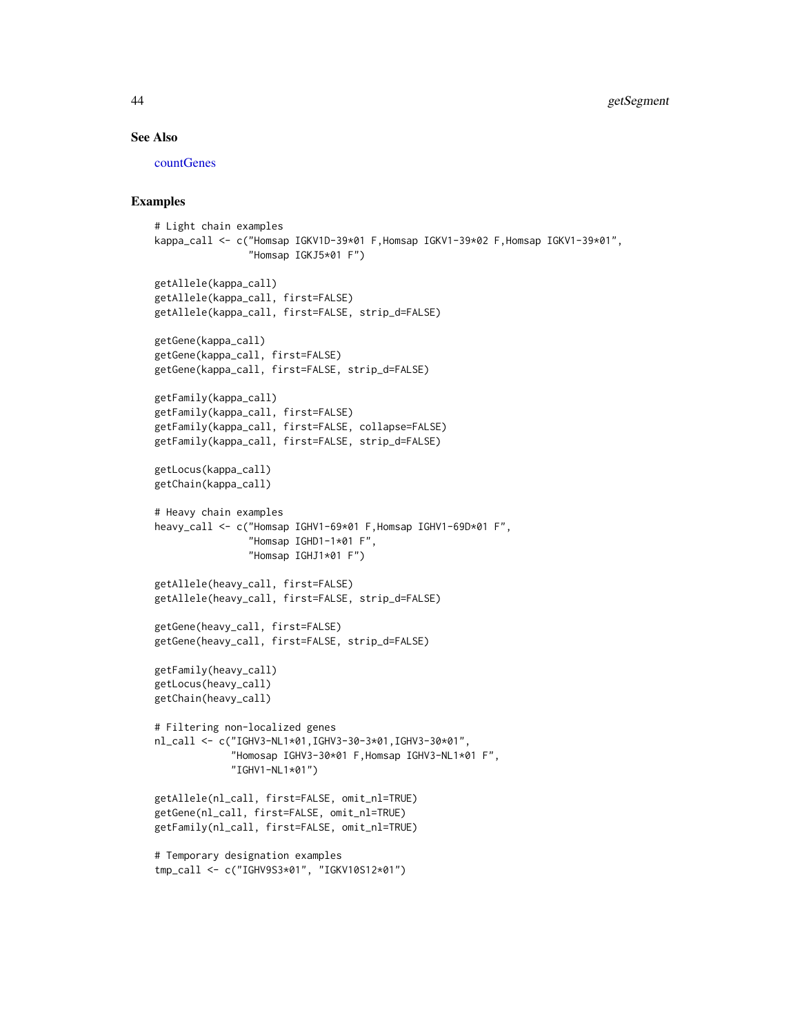## See Also

countGenes

## Examples

```
# Light chain examples
kappa_call <- c("Homsap IGKV1D-39*01 F,Homsap IGKV1-39*02 F,Homsap IGKV1-39*01",
                "Homsap IGKJ5*01 F")

getAllele(kappa_call)
getAllele(kappa_call, first=FALSE)
getAllele(kappa_call, first=FALSE, strip_d=FALSE)

getGene(kappa_call)
getGene(kappa_call, first=FALSE)
getGene(kappa_call, first=FALSE, strip_d=FALSE)

getFamily(kappa_call)
getFamily(kappa_call, first=FALSE)
getFamily(kappa_call, first=FALSE, collapse=FALSE)
getFamily(kappa_call, first=FALSE, strip_d=FALSE)

getLocus(kappa_call)
getChain(kappa_call)

# Heavy chain examples
heavy_call <- c("Homsap IGHV1-69*01 F,Homsap IGHV1-69D*01 F",
                "Homsap IGHD1-1*01 F",
                "Homsap IGHJ1*01 F")

getAllele(heavy_call, first=FALSE)
getAllele(heavy_call, first=FALSE, strip_d=FALSE)

getGene(heavy_call, first=FALSE)
getGene(heavy_call, first=FALSE, strip_d=FALSE)

getFamily(heavy_call)
getLocus(heavy_call)
getChain(heavy_call)

# Filtering non-localized genes
nl_call <- c("IGHV3-NL1*01,IGHV3-30-3*01,IGHV3-30*01",
             "Homosap IGHV3-30*01 F,Homsap IGHV3-NL1*01 F",
             "IGHV1-NL1*01")

getAllele(nl_call, first=FALSE, omit_nl=TRUE)
getGene(nl_call, first=FALSE, omit_nl=TRUE)
getFamily(nl_call, first=FALSE, omit_nl=TRUE)

# Temporary designation examples
tmp_call <- c("IGHV9S3*01", "IGKV10S12*01")
```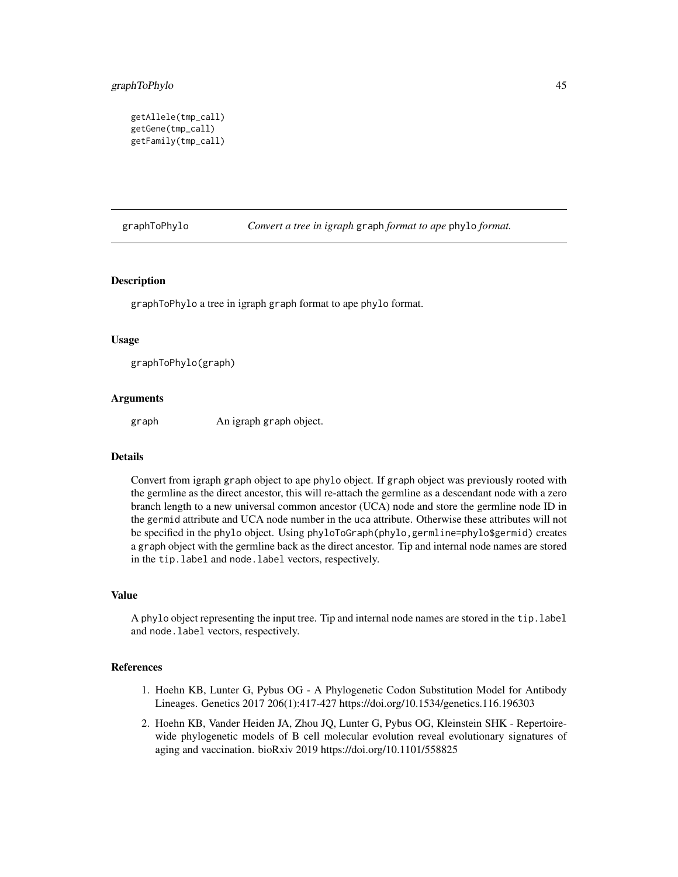```
getAllele(tmp_call)
getGene(tmp_call)
getFamily(tmp_call)
```

---

## graphToPhylo *Convert a tree in igraph* graph *format to ape* phylo *format.*

---

### Description

graphToPhylo a tree in igraph graph format to ape phylo format.

### Usage

```
graphToPhylo(graph)
```

### Arguments

| | |
|---|---|
| graph | An igraph graph object. |

### Details

Convert from igraph graph object to ape phylo object. If graph object was previously rooted with the germline as the direct ancestor, this will re-attach the germline as a descendant node with a zero branch length to a new universal common ancestor (UCA) node and store the germline node ID in the germid attribute and UCA node number in the uca attribute. Otherwise these attributes will not be specified in the phylo object. Using phyloToGraph(phylo,germline=phylo$germid) creates a graph object with the germline back as the direct ancestor. Tip and internal node names are stored in the tip.label and node.label vectors, respectively.

### Value

A phylo object representing the input tree. Tip and internal node names are stored in the tip.label and node.label vectors, respectively.

### References

1. Hoehn KB, Lunter G, Pybus OG - A Phylogenetic Codon Substitution Model for Antibody Lineages. Genetics 2017 206(1):417-427 https://doi.org/10.1534/genetics.116.196303
2. Hoehn KB, Vander Heiden JA, Zhou JQ, Lunter G, Pybus OG, Kleinstein SHK - Repertoire-wide phylogenetic models of B cell molecular evolution reveal evolutionary signatures of aging and vaccination. bioRxiv 2019 https://doi.org/10.1101/558825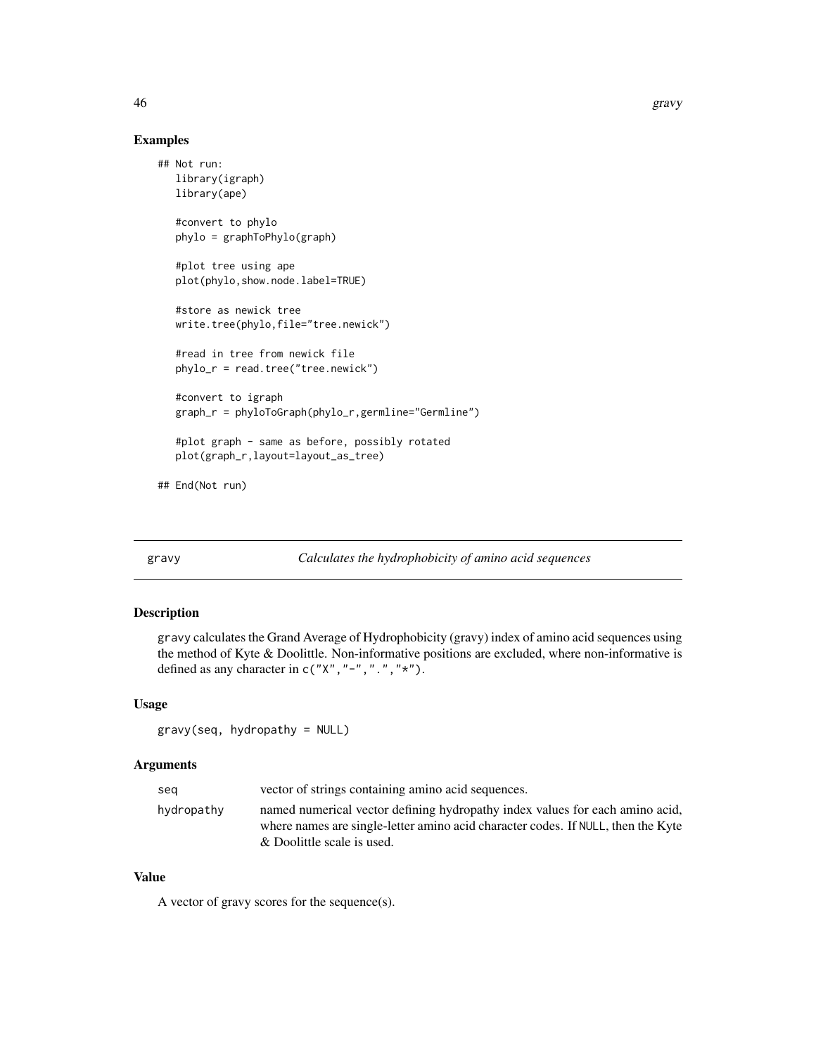## Examples

```
## Not run:
   library(igraph)
   library(ape)

   #convert to phylo
   phylo = graphToPhylo(graph)

   #plot tree using ape
   plot(phylo,show.node.label=TRUE)

   #store as newick tree
   write.tree(phylo,file="tree.newick")

   #read in tree from newick file
   phylo_r = read.tree("tree.newick")

   #convert to igraph
   graph_r = phyloToGraph(phylo_r,germline="Germline")

   #plot graph - same as before, possibly rotated
   plot(graph_r,layout=layout_as_tree)

## End(Not run)
```

---

gravy — *Calculates the hydrophobicity of amino acid sequences*

---

## Description

gravy calculates the Grand Average of Hydrophobicity (gravy) index of amino acid sequences using the method of Kyte & Doolittle. Non-informative positions are excluded, where non-informative is defined as any character in c("X","-",".","*").

## Usage

```
gravy(seq, hydropathy = NULL)
```

## Arguments

| | |
|---|---|
| seq | vector of strings containing amino acid sequences. |
| hydropathy | named numerical vector defining hydropathy index values for each amino acid, where names are single-letter amino acid character codes. If NULL, then the Kyte & Doolittle scale is used. |

## Value

A vector of gravy scores for the sequence(s).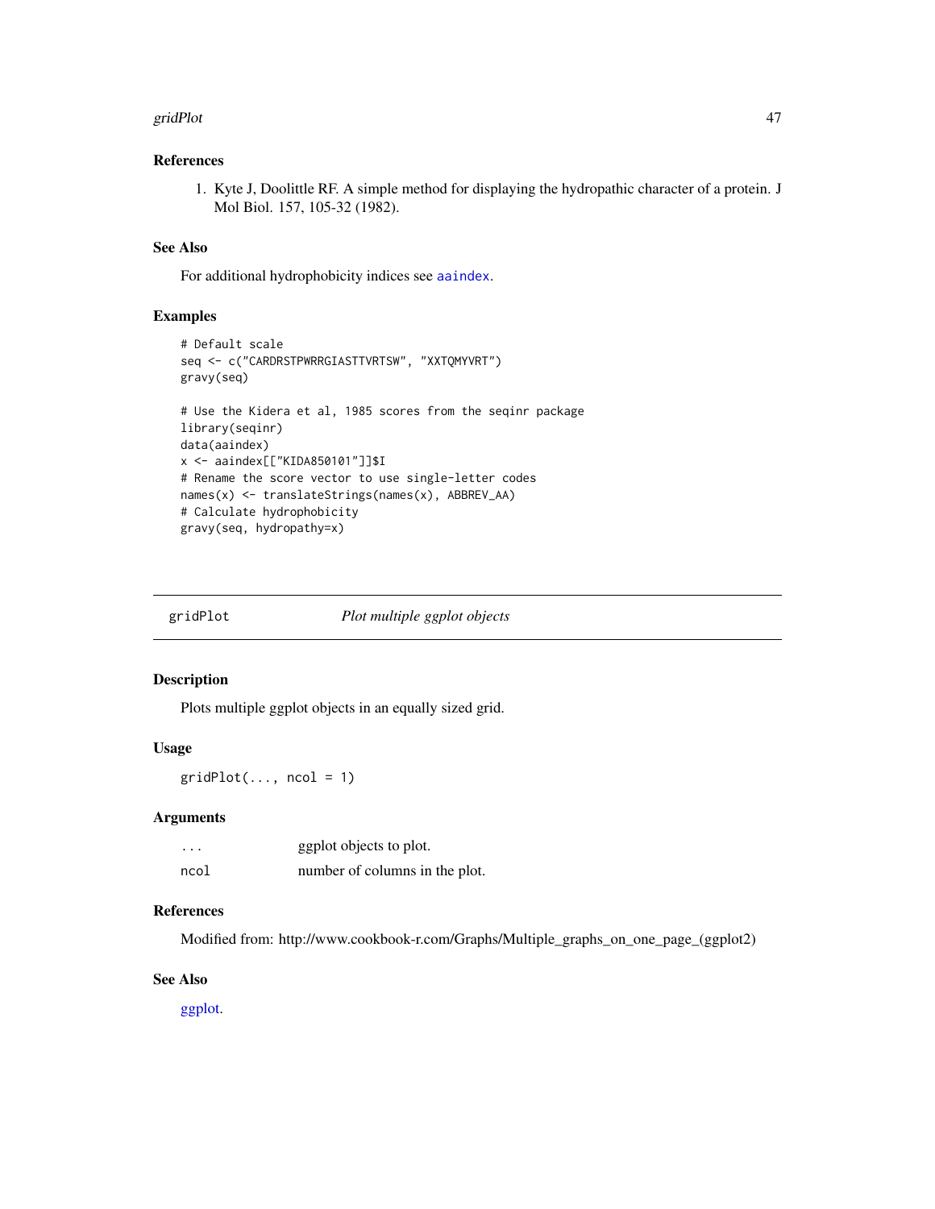### References

1. Kyte J, Doolittle RF. A simple method for displaying the hydropathic character of a protein. J Mol Biol. 157, 105-32 (1982).

### See Also

For additional hydrophobicity indices see aaindex.

### Examples

```
# Default scale
seq <- c("CARDRSTPWRRGIASTTVRTSW", "XXTQMYVRT")
gravy(seq)

# Use the Kidera et al, 1985 scores from the seqinr package
library(seqinr)
data(aaindex)
x <- aaindex[["KIDA850101"]]$I
# Rename the score vector to use single-letter codes
names(x) <- translateStrings(names(x), ABBREV_AA)
# Calculate hydrophobicity
gravy(seq, hydropathy=x)
```

---

## gridPlot *Plot multiple ggplot objects*

### Description

Plots multiple ggplot objects in an equally sized grid.

### Usage

```
gridPlot(..., ncol = 1)
```

### Arguments

| | |
|---|---|
| ... | ggplot objects to plot. |
| ncol | number of columns in the plot. |

### References

Modified from: http://www.cookbook-r.com/Graphs/Multiple_graphs_on_one_page_(ggplot2)

### See Also

ggplot.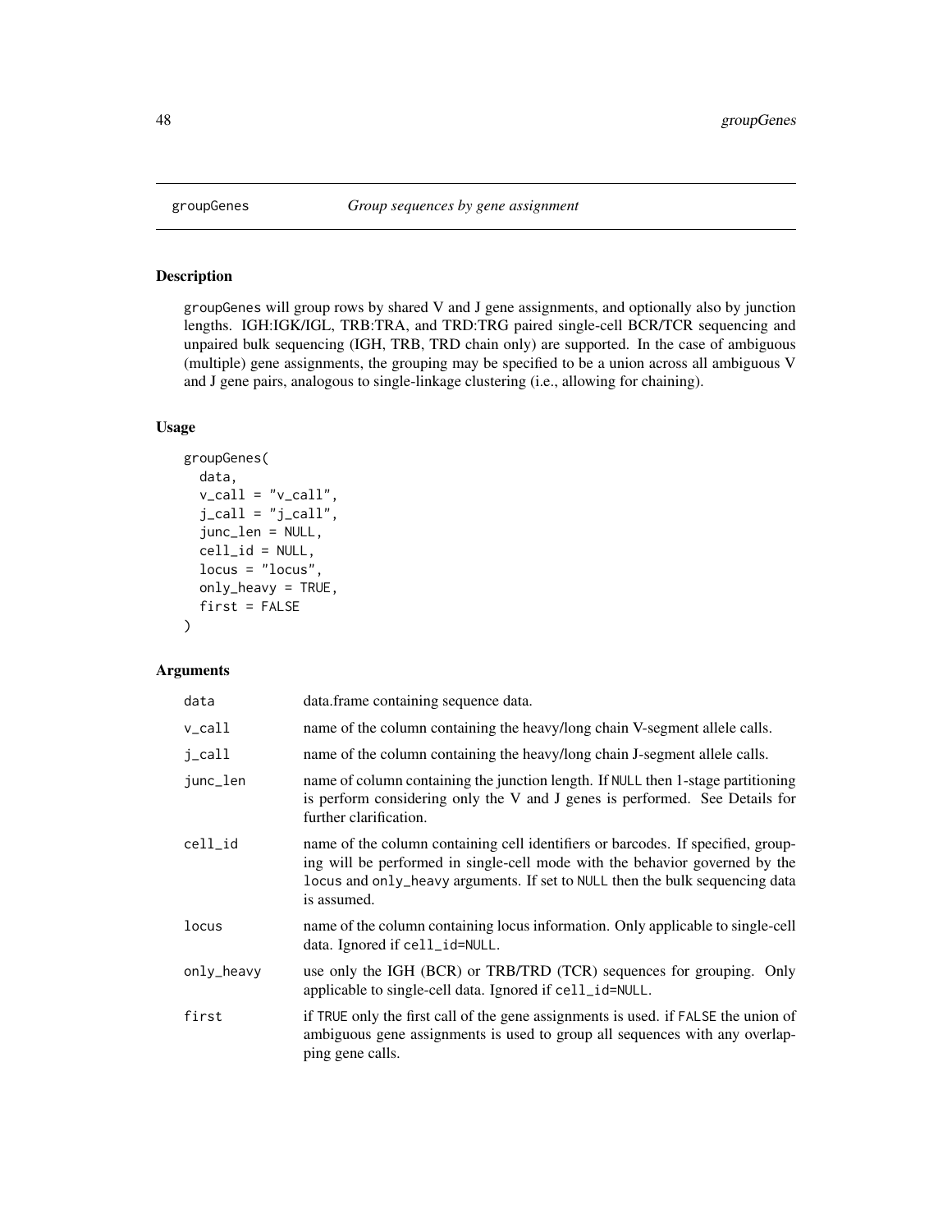groupGenes *Group sequences by gene assignment*

## Description

groupGenes will group rows by shared V and J gene assignments, and optionally also by junction lengths. IGH:IGK/IGL, TRB:TRA, and TRD:TRG paired single-cell BCR/TCR sequencing and unpaired bulk sequencing (IGH, TRB, TRD chain only) are supported. In the case of ambiguous (multiple) gene assignments, the grouping may be specified to be a union across all ambiguous V and J gene pairs, analogous to single-linkage clustering (i.e., allowing for chaining).

## Usage

```
groupGenes(
  data,
  v_call = "v_call",
  j_call = "j_call",
  junc_len = NULL,
  cell_id = NULL,
  locus = "locus",
  only_heavy = TRUE,
  first = FALSE
)
```

## Arguments

| | |
|---|---|
| data | data.frame containing sequence data. |
| v_call | name of the column containing the heavy/long chain V-segment allele calls. |
| j_call | name of the column containing the heavy/long chain J-segment allele calls. |
| junc_len | name of column containing the junction length. If NULL then 1-stage partitioning is perform considering only the V and J genes is performed. See Details for further clarification. |
| cell_id | name of the column containing cell identifiers or barcodes. If specified, grouping will be performed in single-cell mode with the behavior governed by the locus and only_heavy arguments. If set to NULL then the bulk sequencing data is assumed. |
| locus | name of the column containing locus information. Only applicable to single-cell data. Ignored if cell_id=NULL. |
| only_heavy | use only the IGH (BCR) or TRB/TRD (TCR) sequences for grouping. Only applicable to single-cell data. Ignored if cell_id=NULL. |
| first | if TRUE only the first call of the gene assignments is used. if FALSE the union of ambiguous gene assignments is used to group all sequences with any overlapping gene calls. |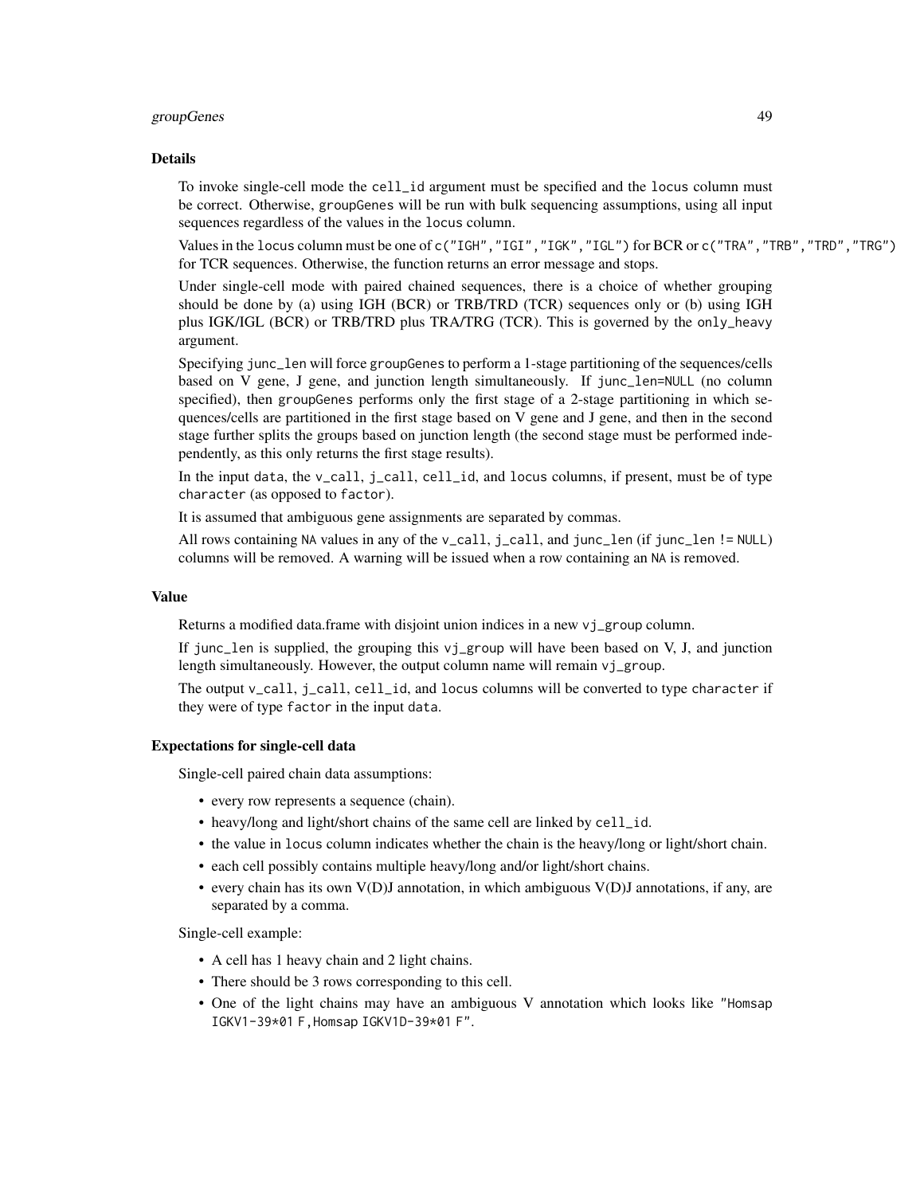### Details

To invoke single-cell mode the `cell_id` argument must be specified and the `locus` column must be correct. Otherwise, `groupGenes` will be run with bulk sequencing assumptions, using all input sequences regardless of the values in the `locus` column.

Values in the `locus` column must be one of `c("IGH","IGI","IGK","IGL")` for BCR or `c("TRA","TRB","TRD","TRG")` for TCR sequences. Otherwise, the function returns an error message and stops.

Under single-cell mode with paired chained sequences, there is a choice of whether grouping should be done by (a) using IGH (BCR) or TRB/TRD (TCR) sequences only or (b) using IGH plus IGK/IGL (BCR) or TRB/TRD plus TRA/TRG (TCR). This is governed by the `only_heavy` argument.

Specifying `junc_len` will force `groupGenes` to perform a 1-stage partitioning of the sequences/cells based on V gene, J gene, and junction length simultaneously. If `junc_len=NULL` (no column specified), then `groupGenes` performs only the first stage of a 2-stage partitioning in which sequences/cells are partitioned in the first stage based on V gene and J gene, and then in the second stage further splits the groups based on junction length (the second stage must be performed independently, as this only returns the first stage results).

In the input `data`, the `v_call`, `j_call`, `cell_id`, and `locus` columns, if present, must be of type `character` (as opposed to `factor`).

It is assumed that ambiguous gene assignments are separated by commas.

All rows containing `NA` values in any of the `v_call`, `j_call`, and `junc_len` (if `junc_len != NULL`) columns will be removed. A warning will be issued when a row containing an `NA` is removed.

### Value

Returns a modified data.frame with disjoint union indices in a new `vj_group` column.

If `junc_len` is supplied, the grouping this `vj_group` will have been based on V, J, and junction length simultaneously. However, the output column name will remain `vj_group`.

The output `v_call`, `j_call`, `cell_id`, and `locus` columns will be converted to type `character` if they were of type `factor` in the input `data`.

### Expectations for single-cell data

Single-cell paired chain data assumptions:

- every row represents a sequence (chain).
- heavy/long and light/short chains of the same cell are linked by `cell_id`.
- the value in `locus` column indicates whether the chain is the heavy/long or light/short chain.
- each cell possibly contains multiple heavy/long and/or light/short chains.
- every chain has its own V(D)J annotation, in which ambiguous V(D)J annotations, if any, are separated by a comma.

Single-cell example:

- A cell has 1 heavy chain and 2 light chains.
- There should be 3 rows corresponding to this cell.
- One of the light chains may have an ambiguous V annotation which looks like `"Homsap IGKV1-39*01 F,Homsap IGKV1D-39*01 F"`.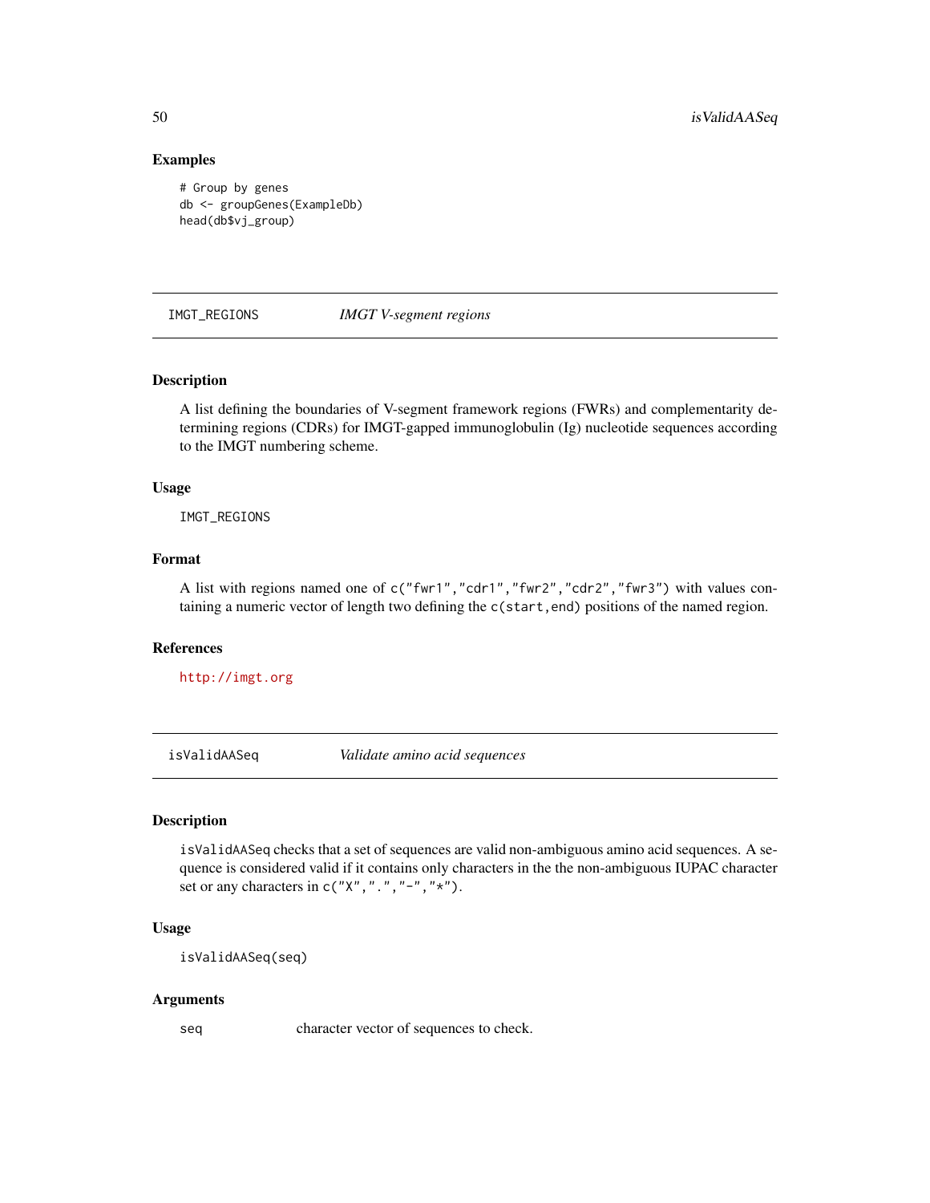### Examples

```
# Group by genes
db <- groupGenes(ExampleDb)
head(db$vj_group)
```

---

## IMGT_REGIONS *IMGT V-segment regions*

---

### Description

A list defining the boundaries of V-segment framework regions (FWRs) and complementarity determining regions (CDRs) for IMGT-gapped immunoglobulin (Ig) nucleotide sequences according to the IMGT numbering scheme.

### Usage

```
IMGT_REGIONS
```

### Format

A list with regions named one of `c("fwr1","cdr1","fwr2","cdr2","fwr3")` with values containing a numeric vector of length two defining the `c(start,end)` positions of the named region.

### References

http://imgt.org

---

## isValidAASeq *Validate amino acid sequences*

---

### Description

`isValidAASeq` checks that a set of sequences are valid non-ambiguous amino acid sequences. A sequence is considered valid if it contains only characters in the the non-ambiguous IUPAC character set or any characters in `c("X",".","-","*")`.

### Usage

```
isValidAASeq(seq)
```

### Arguments

| | |
|---|---|
| seq | character vector of sequences to check. |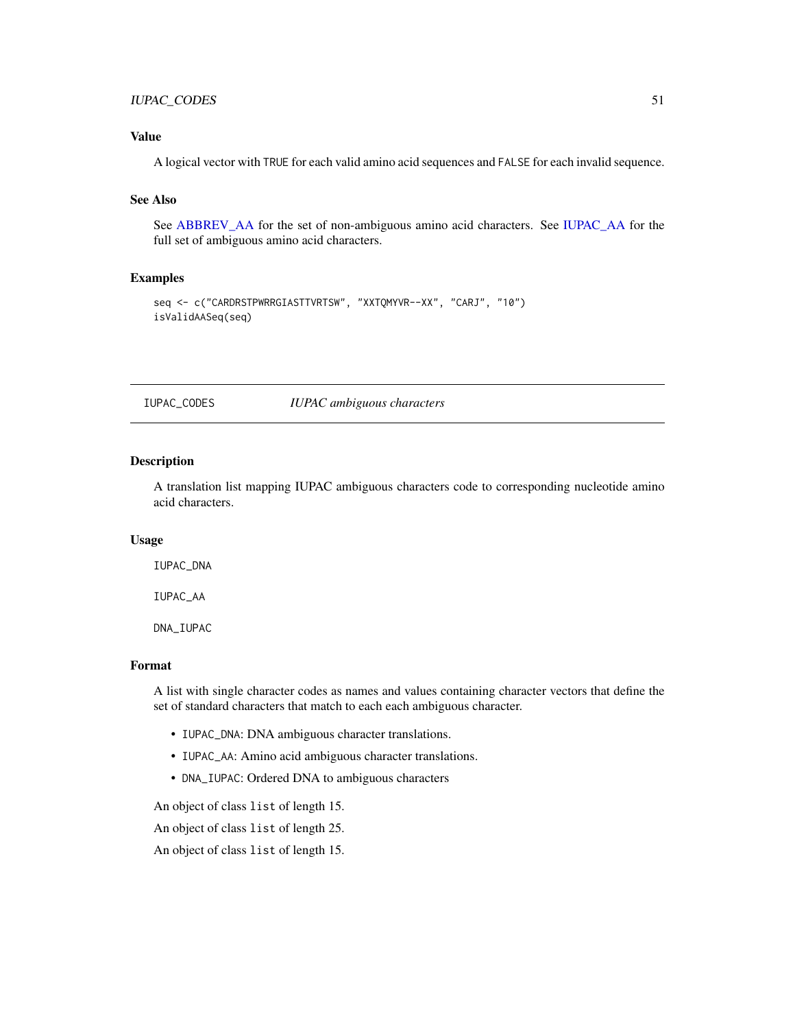### Value

A logical vector with TRUE for each valid amino acid sequences and FALSE for each invalid sequence.

### See Also

See ABBREV_AA for the set of non-ambiguous amino acid characters. See IUPAC_AA for the full set of ambiguous amino acid characters.

### Examples

```
seq <- c("CARDRSTPWRRGIASTTVRTSW", "XXTQMYVR--XX", "CARJ", "10")
isValidAASeq(seq)
```

---

## IUPAC_CODES *IUPAC ambiguous characters*

---

### Description

A translation list mapping IUPAC ambiguous characters code to corresponding nucleotide amino acid characters.

### Usage

```
IUPAC_DNA

IUPAC_AA

DNA_IUPAC
```

### Format

A list with single character codes as names and values containing character vectors that define the set of standard characters that match to each each ambiguous character.

- IUPAC_DNA: DNA ambiguous character translations.
- IUPAC_AA: Amino acid ambiguous character translations.
- DNA_IUPAC: Ordered DNA to ambiguous characters

An object of class list of length 15.

An object of class list of length 25.

An object of class list of length 15.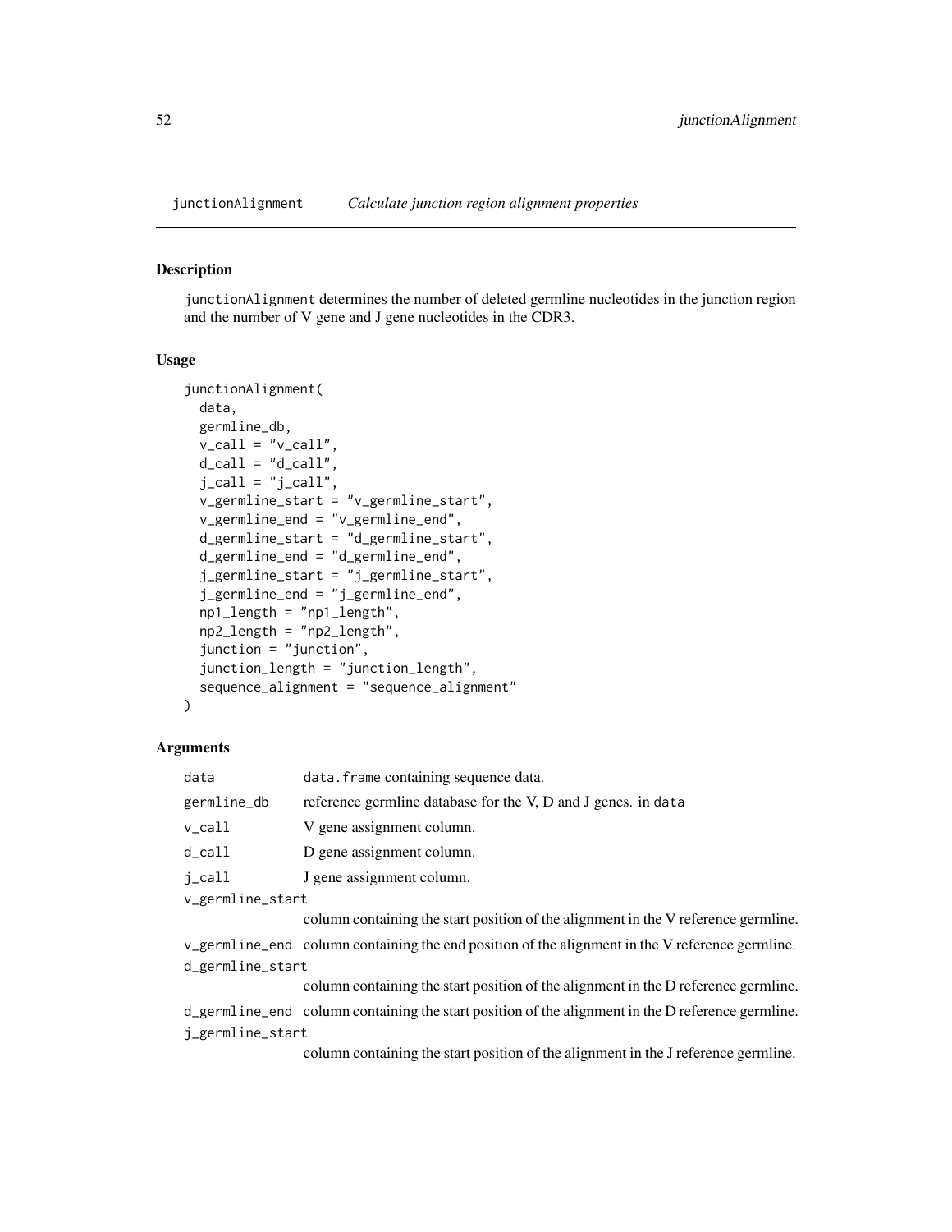## junctionAlignment — *Calculate junction region alignment properties*

### Description

junctionAlignment determines the number of deleted germline nucleotides in the junction region and the number of V gene and J gene nucleotides in the CDR3.

### Usage

```
junctionAlignment(
  data,
  germline_db,
  v_call = "v_call",
  d_call = "d_call",
  j_call = "j_call",
  v_germline_start = "v_germline_start",
  v_germline_end = "v_germline_end",
  d_germline_start = "d_germline_start",
  d_germline_end = "d_germline_end",
  j_germline_start = "j_germline_start",
  j_germline_end = "j_germline_end",
  np1_length = "np1_length",
  np2_length = "np2_length",
  junction = "junction",
  junction_length = "junction_length",
  sequence_alignment = "sequence_alignment"
)
```

### Arguments

| | |
|---|---|
| data | data.frame containing sequence data. |
| germline_db | reference germline database for the V, D and J genes. in data |
| v_call | V gene assignment column. |
| d_call | D gene assignment column. |
| j_call | J gene assignment column. |
| v_germline_start | column containing the start position of the alignment in the V reference germline. |
| v_germline_end | column containing the end position of the alignment in the V reference germline. |
| d_germline_start | column containing the start position of the alignment in the D reference germline. |
| d_germline_end | column containing the start position of the alignment in the D reference germline. |
| j_germline_start | column containing the start position of the alignment in the J reference germline. |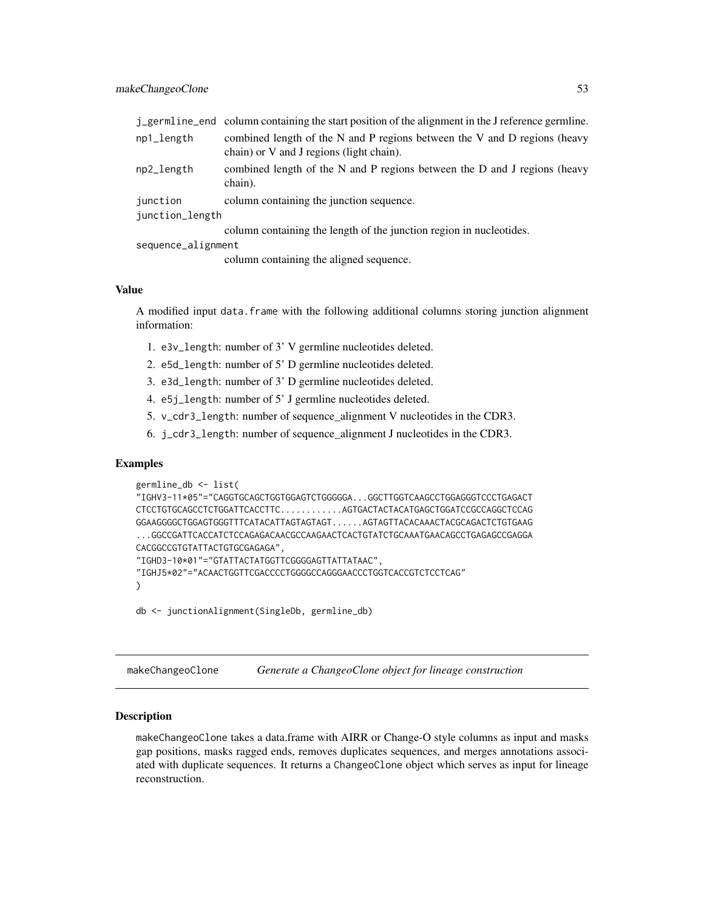| | |
|---|---|
| j_germline_end | column containing the start position of the alignment in the J reference germline. |
| np1_length | combined length of the N and P regions between the V and D regions (heavy chain) or V and J regions (light chain). |
| np2_length | combined length of the N and P regions between the D and J regions (heavy chain). |
| junction | column containing the junction sequence. |
| junction_length | column containing the length of the junction region in nucleotides. |
| sequence_alignment | column containing the aligned sequence. |

### Value

A modified input data.frame with the following additional columns storing junction alignment information:

1. e3v_length: number of 3' V germline nucleotides deleted.
2. e5d_length: number of 5' D germline nucleotides deleted.
3. e3d_length: number of 3' D germline nucleotides deleted.
4. e5j_length: number of 5' J germline nucleotides deleted.
5. v_cdr3_length: number of sequence_alignment V nucleotides in the CDR3.
6. j_cdr3_length: number of sequence_alignment J nucleotides in the CDR3.

### Examples

```
germline_db <- list(
"IGHV3-11*05"="CAGGTGCAGCTGGTGGAGTCTGGGGGA...GGCTTGGTCAAGCCTGGAGGGTCCCTGAGACT
CTCCTGTGCAGCCTCTGGATTCACCTTC............AGTGACTACTACATGAGCTGGATCCGCCAGGCTCCAG
GGAAGGGGCTGGAGTGGGTTTCATACATTAGTAGTAGT......AGTAGTTACACAAACTACGCAGACTCTGTGAAG
...GGCCGATTCACCATCTCCAGAGACAACGCCAAGAACTCACTGTATCTGCAAATGAACAGCCTGAGAGCCGAGGA
CACGGCCGTGTATTACTGTGCGAGAGA",
"IGHD3-10*01"="GTATTACTATGGTTCGGGGAGTTATTATAAC",
"IGHJ5*02"="ACAACTGGTTCGACCCCTGGGGCCAGGGAACCCTGGTCACCGTCTCCTCAG"
)

db <- junctionAlignment(SingleDb, germline_db)
```

## makeChangeoClone *Generate a ChangeoClone object for lineage construction*

### Description

makeChangeoClone takes a data.frame with AIRR or Change-O style columns as input and masks gap positions, masks ragged ends, removes duplicates sequences, and merges annotations associated with duplicate sequences. It returns a ChangeoClone object which serves as input for lineage reconstruction.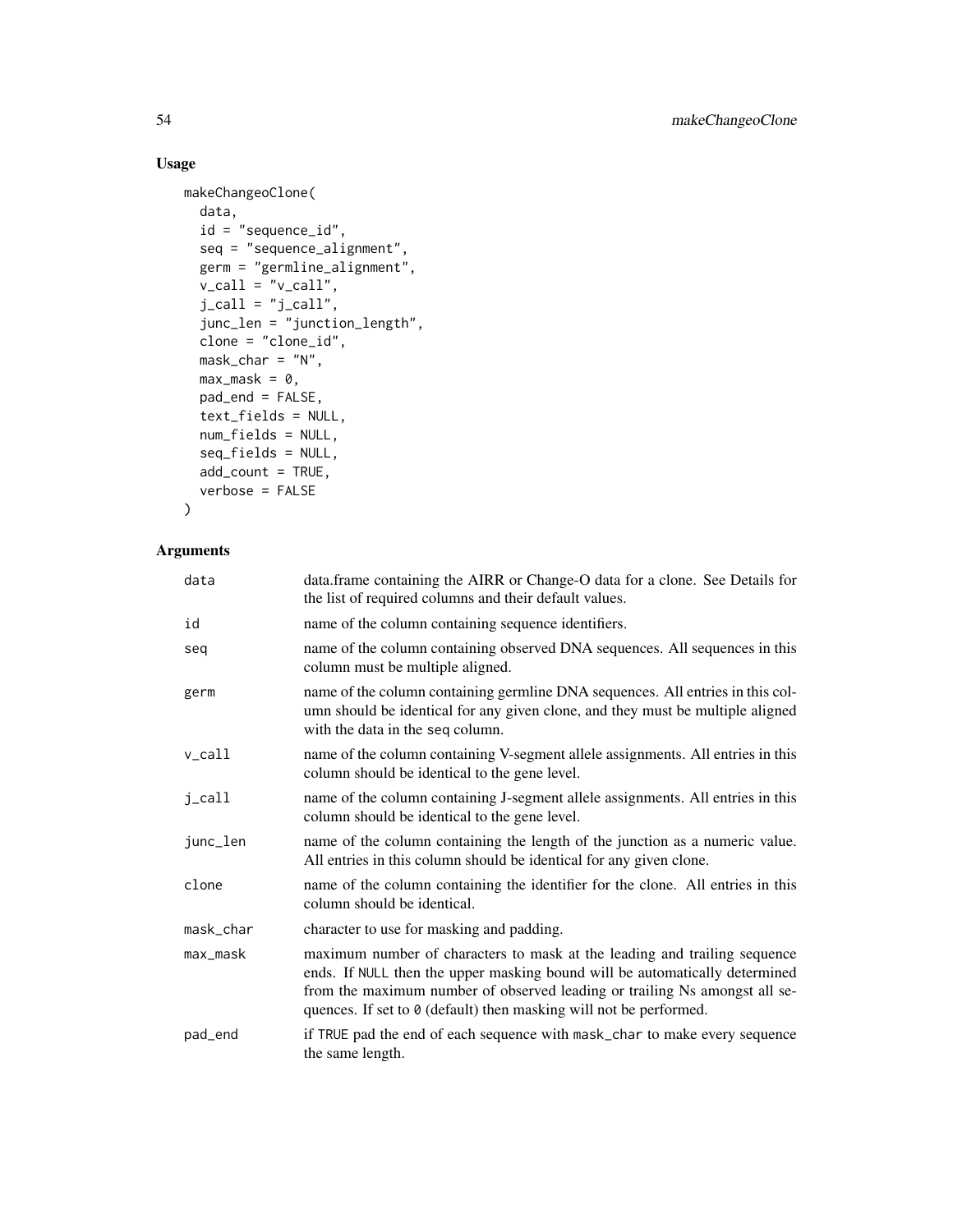## Usage

```
makeChangeoClone(
  data,
  id = "sequence_id",
  seq = "sequence_alignment",
  germ = "germline_alignment",
  v_call = "v_call",
  j_call = "j_call",
  junc_len = "junction_length",
  clone = "clone_id",
  mask_char = "N",
  max_mask = 0,
  pad_end = FALSE,
  text_fields = NULL,
  num_fields = NULL,
  seq_fields = NULL,
  add_count = TRUE,
  verbose = FALSE
)
```

## Arguments

| | |
|---|---|
| data | data.frame containing the AIRR or Change-O data for a clone. See Details for the list of required columns and their default values. |
| id | name of the column containing sequence identifiers. |
| seq | name of the column containing observed DNA sequences. All sequences in this column must be multiple aligned. |
| germ | name of the column containing germline DNA sequences. All entries in this column should be identical for any given clone, and they must be multiple aligned with the data in the seq column. |
| v_call | name of the column containing V-segment allele assignments. All entries in this column should be identical to the gene level. |
| j_call | name of the column containing J-segment allele assignments. All entries in this column should be identical to the gene level. |
| junc_len | name of the column containing the length of the junction as a numeric value. All entries in this column should be identical for any given clone. |
| clone | name of the column containing the identifier for the clone. All entries in this column should be identical. |
| mask_char | character to use for masking and padding. |
| max_mask | maximum number of characters to mask at the leading and trailing sequence ends. If NULL then the upper masking bound will be automatically determined from the maximum number of observed leading or trailing Ns amongst all sequences. If set to 0 (default) then masking will not be performed. |
| pad_end | if TRUE pad the end of each sequence with mask_char to make every sequence the same length. |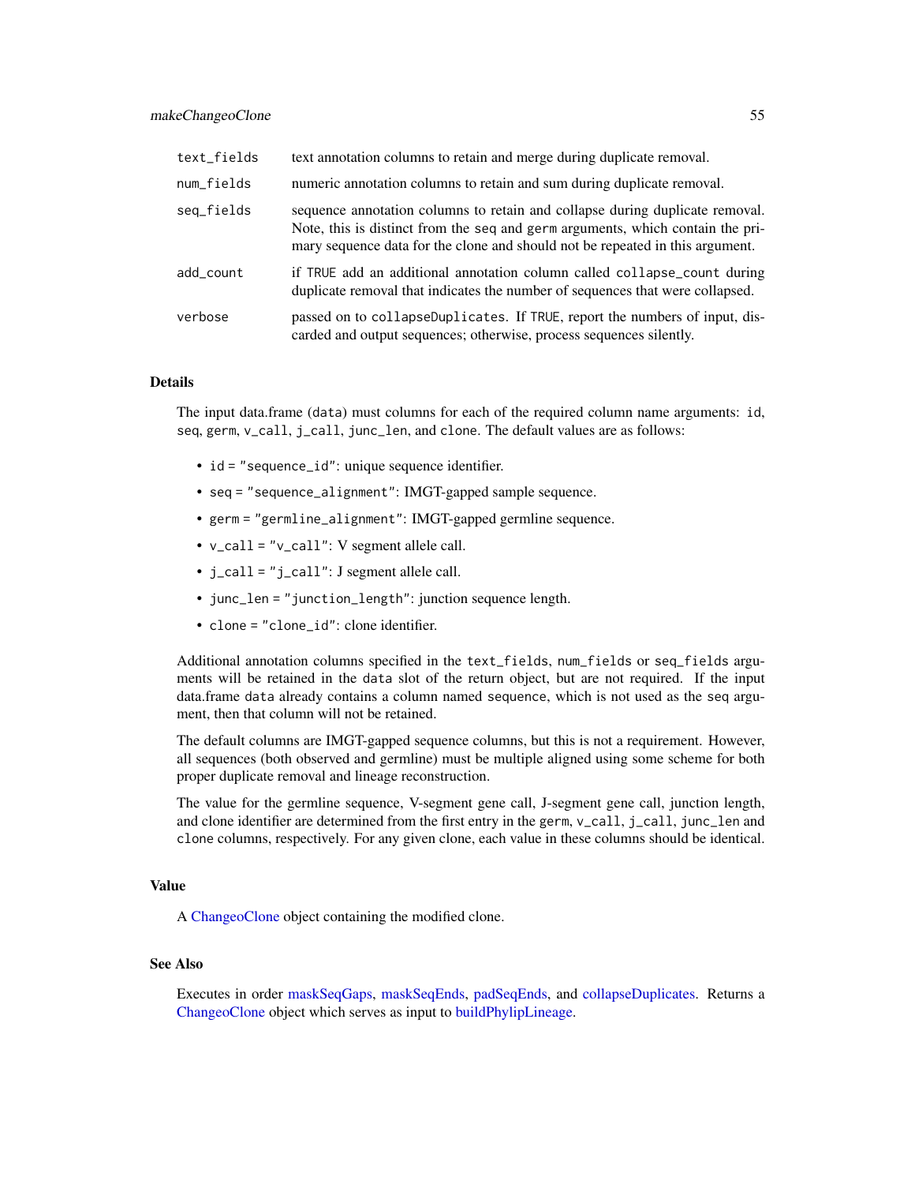| | |
|---|---|
| `text_fields` | text annotation columns to retain and merge during duplicate removal. |
| `num_fields` | numeric annotation columns to retain and sum during duplicate removal. |
| `seq_fields` | sequence annotation columns to retain and collapse during duplicate removal. Note, this is distinct from the `seq` and `germ` arguments, which contain the primary sequence data for the clone and should not be repeated in this argument. |
| `add_count` | if `TRUE` add an additional annotation column called `collapse_count` during duplicate removal that indicates the number of sequences that were collapsed. |
| `verbose` | passed on to `collapseDuplicates`. If `TRUE`, report the numbers of input, discarded and output sequences; otherwise, process sequences silently. |

## Details

The input data.frame (`data`) must columns for each of the required column name arguments: `id`, `seq`, `germ`, `v_call`, `j_call`, `junc_len`, and `clone`. The default values are as follows:

- `id = "sequence_id"`: unique sequence identifier.
- `seq = "sequence_alignment"`: IMGT-gapped sample sequence.
- `germ = "germline_alignment"`: IMGT-gapped germline sequence.
- `v_call = "v_call"`: V segment allele call.
- `j_call = "j_call"`: J segment allele call.
- `junc_len = "junction_length"`: junction sequence length.
- `clone = "clone_id"`: clone identifier.

Additional annotation columns specified in the `text_fields`, `num_fields` or `seq_fields` arguments will be retained in the `data` slot of the return object, but are not required. If the input data.frame `data` already contains a column named `sequence`, which is not used as the `seq` argument, then that column will not be retained.

The default columns are IMGT-gapped sequence columns, but this is not a requirement. However, all sequences (both observed and germline) must be multiple aligned using some scheme for both proper duplicate removal and lineage reconstruction.

The value for the germline sequence, V-segment gene call, J-segment gene call, junction length, and clone identifier are determined from the first entry in the `germ`, `v_call`, `j_call`, `junc_len` and `clone` columns, respectively. For any given clone, each value in these columns should be identical.

## Value

A ChangeoClone object containing the modified clone.

## See Also

Executes in order maskSeqGaps, maskSeqEnds, padSeqEnds, and collapseDuplicates. Returns a ChangeoClone object which serves as input to buildPhylipLineage.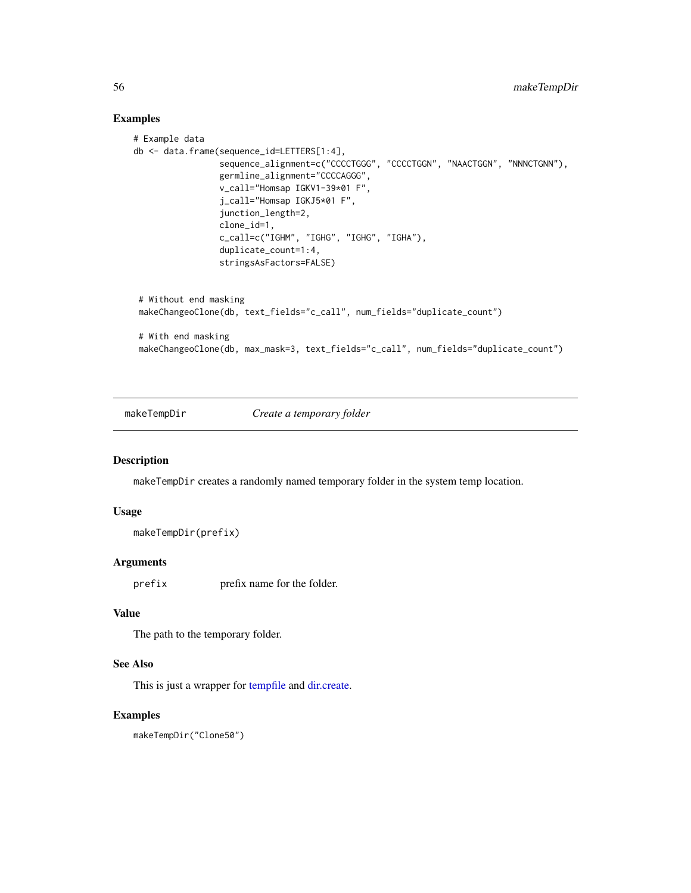### Examples

```
# Example data
db <- data.frame(sequence_id=LETTERS[1:4],
                 sequence_alignment=c("CCCCTGGG", "CCCCTGGN", "NAACTGGN", "NNNCTGNN"),
                 germline_alignment="CCCCAGGG",
                 v_call="Homsap IGKV1-39*01 F",
                 j_call="Homsap IGKJ5*01 F",
                 junction_length=2,
                 clone_id=1,
                 c_call=c("IGHM", "IGHG", "IGHG", "IGHA"),
                 duplicate_count=1:4,
                 stringsAsFactors=FALSE)

 # Without end masking
 makeChangeoClone(db, text_fields="c_call", num_fields="duplicate_count")

 # With end masking
 makeChangeoClone(db, max_mask=3, text_fields="c_call", num_fields="duplicate_count")
```

---

## makeTempDir *Create a temporary folder*

### Description

makeTempDir creates a randomly named temporary folder in the system temp location.

### Usage

```
makeTempDir(prefix)
```

### Arguments

| | |
|---|---|
| prefix | prefix name for the folder. |

### Value

The path to the temporary folder.

### See Also

This is just a wrapper for tempfile and dir.create.

### Examples

```
makeTempDir("Clone50")
```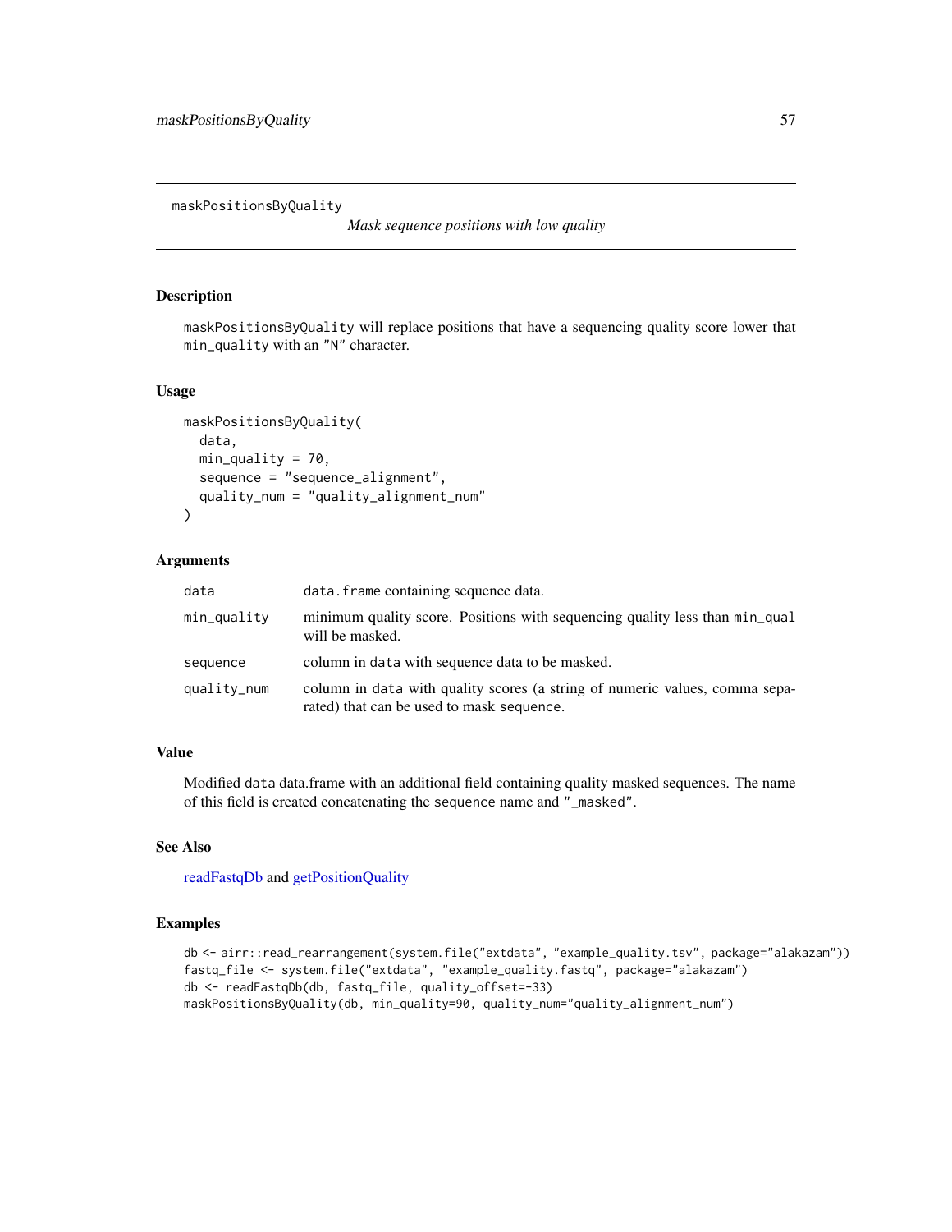maskPositionsByQuality

*Mask sequence positions with low quality*

## Description

maskPositionsByQuality will replace positions that have a sequencing quality score lower that min_quality with an "N" character.

## Usage

```
maskPositionsByQuality(
  data,
  min_quality = 70,
  sequence = "sequence_alignment",
  quality_num = "quality_alignment_num"
)
```

## Arguments

| | |
|---|---|
| data | data.frame containing sequence data. |
| min_quality | minimum quality score. Positions with sequencing quality less than min_qual will be masked. |
| sequence | column in data with sequence data to be masked. |
| quality_num | column in data with quality scores (a string of numeric values, comma separated) that can be used to mask sequence. |

## Value

Modified data data.frame with an additional field containing quality masked sequences. The name of this field is created concatenating the sequence name and "_masked".

## See Also

readFastqDb and getPositionQuality

## Examples

```
db <- airr::read_rearrangement(system.file("extdata", "example_quality.tsv", package="alakazam"))
fastq_file <- system.file("extdata", "example_quality.fastq", package="alakazam")
db <- readFastqDb(db, fastq_file, quality_offset=-33)
maskPositionsByQuality(db, min_quality=90, quality_num="quality_alignment_num")
```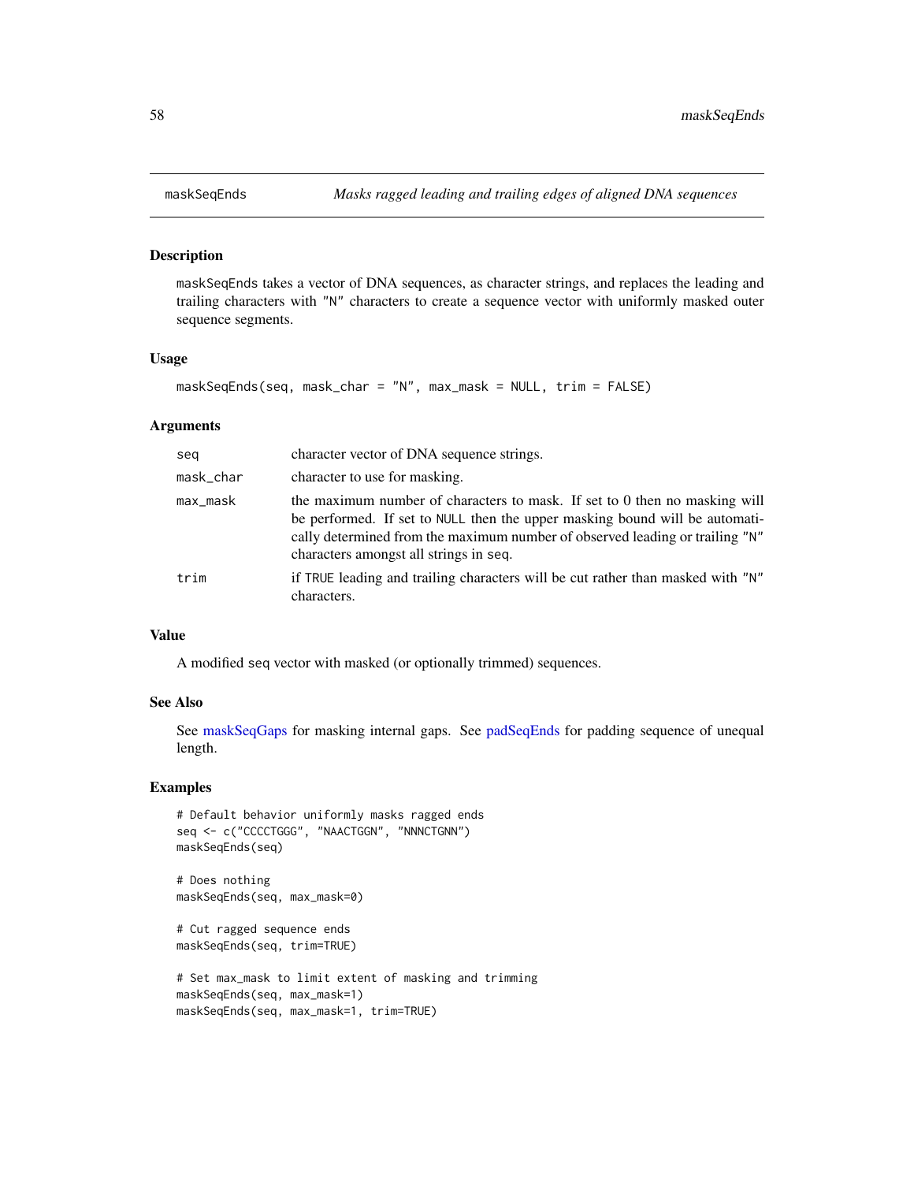## maskSeqEnds — *Masks ragged leading and trailing edges of aligned DNA sequences*

### Description

maskSeqEnds takes a vector of DNA sequences, as character strings, and replaces the leading and trailing characters with "N" characters to create a sequence vector with uniformly masked outer sequence segments.

### Usage

```
maskSeqEnds(seq, mask_char = "N", max_mask = NULL, trim = FALSE)
```

### Arguments

| | |
|---|---|
| seq | character vector of DNA sequence strings. |
| mask_char | character to use for masking. |
| max_mask | the maximum number of characters to mask. If set to 0 then no masking will be performed. If set to NULL then the upper masking bound will be automatically determined from the maximum number of observed leading or trailing "N" characters amongst all strings in seq. |
| trim | if TRUE leading and trailing characters will be cut rather than masked with "N" characters. |

### Value

A modified seq vector with masked (or optionally trimmed) sequences.

### See Also

See maskSeqGaps for masking internal gaps. See padSeqEnds for padding sequence of unequal length.

### Examples

```
# Default behavior uniformly masks ragged ends
seq <- c("CCCCTGGG", "NAACTGGN", "NNNCTGNN")
maskSeqEnds(seq)

# Does nothing
maskSeqEnds(seq, max_mask=0)

# Cut ragged sequence ends
maskSeqEnds(seq, trim=TRUE)

# Set max_mask to limit extent of masking and trimming
maskSeqEnds(seq, max_mask=1)
maskSeqEnds(seq, max_mask=1, trim=TRUE)
```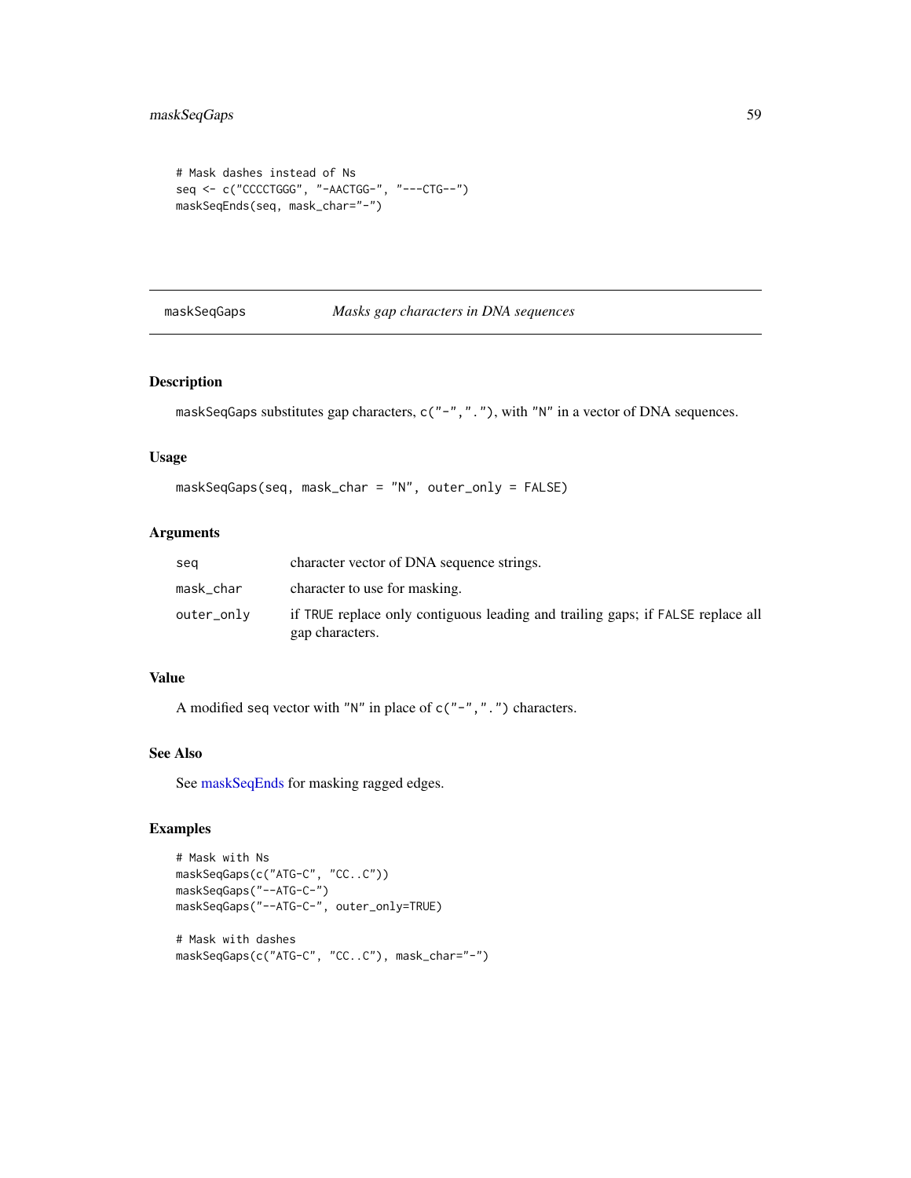```
# Mask dashes instead of Ns
seq <- c("CCCCTGGG", "-AACTGG-", "---CTG--")
maskSeqEnds(seq, mask_char="-")
```

---

**maskSeqGaps** *Masks gap characters in DNA sequences*

---

## Description

maskSeqGaps substitutes gap characters, `c("-",".")`, with `"N"` in a vector of DNA sequences.

## Usage

```
maskSeqGaps(seq, mask_char = "N", outer_only = FALSE)
```

## Arguments

| | |
|---|---|
| seq | character vector of DNA sequence strings. |
| mask_char | character to use for masking. |
| outer_only | if TRUE replace only contiguous leading and trailing gaps; if FALSE replace all gap characters. |

## Value

A modified seq vector with `"N"` in place of `c("-",".")` characters.

## See Also

See maskSeqEnds for masking ragged edges.

## Examples

```
# Mask with Ns
maskSeqGaps(c("ATG-C", "CC..C"))
maskSeqGaps("--ATG-C-")
maskSeqGaps("--ATG-C-", outer_only=TRUE)

# Mask with dashes
maskSeqGaps(c("ATG-C", "CC..C"), mask_char="-")
```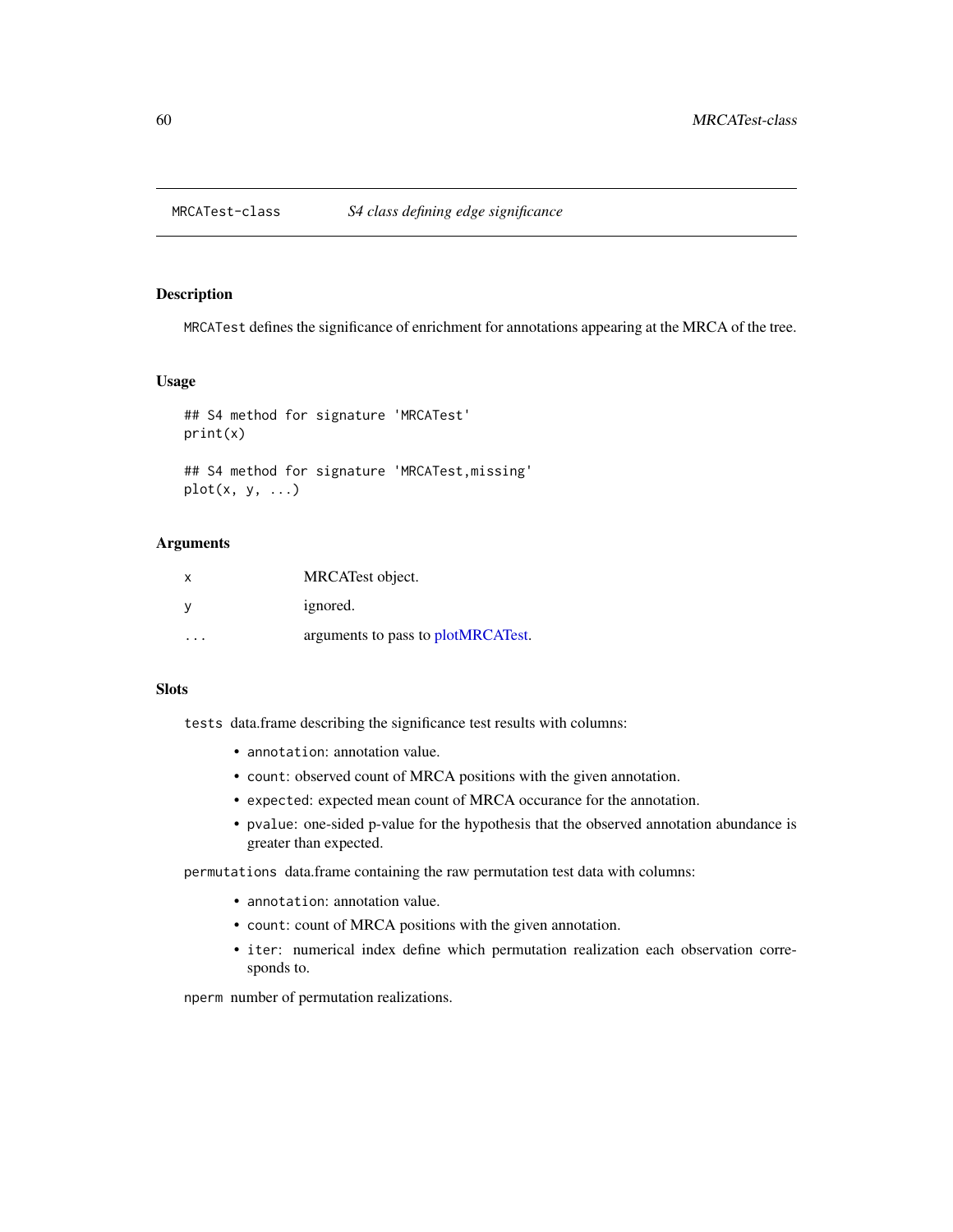# MRCATest-class    *S4 class defining edge significance*

## Description

`MRCATest` defines the significance of enrichment for annotations appearing at the MRCA of the tree.

## Usage

```
## S4 method for signature 'MRCATest'
print(x)

## S4 method for signature 'MRCATest,missing'
plot(x, y, ...)
```

## Arguments

| | |
|---|---|
| x | MRCATest object. |
| y | ignored. |
| ... | arguments to pass to plotMRCATest. |

## Slots

`tests` data.frame describing the significance test results with columns:

- `annotation`: annotation value.
- `count`: observed count of MRCA positions with the given annotation.
- `expected`: expected mean count of MRCA occurance for the annotation.
- `pvalue`: one-sided p-value for the hypothesis that the observed annotation abundance is greater than expected.

`permutations` data.frame containing the raw permutation test data with columns:

- `annotation`: annotation value.
- `count`: count of MRCA positions with the given annotation.
- `iter`: numerical index define which permutation realization each observation corresponds to.

`nperm` number of permutation realizations.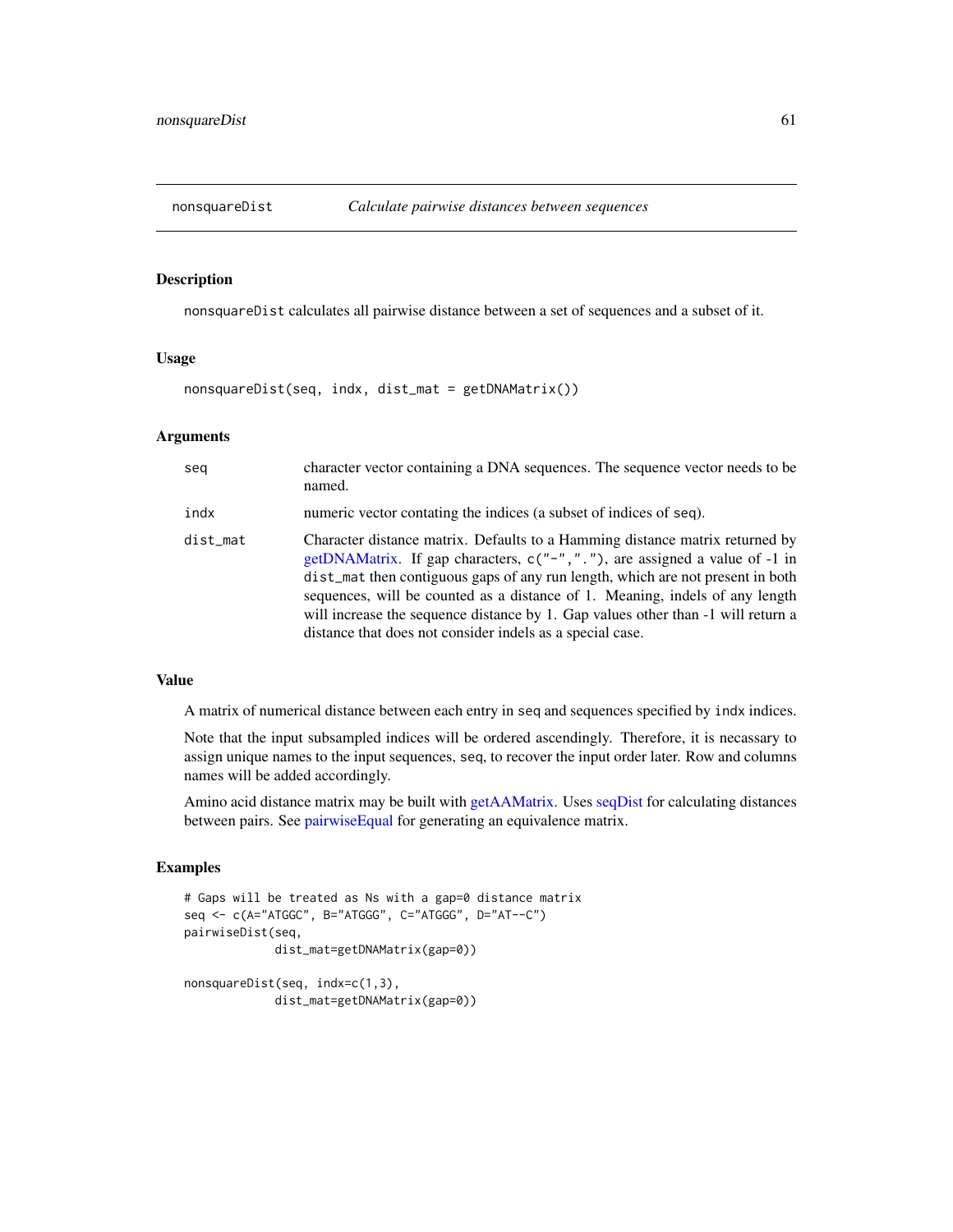# nonsquareDist — *Calculate pairwise distances between sequences*

## Description

`nonsquareDist` calculates all pairwise distance between a set of sequences and a subset of it.

## Usage

```
nonsquareDist(seq, indx, dist_mat = getDNAMatrix())
```

## Arguments

| | |
|---|---|
| `seq` | character vector containing a DNA sequences. The sequence vector needs to be named. |
| `indx` | numeric vector contating the indices (a subset of indices of `seq`). |
| `dist_mat` | Character distance matrix. Defaults to a Hamming distance matrix returned by getDNAMatrix. If gap characters, `c("-",".")`, are assigned a value of -1 in `dist_mat` then contiguous gaps of any run length, which are not present in both sequences, will be counted as a distance of 1. Meaning, indels of any length will increase the sequence distance by 1. Gap values other than -1 will return a distance that does not consider indels as a special case. |

## Value

A matrix of numerical distance between each entry in `seq` and sequences specified by `indx` indices.

Note that the input subsampled indices will be ordered ascendingly. Therefore, it is necassary to assign unique names to the input sequences, `seq`, to recover the input order later. Row and columns names will be added accordingly.

Amino acid distance matrix may be built with getAAMatrix. Uses seqDist for calculating distances between pairs. See pairwiseEqual for generating an equivalence matrix.

## Examples

```
# Gaps will be treated as Ns with a gap=0 distance matrix
seq <- c(A="ATGGC", B="ATGGG", C="ATGGG", D="AT--C")
pairwiseDist(seq,
             dist_mat=getDNAMatrix(gap=0))

nonsquareDist(seq, indx=c(1,3),
             dist_mat=getDNAMatrix(gap=0))
```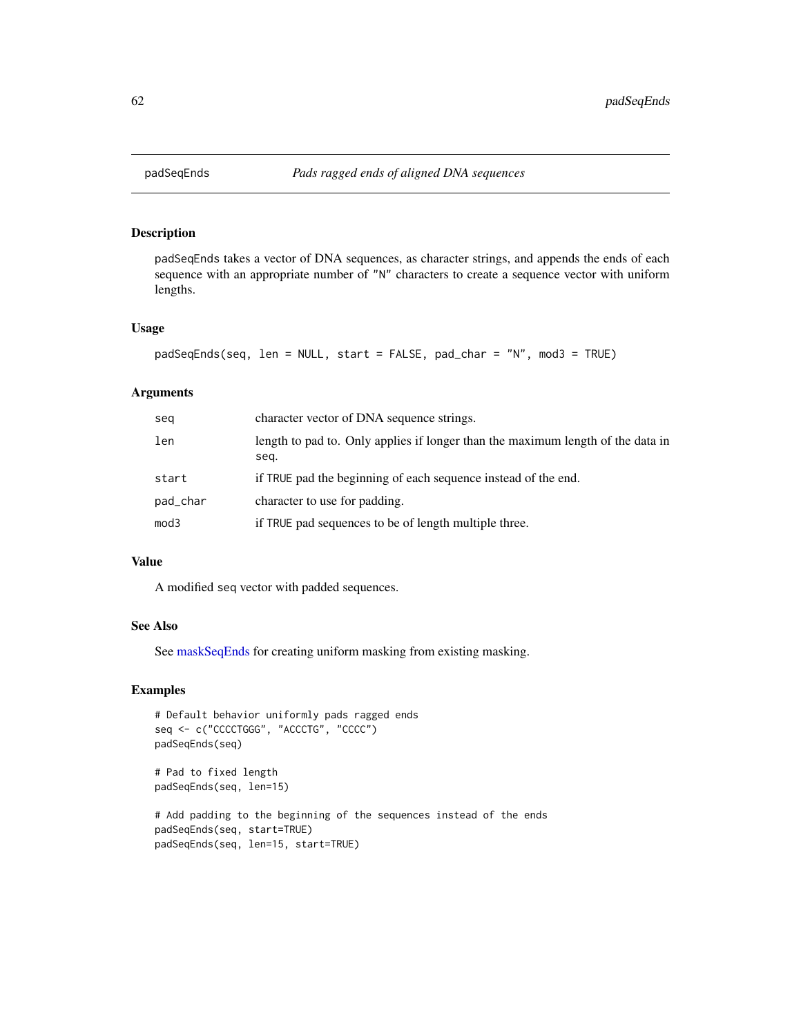# padSeqEnds

*Pads ragged ends of aligned DNA sequences*

## Description

padSeqEnds takes a vector of DNA sequences, as character strings, and appends the ends of each sequence with an appropriate number of "N" characters to create a sequence vector with uniform lengths.

## Usage

```
padSeqEnds(seq, len = NULL, start = FALSE, pad_char = "N", mod3 = TRUE)
```

## Arguments

| | |
|---|---|
| seq | character vector of DNA sequence strings. |
| len | length to pad to. Only applies if longer than the maximum length of the data in seq. |
| start | if TRUE pad the beginning of each sequence instead of the end. |
| pad_char | character to use for padding. |
| mod3 | if TRUE pad sequences to be of length multiple three. |

## Value

A modified seq vector with padded sequences.

## See Also

See maskSeqEnds for creating uniform masking from existing masking.

## Examples

```
# Default behavior uniformly pads ragged ends
seq <- c("CCCCTGGG", "ACCCTG", "CCCC")
padSeqEnds(seq)

# Pad to fixed length
padSeqEnds(seq, len=15)

# Add padding to the beginning of the sequences instead of the ends
padSeqEnds(seq, start=TRUE)
padSeqEnds(seq, len=15, start=TRUE)
```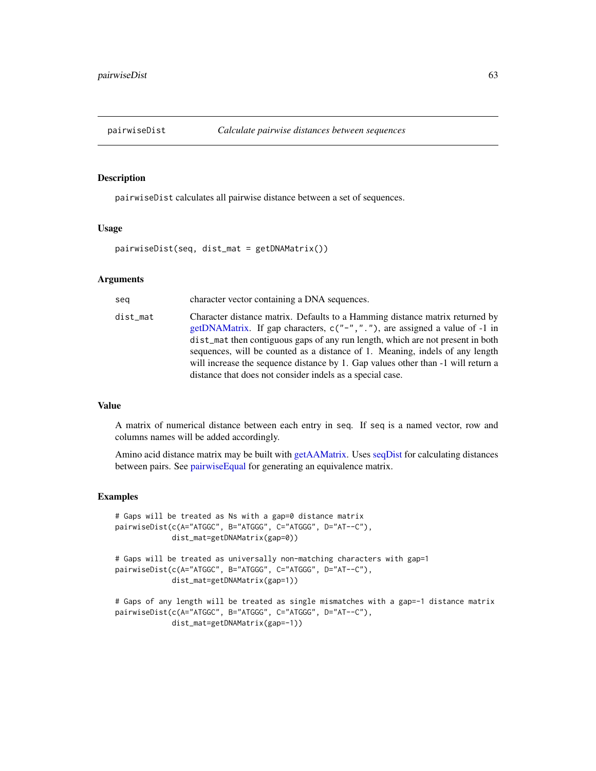## pairwiseDist *Calculate pairwise distances between sequences*

### Description

`pairwiseDist` calculates all pairwise distance between a set of sequences.

### Usage

```
pairwiseDist(seq, dist_mat = getDNAMatrix())
```

### Arguments

| | |
|---|---|
| `seq` | character vector containing a DNA sequences. |
| `dist_mat` | Character distance matrix. Defaults to a Hamming distance matrix returned by getDNAMatrix. If gap characters, `c("-",".")`, are assigned a value of -1 in `dist_mat` then contiguous gaps of any run length, which are not present in both sequences, will be counted as a distance of 1. Meaning, indels of any length will increase the sequence distance by 1. Gap values other than -1 will return a distance that does not consider indels as a special case. |

### Value

A matrix of numerical distance between each entry in seq. If seq is a named vector, row and columns names will be added accordingly.

Amino acid distance matrix may be built with getAAMatrix. Uses seqDist for calculating distances between pairs. See pairwiseEqual for generating an equivalence matrix.

### Examples

```
# Gaps will be treated as Ns with a gap=0 distance matrix
pairwiseDist(c(A="ATGGC", B="ATGGG", C="ATGGG", D="AT--C"),
             dist_mat=getDNAMatrix(gap=0))

# Gaps will be treated as universally non-matching characters with gap=1
pairwiseDist(c(A="ATGGC", B="ATGGG", C="ATGGG", D="AT--C"),
             dist_mat=getDNAMatrix(gap=1))

# Gaps of any length will be treated as single mismatches with a gap=-1 distance matrix
pairwiseDist(c(A="ATGGC", B="ATGGG", C="ATGGG", D="AT--C"),
             dist_mat=getDNAMatrix(gap=-1))
```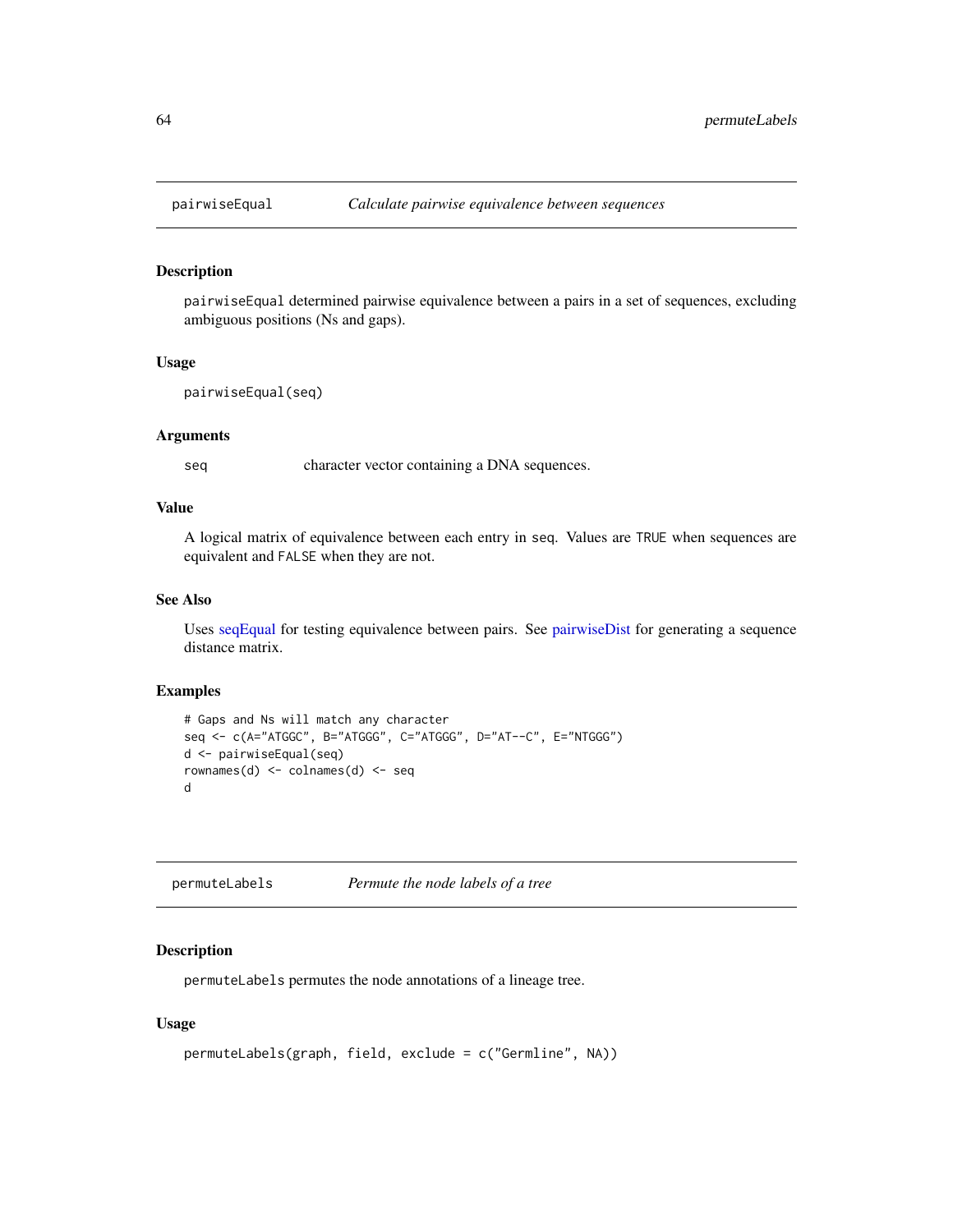## pairwiseEqual — *Calculate pairwise equivalence between sequences*

### Description

`pairwiseEqual` determined pairwise equivalence between a pairs in a set of sequences, excluding ambiguous positions (Ns and gaps).

### Usage

```
pairwiseEqual(seq)
```

### Arguments

| | |
|---|---|
| `seq` | character vector containing a DNA sequences. |

### Value

A logical matrix of equivalence between each entry in `seq`. Values are `TRUE` when sequences are equivalent and `FALSE` when they are not.

### See Also

Uses seqEqual for testing equivalence between pairs. See pairwiseDist for generating a sequence distance matrix.

### Examples

```
# Gaps and Ns will match any character
seq <- c(A="ATGGC", B="ATGGG", C="ATGGG", D="AT--C", E="NTGGG")
d <- pairwiseEqual(seq)
rownames(d) <- colnames(d) <- seq
d
```

## permuteLabels — *Permute the node labels of a tree*

### Description

`permuteLabels` permutes the node annotations of a lineage tree.

### Usage

```
permuteLabels(graph, field, exclude = c("Germline", NA))
```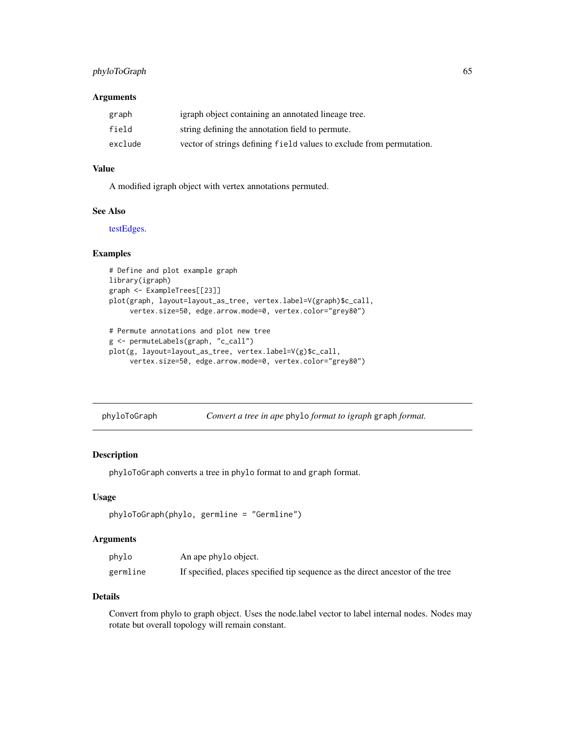### Arguments

| | |
|---|---|
| graph | igraph object containing an annotated lineage tree. |
| field | string defining the annotation field to permute. |
| exclude | vector of strings defining field values to exclude from permutation. |

### Value

A modified igraph object with vertex annotations permuted.

### See Also

testEdges.

### Examples

```
# Define and plot example graph
library(igraph)
graph <- ExampleTrees[[23]]
plot(graph, layout=layout_as_tree, vertex.label=V(graph)$c_call,
     vertex.size=50, edge.arrow.mode=0, vertex.color="grey80")

# Permute annotations and plot new tree
g <- permuteLabels(graph, "c_call")
plot(g, layout=layout_as_tree, vertex.label=V(g)$c_call,
     vertex.size=50, edge.arrow.mode=0, vertex.color="grey80")
```

---

## phyloToGraph — *Convert a tree in ape* phylo *format to igraph* graph *format.*

---

### Description

phyloToGraph converts a tree in phylo format to and graph format.

### Usage

```
phyloToGraph(phylo, germline = "Germline")
```

### Arguments

| | |
|---|---|
| phylo | An ape phylo object. |
| germline | If specified, places specified tip sequence as the direct ancestor of the tree |

### Details

Convert from phylo to graph object. Uses the node.label vector to label internal nodes. Nodes may rotate but overall topology will remain constant.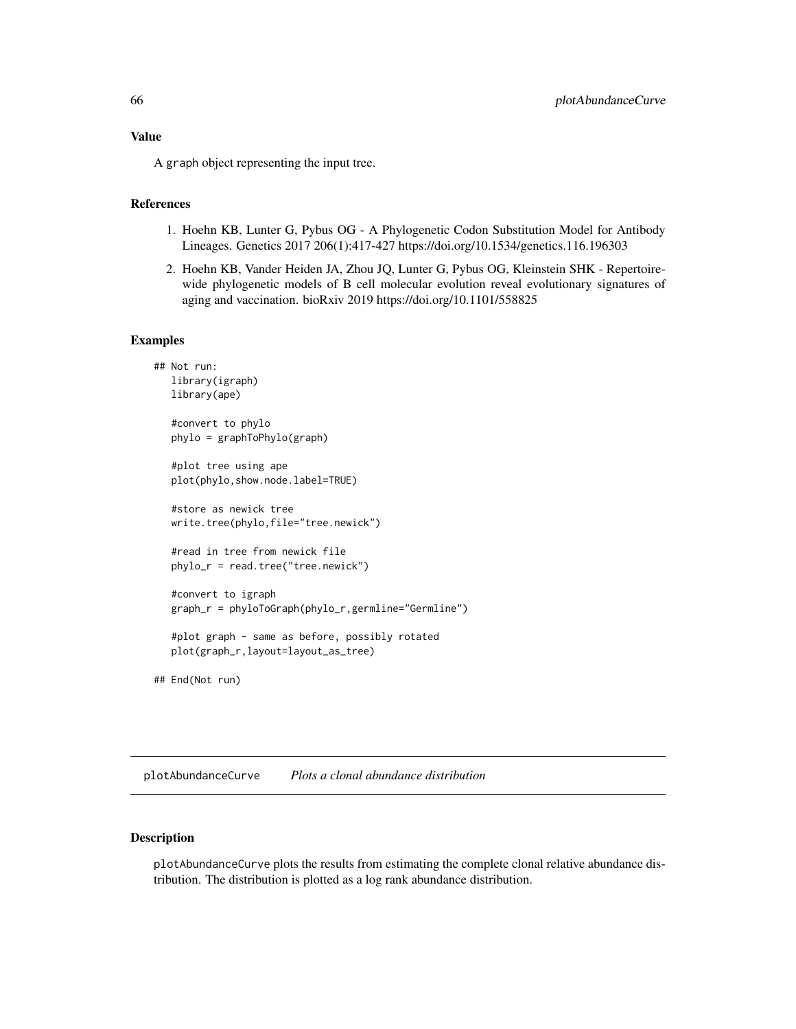### Value

A graph object representing the input tree.

### References

1. Hoehn KB, Lunter G, Pybus OG - A Phylogenetic Codon Substitution Model for Antibody Lineages. Genetics 2017 206(1):417-427 https://doi.org/10.1534/genetics.116.196303
2. Hoehn KB, Vander Heiden JA, Zhou JQ, Lunter G, Pybus OG, Kleinstein SHK - Repertoire-wide phylogenetic models of B cell molecular evolution reveal evolutionary signatures of aging and vaccination. bioRxiv 2019 https://doi.org/10.1101/558825

### Examples

```
## Not run:
   library(igraph)
   library(ape)

   #convert to phylo
   phylo = graphToPhylo(graph)

   #plot tree using ape
   plot(phylo,show.node.label=TRUE)

   #store as newick tree
   write.tree(phylo,file="tree.newick")

   #read in tree from newick file
   phylo_r = read.tree("tree.newick")

   #convert to igraph
   graph_r = phyloToGraph(phylo_r,germline="Germline")

   #plot graph - same as before, possibly rotated
   plot(graph_r,layout=layout_as_tree)

## End(Not run)
```

---

## plotAbundanceCurve *Plots a clonal abundance distribution*

### Description

plotAbundanceCurve plots the results from estimating the complete clonal relative abundance distribution. The distribution is plotted as a log rank abundance distribution.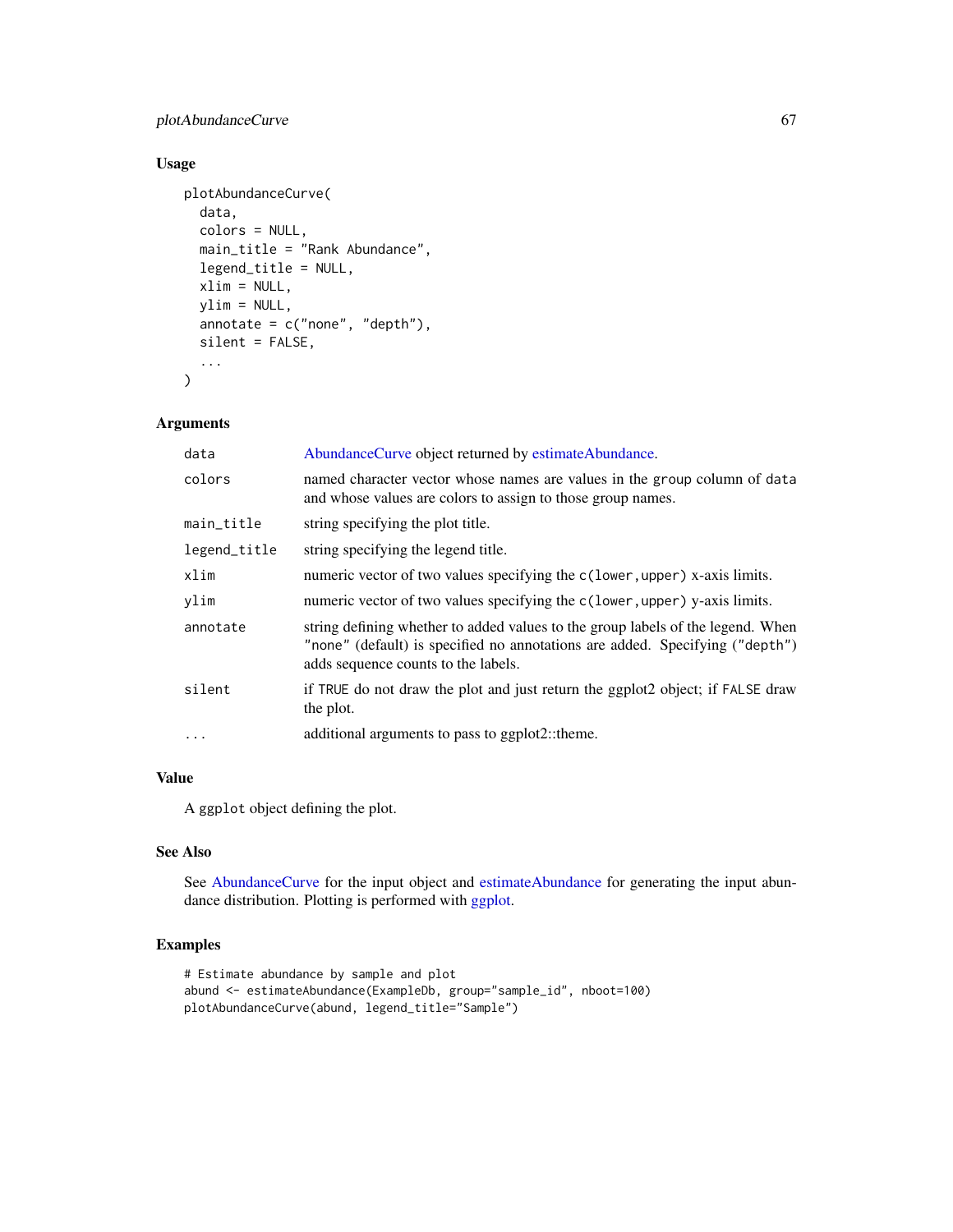## Usage

```
plotAbundanceCurve(
  data,
  colors = NULL,
  main_title = "Rank Abundance",
  legend_title = NULL,
  xlim = NULL,
  ylim = NULL,
  annotate = c("none", "depth"),
  silent = FALSE,
  ...
)
```

## Arguments

| | |
|---|---|
| data | AbundanceCurve object returned by estimateAbundance. |
| colors | named character vector whose names are values in the group column of data and whose values are colors to assign to those group names. |
| main_title | string specifying the plot title. |
| legend_title | string specifying the legend title. |
| xlim | numeric vector of two values specifying the c(lower,upper) x-axis limits. |
| ylim | numeric vector of two values specifying the c(lower,upper) y-axis limits. |
| annotate | string defining whether to added values to the group labels of the legend. When "none" (default) is specified no annotations are added. Specifying ("depth") adds sequence counts to the labels. |
| silent | if TRUE do not draw the plot and just return the ggplot2 object; if FALSE draw the plot. |
| ... | additional arguments to pass to ggplot2::theme. |

## Value

A ggplot object defining the plot.

## See Also

See AbundanceCurve for the input object and estimateAbundance for generating the input abundance distribution. Plotting is performed with ggplot.

## Examples

```
# Estimate abundance by sample and plot
abund <- estimateAbundance(ExampleDb, group="sample_id", nboot=100)
plotAbundanceCurve(abund, legend_title="Sample")
```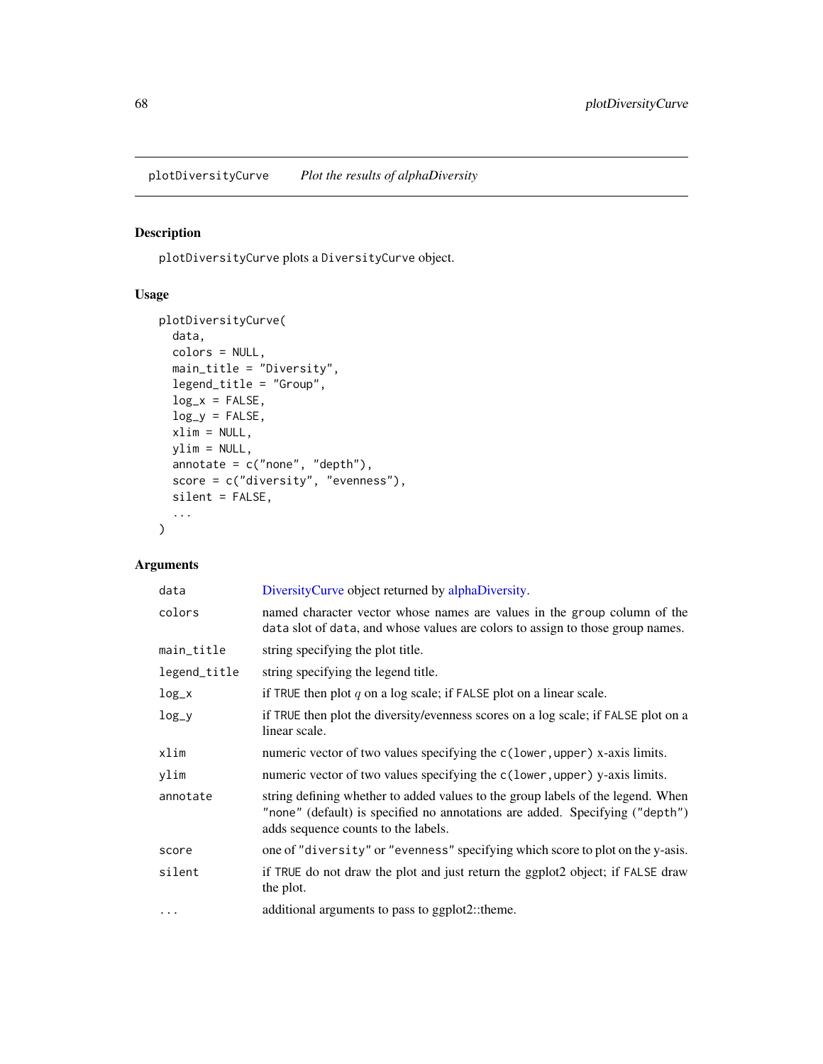plotDiversityCurve *Plot the results of alphaDiversity*

## Description

plotDiversityCurve plots a DiversityCurve object.

## Usage

```
plotDiversityCurve(
  data,
  colors = NULL,
  main_title = "Diversity",
  legend_title = "Group",
  log_x = FALSE,
  log_y = FALSE,
  xlim = NULL,
  ylim = NULL,
  annotate = c("none", "depth"),
  score = c("diversity", "evenness"),
  silent = FALSE,
  ...
)
```

## Arguments

| | |
|---|---|
| data | DiversityCurve object returned by alphaDiversity. |
| colors | named character vector whose names are values in the group column of the data slot of data, and whose values are colors to assign to those group names. |
| main_title | string specifying the plot title. |
| legend_title | string specifying the legend title. |
| log_x | if TRUE then plot $q$ on a log scale; if FALSE plot on a linear scale. |
| log_y | if TRUE then plot the diversity/evenness scores on a log scale; if FALSE plot on a linear scale. |
| xlim | numeric vector of two values specifying the c(lower,upper) x-axis limits. |
| ylim | numeric vector of two values specifying the c(lower,upper) y-axis limits. |
| annotate | string defining whether to added values to the group labels of the legend. When "none" (default) is specified no annotations are added. Specifying ("depth") adds sequence counts to the labels. |
| score | one of "diversity" or "evenness" specifying which score to plot on the y-asis. |
| silent | if TRUE do not draw the plot and just return the ggplot2 object; if FALSE draw the plot. |
| ... | additional arguments to pass to ggplot2::theme. |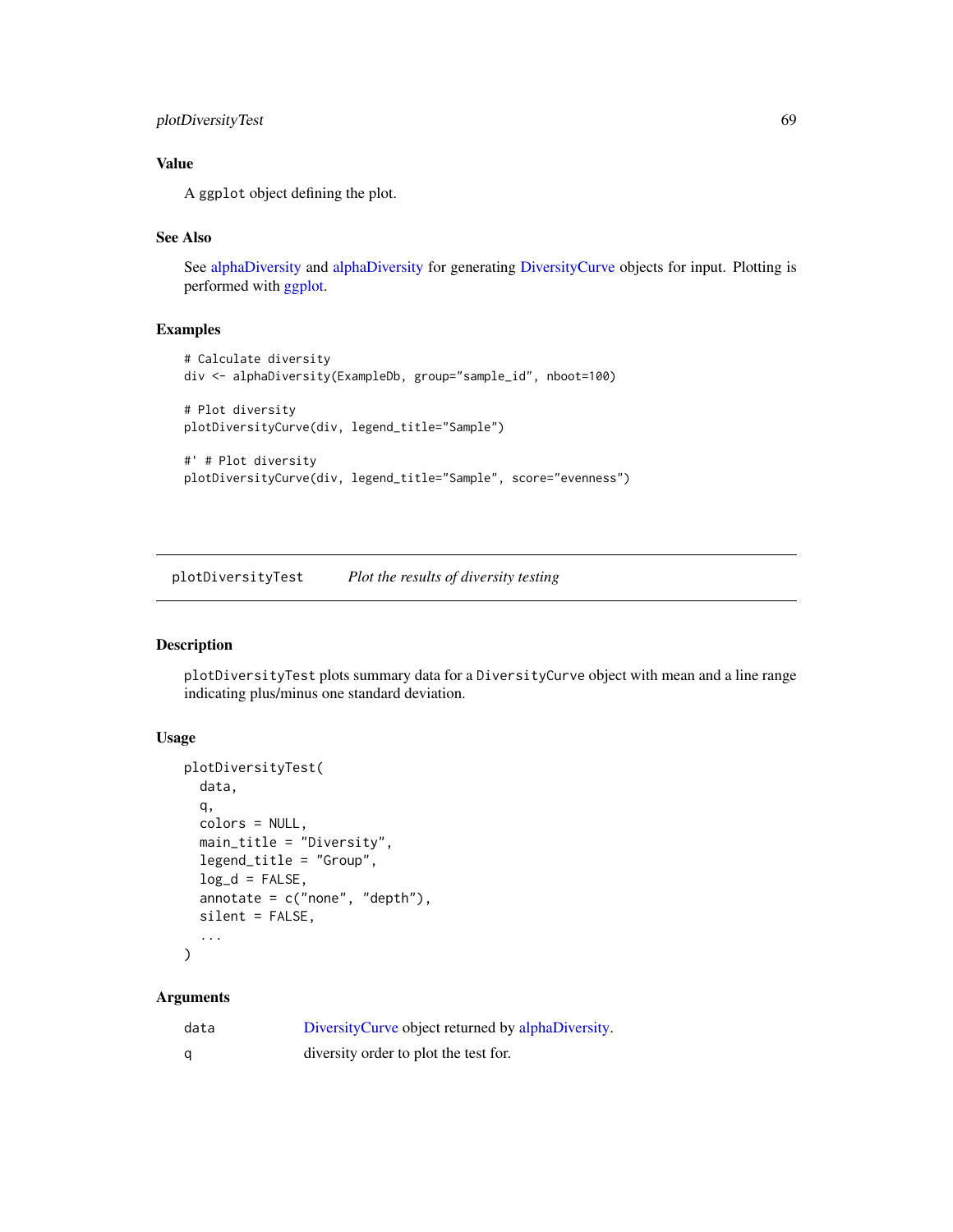### Value

A `ggplot` object defining the plot.

### See Also

See alphaDiversity and alphaDiversity for generating DiversityCurve objects for input. Plotting is performed with ggplot.

### Examples

```
# Calculate diversity
div <- alphaDiversity(ExampleDb, group="sample_id", nboot=100)

# Plot diversity
plotDiversityCurve(div, legend_title="Sample")

#' # Plot diversity
plotDiversityCurve(div, legend_title="Sample", score="evenness")
```

---

## plotDiversityTest — *Plot the results of diversity testing*

---

### Description

`plotDiversityTest` plots summary data for a `DiversityCurve` object with mean and a line range indicating plus/minus one standard deviation.

### Usage

```
plotDiversityTest(
  data,
  q,
  colors = NULL,
  main_title = "Diversity",
  legend_title = "Group",
  log_d = FALSE,
  annotate = c("none", "depth"),
  silent = FALSE,
  ...
)
```

### Arguments

| | |
|---|---|
| data | DiversityCurve object returned by alphaDiversity. |
| q | diversity order to plot the test for. |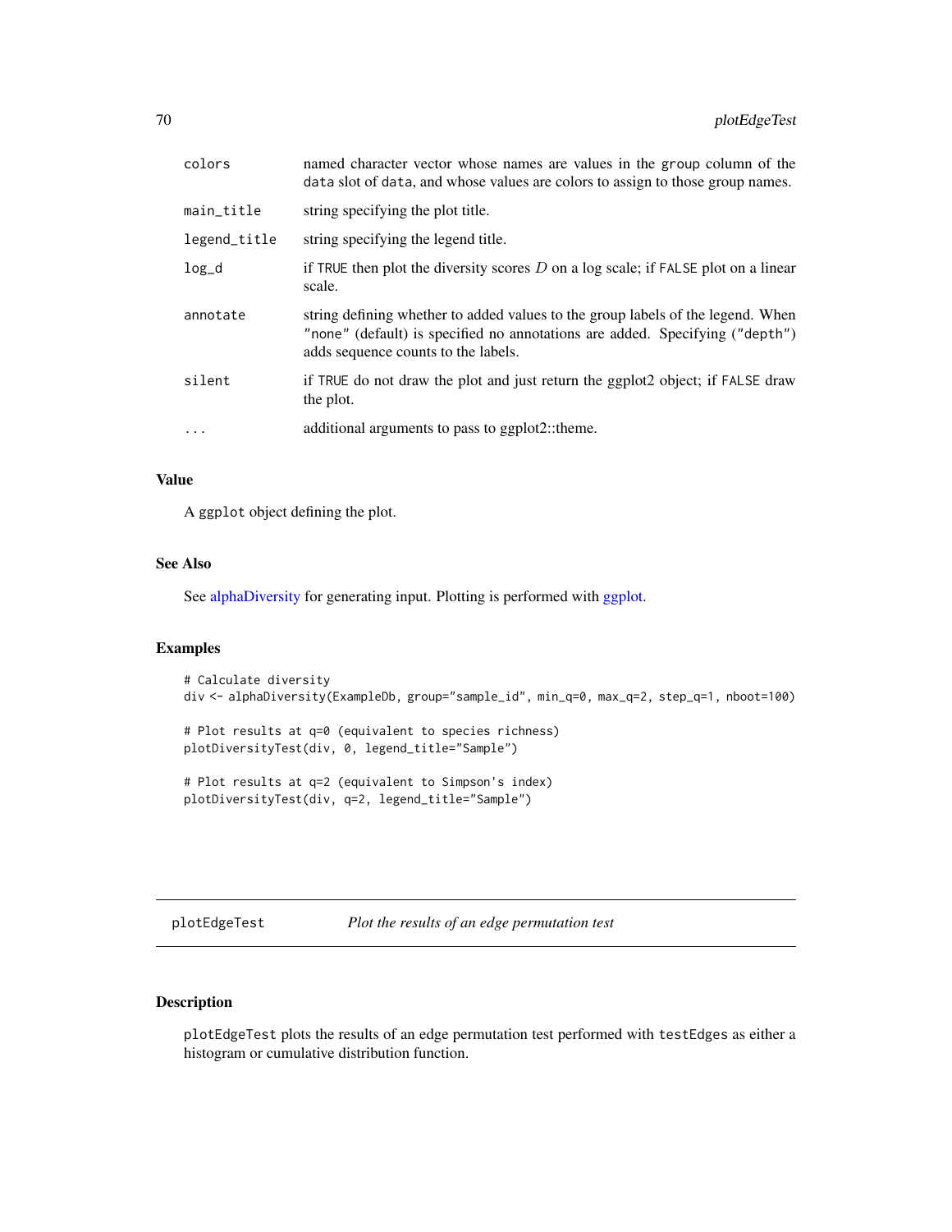| | |
|---|---|
| colors | named character vector whose names are values in the group column of the data slot of data, and whose values are colors to assign to those group names. |
| main_title | string specifying the plot title. |
| legend_title | string specifying the legend title. |
| log_d | if TRUE then plot the diversity scores $D$ on a log scale; if FALSE plot on a linear scale. |
| annotate | string defining whether to added values to the group labels of the legend. When "none" (default) is specified no annotations are added. Specifying ("depth") adds sequence counts to the labels. |
| silent | if TRUE do not draw the plot and just return the ggplot2 object; if FALSE draw the plot. |
| ... | additional arguments to pass to ggplot2::theme. |

### Value

A ggplot object defining the plot.

### See Also

See alphaDiversity for generating input. Plotting is performed with ggplot.

### Examples

```
# Calculate diversity
div <- alphaDiversity(ExampleDb, group="sample_id", min_q=0, max_q=2, step_q=1, nboot=100)

# Plot results at q=0 (equivalent to species richness)
plotDiversityTest(div, 0, legend_title="Sample")

# Plot results at q=2 (equivalent to Simpson's index)
plotDiversityTest(div, q=2, legend_title="Sample")
```

---

## plotEdgeTest &nbsp;&nbsp;&nbsp;&nbsp; *Plot the results of an edge permutation test*

---

### Description

plotEdgeTest plots the results of an edge permutation test performed with testEdges as either a histogram or cumulative distribution function.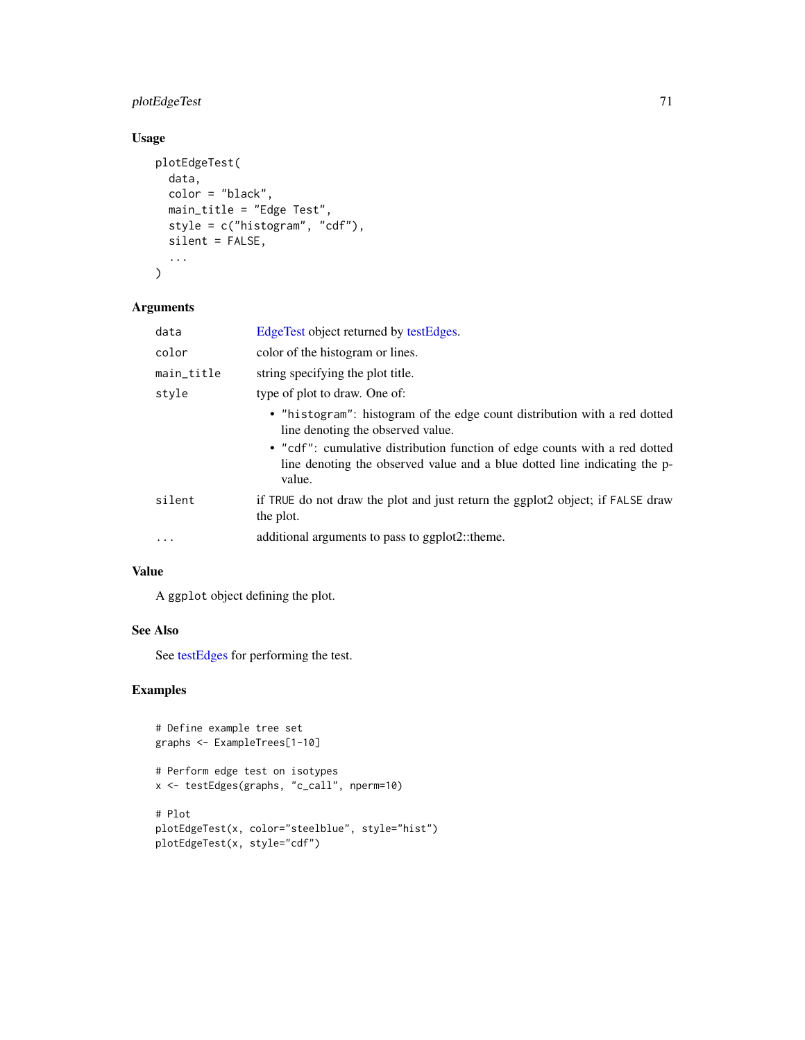### Usage

```
plotEdgeTest(
  data,
  color = "black",
  main_title = "Edge Test",
  style = c("histogram", "cdf"),
  silent = FALSE,
  ...
)
```

### Arguments

| | |
|---|---|
| data | EdgeTest object returned by testEdges. |
| color | color of the histogram or lines. |
| main_title | string specifying the plot title. |
| style | type of plot to draw. One of: <br>• "histogram": histogram of the edge count distribution with a red dotted line denoting the observed value. <br>• "cdf": cumulative distribution function of edge counts with a red dotted line denoting the observed value and a blue dotted line indicating the p-value. |
| silent | if TRUE do not draw the plot and just return the ggplot2 object; if FALSE draw the plot. |
| ... | additional arguments to pass to ggplot2::theme. |

### Value

A ggplot object defining the plot.

### See Also

See testEdges for performing the test.

### Examples

```
# Define example tree set
graphs <- ExampleTrees[1-10]

# Perform edge test on isotypes
x <- testEdges(graphs, "c_call", nperm=10)

# Plot
plotEdgeTest(x, color="steelblue", style="hist")
plotEdgeTest(x, style="cdf")
```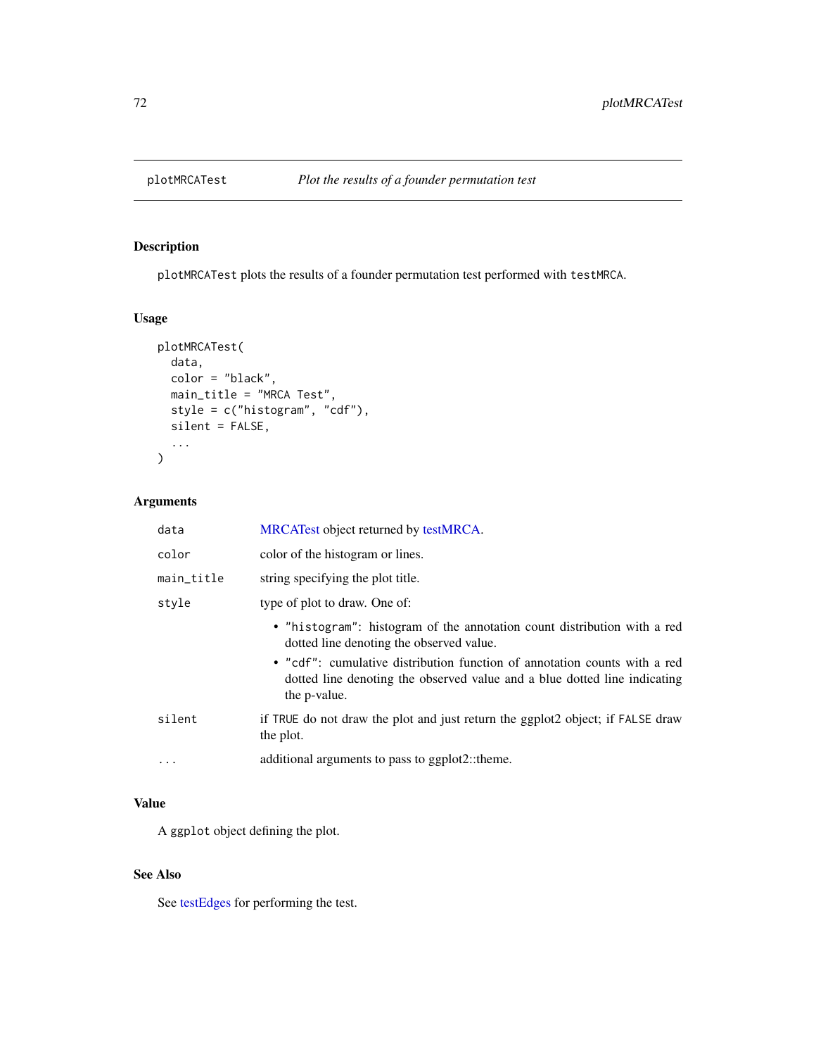# plotMRCATest    *Plot the results of a founder permutation test*

## Description

plotMRCATest plots the results of a founder permutation test performed with testMRCA.

## Usage

```
plotMRCATest(
  data,
  color = "black",
  main_title = "MRCA Test",
  style = c("histogram", "cdf"),
  silent = FALSE,
  ...
)
```

## Arguments

| | |
|---|---|
| data | MRCATest object returned by testMRCA. |
| color | color of the histogram or lines. |
| main_title | string specifying the plot title. |
| style | type of plot to draw. One of: <br>• "histogram": histogram of the annotation count distribution with a red dotted line denoting the observed value.<br>• "cdf": cumulative distribution function of annotation counts with a red dotted line denoting the observed value and a blue dotted line indicating the p-value. |
| silent | if TRUE do not draw the plot and just return the ggplot2 object; if FALSE draw the plot. |
| ... | additional arguments to pass to ggplot2::theme. |

## Value

A ggplot object defining the plot.

## See Also

See testEdges for performing the test.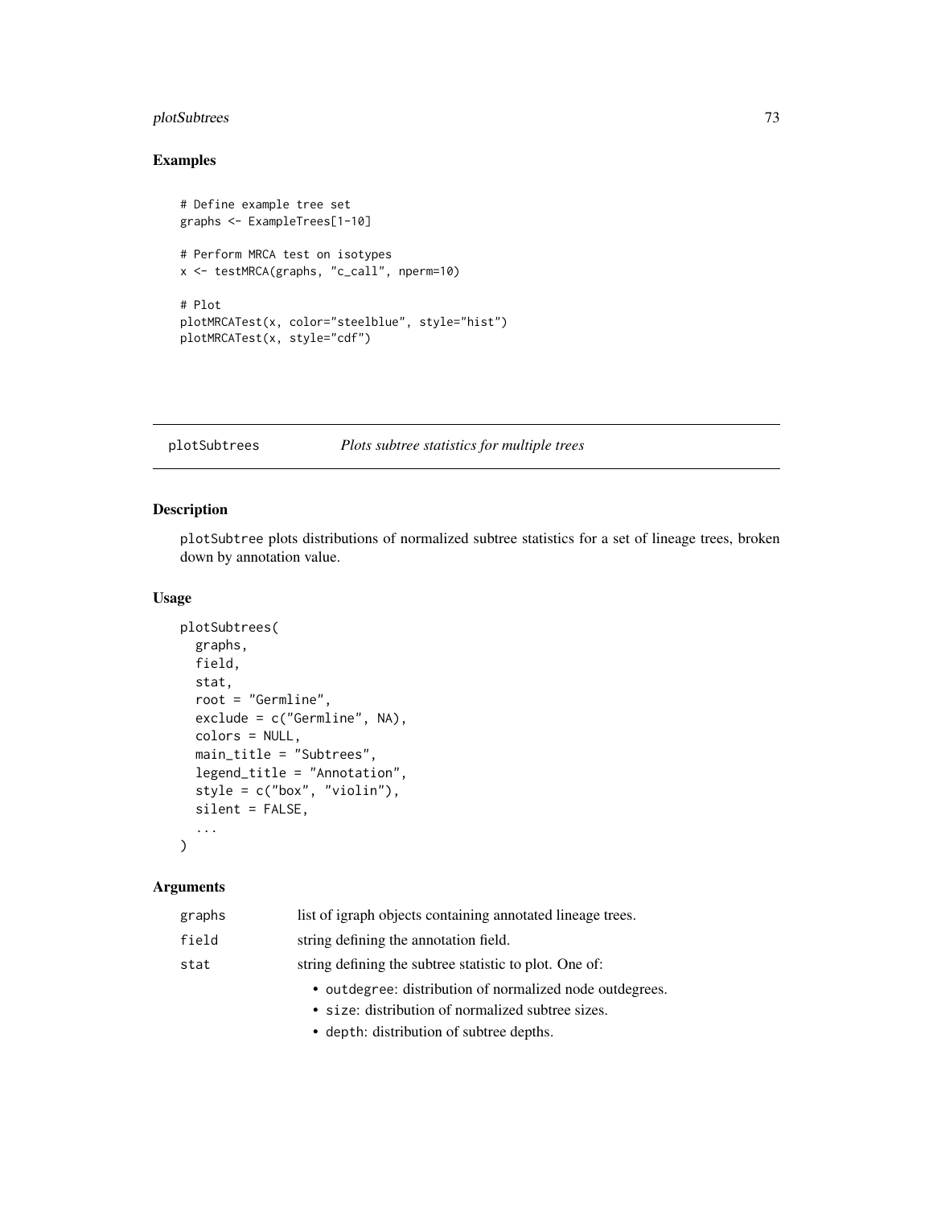## Examples

```
# Define example tree set
graphs <- ExampleTrees[1-10]

# Perform MRCA test on isotypes
x <- testMRCA(graphs, "c_call", nperm=10)

# Plot
plotMRCATest(x, color="steelblue", style="hist")
plotMRCATest(x, style="cdf")
```

---

# plotSubtrees *Plots subtree statistics for multiple trees*

---

## Description

plotSubtree plots distributions of normalized subtree statistics for a set of lineage trees, broken down by annotation value.

## Usage

```
plotSubtrees(
  graphs,
  field,
  stat,
  root = "Germline",
  exclude = c("Germline", NA),
  colors = NULL,
  main_title = "Subtrees",
  legend_title = "Annotation",
  style = c("box", "violin"),
  silent = FALSE,
  ...
)
```

## Arguments

| | |
|---|---|
| graphs | list of igraph objects containing annotated lineage trees. |
| field | string defining the annotation field. |
| stat | string defining the subtree statistic to plot. One of:<br>• outdegree: distribution of normalized node outdegrees.<br>• size: distribution of normalized subtree sizes.<br>• depth: distribution of subtree depths. |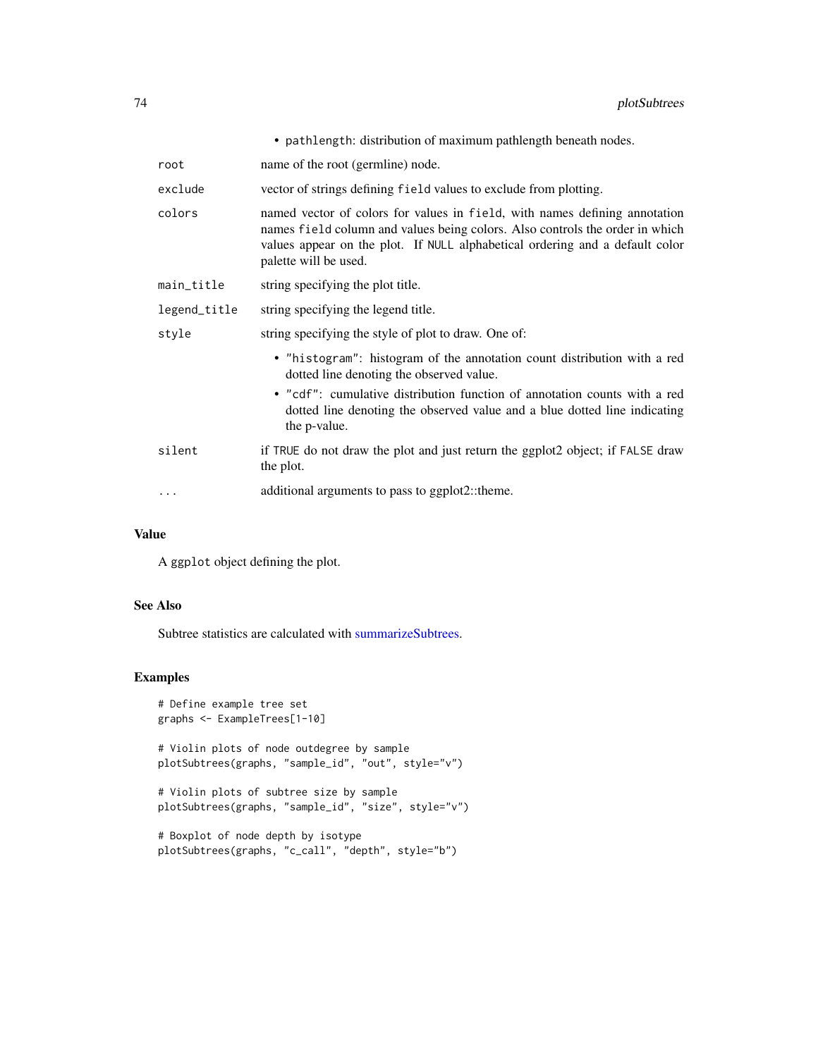- `pathlength`: distribution of maximum pathlength beneath nodes.

| | |
|---|---|
| `root` | name of the root (germline) node. |
| `exclude` | vector of strings defining `field` values to exclude from plotting. |
| `colors` | named vector of colors for values in `field`, with names defining annotation names `field` column and values being colors. Also controls the order in which values appear on the plot. If `NULL` alphabetical ordering and a default color palette will be used. |
| `main_title` | string specifying the plot title. |
| `legend_title` | string specifying the legend title. |
| `style` | string specifying the style of plot to draw. One of: <br>• `"histogram"`: histogram of the annotation count distribution with a red dotted line denoting the observed value. <br>• `"cdf"`: cumulative distribution function of annotation counts with a red dotted line denoting the observed value and a blue dotted line indicating the p-value. |
| `silent` | if `TRUE` do not draw the plot and just return the ggplot2 object; if `FALSE` draw the plot. |
| `...` | additional arguments to pass to ggplot2::theme. |

## Value

A `ggplot` object defining the plot.

## See Also

Subtree statistics are calculated with summarizeSubtrees.

## Examples

```
# Define example tree set
graphs <- ExampleTrees[1-10]

# Violin plots of node outdegree by sample
plotSubtrees(graphs, "sample_id", "out", style="v")

# Violin plots of subtree size by sample
plotSubtrees(graphs, "sample_id", "size", style="v")

# Boxplot of node depth by isotype
plotSubtrees(graphs, "c_call", "depth", style="b")
```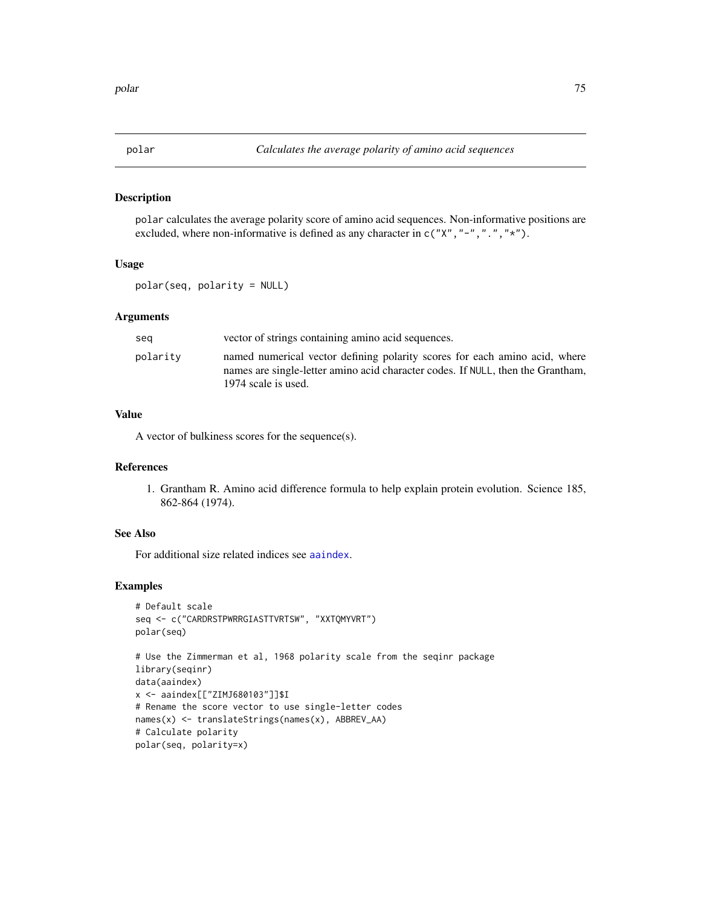# polar — *Calculates the average polarity of amino acid sequences*

## Description

`polar` calculates the average polarity score of amino acid sequences. Non-informative positions are excluded, where non-informative is defined as any character in `c("X","-",".","*")`.

## Usage

```
polar(seq, polarity = NULL)
```

## Arguments

| | |
|---|---|
| `seq` | vector of strings containing amino acid sequences. |
| `polarity` | named numerical vector defining polarity scores for each amino acid, where names are single-letter amino acid character codes. If `NULL`, then the Grantham, 1974 scale is used. |

## Value

A vector of bulkiness scores for the sequence(s).

## References

1. Grantham R. Amino acid difference formula to help explain protein evolution. Science 185, 862-864 (1974).

## See Also

For additional size related indices see `aaindex`.

## Examples

```
# Default scale
seq <- c("CARDRSTPWRRGIASTTVRTSW", "XXTQMYVRT")
polar(seq)

# Use the Zimmerman et al, 1968 polarity scale from the seqinr package
library(seqinr)
data(aaindex)
x <- aaindex[["ZIMJ680103"]]$I
# Rename the score vector to use single-letter codes
names(x) <- translateStrings(names(x), ABBREV_AA)
# Calculate polarity
polar(seq, polarity=x)
```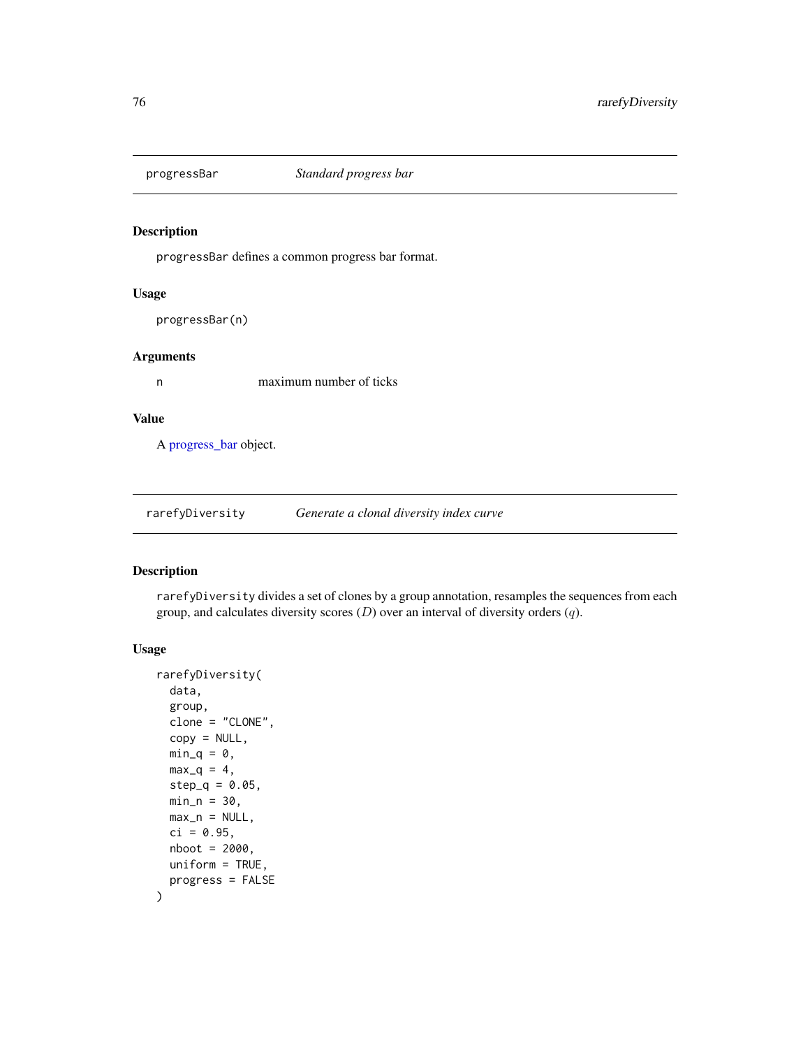## progressBar — *Standard progress bar*

### Description

`progressBar` defines a common progress bar format.

### Usage

```
progressBar(n)
```

### Arguments

| | |
|---|---|
| n | maximum number of ticks |

### Value

A progress_bar object.

## rarefyDiversity — *Generate a clonal diversity index curve*

### Description

`rarefyDiversity` divides a set of clones by a group annotation, resamples the sequences from each group, and calculates diversity scores ($D$) over an interval of diversity orders ($q$).

### Usage

```
rarefyDiversity(
  data,
  group,
  clone = "CLONE",
  copy = NULL,
  min_q = 0,
  max_q = 4,
  step_q = 0.05,
  min_n = 30,
  max_n = NULL,
  ci = 0.95,
  nboot = 2000,
  uniform = TRUE,
  progress = FALSE
)
```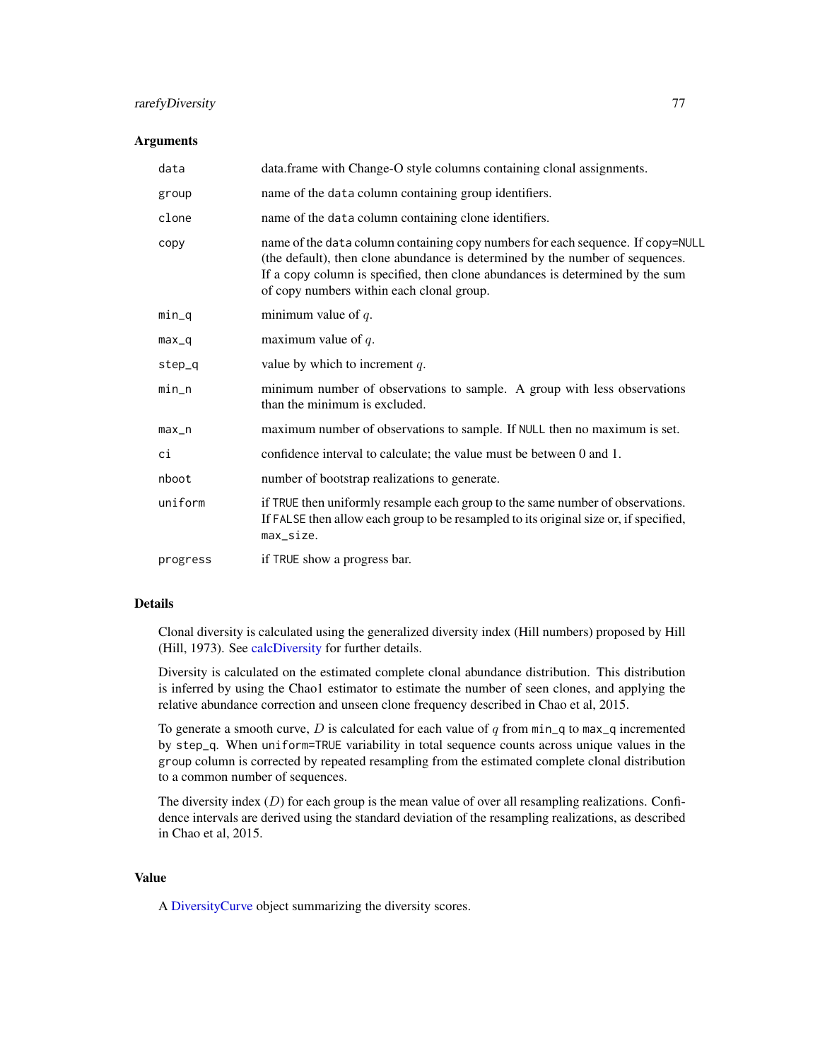## Arguments

| | |
|---|---|
| data | data.frame with Change-O style columns containing clonal assignments. |
| group | name of the data column containing group identifiers. |
| clone | name of the data column containing clone identifiers. |
| copy | name of the data column containing copy numbers for each sequence. If copy=NULL (the default), then clone abundance is determined by the number of sequences. If a copy column is specified, then clone abundances is determined by the sum of copy numbers within each clonal group. |
| min_q | minimum value of $q$. |
| max_q | maximum value of $q$. |
| step_q | value by which to increment $q$. |
| min_n | minimum number of observations to sample. A group with less observations than the minimum is excluded. |
| max_n | maximum number of observations to sample. If NULL then no maximum is set. |
| ci | confidence interval to calculate; the value must be between 0 and 1. |
| nboot | number of bootstrap realizations to generate. |
| uniform | if TRUE then uniformly resample each group to the same number of observations. If FALSE then allow each group to be resampled to its original size or, if specified, max_size. |
| progress | if TRUE show a progress bar. |

## Details

Clonal diversity is calculated using the generalized diversity index (Hill numbers) proposed by Hill (Hill, 1973). See calcDiversity for further details.

Diversity is calculated on the estimated complete clonal abundance distribution. This distribution is inferred by using the Chao1 estimator to estimate the number of seen clones, and applying the relative abundance correction and unseen clone frequency described in Chao et al, 2015.

To generate a smooth curve, $D$ is calculated for each value of $q$ from min_q to max_q incremented by step_q. When uniform=TRUE variability in total sequence counts across unique values in the group column is corrected by repeated resampling from the estimated complete clonal distribution to a common number of sequences.

The diversity index ($D$) for each group is the mean value of over all resampling realizations. Confidence intervals are derived using the standard deviation of the resampling realizations, as described in Chao et al, 2015.

## Value

A DiversityCurve object summarizing the diversity scores.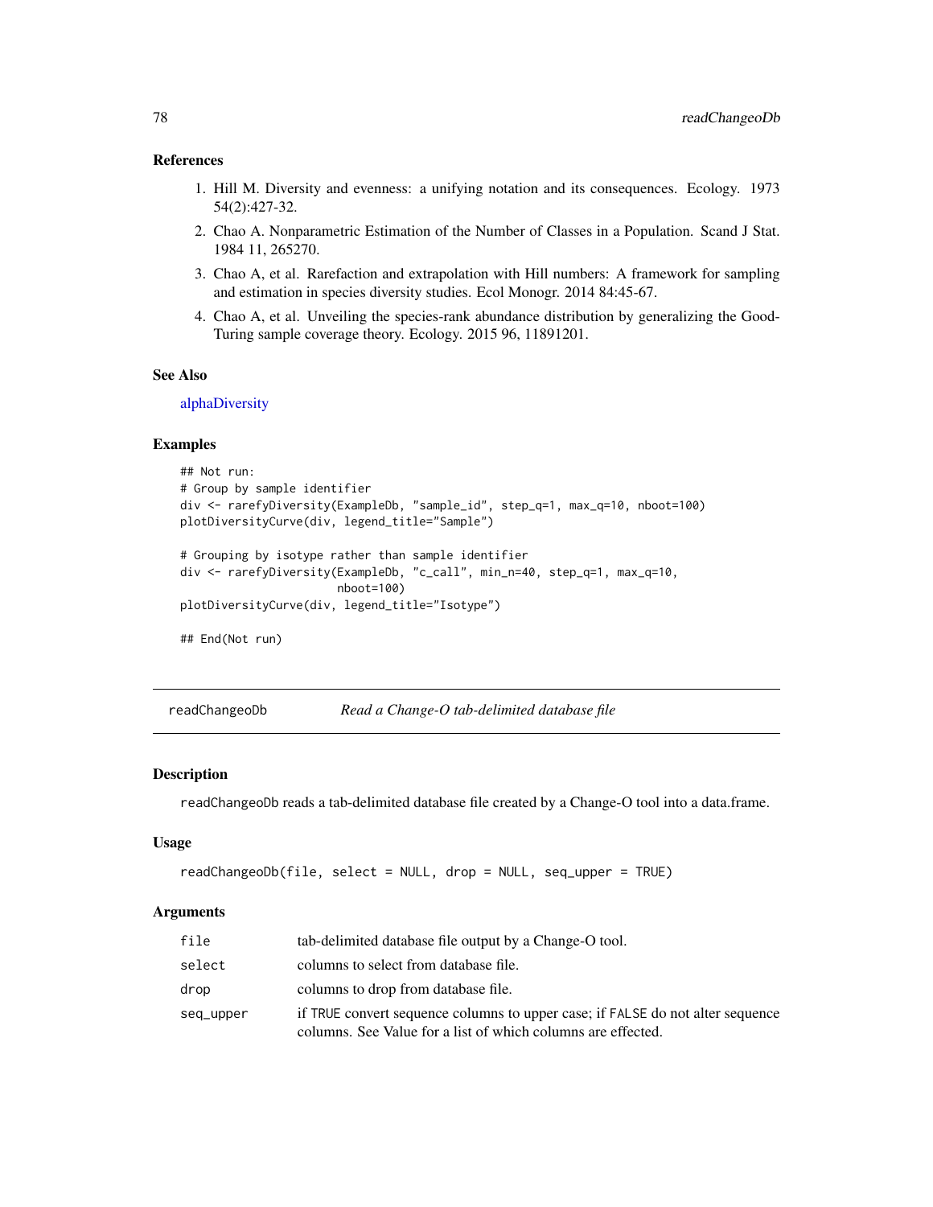### References

1. Hill M. Diversity and evenness: a unifying notation and its consequences. Ecology. 1973 54(2):427-32.
2. Chao A. Nonparametric Estimation of the Number of Classes in a Population. Scand J Stat. 1984 11, 265270.
3. Chao A, et al. Rarefaction and extrapolation with Hill numbers: A framework for sampling and estimation in species diversity studies. Ecol Monogr. 2014 84:45-67.
4. Chao A, et al. Unveiling the species-rank abundance distribution by generalizing the Good-Turing sample coverage theory. Ecology. 2015 96, 11891201.

### See Also

alphaDiversity

### Examples

```
## Not run:
# Group by sample identifier
div <- rarefyDiversity(ExampleDb, "sample_id", step_q=1, max_q=10, nboot=100)
plotDiversityCurve(div, legend_title="Sample")

# Grouping by isotype rather than sample identifier
div <- rarefyDiversity(ExampleDb, "c_call", min_n=40, step_q=1, max_q=10,
                       nboot=100)
plotDiversityCurve(div, legend_title="Isotype")

## End(Not run)
```

---

## readChangeoDb — *Read a Change-O tab-delimited database file*

### Description

readChangeoDb reads a tab-delimited database file created by a Change-O tool into a data.frame.

### Usage

```
readChangeoDb(file, select = NULL, drop = NULL, seq_upper = TRUE)
```

### Arguments

| | |
|---|---|
| file | tab-delimited database file output by a Change-O tool. |
| select | columns to select from database file. |
| drop | columns to drop from database file. |
| seq_upper | if TRUE convert sequence columns to upper case; if FALSE do not alter sequence columns. See Value for a list of which columns are effected. |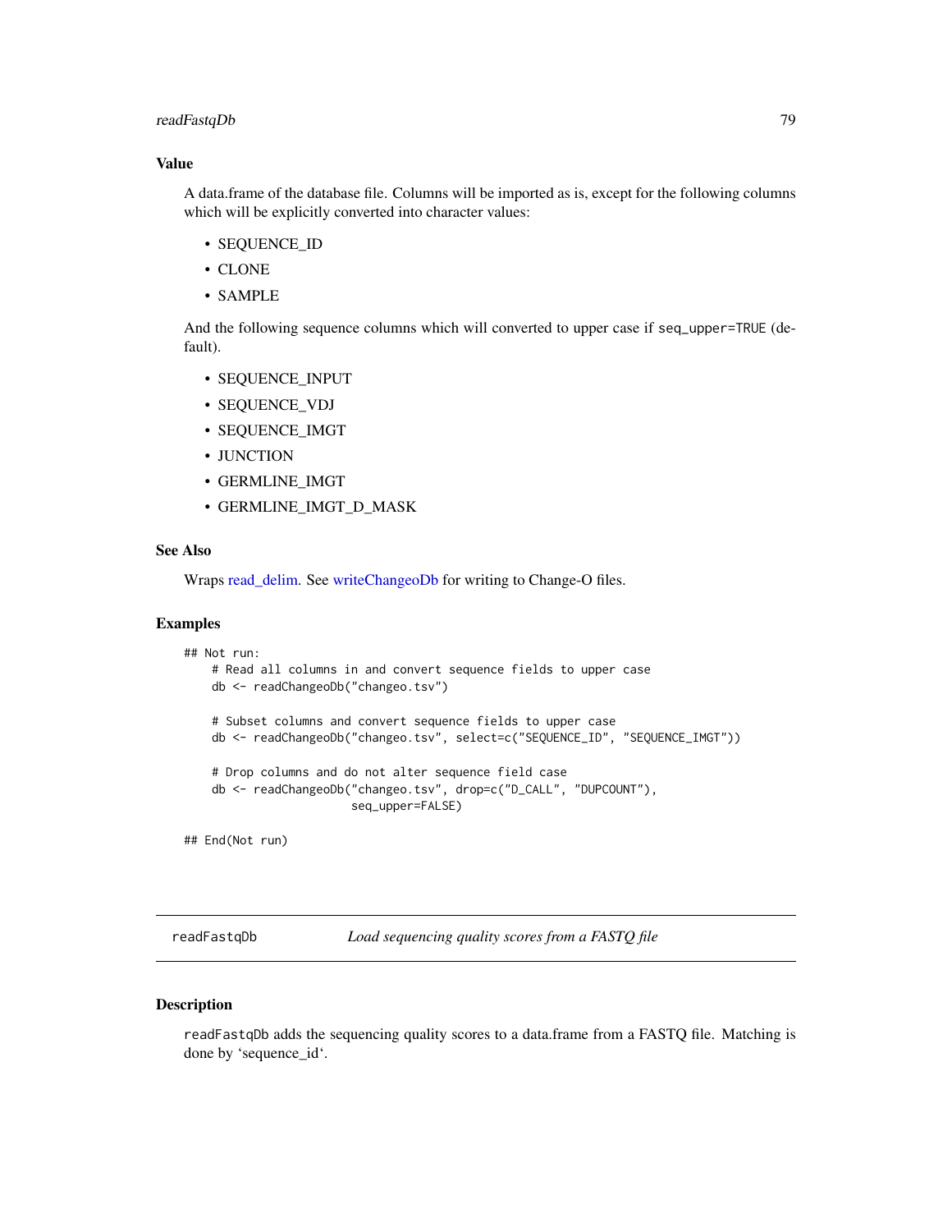### Value

A data.frame of the database file. Columns will be imported as is, except for the following columns which will be explicitly converted into character values:

- SEQUENCE_ID
- CLONE
- SAMPLE

And the following sequence columns which will converted to upper case if `seq_upper=TRUE` (default).

- SEQUENCE_INPUT
- SEQUENCE_VDJ
- SEQUENCE_IMGT
- JUNCTION
- GERMLINE_IMGT
- GERMLINE_IMGT_D_MASK

### See Also

Wraps read_delim. See writeChangeoDb for writing to Change-O files.

### Examples

```
## Not run:
    # Read all columns in and convert sequence fields to upper case
    db <- readChangeoDb("changeo.tsv")

    # Subset columns and convert sequence fields to upper case
    db <- readChangeoDb("changeo.tsv", select=c("SEQUENCE_ID", "SEQUENCE_IMGT"))

    # Drop columns and do not alter sequence field case
    db <- readChangeoDb("changeo.tsv", drop=c("D_CALL", "DUPCOUNT"),
                        seq_upper=FALSE)

## End(Not run)
```

---

## readFastqDb &nbsp;&nbsp;&nbsp;&nbsp; *Load sequencing quality scores from a FASTQ file*

### Description

`readFastqDb` adds the sequencing quality scores to a data.frame from a FASTQ file. Matching is done by 'sequence_id'.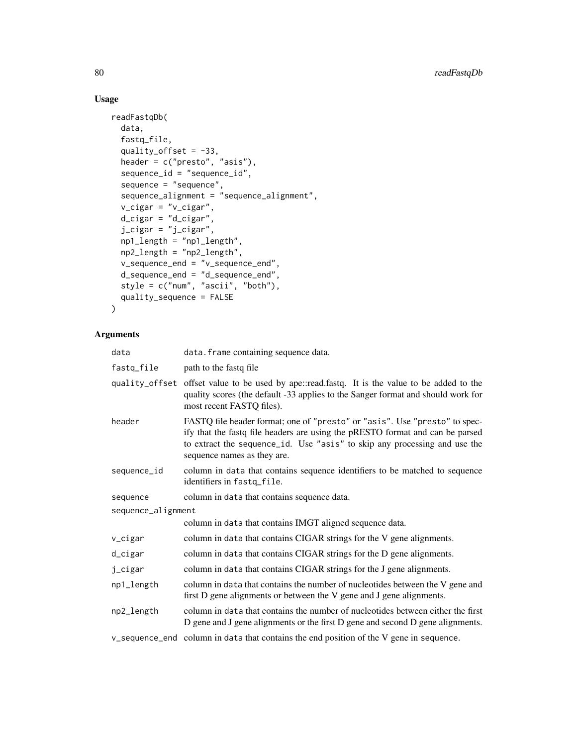## Usage

```
readFastqDb(
  data,
  fastq_file,
  quality_offset = -33,
  header = c("presto", "asis"),
  sequence_id = "sequence_id",
  sequence = "sequence",
  sequence_alignment = "sequence_alignment",
  v_cigar = "v_cigar",
  d_cigar = "d_cigar",
  j_cigar = "j_cigar",
  np1_length = "np1_length",
  np2_length = "np2_length",
  v_sequence_end = "v_sequence_end",
  d_sequence_end = "d_sequence_end",
  style = c("num", "ascii", "both"),
  quality_sequence = FALSE
)
```

## Arguments

| | |
|---|---|
| data | data.frame containing sequence data. |
| fastq_file | path to the fastq file |
| quality_offset | offset value to be used by ape::read.fastq. It is the value to be added to the quality scores (the default -33 applies to the Sanger format and should work for most recent FASTQ files). |
| header | FASTQ file header format; one of "presto" or "asis". Use "presto" to specify that the fastq file headers are using the pRESTO format and can be parsed to extract the sequence_id. Use "asis" to skip any processing and use the sequence names as they are. |
| sequence_id | column in data that contains sequence identifiers to be matched to sequence identifiers in fastq_file. |
| sequence | column in data that contains sequence data. |
| sequence_alignment | column in data that contains IMGT aligned sequence data. |
| v_cigar | column in data that contains CIGAR strings for the V gene alignments. |
| d_cigar | column in data that contains CIGAR strings for the D gene alignments. |
| j_cigar | column in data that contains CIGAR strings for the J gene alignments. |
| np1_length | column in data that contains the number of nucleotides between the V gene and first D gene alignments or between the V gene and J gene alignments. |
| np2_length | column in data that contains the number of nucleotides between either the first D gene and J gene alignments or the first D gene and second D gene alignments. |
| v_sequence_end | column in data that contains the end position of the V gene in sequence. |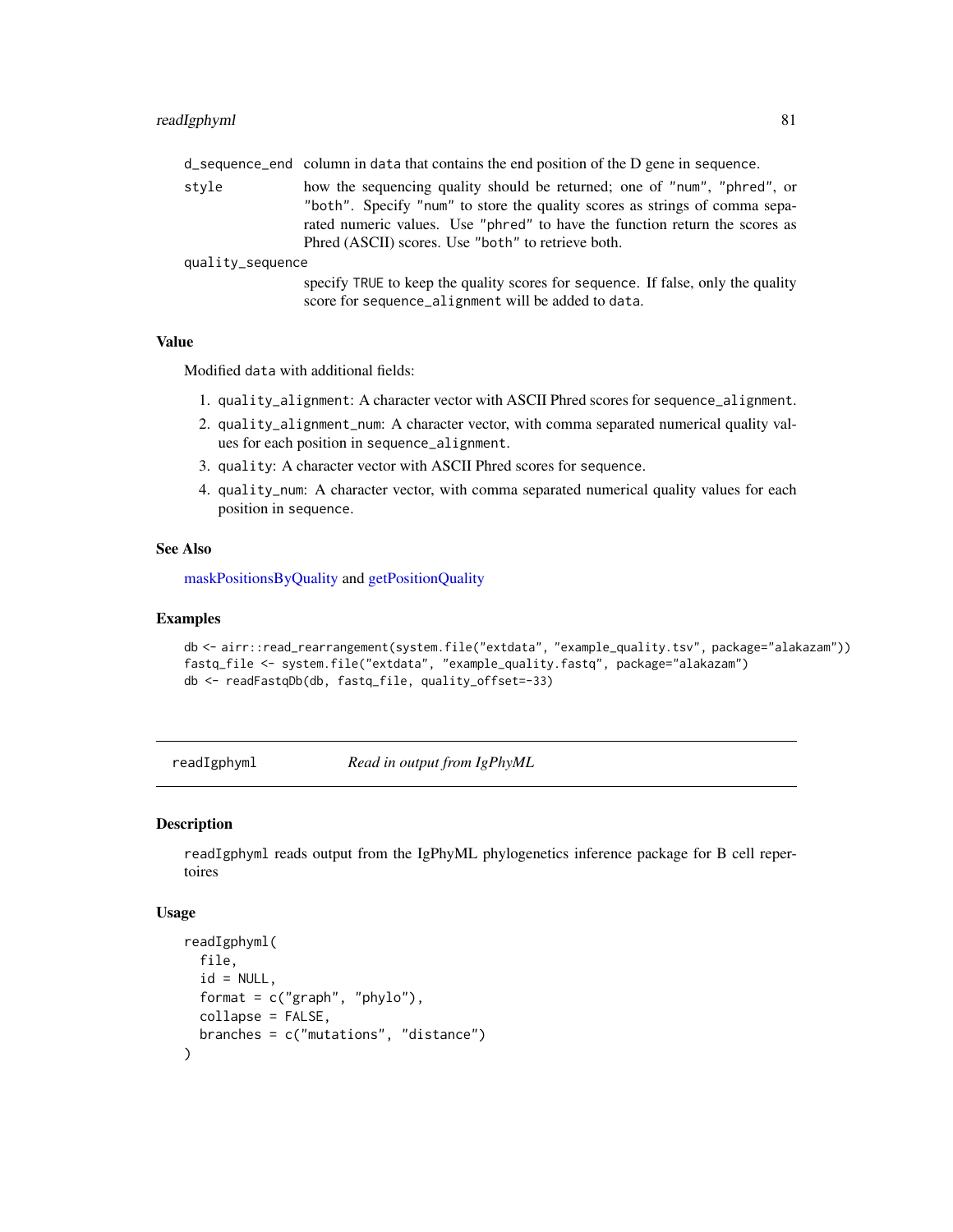| | |
|---|---|
| d_sequence_end | column in data that contains the end position of the D gene in sequence. |
| style | how the sequencing quality should be returned; one of "num", "phred", or "both". Specify "num" to store the quality scores as strings of comma separated numeric values. Use "phred" to have the function return the scores as Phred (ASCII) scores. Use "both" to retrieve both. |
| quality_sequence | specify TRUE to keep the quality scores for sequence. If false, only the quality score for sequence_alignment will be added to data. |

### Value

Modified data with additional fields:

1. quality_alignment: A character vector with ASCII Phred scores for sequence_alignment.
2. quality_alignment_num: A character vector, with comma separated numerical quality values for each position in sequence_alignment.
3. quality: A character vector with ASCII Phred scores for sequence.
4. quality_num: A character vector, with comma separated numerical quality values for each position in sequence.

### See Also

maskPositionsByQuality and getPositionQuality

### Examples

```
db <- airr::read_rearrangement(system.file("extdata", "example_quality.tsv", package="alakazam"))
fastq_file <- system.file("extdata", "example_quality.fastq", package="alakazam")
db <- readFastqDb(db, fastq_file, quality_offset=-33)
```

---

## readIgphyml *Read in output from IgPhyML*

### Description

readIgphyml reads output from the IgPhyML phylogenetics inference package for B cell repertoires

### Usage

```
readIgphyml(
  file,
  id = NULL,
  format = c("graph", "phylo"),
  collapse = FALSE,
  branches = c("mutations", "distance")
)
```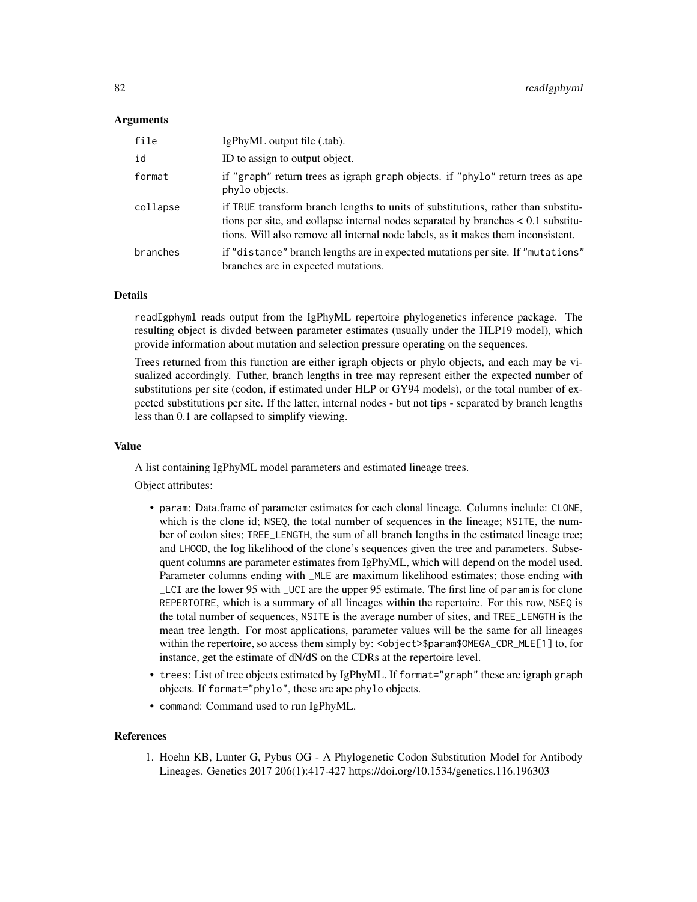### Arguments

| | |
|---|---|
| `file` | IgPhyML output file (.tab). |
| `id` | ID to assign to output object. |
| `format` | if "graph" return trees as igraph graph objects. if "phylo" return trees as ape phylo objects. |
| `collapse` | if TRUE transform branch lengths to units of substitutions, rather than substitutions per site, and collapse internal nodes separated by branches < 0.1 substitutions. Will also remove all internal node labels, as it makes them inconsistent. |
| `branches` | if "distance" branch lengths are in expected mutations per site. If "mutations" branches are in expected mutations. |

### Details

readIgphyml reads output from the IgPhyML repertoire phylogenetics inference package. The resulting object is divded between parameter estimates (usually under the HLP19 model), which provide information about mutation and selection pressure operating on the sequences.

Trees returned from this function are either igraph objects or phylo objects, and each may be visualized accordingly. Futher, branch lengths in tree may represent either the expected number of substitutions per site (codon, if estimated under HLP or GY94 models), or the total number of expected substitutions per site. If the latter, internal nodes - but not tips - separated by branch lengths less than 0.1 are collapsed to simplify viewing.

### Value

A list containing IgPhyML model parameters and estimated lineage trees.

Object attributes:

- param: Data.frame of parameter estimates for each clonal lineage. Columns include: CLONE, which is the clone id; NSEQ, the total number of sequences in the lineage; NSITE, the number of codon sites; TREE_LENGTH, the sum of all branch lengths in the estimated lineage tree; and LHOOD, the log likelihood of the clone's sequences given the tree and parameters. Subsequent columns are parameter estimates from IgPhyML, which will depend on the model used. Parameter columns ending with _MLE are maximum likelihood estimates; those ending with _LCI are the lower 95 with _UCI are the upper 95 estimate. The first line of param is for clone REPERTOIRE, which is a summary of all lineages within the repertoire. For this row, NSEQ is the total number of sequences, NSITE is the average number of sites, and TREE_LENGTH is the mean tree length. For most applications, parameter values will be the same for all lineages within the repertoire, so access them simply by: `<object>$param$OMEGA_CDR_MLE[1]` to, for instance, get the estimate of dN/dS on the CDRs at the repertoire level.
- trees: List of tree objects estimated by IgPhyML. If format="graph" these are igraph graph objects. If format="phylo", these are ape phylo objects.
- command: Command used to run IgPhyML.

### References

1. Hoehn KB, Lunter G, Pybus OG - A Phylogenetic Codon Substitution Model for Antibody Lineages. Genetics 2017 206(1):417-427 https://doi.org/10.1534/genetics.116.196303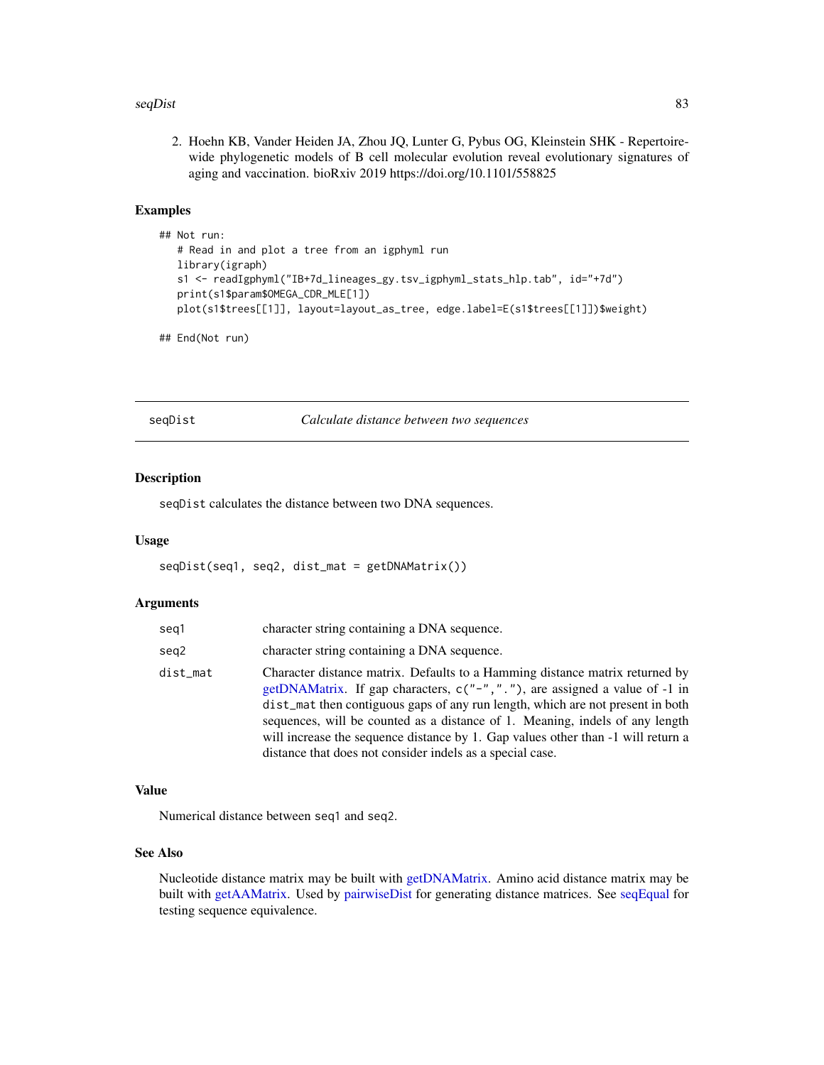2. Hoehn KB, Vander Heiden JA, Zhou JQ, Lunter G, Pybus OG, Kleinstein SHK - Repertoire-wide phylogenetic models of B cell molecular evolution reveal evolutionary signatures of aging and vaccination. bioRxiv 2019 https://doi.org/10.1101/558825

### Examples

```
## Not run:
   # Read in and plot a tree from an igphyml run
   library(igraph)
   s1 <- readIgphyml("IB+7d_lineages_gy.tsv_igphyml_stats_hlp.tab", id="+7d")
   print(s1$param$OMEGA_CDR_MLE[1])
   plot(s1$trees[[1]], layout=layout_as_tree, edge.label=E(s1$trees[[1]])$weight)

## End(Not run)
```

---

## seqDist *Calculate distance between two sequences*

---

### Description

seqDist calculates the distance between two DNA sequences.

### Usage

```
seqDist(seq1, seq2, dist_mat = getDNAMatrix())
```

### Arguments

| | |
|---|---|
| seq1 | character string containing a DNA sequence. |
| seq2 | character string containing a DNA sequence. |
| dist_mat | Character distance matrix. Defaults to a Hamming distance matrix returned by getDNAMatrix. If gap characters, c("-","."), are assigned a value of -1 in dist_mat then contiguous gaps of any run length, which are not present in both sequences, will be counted as a distance of 1. Meaning, indels of any length will increase the sequence distance by 1. Gap values other than -1 will return a distance that does not consider indels as a special case. |

### Value

Numerical distance between seq1 and seq2.

### See Also

Nucleotide distance matrix may be built with getDNAMatrix. Amino acid distance matrix may be built with getAAMatrix. Used by pairwiseDist for generating distance matrices. See seqEqual for testing sequence equivalence.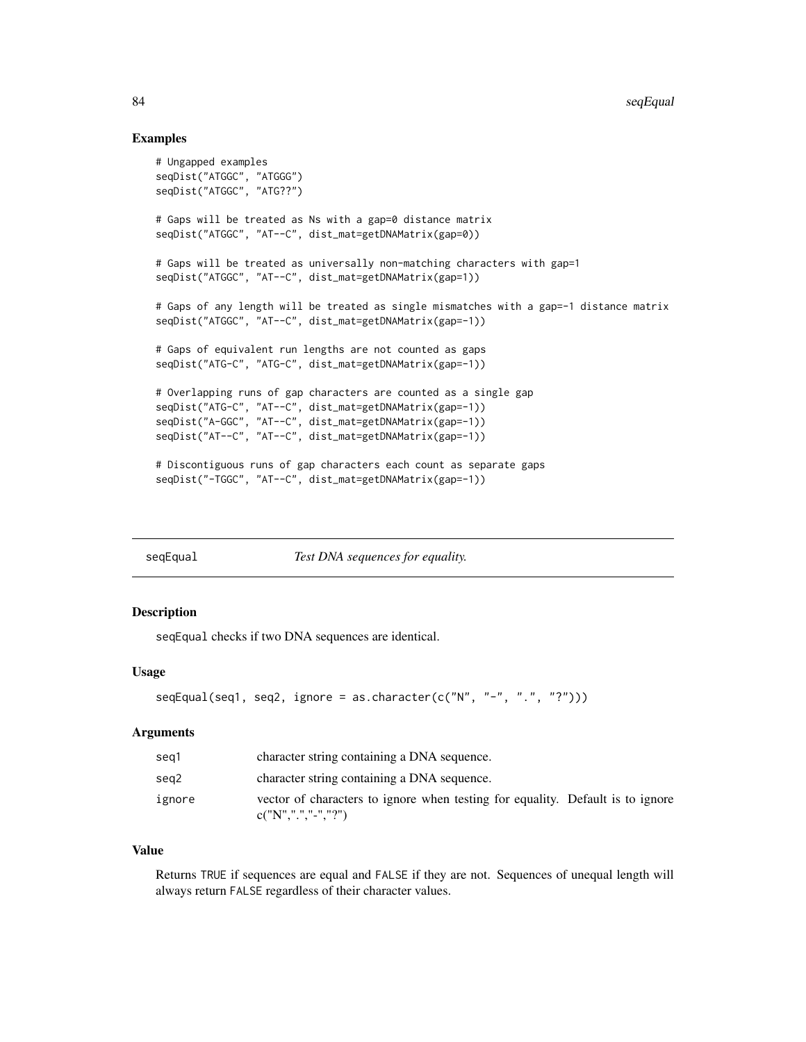## Examples

```
# Ungapped examples
seqDist("ATGGC", "ATGGG")
seqDist("ATGGC", "ATG??")

# Gaps will be treated as Ns with a gap=0 distance matrix
seqDist("ATGGC", "AT--C", dist_mat=getDNAMatrix(gap=0))

# Gaps will be treated as universally non-matching characters with gap=1
seqDist("ATGGC", "AT--C", dist_mat=getDNAMatrix(gap=1))

# Gaps of any length will be treated as single mismatches with a gap=-1 distance matrix
seqDist("ATGGC", "AT--C", dist_mat=getDNAMatrix(gap=-1))

# Gaps of equivalent run lengths are not counted as gaps
seqDist("ATG-C", "ATG-C", dist_mat=getDNAMatrix(gap=-1))

# Overlapping runs of gap characters are counted as a single gap
seqDist("ATG-C", "AT--C", dist_mat=getDNAMatrix(gap=-1))
seqDist("A-GGC", "AT--C", dist_mat=getDNAMatrix(gap=-1))
seqDist("AT--C", "AT--C", dist_mat=getDNAMatrix(gap=-1))

# Discontiguous runs of gap characters each count as separate gaps
seqDist("-TGGC", "AT--C", dist_mat=getDNAMatrix(gap=-1))
```

---

# seqEqual *Test DNA sequences for equality.*

## Description

seqEqual checks if two DNA sequences are identical.

## Usage

```
seqEqual(seq1, seq2, ignore = as.character(c("N", "-", ".", "?")))
```

## Arguments

| | |
|---|---|
| seq1 | character string containing a DNA sequence. |
| seq2 | character string containing a DNA sequence. |
| ignore | vector of characters to ignore when testing for equality. Default is to ignore c("N",".","-","?") |

## Value

Returns TRUE if sequences are equal and FALSE if they are not. Sequences of unequal length will always return FALSE regardless of their character values.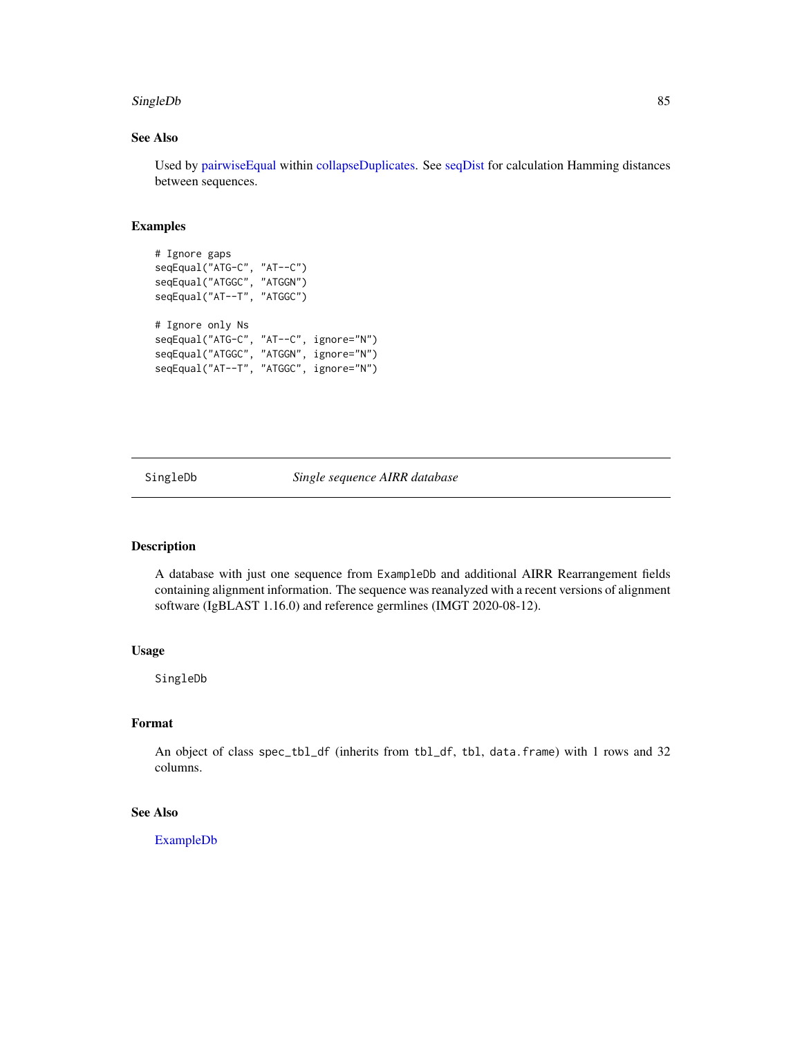## See Also

Used by pairwiseEqual within collapseDuplicates. See seqDist for calculation Hamming distances between sequences.

## Examples

```
# Ignore gaps
seqEqual("ATG-C", "AT--C")
seqEqual("ATGGC", "ATGGN")
seqEqual("AT--T", "ATGGC")

# Ignore only Ns
seqEqual("ATG-C", "AT--C", ignore="N")
seqEqual("ATGGC", "ATGGN", ignore="N")
seqEqual("AT--T", "ATGGC", ignore="N")
```

---

# SingleDb *Single sequence AIRR database*

---

## Description

A database with just one sequence from `ExampleDb` and additional AIRR Rearrangement fields containing alignment information. The sequence was reanalyzed with a recent versions of alignment software (IgBLAST 1.16.0) and reference germlines (IMGT 2020-08-12).

## Usage

```
SingleDb
```

## Format

An object of class `spec_tbl_df` (inherits from `tbl_df`, `tbl`, `data.frame`) with 1 rows and 32 columns.

## See Also

ExampleDb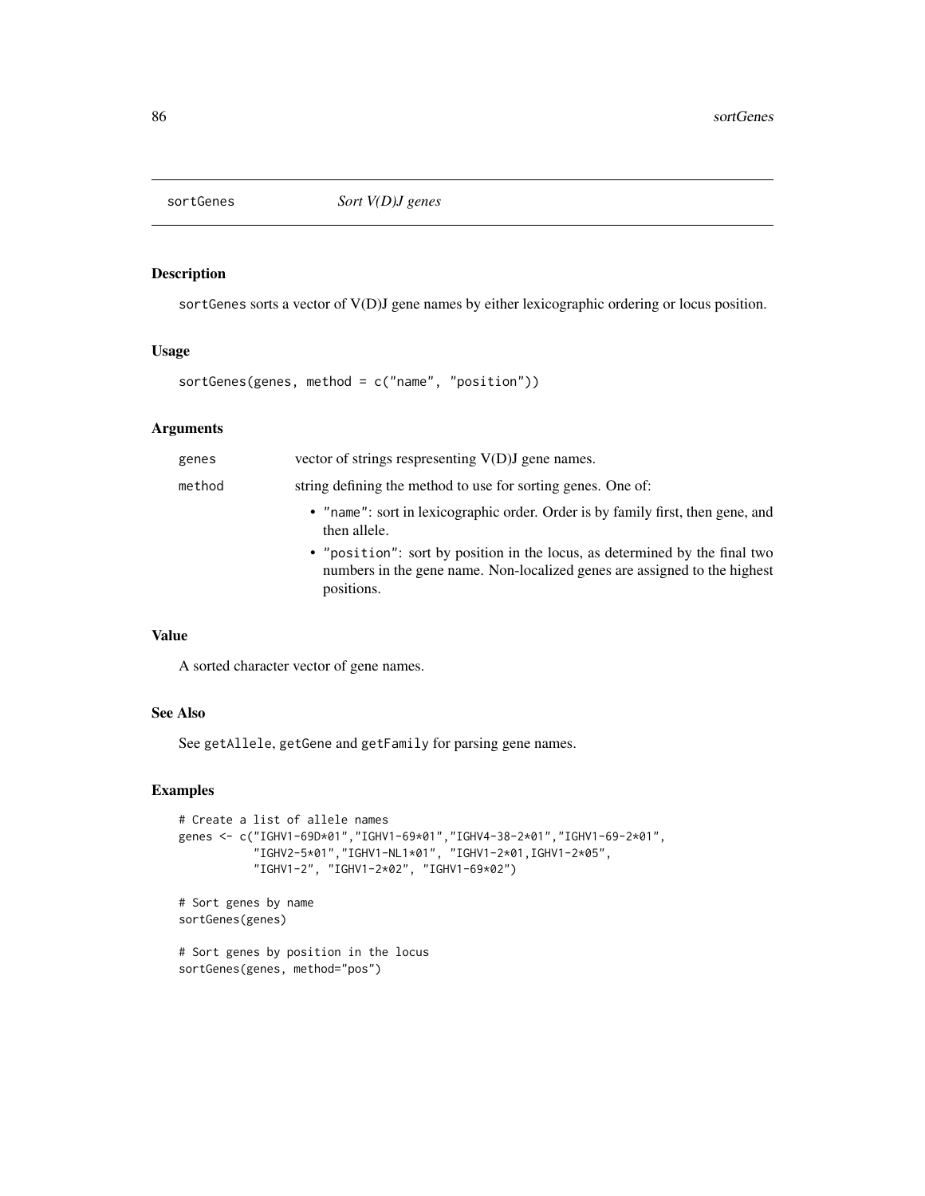# sortGenes — *Sort V(D)J genes*

## Description

sortGenes sorts a vector of V(D)J gene names by either lexicographic ordering or locus position.

## Usage

```
sortGenes(genes, method = c("name", "position"))
```

## Arguments

| | |
|---|---|
| genes | vector of strings respresenting V(D)J gene names. |
| method | string defining the method to use for sorting genes. One of:<br>• "name": sort in lexicographic order. Order is by family first, then gene, and then allele.<br>• "position": sort by position in the locus, as determined by the final two numbers in the gene name. Non-localized genes are assigned to the highest positions. |

## Value

A sorted character vector of gene names.

## See Also

See getAllele, getGene and getFamily for parsing gene names.

## Examples

```
# Create a list of allele names
genes <- c("IGHV1-69D*01","IGHV1-69*01","IGHV4-38-2*01","IGHV1-69-2*01",
           "IGHV2-5*01","IGHV1-NL1*01", "IGHV1-2*01,IGHV1-2*05",
           "IGHV1-2", "IGHV1-2*02", "IGHV1-69*02")

# Sort genes by name
sortGenes(genes)

# Sort genes by position in the locus
sortGenes(genes, method="pos")
```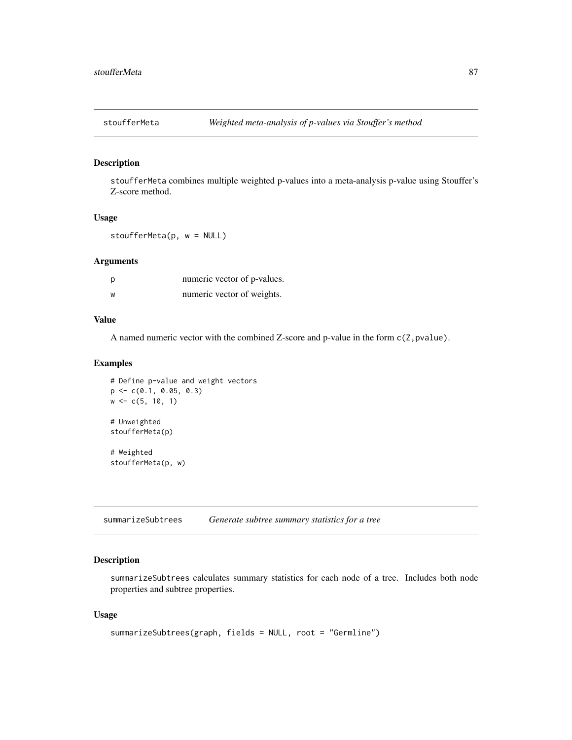## stoufferMeta    *Weighted meta-analysis of p-values via Stouffer's method*

### Description

stoufferMeta combines multiple weighted p-values into a meta-analysis p-value using Stouffer's Z-score method.

### Usage

```
stoufferMeta(p, w = NULL)
```

### Arguments

| | |
|---|---|
| p | numeric vector of p-values. |
| w | numeric vector of weights. |

### Value

A named numeric vector with the combined Z-score and p-value in the form c(Z,pvalue).

### Examples

```
# Define p-value and weight vectors
p <- c(0.1, 0.05, 0.3)
w <- c(5, 10, 1)

# Unweighted
stoufferMeta(p)

# Weighted
stoufferMeta(p, w)
```

## summarizeSubtrees    *Generate subtree summary statistics for a tree*

### Description

summarizeSubtrees calculates summary statistics for each node of a tree. Includes both node properties and subtree properties.

### Usage

```
summarizeSubtrees(graph, fields = NULL, root = "Germline")
```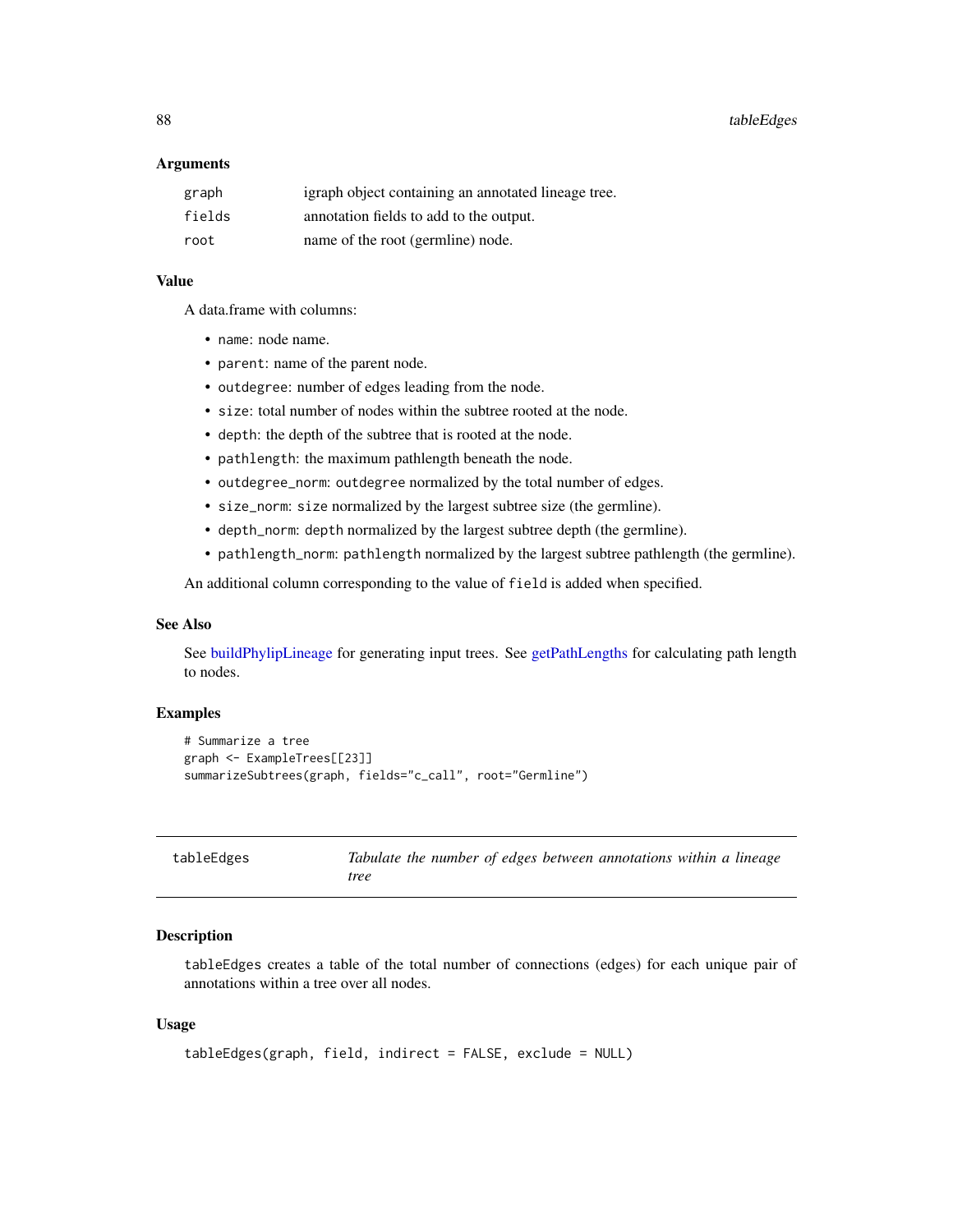### Arguments

| | |
|---|---|
| graph | igraph object containing an annotated lineage tree. |
| fields | annotation fields to add to the output. |
| root | name of the root (germline) node. |

### Value

A data.frame with columns:

- name: node name.
- parent: name of the parent node.
- outdegree: number of edges leading from the node.
- size: total number of nodes within the subtree rooted at the node.
- depth: the depth of the subtree that is rooted at the node.
- pathlength: the maximum pathlength beneath the node.
- outdegree_norm: outdegree normalized by the total number of edges.
- size_norm: size normalized by the largest subtree size (the germline).
- depth_norm: depth normalized by the largest subtree depth (the germline).
- pathlength_norm: pathlength normalized by the largest subtree pathlength (the germline).

An additional column corresponding to the value of field is added when specified.

### See Also

See buildPhylipLineage for generating input trees. See getPathLengths for calculating path length to nodes.

### Examples

```
# Summarize a tree
graph <- ExampleTrees[[23]]
summarizeSubtrees(graph, fields="c_call", root="Germline")
```

---

## tableEdges *Tabulate the number of edges between annotations within a lineage tree*

### Description

tableEdges creates a table of the total number of connections (edges) for each unique pair of annotations within a tree over all nodes.

### Usage

```
tableEdges(graph, field, indirect = FALSE, exclude = NULL)
```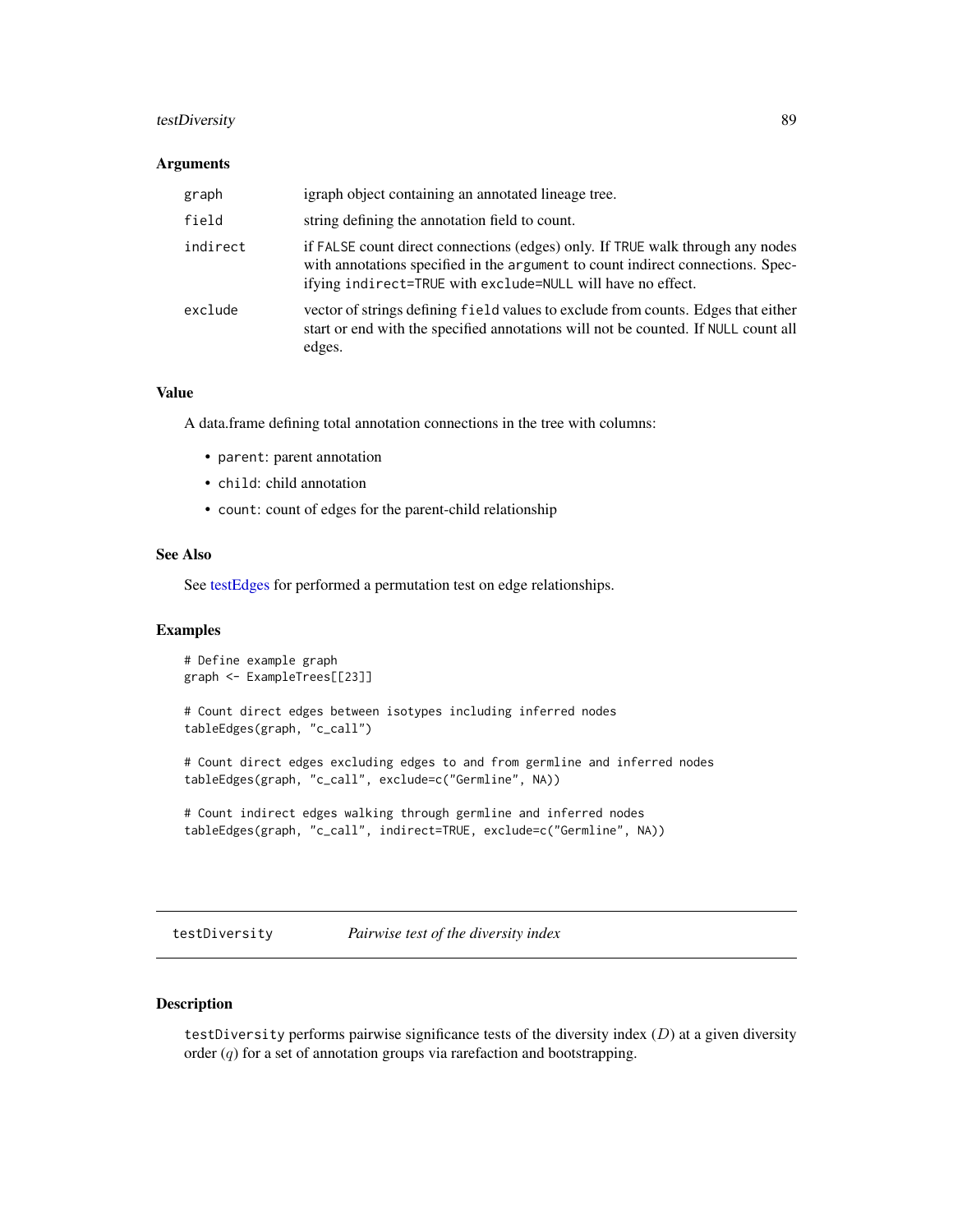### Arguments

| | |
|---|---|
| `graph` | igraph object containing an annotated lineage tree. |
| `field` | string defining the annotation field to count. |
| `indirect` | if `FALSE` count direct connections (edges) only. If `TRUE` walk through any nodes with annotations specified in the `argument` to count indirect connections. Specifying `indirect=TRUE` with `exclude=NULL` will have no effect. |
| `exclude` | vector of strings defining `field` values to exclude from counts. Edges that either start or end with the specified annotations will not be counted. If `NULL` count all edges. |

### Value

A data.frame defining total annotation connections in the tree with columns:

- `parent`: parent annotation
- `child`: child annotation
- `count`: count of edges for the parent-child relationship

### See Also

See testEdges for performed a permutation test on edge relationships.

### Examples

```
# Define example graph
graph <- ExampleTrees[[23]]

# Count direct edges between isotypes including inferred nodes
tableEdges(graph, "c_call")

# Count direct edges excluding edges to and from germline and inferred nodes
tableEdges(graph, "c_call", exclude=c("Germline", NA))

# Count indirect edges walking through germline and inferred nodes
tableEdges(graph, "c_call", indirect=TRUE, exclude=c("Germline", NA))
```

---

## `testDiversity` *Pairwise test of the diversity index*

---

### Description

`testDiversity` performs pairwise significance tests of the diversity index ($D$) at a given diversity order ($q$) for a set of annotation groups via rarefaction and bootstrapping.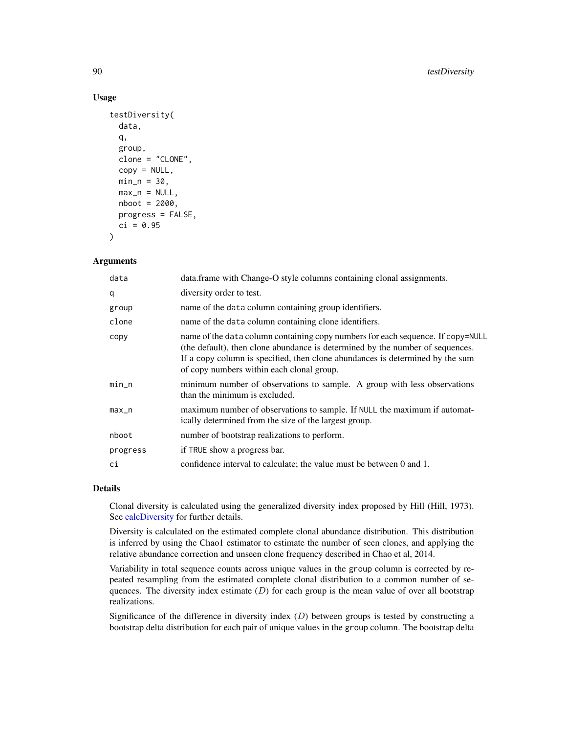## Usage

```
testDiversity(
  data,
  q,
  group,
  clone = "CLONE",
  copy = NULL,
  min_n = 30,
  max_n = NULL,
  nboot = 2000,
  progress = FALSE,
  ci = 0.95
)
```

## Arguments

| | |
|---|---|
| data | data.frame with Change-O style columns containing clonal assignments. |
| q | diversity order to test. |
| group | name of the data column containing group identifiers. |
| clone | name of the data column containing clone identifiers. |
| copy | name of the data column containing copy numbers for each sequence. If copy=NULL (the default), then clone abundance is determined by the number of sequences. If a copy column is specified, then clone abundances is determined by the sum of copy numbers within each clonal group. |
| min_n | minimum number of observations to sample. A group with less observations than the minimum is excluded. |
| max_n | maximum number of observations to sample. If NULL the maximum if automatically determined from the size of the largest group. |
| nboot | number of bootstrap realizations to perform. |
| progress | if TRUE show a progress bar. |
| ci | confidence interval to calculate; the value must be between 0 and 1. |

## Details

Clonal diversity is calculated using the generalized diversity index proposed by Hill (Hill, 1973). See calcDiversity for further details.

Diversity is calculated on the estimated complete clonal abundance distribution. This distribution is inferred by using the Chao1 estimator to estimate the number of seen clones, and applying the relative abundance correction and unseen clone frequency described in Chao et al, 2014.

Variability in total sequence counts across unique values in the group column is corrected by repeated resampling from the estimated complete clonal distribution to a common number of sequences. The diversity index estimate ($D$) for each group is the mean value of over all bootstrap realizations.

Significance of the difference in diversity index ($D$) between groups is tested by constructing a bootstrap delta distribution for each pair of unique values in the group column. The bootstrap delta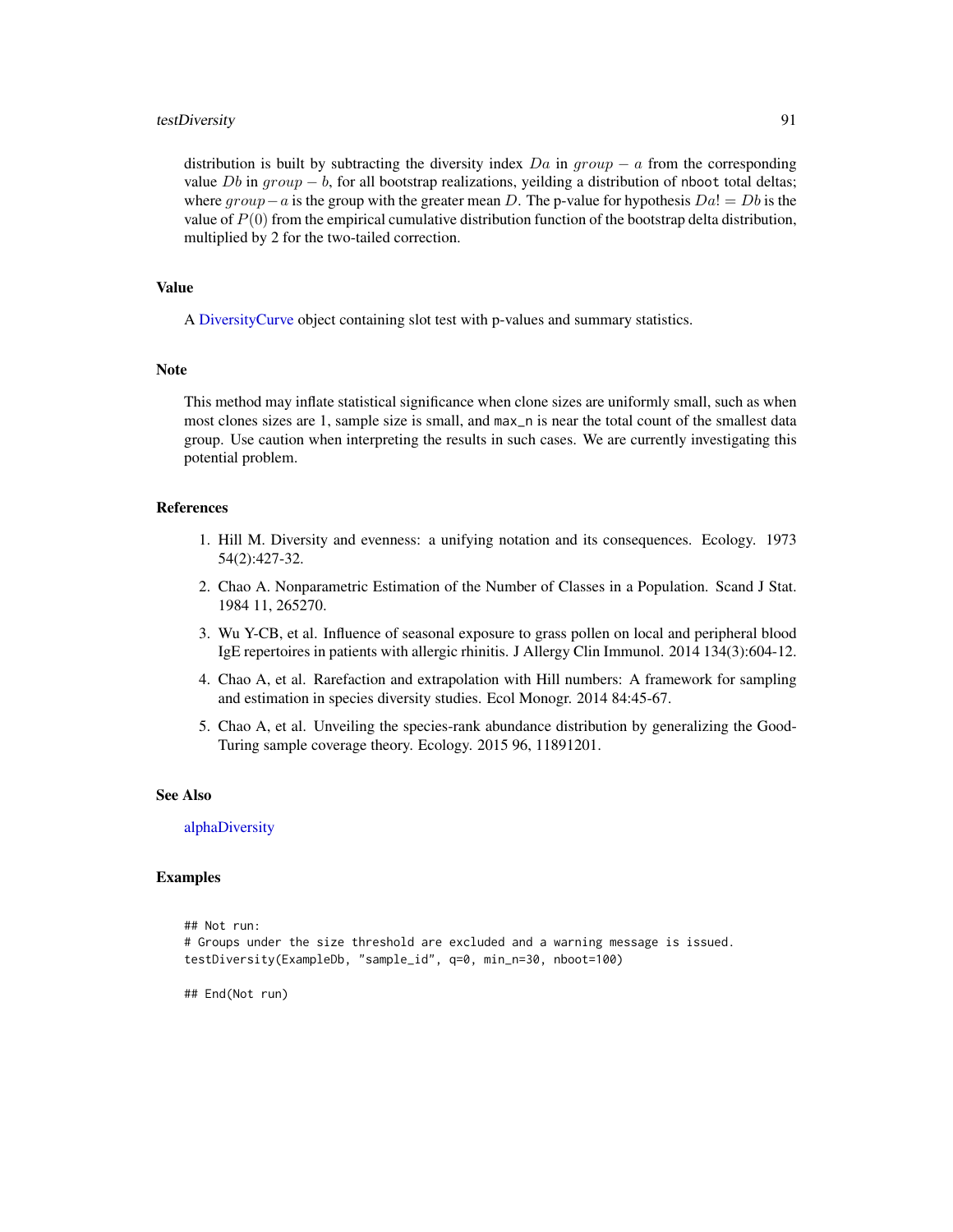distribution is built by subtracting the diversity index $Da$ in $group - a$ from the corresponding value $Db$ in $group - b$, for all bootstrap realizations, yeilding a distribution of `nboot` total deltas; where $group - a$ is the group with the greater mean $D$. The p-value for hypothesis $Da != Db$ is the value of $P(0)$ from the empirical cumulative distribution function of the bootstrap delta distribution, multiplied by 2 for the two-tailed correction.

## Value

A DiversityCurve object containing slot test with p-values and summary statistics.

## Note

This method may inflate statistical significance when clone sizes are uniformly small, such as when most clones sizes are 1, sample size is small, and `max_n` is near the total count of the smallest data group. Use caution when interpreting the results in such cases. We are currently investigating this potential problem.

## References

1. Hill M. Diversity and evenness: a unifying notation and its consequences. Ecology. 1973 54(2):427-32.
2. Chao A. Nonparametric Estimation of the Number of Classes in a Population. Scand J Stat. 1984 11, 265270.
3. Wu Y-CB, et al. Influence of seasonal exposure to grass pollen on local and peripheral blood IgE repertoires in patients with allergic rhinitis. J Allergy Clin Immunol. 2014 134(3):604-12.
4. Chao A, et al. Rarefaction and extrapolation with Hill numbers: A framework for sampling and estimation in species diversity studies. Ecol Monogr. 2014 84:45-67.
5. Chao A, et al. Unveiling the species-rank abundance distribution by generalizing the Good-Turing sample coverage theory. Ecology. 2015 96, 11891201.

## See Also

alphaDiversity

## Examples

```
## Not run:
# Groups under the size threshold are excluded and a warning message is issued.
testDiversity(ExampleDb, "sample_id", q=0, min_n=30, nboot=100)

## End(Not run)
```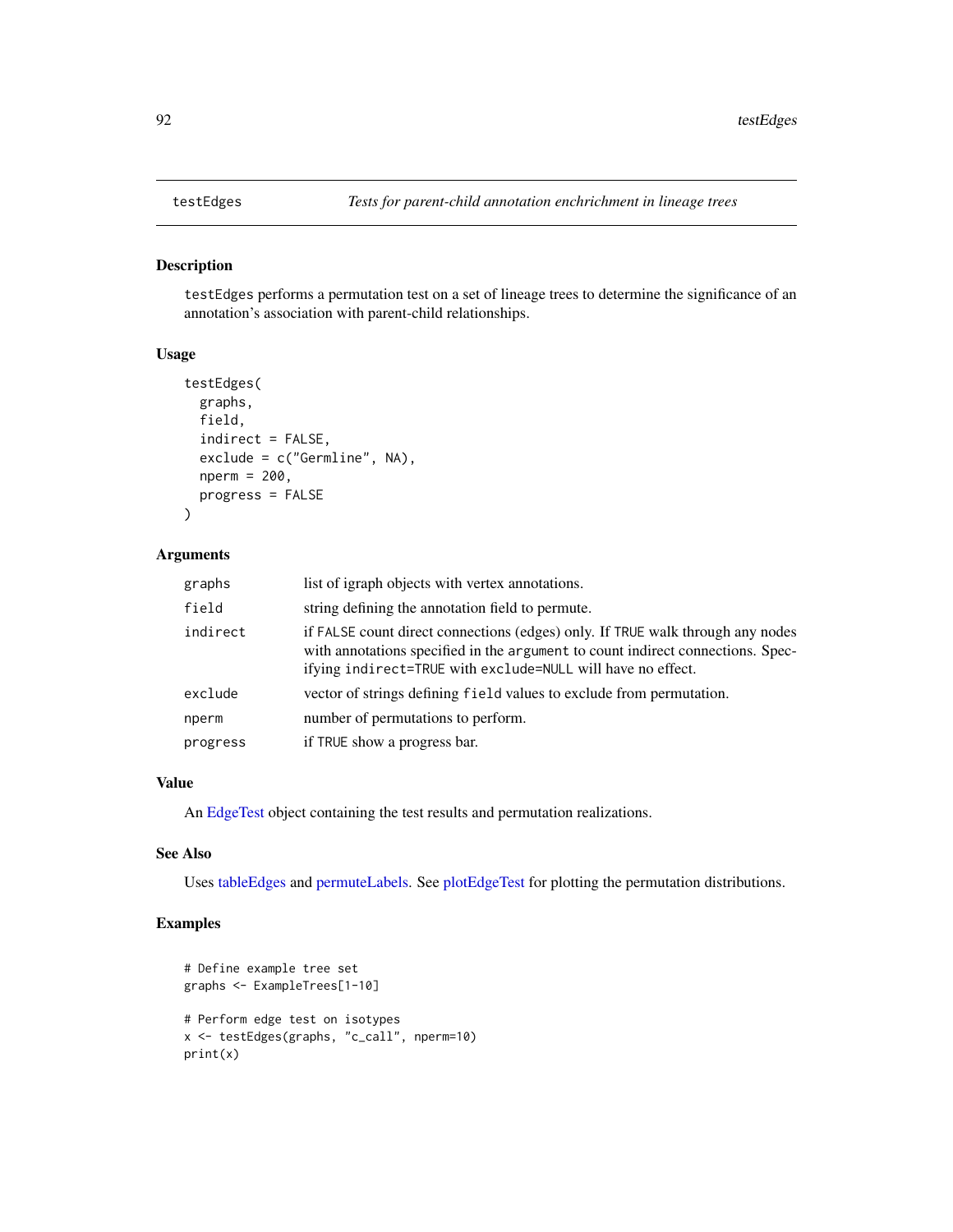# testEdges — *Tests for parent-child annotation enchrichment in lineage trees*

## Description

`testEdges` performs a permutation test on a set of lineage trees to determine the significance of an annotation's association with parent-child relationships.

## Usage

```
testEdges(
  graphs,
  field,
  indirect = FALSE,
  exclude = c("Germline", NA),
  nperm = 200,
  progress = FALSE
)
```

## Arguments

| | |
|---|---|
| graphs | list of igraph objects with vertex annotations. |
| field | string defining the annotation field to permute. |
| indirect | if `FALSE` count direct connections (edges) only. If `TRUE` walk through any nodes with annotations specified in the `argument` to count indirect connections. Specifying `indirect=TRUE` with `exclude=NULL` will have no effect. |
| exclude | vector of strings defining `field` values to exclude from permutation. |
| nperm | number of permutations to perform. |
| progress | if `TRUE` show a progress bar. |

## Value

An EdgeTest object containing the test results and permutation realizations.

## See Also

Uses tableEdges and permuteLabels. See plotEdgeTest for plotting the permutation distributions.

## Examples

```
# Define example tree set
graphs <- ExampleTrees[1-10]

# Perform edge test on isotypes
x <- testEdges(graphs, "c_call", nperm=10)
print(x)
```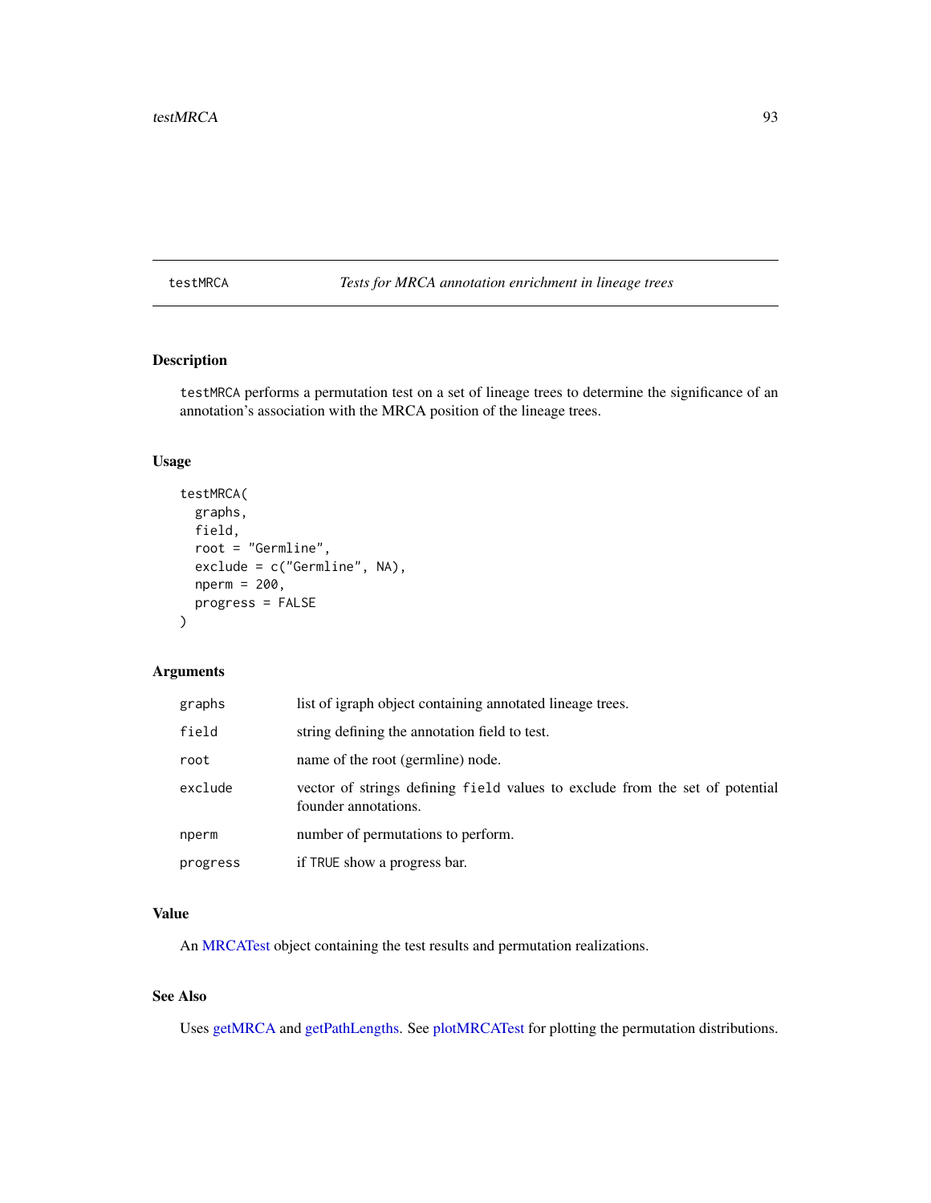testMRCA *Tests for MRCA annotation enrichment in lineage trees*

## Description

testMRCA performs a permutation test on a set of lineage trees to determine the significance of an annotation's association with the MRCA position of the lineage trees.

## Usage

```
testMRCA(
  graphs,
  field,
  root = "Germline",
  exclude = c("Germline", NA),
  nperm = 200,
  progress = FALSE
)
```

## Arguments

| | |
|---|---|
| graphs | list of igraph object containing annotated lineage trees. |
| field | string defining the annotation field to test. |
| root | name of the root (germline) node. |
| exclude | vector of strings defining field values to exclude from the set of potential founder annotations. |
| nperm | number of permutations to perform. |
| progress | if TRUE show a progress bar. |

## Value

An MRCATest object containing the test results and permutation realizations.

## See Also

Uses getMRCA and getPathLengths. See plotMRCATest for plotting the permutation distributions.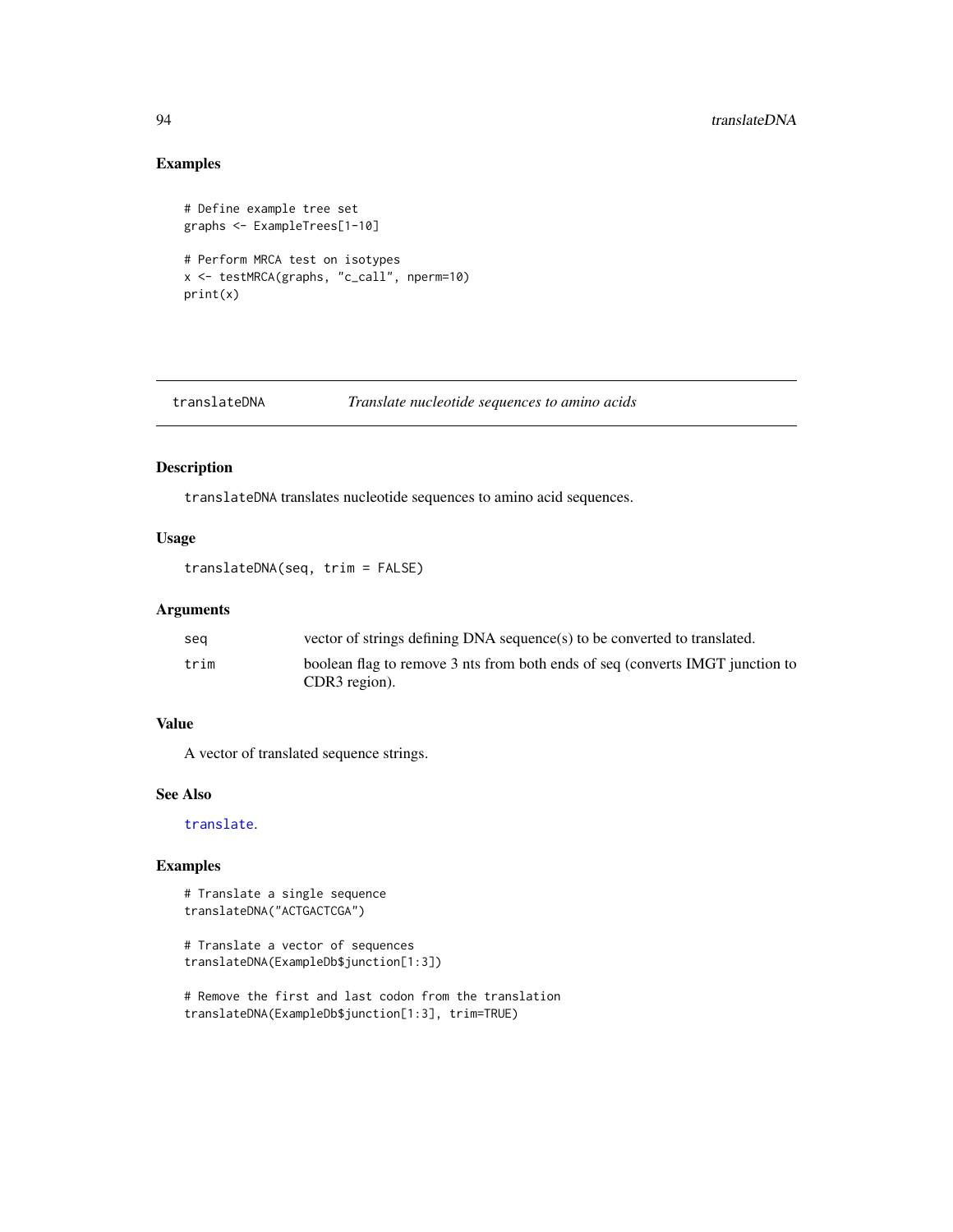## Examples

```
# Define example tree set
graphs <- ExampleTrees[1-10]

# Perform MRCA test on isotypes
x <- testMRCA(graphs, "c_call", nperm=10)
print(x)
```

---

# translateDNA *Translate nucleotide sequences to amino acids*

---

## Description

`translateDNA` translates nucleotide sequences to amino acid sequences.

## Usage

```
translateDNA(seq, trim = FALSE)
```

## Arguments

| | |
|---|---|
| `seq` | vector of strings defining DNA sequence(s) to be converted to translated. |
| `trim` | boolean flag to remove 3 nts from both ends of seq (converts IMGT junction to CDR3 region). |

## Value

A vector of translated sequence strings.

## See Also

`translate`.

## Examples

```
# Translate a single sequence
translateDNA("ACTGACTCGA")

# Translate a vector of sequences
translateDNA(ExampleDb$junction[1:3])

# Remove the first and last codon from the translation
translateDNA(ExampleDb$junction[1:3], trim=TRUE)
```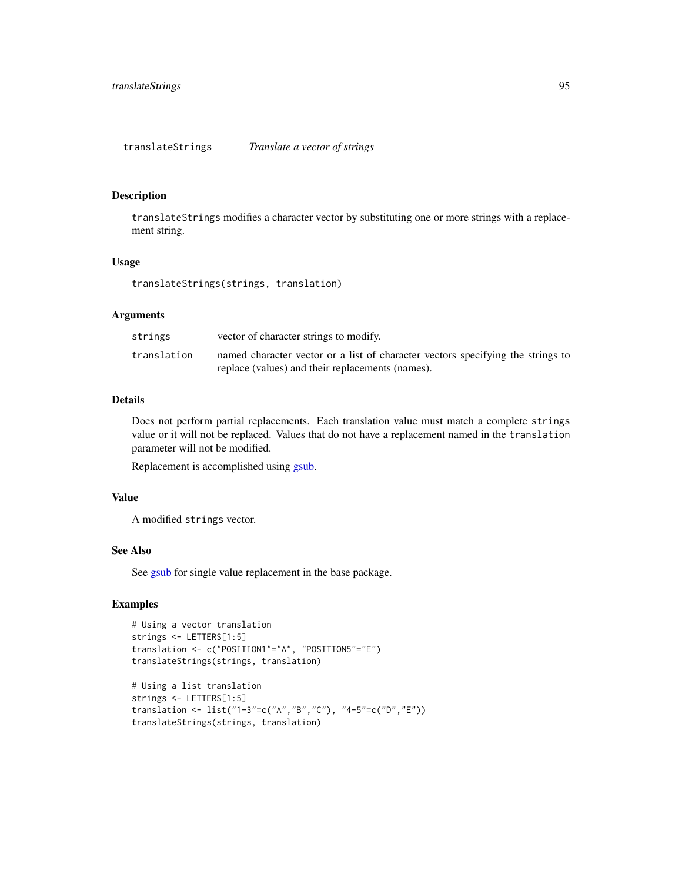## translateStrings *Translate a vector of strings*

### Description

translateStrings modifies a character vector by substituting one or more strings with a replacement string.

### Usage

```
translateStrings(strings, translation)
```

### Arguments

| | |
|---|---|
| strings | vector of character strings to modify. |
| translation | named character vector or a list of character vectors specifying the strings to replace (values) and their replacements (names). |

### Details

Does not perform partial replacements. Each translation value must match a complete strings value or it will not be replaced. Values that do not have a replacement named in the translation parameter will not be modified.

Replacement is accomplished using gsub.

### Value

A modified strings vector.

### See Also

See gsub for single value replacement in the base package.

### Examples

```
# Using a vector translation
strings <- LETTERS[1:5]
translation <- c("POSITION1"="A", "POSITION5"="E")
translateStrings(strings, translation)

# Using a list translation
strings <- LETTERS[1:5]
translation <- list("1-3"=c("A","B","C"), "4-5"=c("D","E"))
translateStrings(strings, translation)
```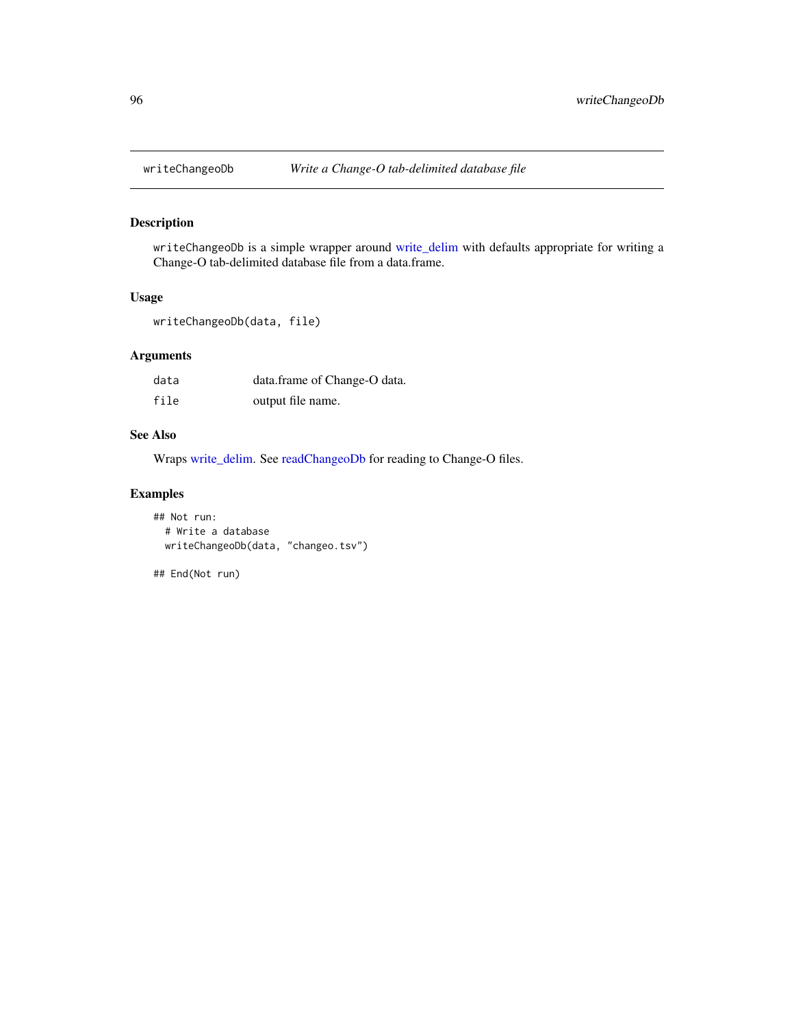## writeChangeoDb — *Write a Change-O tab-delimited database file*

### Description

`writeChangeoDb` is a simple wrapper around write_delim with defaults appropriate for writing a Change-O tab-delimited database file from a data.frame.

### Usage

```
writeChangeoDb(data, file)
```

### Arguments

| | |
|---|---|
| `data` | data.frame of Change-O data. |
| `file` | output file name. |

### See Also

Wraps write_delim. See readChangeoDb for reading to Change-O files.

### Examples

```
## Not run:
  # Write a database
  writeChangeoDb(data, "changeo.tsv")

## End(Not run)
```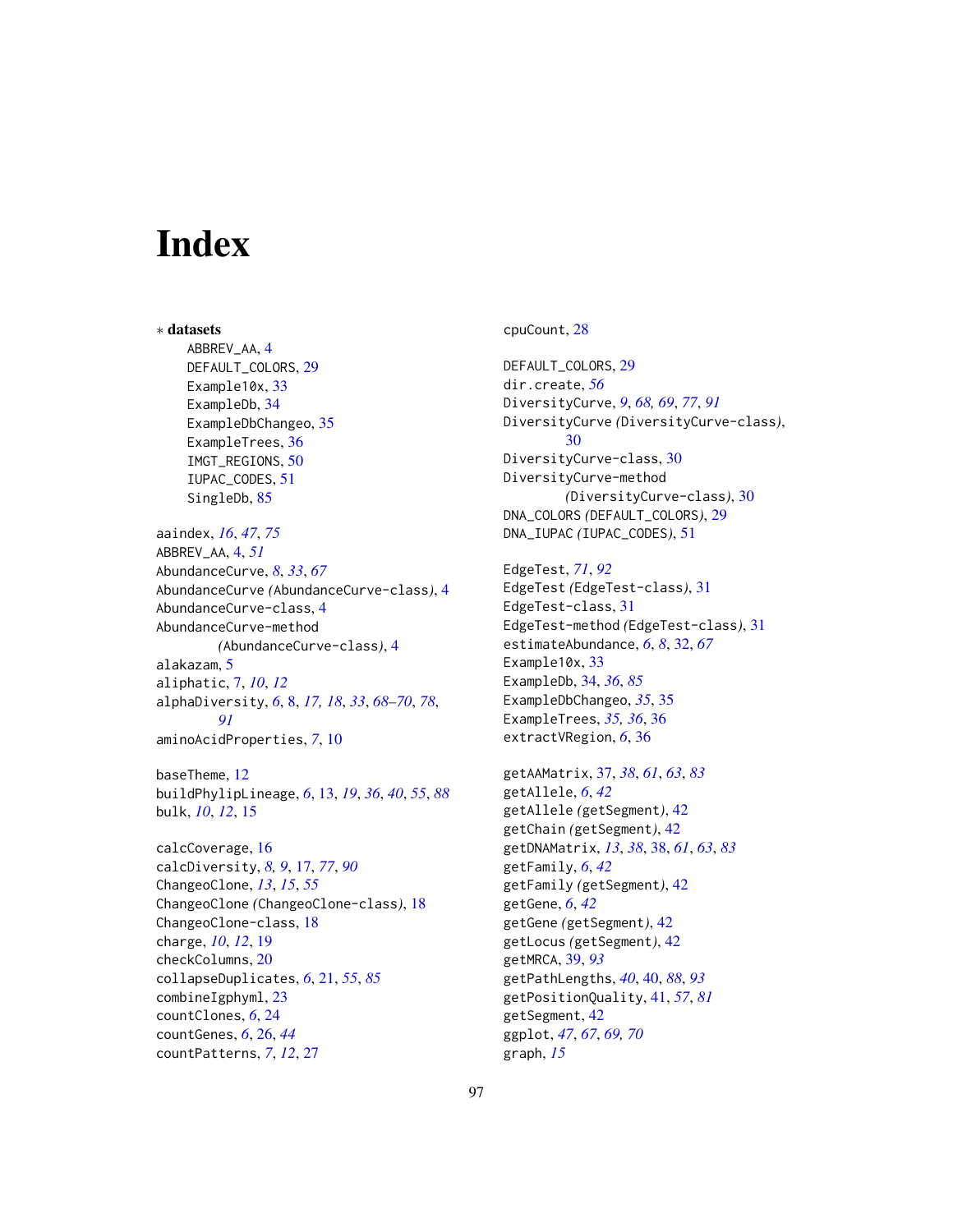# Index

∗ **datasets**

ABBREV_AA, 4
DEFAULT_COLORS, 29
Example10x, 33
ExampleDb, 34
ExampleDbChangeo, 35
ExampleTrees, 36
IMGT_REGIONS, 50
IUPAC_CODES, 51
SingleDb, 85

aaindex, *16*, *47*, *75*
ABBREV_AA, 4, *51*
AbundanceCurve, *8*, *33*, *67*
AbundanceCurve *(*AbundanceCurve-class*)*, 4
AbundanceCurve-class, 4
AbundanceCurve-method *(*AbundanceCurve-class*)*, 4
alakazam, 5
aliphatic, 7, *10*, *12*
alphaDiversity, *6*, 8, *17, 18*, *33*, *68–70*, *78*, *91*
aminoAcidProperties, *7*, 10

baseTheme, 12
buildPhylipLineage, *6*, 13, *19*, *36*, *40*, *55*, *88*
bulk, *10*, *12*, 15

calcCoverage, 16
calcDiversity, *8, 9*, 17, *77*, *90*
ChangeoClone, *13*, *15*, *55*
ChangeoClone *(*ChangeoClone-class*)*, 18
ChangeoClone-class, 18
charge, *10*, *12*, 19
checkColumns, 20
collapseDuplicates, *6*, 21, *55*, *85*
combineIgphyml, 23
countClones, *6*, 24
countGenes, *6*, 26, *44*
countPatterns, *7*, *12*, 27

cpuCount, 28

DEFAULT_COLORS, 29
dir.create, *56*
DiversityCurve, *9*, *68, 69*, *77*, *91*
DiversityCurve *(*DiversityCurve-class*)*, 30
DiversityCurve-class, 30
DiversityCurve-method *(*DiversityCurve-class*)*, 30
DNA_COLORS *(*DEFAULT_COLORS*)*, 29
DNA_IUPAC *(*IUPAC_CODES*)*, 51

EdgeTest, *71*, *92*
EdgeTest *(*EdgeTest-class*)*, 31
EdgeTest-class, 31
EdgeTest-method *(*EdgeTest-class*)*, 31
estimateAbundance, *6*, *8*, 32, *67*
Example10x, 33
ExampleDb, 34, *36*, *85*
ExampleDbChangeo, *35*, 35
ExampleTrees, *35, 36*, 36
extractVRegion, *6*, 36

getAAMatrix, 37, *38*, *61*, *63*, *83*
getAllele, *6*, *42*
getAllele *(*getSegment*)*, 42
getChain *(*getSegment*)*, 42
getDNAMatrix, *13*, *38*, 38, *61*, *63*, *83*
getFamily, *6*, *42*
getFamily *(*getSegment*)*, 42
getGene, *6*, *42*
getGene *(*getSegment*)*, 42
getLocus *(*getSegment*)*, 42
getMRCA, 39, *93*
getPathLengths, *40*, 40, *88*, *93*
getPositionQuality, 41, *57*, *81*
getSegment, 42
ggplot, *47*, *67*, *69, 70*
graph, *15*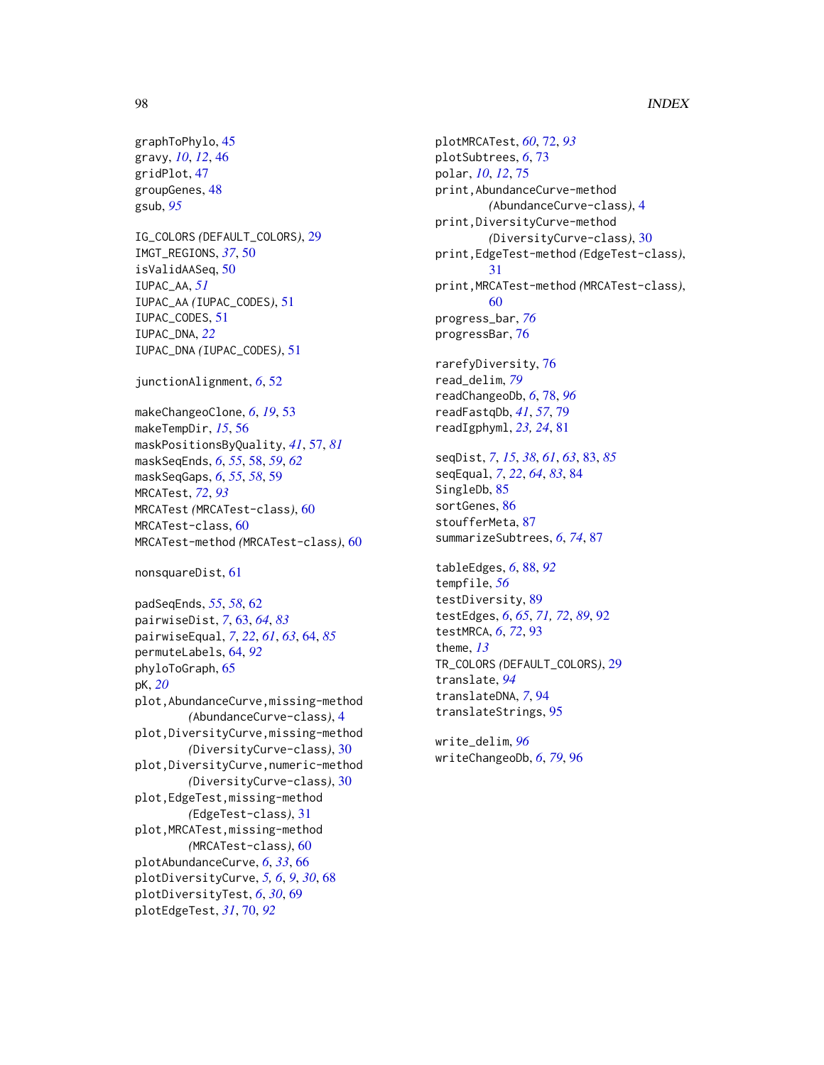graphToPhylo, 45
gravy, *10*, *12*, 46
gridPlot, 47
groupGenes, 48
gsub, *95*

IG_COLORS *(*DEFAULT_COLORS*)*, 29
IMGT_REGIONS, *37*, 50
isValidAASeq, 50
IUPAC_AA, *51*
IUPAC_AA *(*IUPAC_CODES*)*, 51
IUPAC_CODES, 51
IUPAC_DNA, *22*
IUPAC_DNA *(*IUPAC_CODES*)*, 51

junctionAlignment, *6*, 52

makeChangeoClone, *6*, *19*, 53
makeTempDir, *15*, 56
maskPositionsByQuality, *41*, 57, *81*
maskSeqEnds, *6*, *55*, 58, *59*, *62*
maskSeqGaps, *6*, *55*, *58*, 59
MRCATest, *72*, *93*
MRCATest *(*MRCATest-class*)*, 60
MRCATest-class, 60
MRCATest-method *(*MRCATest-class*)*, 60

nonsquareDist, 61

padSeqEnds, *55*, *58*, 62
pairwiseDist, *7*, 63, *64*, *83*
pairwiseEqual, *7*, *22*, *61*, *63*, 64, *85*
permuteLabels, 64, *92*
phyloToGraph, 65
pK, *20*
plot,AbundanceCurve,missing-method *(*AbundanceCurve-class*)*, 4
plot,DiversityCurve,missing-method *(*DiversityCurve-class*)*, 30
plot,DiversityCurve,numeric-method *(*DiversityCurve-class*)*, 30
plot,EdgeTest,missing-method *(*EdgeTest-class*)*, 31
plot,MRCATest,missing-method *(*MRCATest-class*)*, 60
plotAbundanceCurve, *6*, *33*, 66
plotDiversityCurve, *5, 6*, *9*, *30*, 68
plotDiversityTest, *6*, *30*, 69
plotEdgeTest, *31*, 70, *92*
plotMRCATest, *60*, 72, *93*
plotSubtrees, *6*, 73
polar, *10*, *12*, 75
print,AbundanceCurve-method *(*AbundanceCurve-class*)*, 4
print,DiversityCurve-method *(*DiversityCurve-class*)*, 30
print,EdgeTest-method *(*EdgeTest-class*)*, 31
print,MRCATest-method *(*MRCATest-class*)*, 60
progress_bar, *76*
progressBar, 76

rarefyDiversity, 76
read_delim, *79*
readChangeoDb, *6*, 78, *96*
readFastqDb, *41*, *57*, 79
readIgphyml, *23, 24*, 81

seqDist, *7*, *15*, *38*, *61*, *63*, 83, *85*
seqEqual, *7*, *22*, *64*, *83*, 84
SingleDb, 85
sortGenes, 86
stoufferMeta, 87
summarizeSubtrees, *6*, *74*, 87

tableEdges, *6*, 88, *92*
tempfile, *56*
testDiversity, 89
testEdges, *6*, *65*, *71, 72*, *89*, 92
testMRCA, *6*, *72*, 93
theme, *13*
TR_COLORS *(*DEFAULT_COLORS*)*, 29
translate, *94*
translateDNA, *7*, 94
translateStrings, 95

write_delim, *96*
writeChangeoDb, *6*, *79*, 96